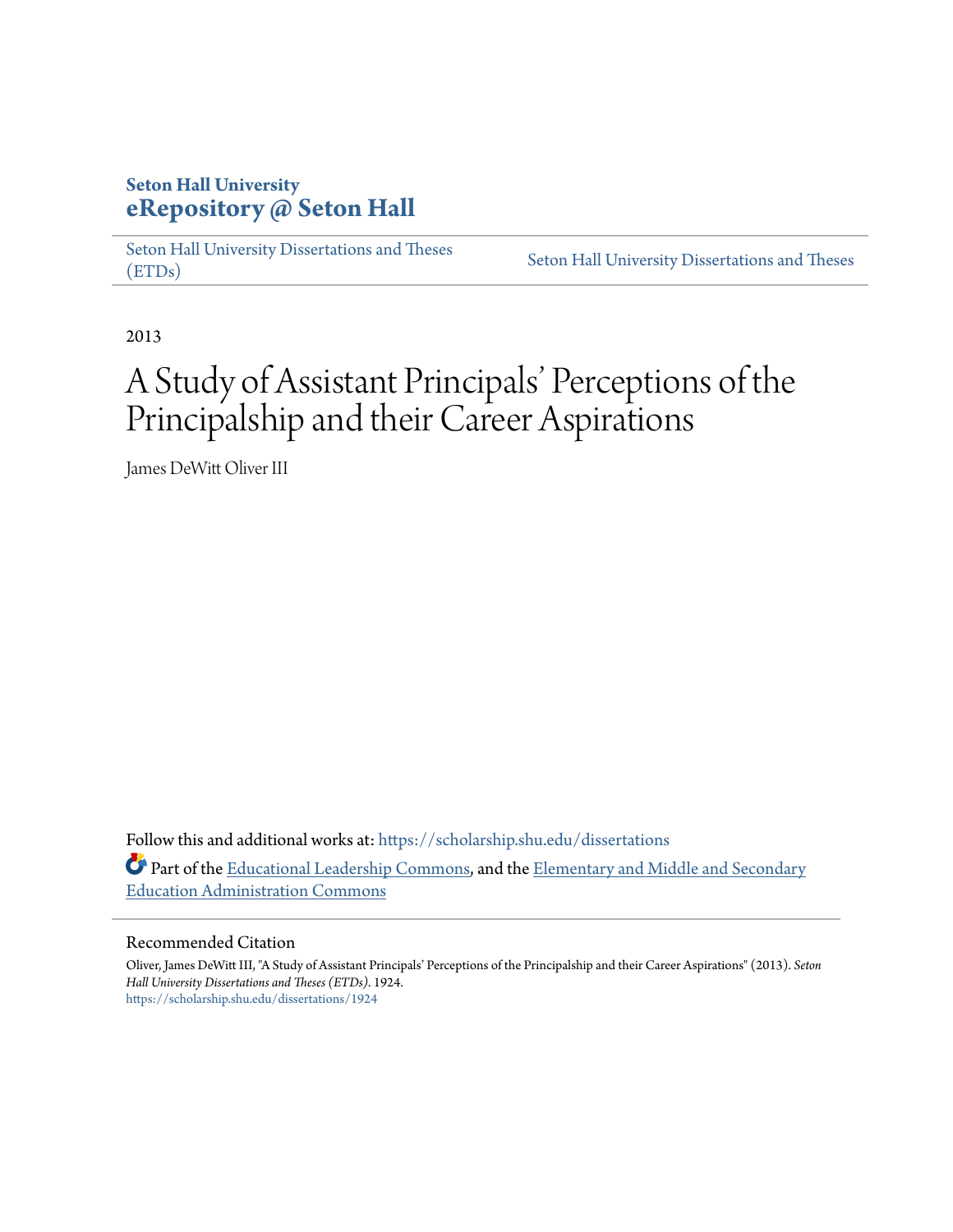**Seton Hall University**
# eRepository @ Seton Hall

Seton Hall University Dissertations and Theses (ETDs) | Seton Hall University Dissertations and Theses

2013

# A Study of Assistant Principals' Perceptions of the Principalship and their Career Aspirations

James DeWitt Oliver III

Follow this and additional works at: https://scholarship.shu.edu/dissertations

Part of the Educational Leadership Commons, and the Elementary and Middle and Secondary Education Administration Commons

## Recommended Citation

Oliver, James DeWitt III, "A Study of Assistant Principals' Perceptions of the Principalship and their Career Aspirations" (2013). *Seton Hall University Dissertations and Theses (ETDs)*. 1924.
https://scholarship.shu.edu/dissertations/1924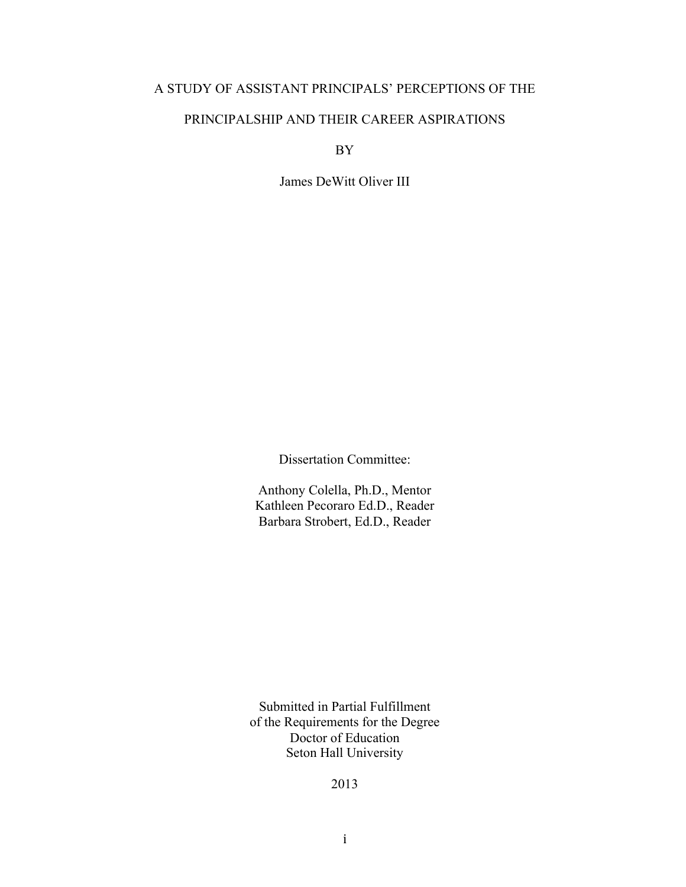A STUDY OF ASSISTANT PRINCIPALS' PERCEPTIONS OF THE

PRINCIPALSHIP AND THEIR CAREER ASPIRATIONS

BY

James DeWitt Oliver III

Dissertation Committee:

Anthony Colella, Ph.D., Mentor
Kathleen Pecoraro Ed.D., Reader
Barbara Strobert, Ed.D., Reader

Submitted in Partial Fulfillment
of the Requirements for the Degree
Doctor of Education
Seton Hall University

2013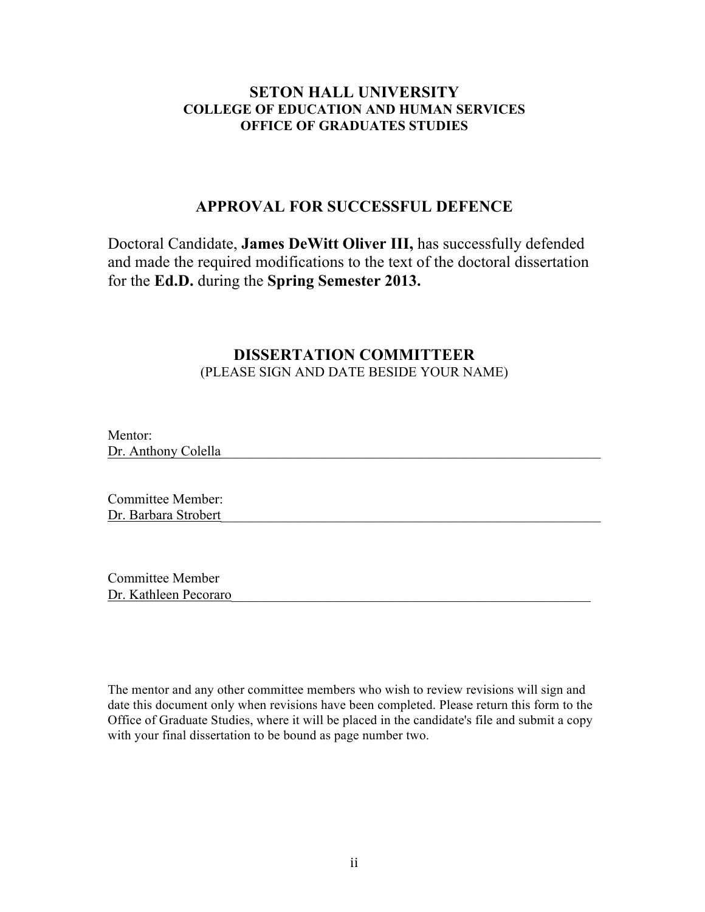**SETON HALL UNIVERSITY**
**COLLEGE OF EDUCATION AND HUMAN SERVICES**
**OFFICE OF GRADUATES STUDIES**

## APPROVAL FOR SUCCESSFUL DEFENCE

Doctoral Candidate, **James DeWitt Oliver III,** has successfully defended and made the required modifications to the text of the doctoral dissertation for the **Ed.D.** during the **Spring Semester 2013.**

## DISSERTATION COMMITTEER

(PLEASE SIGN AND DATE BESIDE YOUR NAME)

Mentor:
Dr. Anthony Colella\_\_\_\_\_\_\_\_\_\_\_\_\_\_\_\_\_\_\_\_\_\_\_\_\_\_\_\_\_\_\_\_\_\_\_\_\_\_\_\_

Committee Member:
Dr. Barbara Strobert\_\_\_\_\_\_\_\_\_\_\_\_\_\_\_\_\_\_\_\_\_\_\_\_\_\_\_\_\_\_\_\_\_\_\_\_\_\_\_

Committee Member
Dr. Kathleen Pecoraro\_\_\_\_\_\_\_\_\_\_\_\_\_\_\_\_\_\_\_\_\_\_\_\_\_\_\_\_\_\_\_\_\_\_\_\_\_\_

The mentor and any other committee members who wish to review revisions will sign and date this document only when revisions have been completed. Please return this form to the Office of Graduate Studies, where it will be placed in the candidate's file and submit a copy with your final dissertation to be bound as page number two.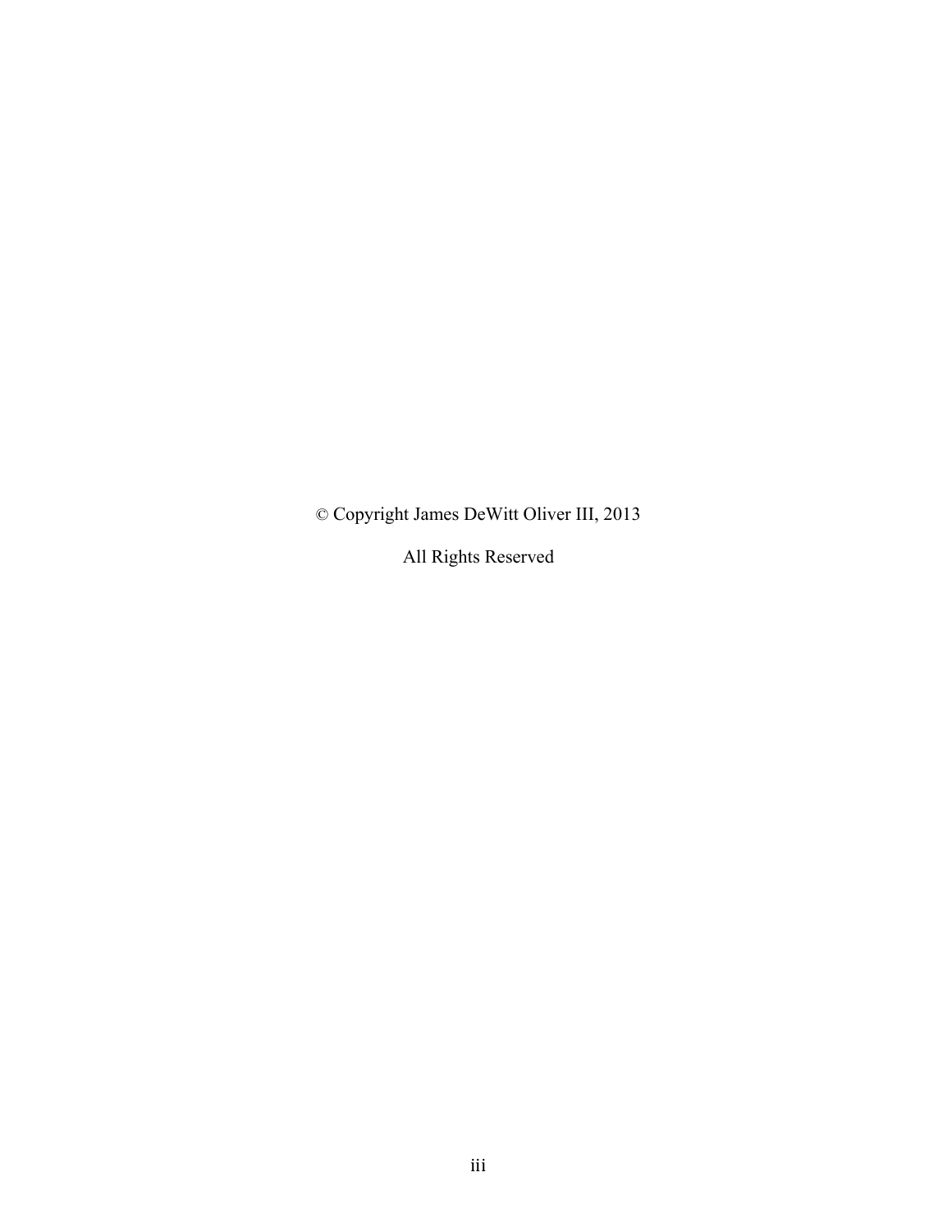© Copyright James DeWitt Oliver III, 2013

All Rights Reserved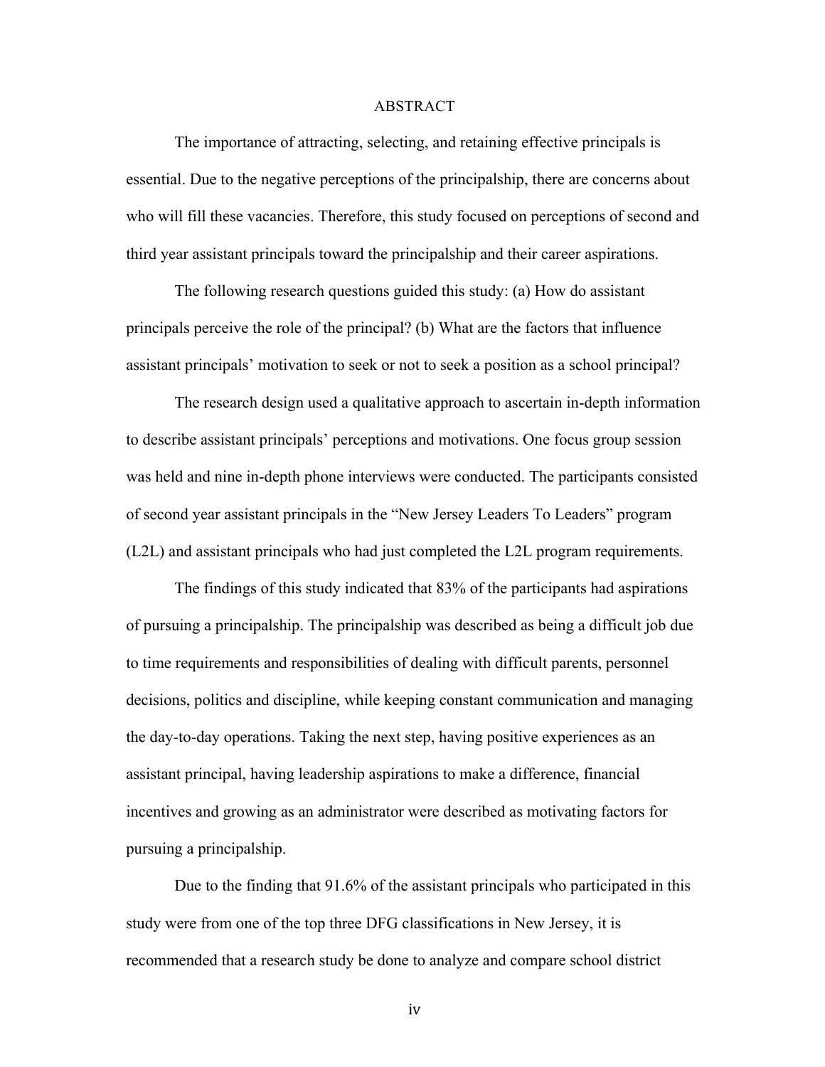# ABSTRACT

The importance of attracting, selecting, and retaining effective principals is essential. Due to the negative perceptions of the principalship, there are concerns about who will fill these vacancies. Therefore, this study focused on perceptions of second and third year assistant principals toward the principalship and their career aspirations.

The following research questions guided this study: (a) How do assistant principals perceive the role of the principal? (b) What are the factors that influence assistant principals' motivation to seek or not to seek a position as a school principal?

The research design used a qualitative approach to ascertain in-depth information to describe assistant principals' perceptions and motivations. One focus group session was held and nine in-depth phone interviews were conducted. The participants consisted of second year assistant principals in the "New Jersey Leaders To Leaders" program (L2L) and assistant principals who had just completed the L2L program requirements.

The findings of this study indicated that 83% of the participants had aspirations of pursuing a principalship. The principalship was described as being a difficult job due to time requirements and responsibilities of dealing with difficult parents, personnel decisions, politics and discipline, while keeping constant communication and managing the day-to-day operations. Taking the next step, having positive experiences as an assistant principal, having leadership aspirations to make a difference, financial incentives and growing as an administrator were described as motivating factors for pursuing a principalship.

Due to the finding that 91.6% of the assistant principals who participated in this study were from one of the top three DFG classifications in New Jersey, it is recommended that a research study be done to analyze and compare school district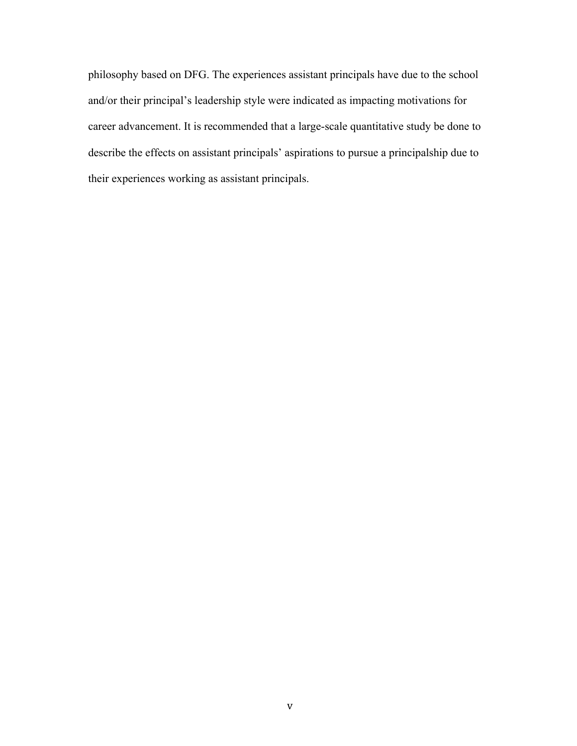philosophy based on DFG. The experiences assistant principals have due to the school and/or their principal's leadership style were indicated as impacting motivations for career advancement. It is recommended that a large-scale quantitative study be done to describe the effects on assistant principals' aspirations to pursue a principalship due to their experiences working as assistant principals.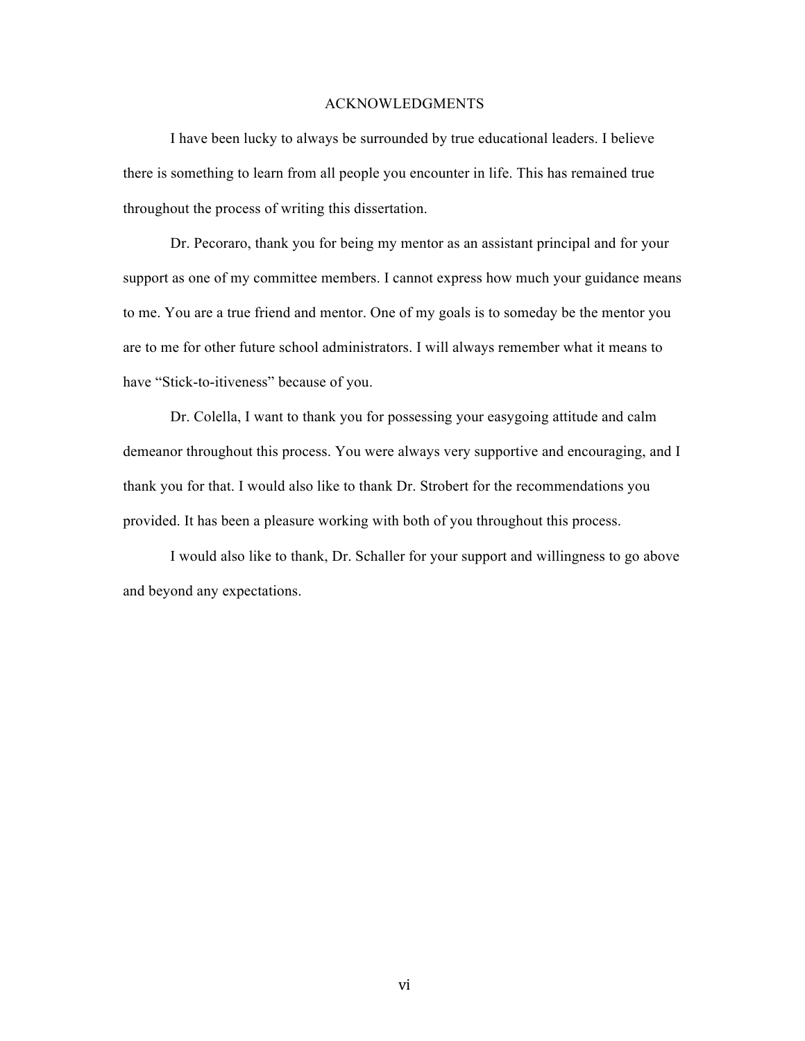# ACKNOWLEDGMENTS

I have been lucky to always be surrounded by true educational leaders. I believe there is something to learn from all people you encounter in life. This has remained true throughout the process of writing this dissertation.

Dr. Pecoraro, thank you for being my mentor as an assistant principal and for your support as one of my committee members. I cannot express how much your guidance means to me. You are a true friend and mentor. One of my goals is to someday be the mentor you are to me for other future school administrators. I will always remember what it means to have "Stick-to-itiveness" because of you.

Dr. Colella, I want to thank you for possessing your easygoing attitude and calm demeanor throughout this process. You were always very supportive and encouraging, and I thank you for that. I would also like to thank Dr. Strobert for the recommendations you provided. It has been a pleasure working with both of you throughout this process.

I would also like to thank, Dr. Schaller for your support and willingness to go above and beyond any expectations.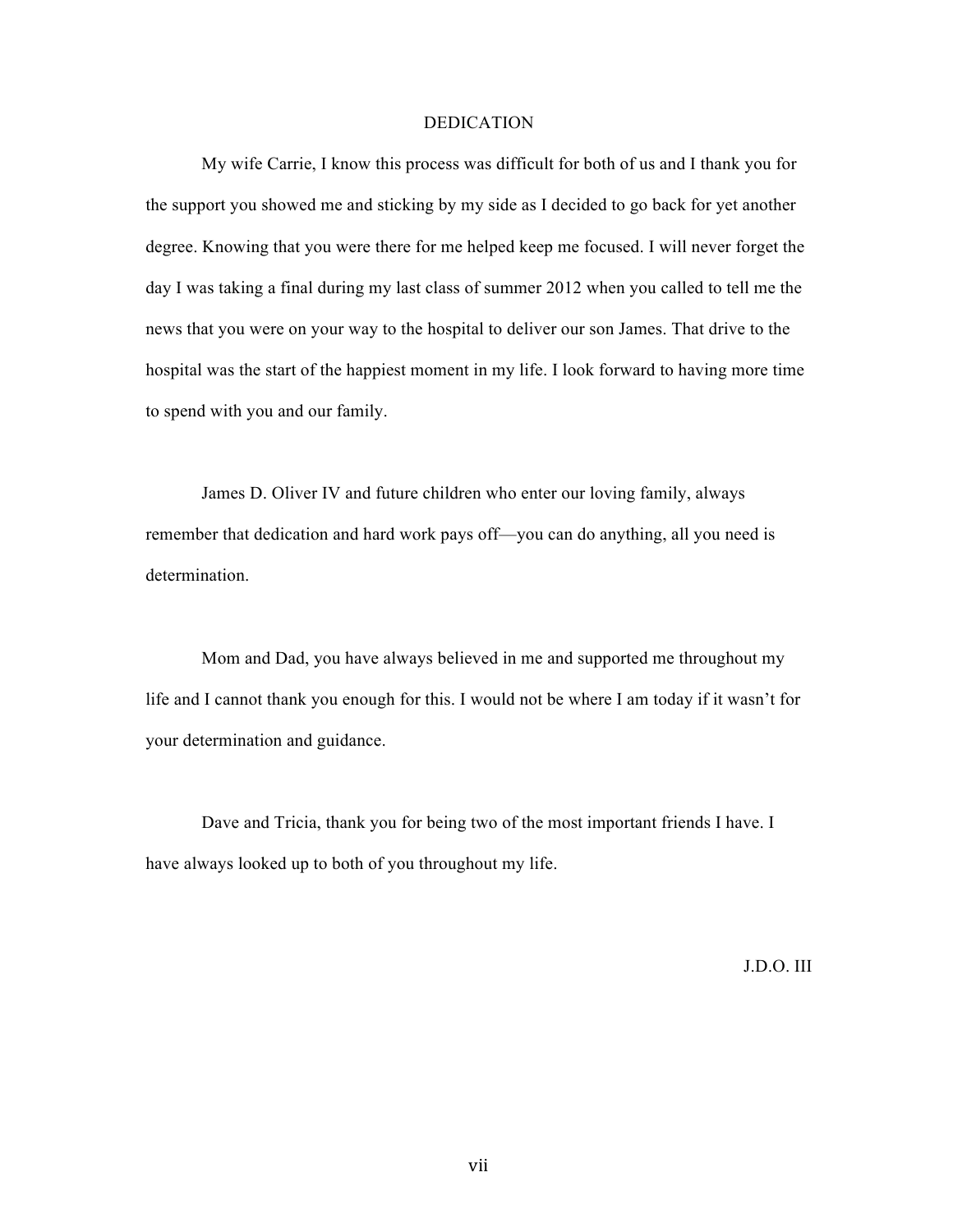# DEDICATION

My wife Carrie, I know this process was difficult for both of us and I thank you for the support you showed me and sticking by my side as I decided to go back for yet another degree. Knowing that you were there for me helped keep me focused. I will never forget the day I was taking a final during my last class of summer 2012 when you called to tell me the news that you were on your way to the hospital to deliver our son James. That drive to the hospital was the start of the happiest moment in my life. I look forward to having more time to spend with you and our family.

James D. Oliver IV and future children who enter our loving family, always remember that dedication and hard work pays off—you can do anything, all you need is determination.

Mom and Dad, you have always believed in me and supported me throughout my life and I cannot thank you enough for this. I would not be where I am today if it wasn't for your determination and guidance.

Dave and Tricia, thank you for being two of the most important friends I have. I have always looked up to both of you throughout my life.

J.D.O. III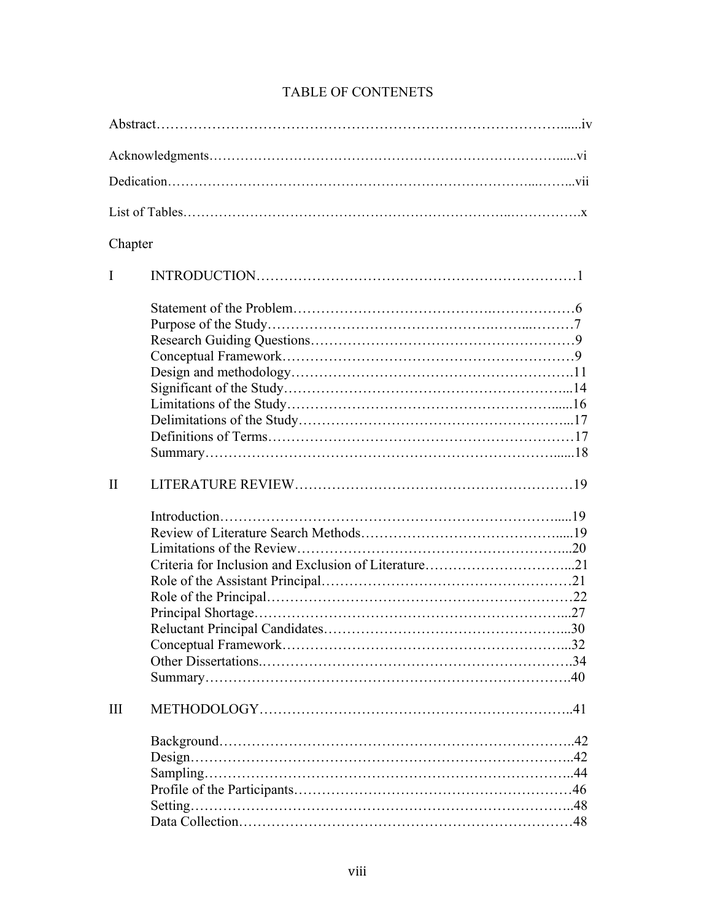# TABLE OF CONTENETS

Abstract……………………………………………………………………………......iv

Acknowledgments……………………………………………………………………......vi

Dedication……………………………………………………………………...……...vii

List of Tables………………….……………………….…………………..…………….x

Chapter

I INTRODUCTION…………………………………………………………1

- Statement of the Problem……………………………………….………………6
- Purpose of the Study……………………………………….……...………7
- Research Guiding Questions…………………………………………………9
- Conceptual Framework………………………………………………………9
- Design and methodology…………………………………………………….11
- Significant of the Study…………………………………………………...14
- Limitations of the Study……………………………………………….......16
- Delimitations of the Study………………………………………………...17
- Definitions of Terms…………………………………………………………17
- Summary…………………………………………………………………......18

II LITERATURE REVIEW…………………………………………………19

- Introduction……………………………………………………………......19
- Review of Literature Search Methods……………………………………......19
- Limitations of the Review……………………………………………….....20
- Criteria for Inclusion and Exclusion of Literature…………………………...21
- Role of the Assistant Principal………………………………………………21
- Role of the Principal…………………………………………………………22
- Principal Shortage……………………………………………………….....27
- Reluctant Principal Candidates…………………………………………...30
- Conceptual Framework…………………………………………………...32
- Other Dissertations.……………………………………………………….34
- Summary………………………………………………………………….40

III METHODOLOGY………………………………………………………..41

- Background………………………………………………………………..42
- Design……………………………………………………………………..42
- Sampling…………………………………………………………………..44
- Profile of the Participants…………………………………………………46
- Setting……………………………………………………………………..48
- Data Collection……………………………………………………………48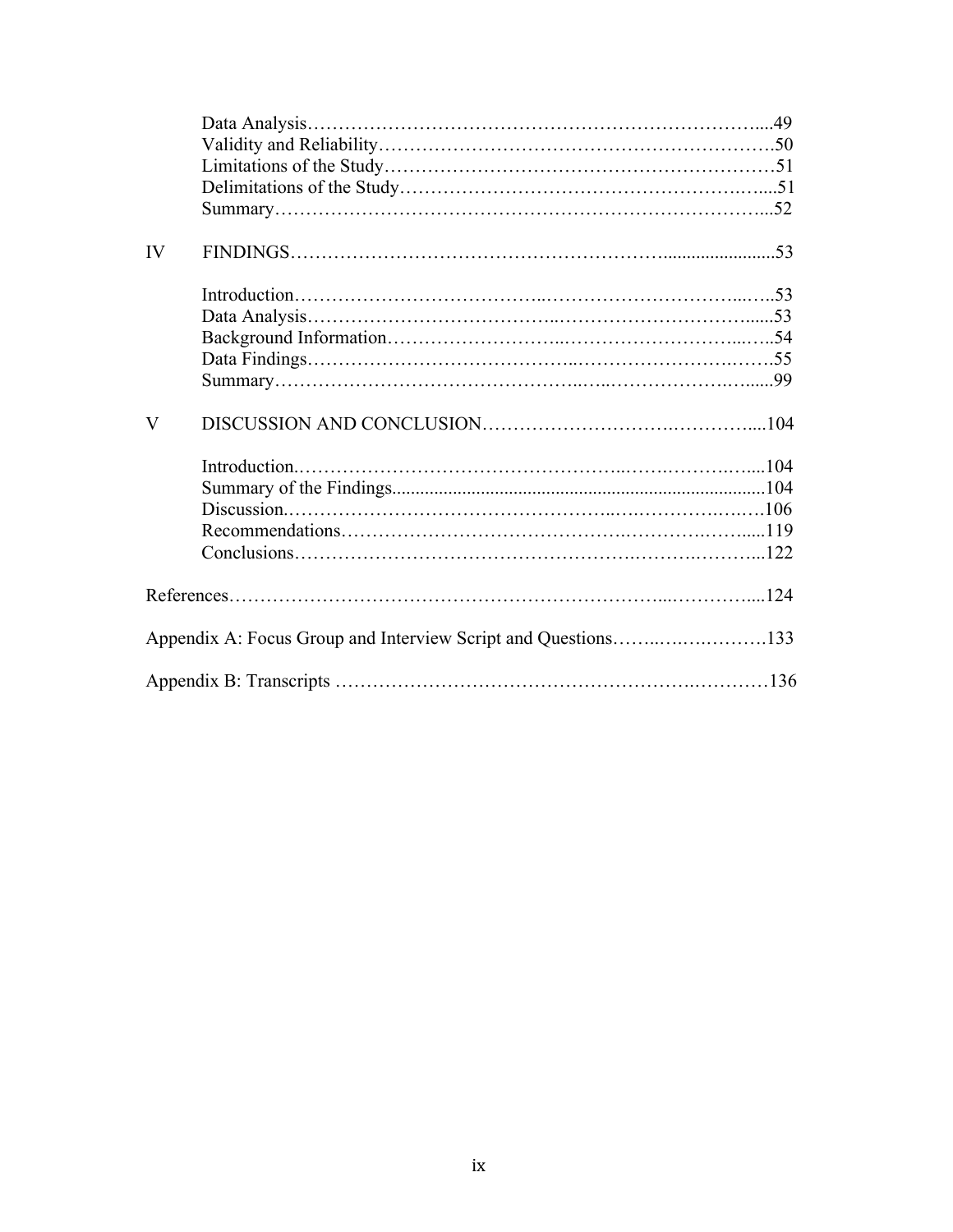| | | |
|---|---|---|
| | Data Analysis | 49 |
| | Validity and Reliability | 50 |
| | Limitations of the Study | 51 |
| | Delimitations of the Study | 51 |
| | Summary | 52 |
| IV | FINDINGS | 53 |
| | Introduction | 53 |
| | Data Analysis | 53 |
| | Background Information | 54 |
| | Data Findings | 55 |
| | Summary | 99 |
| V | DISCUSSION AND CONCLUSION | 104 |
| | Introduction | 104 |
| | Summary of the Findings | 104 |
| | Discussion | 106 |
| | Recommendations | 119 |
| | Conclusions | 122 |
| References | | 124 |
| Appendix A: Focus Group and Interview Script and Questions | | 133 |
| Appendix B: Transcripts | | 136 |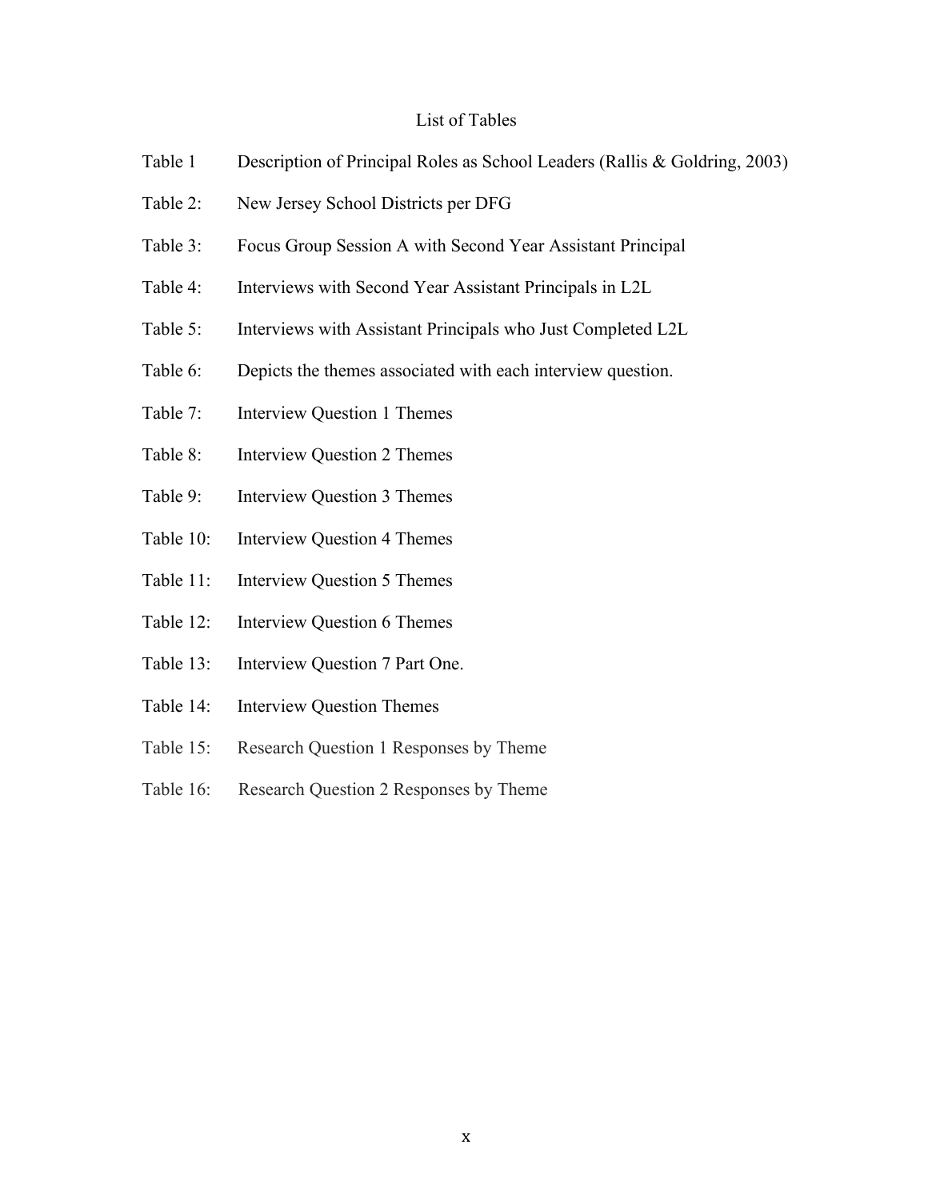# List of Tables

Table 1 Description of Principal Roles as School Leaders (Rallis & Goldring, 2003)

Table 2: New Jersey School Districts per DFG

Table 3: Focus Group Session A with Second Year Assistant Principal

Table 4: Interviews with Second Year Assistant Principals in L2L

Table 5: Interviews with Assistant Principals who Just Completed L2L

Table 6: Depicts the themes associated with each interview question.

Table 7: Interview Question 1 Themes

Table 8: Interview Question 2 Themes

Table 9: Interview Question 3 Themes

Table 10: Interview Question 4 Themes

Table 11: Interview Question 5 Themes

Table 12: Interview Question 6 Themes

Table 13: Interview Question 7 Part One.

Table 14: Interview Question Themes

Table 15: Research Question 1 Responses by Theme

Table 16: Research Question 2 Responses by Theme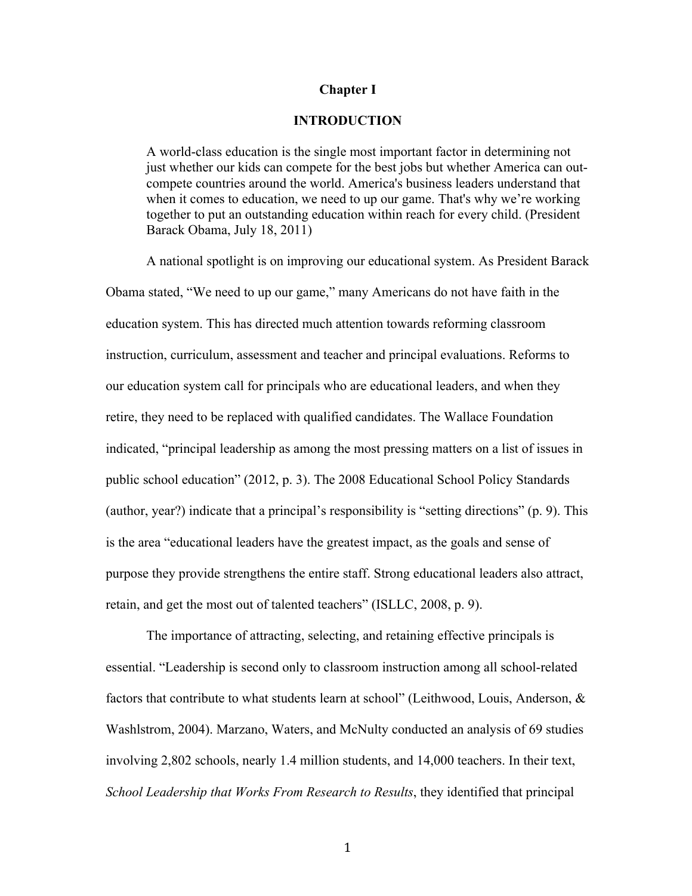# Chapter I

## INTRODUCTION

> A world-class education is the single most important factor in determining not just whether our kids can compete for the best jobs but whether America can out-compete countries around the world. America's business leaders understand that when it comes to education, we need to up our game. That's why we're working together to put an outstanding education within reach for every child. (President Barack Obama, July 18, 2011)

A national spotlight is on improving our educational system. As President Barack Obama stated, "We need to up our game," many Americans do not have faith in the education system. This has directed much attention towards reforming classroom instruction, curriculum, assessment and teacher and principal evaluations. Reforms to our education system call for principals who are educational leaders, and when they retire, they need to be replaced with qualified candidates. The Wallace Foundation indicated, "principal leadership as among the most pressing matters on a list of issues in public school education" (2012, p. 3). The 2008 Educational School Policy Standards (author, year?) indicate that a principal's responsibility is "setting directions" (p. 9). This is the area "educational leaders have the greatest impact, as the goals and sense of purpose they provide strengthens the entire staff. Strong educational leaders also attract, retain, and get the most out of talented teachers" (ISLLC, 2008, p. 9).

The importance of attracting, selecting, and retaining effective principals is essential. "Leadership is second only to classroom instruction among all school-related factors that contribute to what students learn at school" (Leithwood, Louis, Anderson, & Washlstrom, 2004). Marzano, Waters, and McNulty conducted an analysis of 69 studies involving 2,802 schools, nearly 1.4 million students, and 14,000 teachers. In their text, *School Leadership that Works From Research to Results*, they identified that principal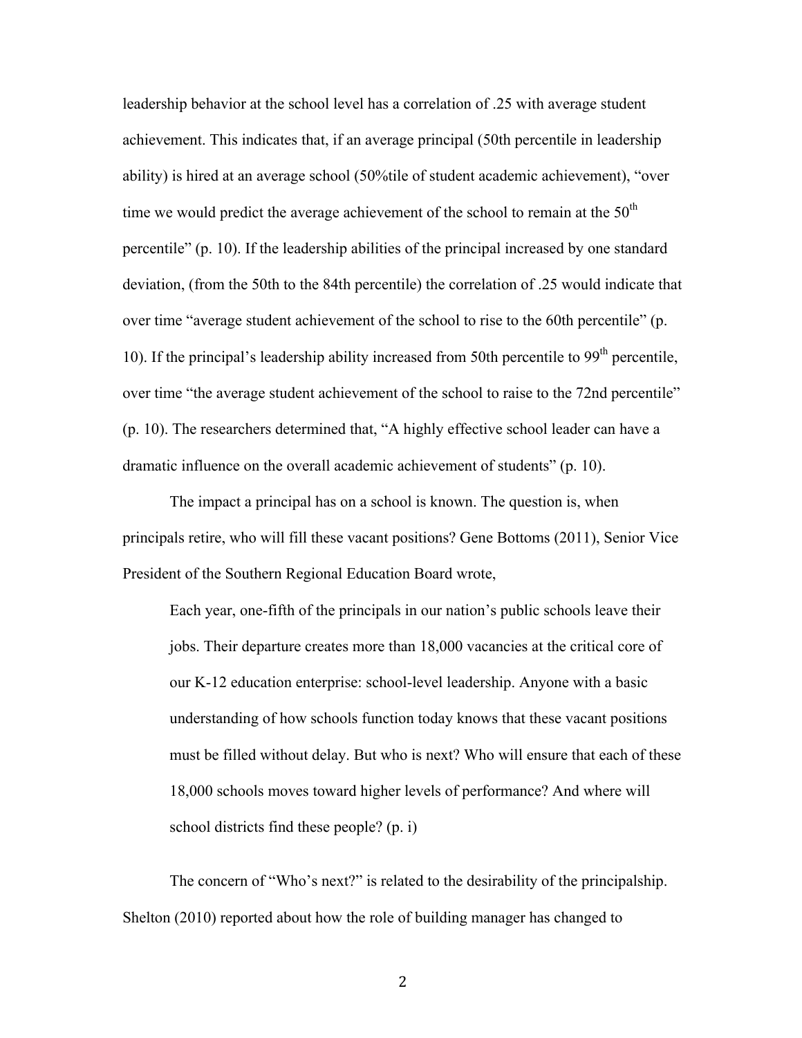leadership behavior at the school level has a correlation of .25 with average student achievement. This indicates that, if an average principal (50th percentile in leadership ability) is hired at an average school (50%tile of student academic achievement), "over time we would predict the average achievement of the school to remain at the 50th percentile" (p. 10). If the leadership abilities of the principal increased by one standard deviation, (from the 50th to the 84th percentile) the correlation of .25 would indicate that over time "average student achievement of the school to rise to the 60th percentile" (p. 10). If the principal's leadership ability increased from 50th percentile to 99th percentile, over time "the average student achievement of the school to raise to the 72nd percentile" (p. 10). The researchers determined that, "A highly effective school leader can have a dramatic influence on the overall academic achievement of students" (p. 10).

The impact a principal has on a school is known. The question is, when principals retire, who will fill these vacant positions? Gene Bottoms (2011), Senior Vice President of the Southern Regional Education Board wrote,

> Each year, one-fifth of the principals in our nation's public schools leave their jobs. Their departure creates more than 18,000 vacancies at the critical core of our K-12 education enterprise: school-level leadership. Anyone with a basic understanding of how schools function today knows that these vacant positions must be filled without delay. But who is next? Who will ensure that each of these 18,000 schools moves toward higher levels of performance? And where will school districts find these people? (p. i)

The concern of "Who's next?" is related to the desirability of the principalship. Shelton (2010) reported about how the role of building manager has changed to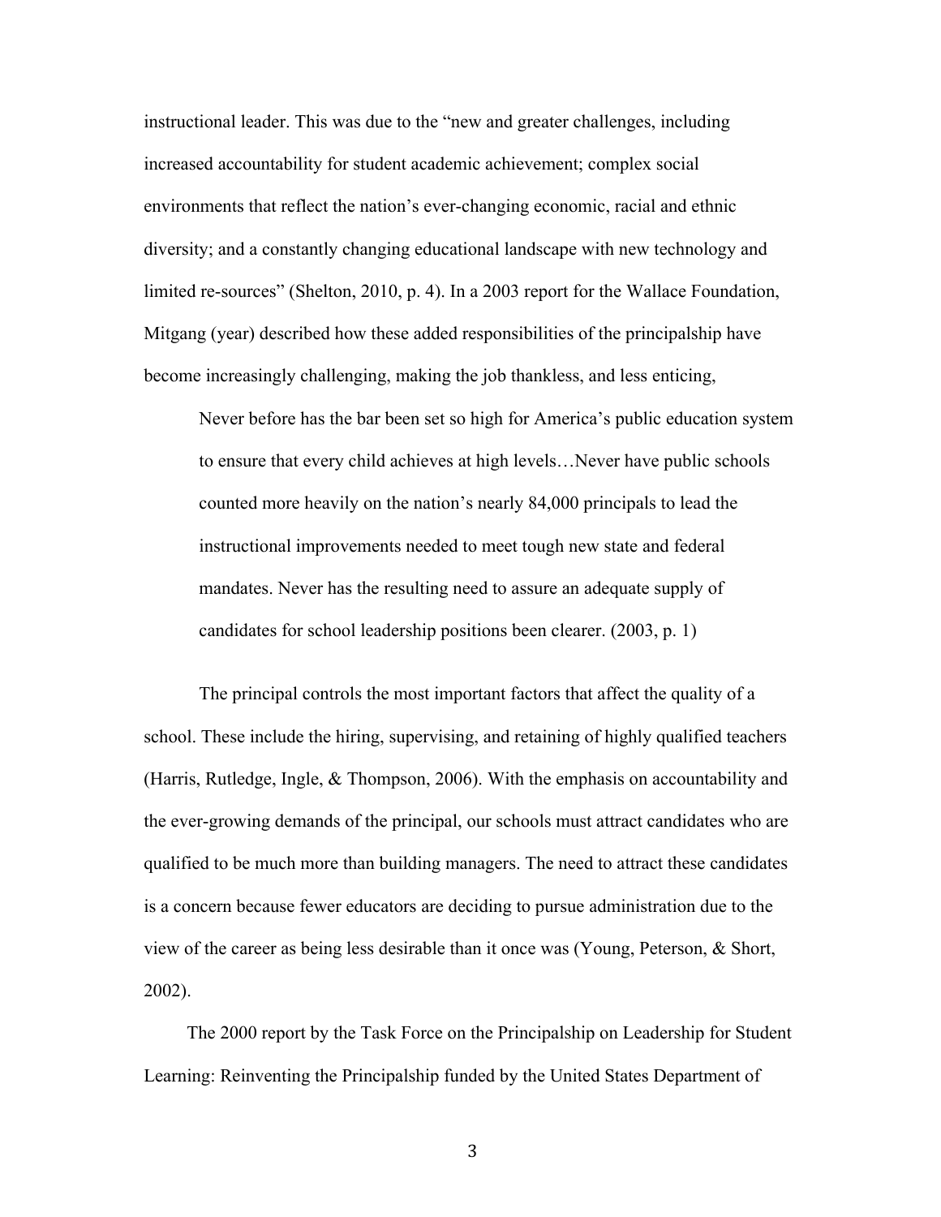instructional leader. This was due to the "new and greater challenges, including increased accountability for student academic achievement; complex social environments that reflect the nation's ever-changing economic, racial and ethnic diversity; and a constantly changing educational landscape with new technology and limited re-sources" (Shelton, 2010, p. 4). In a 2003 report for the Wallace Foundation, Mitgang (year) described how these added responsibilities of the principalship have become increasingly challenging, making the job thankless, and less enticing,

> Never before has the bar been set so high for America's public education system to ensure that every child achieves at high levels…Never have public schools counted more heavily on the nation's nearly 84,000 principals to lead the instructional improvements needed to meet tough new state and federal mandates. Never has the resulting need to assure an adequate supply of candidates for school leadership positions been clearer. (2003, p. 1)

The principal controls the most important factors that affect the quality of a school. These include the hiring, supervising, and retaining of highly qualified teachers (Harris, Rutledge, Ingle, & Thompson, 2006). With the emphasis on accountability and the ever-growing demands of the principal, our schools must attract candidates who are qualified to be much more than building managers. The need to attract these candidates is a concern because fewer educators are deciding to pursue administration due to the view of the career as being less desirable than it once was (Young, Peterson, & Short, 2002).

The 2000 report by the Task Force on the Principalship on Leadership for Student Learning: Reinventing the Principalship funded by the United States Department of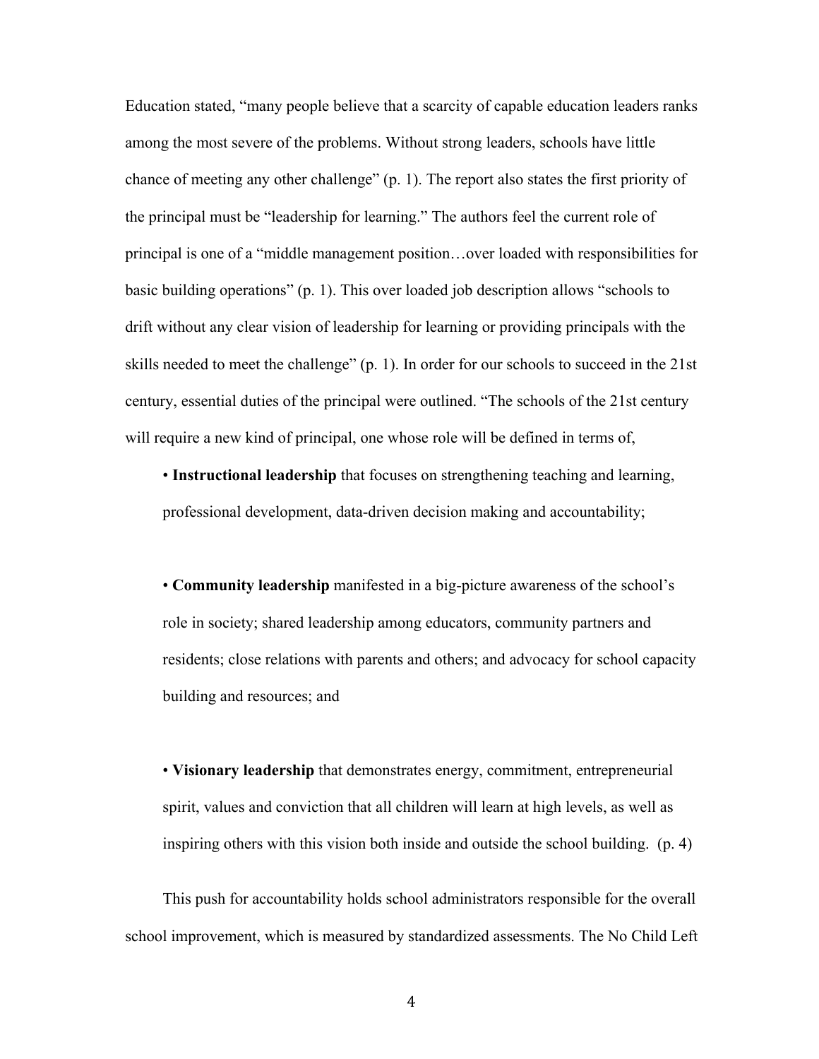Education stated, "many people believe that a scarcity of capable education leaders ranks among the most severe of the problems. Without strong leaders, schools have little chance of meeting any other challenge" (p. 1). The report also states the first priority of the principal must be "leadership for learning." The authors feel the current role of principal is one of a "middle management position…over loaded with responsibilities for basic building operations" (p. 1). This over loaded job description allows "schools to drift without any clear vision of leadership for learning or providing principals with the skills needed to meet the challenge" (p. 1). In order for our schools to succeed in the 21st century, essential duties of the principal were outlined. "The schools of the 21st century will require a new kind of principal, one whose role will be defined in terms of,

> • **Instructional leadership** that focuses on strengthening teaching and learning, professional development, data-driven decision making and accountability;
>
> • **Community leadership** manifested in a big-picture awareness of the school's role in society; shared leadership among educators, community partners and residents; close relations with parents and others; and advocacy for school capacity building and resources; and
>
> • **Visionary leadership** that demonstrates energy, commitment, entrepreneurial spirit, values and conviction that all children will learn at high levels, as well as inspiring others with this vision both inside and outside the school building. (p. 4)

This push for accountability holds school administrators responsible for the overall school improvement, which is measured by standardized assessments. The No Child Left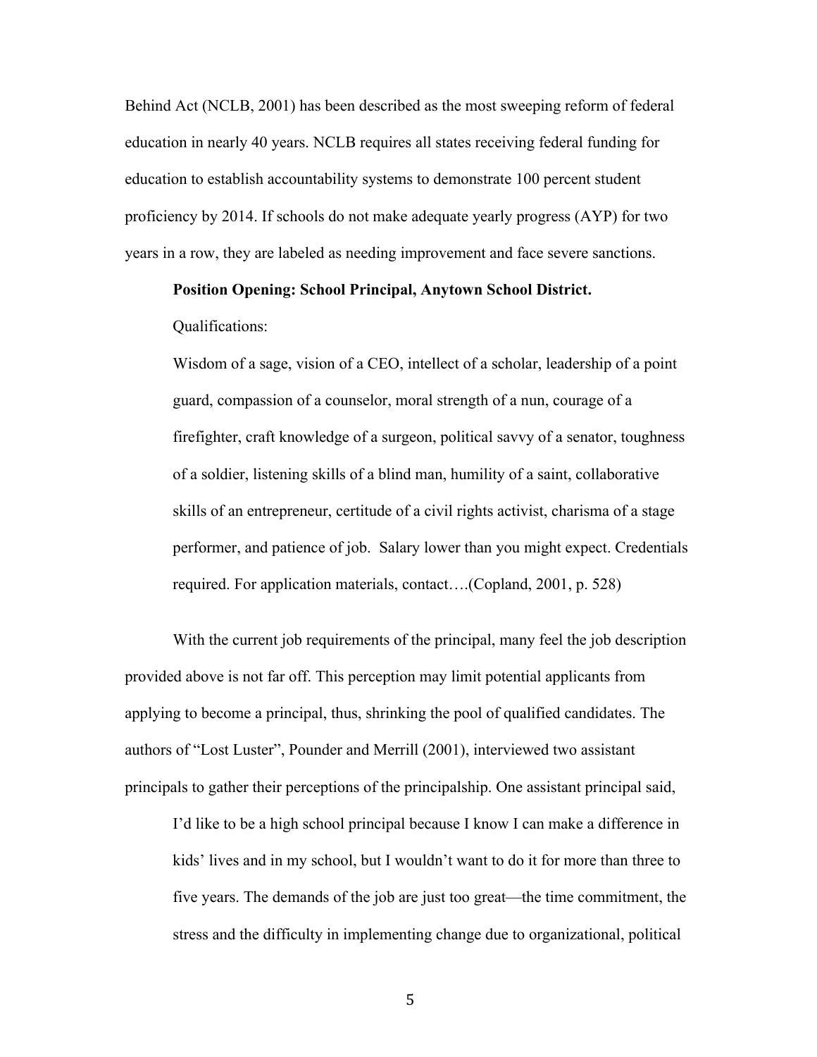Behind Act (NCLB, 2001) has been described as the most sweeping reform of federal education in nearly 40 years. NCLB requires all states receiving federal funding for education to establish accountability systems to demonstrate 100 percent student proficiency by 2014. If schools do not make adequate yearly progress (AYP) for two years in a row, they are labeled as needing improvement and face severe sanctions.

> **Position Opening: School Principal, Anytown School District.**
>
> Qualifications:
>
> Wisdom of a sage, vision of a CEO, intellect of a scholar, leadership of a point guard, compassion of a counselor, moral strength of a nun, courage of a firefighter, craft knowledge of a surgeon, political savvy of a senator, toughness of a soldier, listening skills of a blind man, humility of a saint, collaborative skills of an entrepreneur, certitude of a civil rights activist, charisma of a stage performer, and patience of job. Salary lower than you might expect. Credentials required. For application materials, contact….(Copland, 2001, p. 528)

With the current job requirements of the principal, many feel the job description provided above is not far off. This perception may limit potential applicants from applying to become a principal, thus, shrinking the pool of qualified candidates. The authors of "Lost Luster", Pounder and Merrill (2001), interviewed two assistant principals to gather their perceptions of the principalship. One assistant principal said,

> I'd like to be a high school principal because I know I can make a difference in kids' lives and in my school, but I wouldn't want to do it for more than three to five years. The demands of the job are just too great—the time commitment, the stress and the difficulty in implementing change due to organizational, political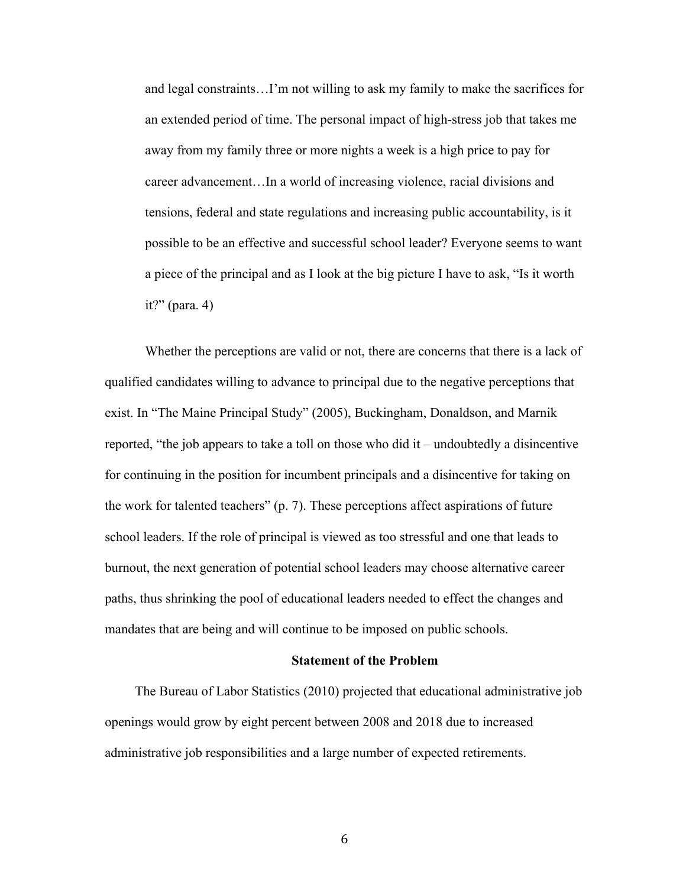> and legal constraints…I'm not willing to ask my family to make the sacrifices for an extended period of time. The personal impact of high-stress job that takes me away from my family three or more nights a week is a high price to pay for career advancement…In a world of increasing violence, racial divisions and tensions, federal and state regulations and increasing public accountability, is it possible to be an effective and successful school leader? Everyone seems to want a piece of the principal and as I look at the big picture I have to ask, "Is it worth it?" (para. 4)

Whether the perceptions are valid or not, there are concerns that there is a lack of qualified candidates willing to advance to principal due to the negative perceptions that exist. In "The Maine Principal Study" (2005), Buckingham, Donaldson, and Marnik reported, "the job appears to take a toll on those who did it – undoubtedly a disincentive for continuing in the position for incumbent principals and a disincentive for taking on the work for talented teachers" (p. 7). These perceptions affect aspirations of future school leaders. If the role of principal is viewed as too stressful and one that leads to burnout, the next generation of potential school leaders may choose alternative career paths, thus shrinking the pool of educational leaders needed to effect the changes and mandates that are being and will continue to be imposed on public schools.

## Statement of the Problem

The Bureau of Labor Statistics (2010) projected that educational administrative job openings would grow by eight percent between 2008 and 2018 due to increased administrative job responsibilities and a large number of expected retirements.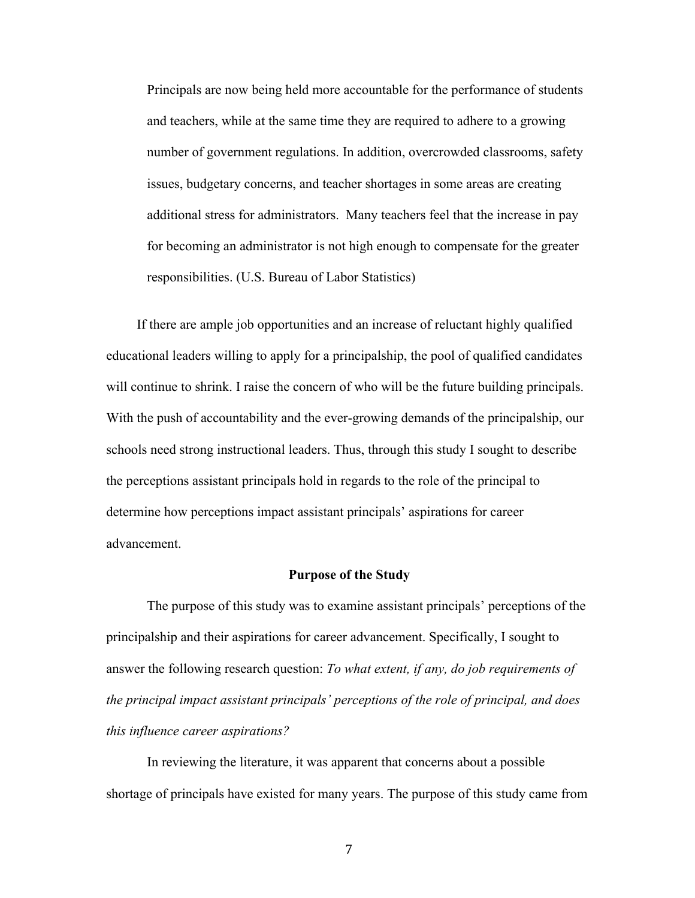> Principals are now being held more accountable for the performance of students and teachers, while at the same time they are required to adhere to a growing number of government regulations. In addition, overcrowded classrooms, safety issues, budgetary concerns, and teacher shortages in some areas are creating additional stress for administrators. Many teachers feel that the increase in pay for becoming an administrator is not high enough to compensate for the greater responsibilities. (U.S. Bureau of Labor Statistics)

If there are ample job opportunities and an increase of reluctant highly qualified educational leaders willing to apply for a principalship, the pool of qualified candidates will continue to shrink. I raise the concern of who will be the future building principals. With the push of accountability and the ever-growing demands of the principalship, our schools need strong instructional leaders. Thus, through this study I sought to describe the perceptions assistant principals hold in regards to the role of the principal to determine how perceptions impact assistant principals' aspirations for career advancement.

## Purpose of the Study

The purpose of this study was to examine assistant principals' perceptions of the principalship and their aspirations for career advancement. Specifically, I sought to answer the following research question: *To what extent, if any, do job requirements of the principal impact assistant principals' perceptions of the role of principal, and does this influence career aspirations?*

In reviewing the literature, it was apparent that concerns about a possible shortage of principals have existed for many years. The purpose of this study came from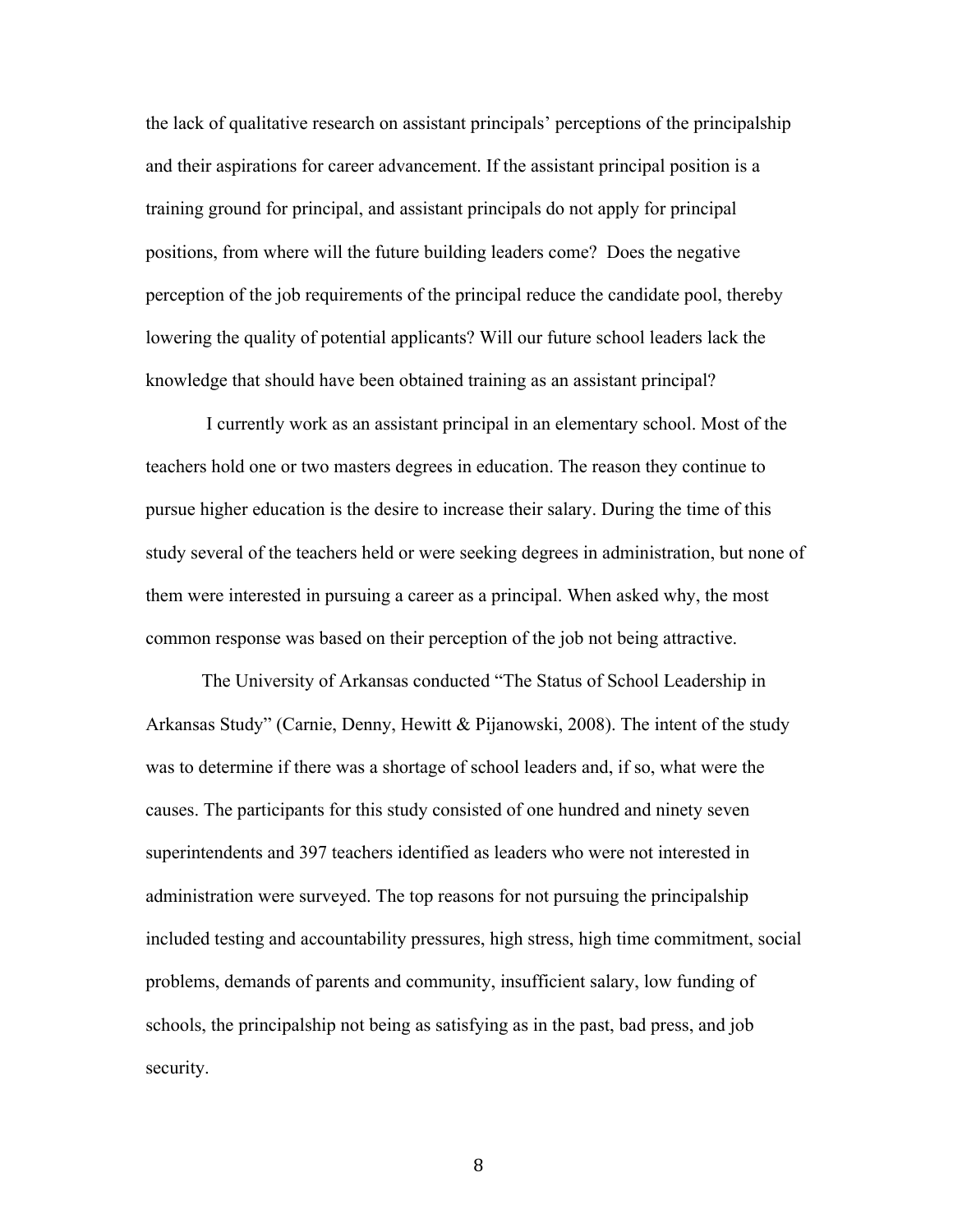the lack of qualitative research on assistant principals' perceptions of the principalship and their aspirations for career advancement. If the assistant principal position is a training ground for principal, and assistant principals do not apply for principal positions, from where will the future building leaders come? Does the negative perception of the job requirements of the principal reduce the candidate pool, thereby lowering the quality of potential applicants? Will our future school leaders lack the knowledge that should have been obtained training as an assistant principal?

I currently work as an assistant principal in an elementary school. Most of the teachers hold one or two masters degrees in education. The reason they continue to pursue higher education is the desire to increase their salary. During the time of this study several of the teachers held or were seeking degrees in administration, but none of them were interested in pursuing a career as a principal. When asked why, the most common response was based on their perception of the job not being attractive.

The University of Arkansas conducted "The Status of School Leadership in Arkansas Study" (Carnie, Denny, Hewitt & Pijanowski, 2008). The intent of the study was to determine if there was a shortage of school leaders and, if so, what were the causes. The participants for this study consisted of one hundred and ninety seven superintendents and 397 teachers identified as leaders who were not interested in administration were surveyed. The top reasons for not pursuing the principalship included testing and accountability pressures, high stress, high time commitment, social problems, demands of parents and community, insufficient salary, low funding of schools, the principalship not being as satisfying as in the past, bad press, and job security.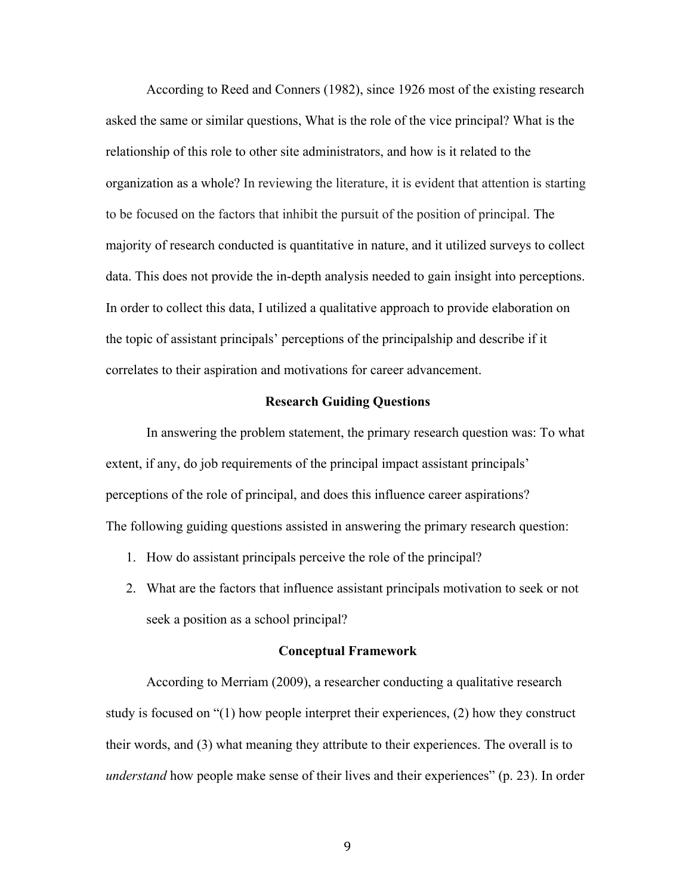According to Reed and Conners (1982), since 1926 most of the existing research asked the same or similar questions, What is the role of the vice principal? What is the relationship of this role to other site administrators, and how is it related to the organization as a whole? In reviewing the literature, it is evident that attention is starting to be focused on the factors that inhibit the pursuit of the position of principal. The majority of research conducted is quantitative in nature, and it utilized surveys to collect data. This does not provide the in-depth analysis needed to gain insight into perceptions. In order to collect this data, I utilized a qualitative approach to provide elaboration on the topic of assistant principals' perceptions of the principalship and describe if it correlates to their aspiration and motivations for career advancement.

## Research Guiding Questions

In answering the problem statement, the primary research question was: To what extent, if any, do job requirements of the principal impact assistant principals' perceptions of the role of principal, and does this influence career aspirations?

The following guiding questions assisted in answering the primary research question:

1. How do assistant principals perceive the role of the principal?
2. What are the factors that influence assistant principals motivation to seek or not seek a position as a school principal?

## Conceptual Framework

According to Merriam (2009), a researcher conducting a qualitative research study is focused on "(1) how people interpret their experiences, (2) how they construct their words, and (3) what meaning they attribute to their experiences. The overall is to *understand* how people make sense of their lives and their experiences" (p. 23). In order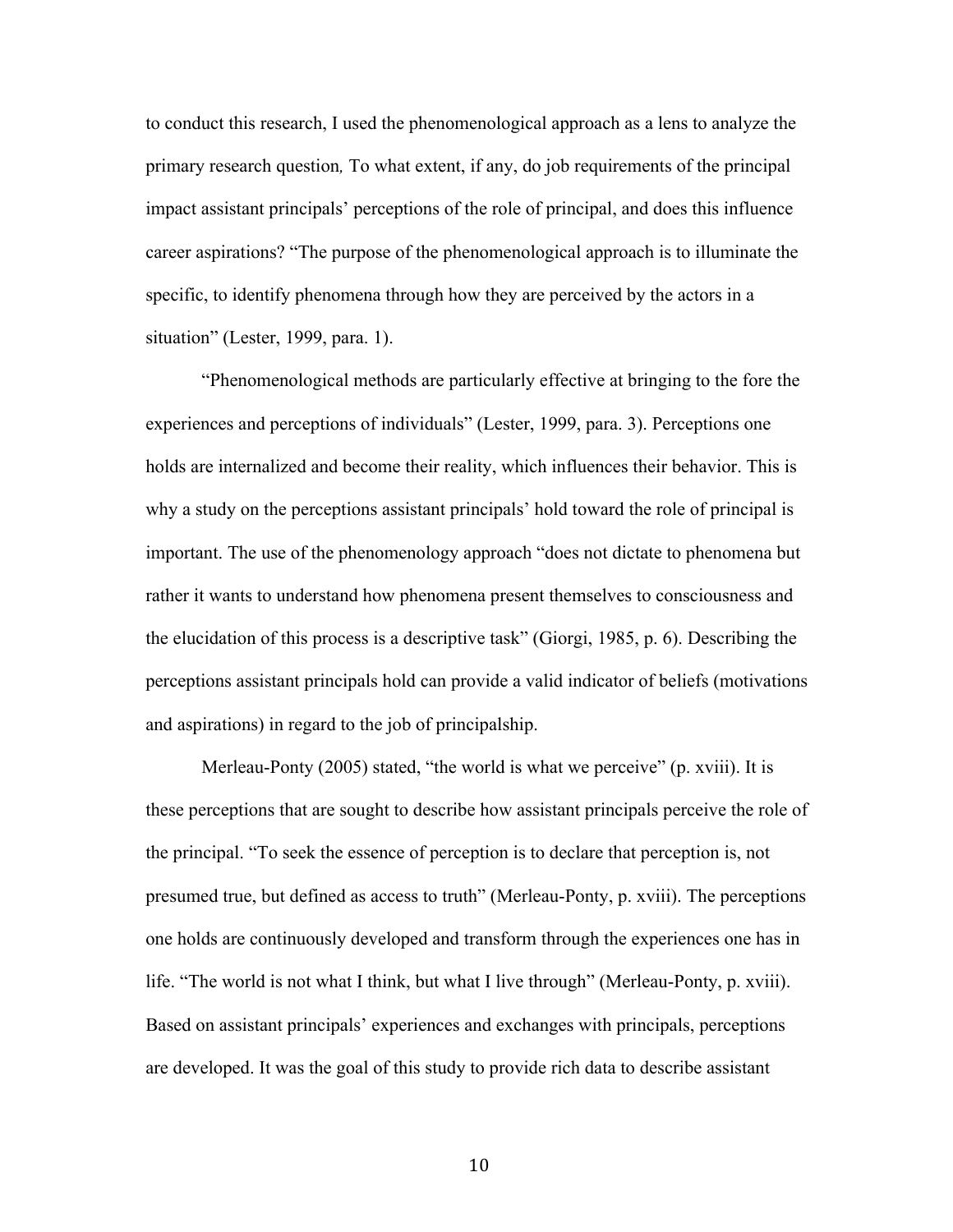to conduct this research, I used the phenomenological approach as a lens to analyze the primary research question*,* To what extent, if any, do job requirements of the principal impact assistant principals' perceptions of the role of principal, and does this influence career aspirations? "The purpose of the phenomenological approach is to illuminate the specific, to identify phenomena through how they are perceived by the actors in a situation" (Lester, 1999, para. 1).

"Phenomenological methods are particularly effective at bringing to the fore the experiences and perceptions of individuals" (Lester, 1999, para. 3). Perceptions one holds are internalized and become their reality, which influences their behavior. This is why a study on the perceptions assistant principals' hold toward the role of principal is important. The use of the phenomenology approach "does not dictate to phenomena but rather it wants to understand how phenomena present themselves to consciousness and the elucidation of this process is a descriptive task" (Giorgi, 1985, p. 6). Describing the perceptions assistant principals hold can provide a valid indicator of beliefs (motivations and aspirations) in regard to the job of principalship.

Merleau-Ponty (2005) stated, "the world is what we perceive" (p. xviii). It is these perceptions that are sought to describe how assistant principals perceive the role of the principal. "To seek the essence of perception is to declare that perception is, not presumed true, but defined as access to truth" (Merleau-Ponty, p. xviii). The perceptions one holds are continuously developed and transform through the experiences one has in life. "The world is not what I think, but what I live through" (Merleau-Ponty, p. xviii). Based on assistant principals' experiences and exchanges with principals, perceptions are developed. It was the goal of this study to provide rich data to describe assistant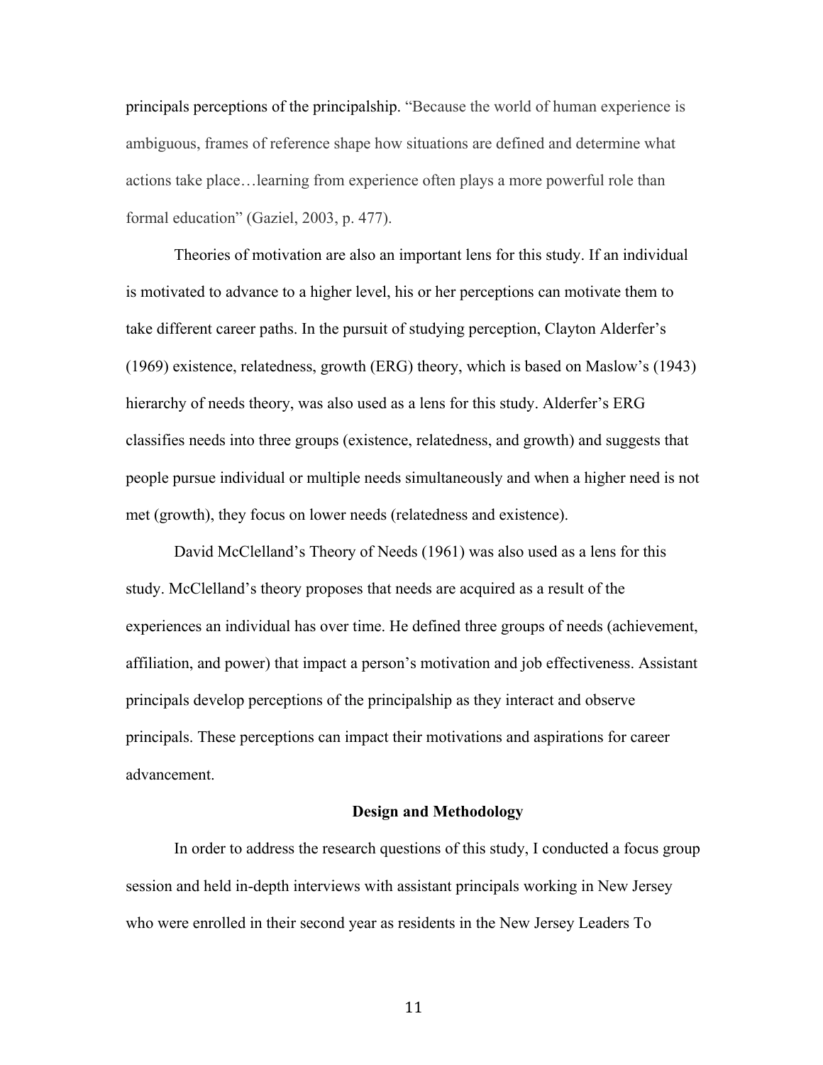principals perceptions of the principalship. "Because the world of human experience is ambiguous, frames of reference shape how situations are defined and determine what actions take place…learning from experience often plays a more powerful role than formal education" (Gaziel, 2003, p. 477).

Theories of motivation are also an important lens for this study. If an individual is motivated to advance to a higher level, his or her perceptions can motivate them to take different career paths. In the pursuit of studying perception, Clayton Alderfer's (1969) existence, relatedness, growth (ERG) theory, which is based on Maslow's (1943) hierarchy of needs theory, was also used as a lens for this study. Alderfer's ERG classifies needs into three groups (existence, relatedness, and growth) and suggests that people pursue individual or multiple needs simultaneously and when a higher need is not met (growth), they focus on lower needs (relatedness and existence).

David McClelland's Theory of Needs (1961) was also used as a lens for this study. McClelland's theory proposes that needs are acquired as a result of the experiences an individual has over time. He defined three groups of needs (achievement, affiliation, and power) that impact a person's motivation and job effectiveness. Assistant principals develop perceptions of the principalship as they interact and observe principals. These perceptions can impact their motivations and aspirations for career advancement.

## Design and Methodology

In order to address the research questions of this study, I conducted a focus group session and held in-depth interviews with assistant principals working in New Jersey who were enrolled in their second year as residents in the New Jersey Leaders To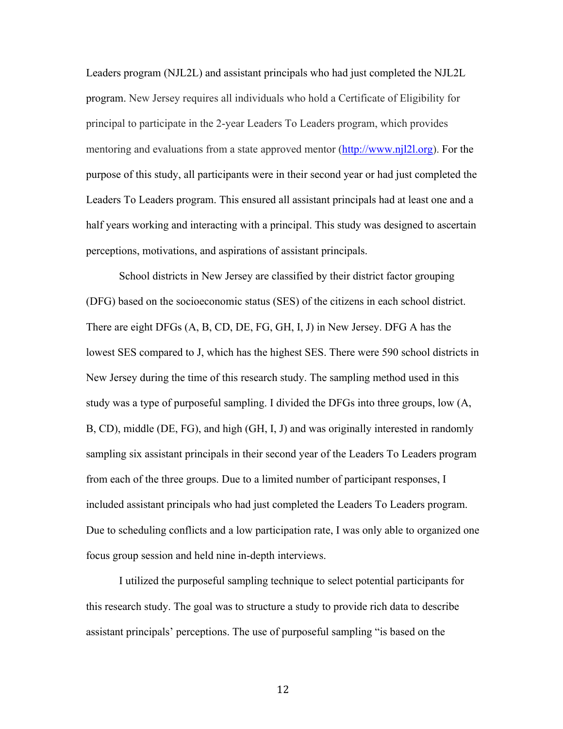Leaders program (NJL2L) and assistant principals who had just completed the NJL2L program. New Jersey requires all individuals who hold a Certificate of Eligibility for principal to participate in the 2-year Leaders To Leaders program, which provides mentoring and evaluations from a state approved mentor (http://www.njl2l.org). For the purpose of this study, all participants were in their second year or had just completed the Leaders To Leaders program. This ensured all assistant principals had at least one and a half years working and interacting with a principal. This study was designed to ascertain perceptions, motivations, and aspirations of assistant principals.

School districts in New Jersey are classified by their district factor grouping (DFG) based on the socioeconomic status (SES) of the citizens in each school district. There are eight DFGs (A, B, CD, DE, FG, GH, I, J) in New Jersey. DFG A has the lowest SES compared to J, which has the highest SES. There were 590 school districts in New Jersey during the time of this research study. The sampling method used in this study was a type of purposeful sampling. I divided the DFGs into three groups, low (A, B, CD), middle (DE, FG), and high (GH, I, J) and was originally interested in randomly sampling six assistant principals in their second year of the Leaders To Leaders program from each of the three groups. Due to a limited number of participant responses, I included assistant principals who had just completed the Leaders To Leaders program. Due to scheduling conflicts and a low participation rate, I was only able to organized one focus group session and held nine in-depth interviews.

I utilized the purposeful sampling technique to select potential participants for this research study. The goal was to structure a study to provide rich data to describe assistant principals' perceptions. The use of purposeful sampling "is based on the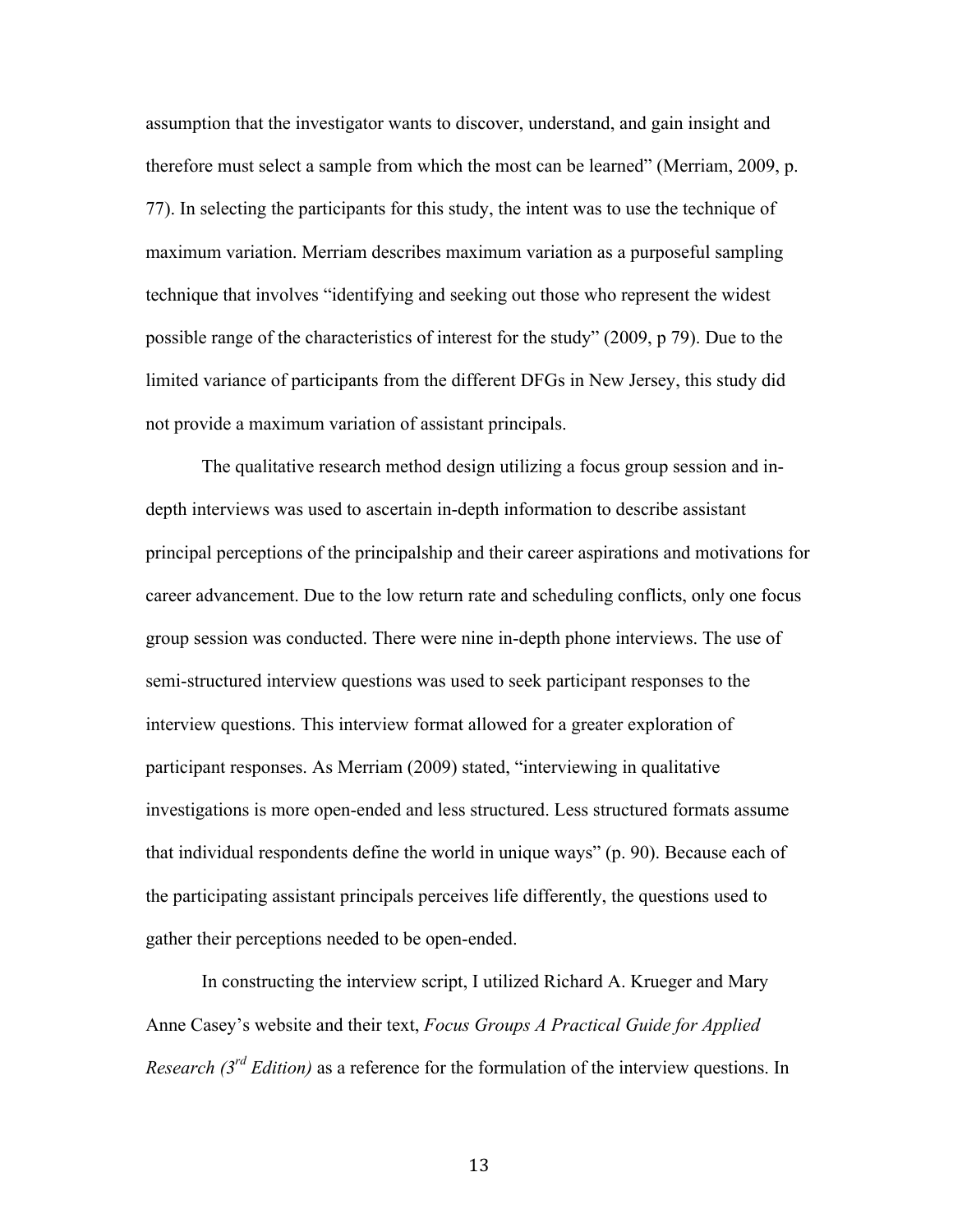assumption that the investigator wants to discover, understand, and gain insight and therefore must select a sample from which the most can be learned" (Merriam, 2009, p. 77). In selecting the participants for this study, the intent was to use the technique of maximum variation. Merriam describes maximum variation as a purposeful sampling technique that involves "identifying and seeking out those who represent the widest possible range of the characteristics of interest for the study" (2009, p 79). Due to the limited variance of participants from the different DFGs in New Jersey, this study did not provide a maximum variation of assistant principals.

The qualitative research method design utilizing a focus group session and in-depth interviews was used to ascertain in-depth information to describe assistant principal perceptions of the principalship and their career aspirations and motivations for career advancement. Due to the low return rate and scheduling conflicts, only one focus group session was conducted. There were nine in-depth phone interviews. The use of semi-structured interview questions was used to seek participant responses to the interview questions. This interview format allowed for a greater exploration of participant responses. As Merriam (2009) stated, "interviewing in qualitative investigations is more open-ended and less structured. Less structured formats assume that individual respondents define the world in unique ways" (p. 90). Because each of the participating assistant principals perceives life differently, the questions used to gather their perceptions needed to be open-ended.

In constructing the interview script, I utilized Richard A. Krueger and Mary Anne Casey's website and their text, *Focus Groups A Practical Guide for Applied Research (3rd Edition)* as a reference for the formulation of the interview questions. In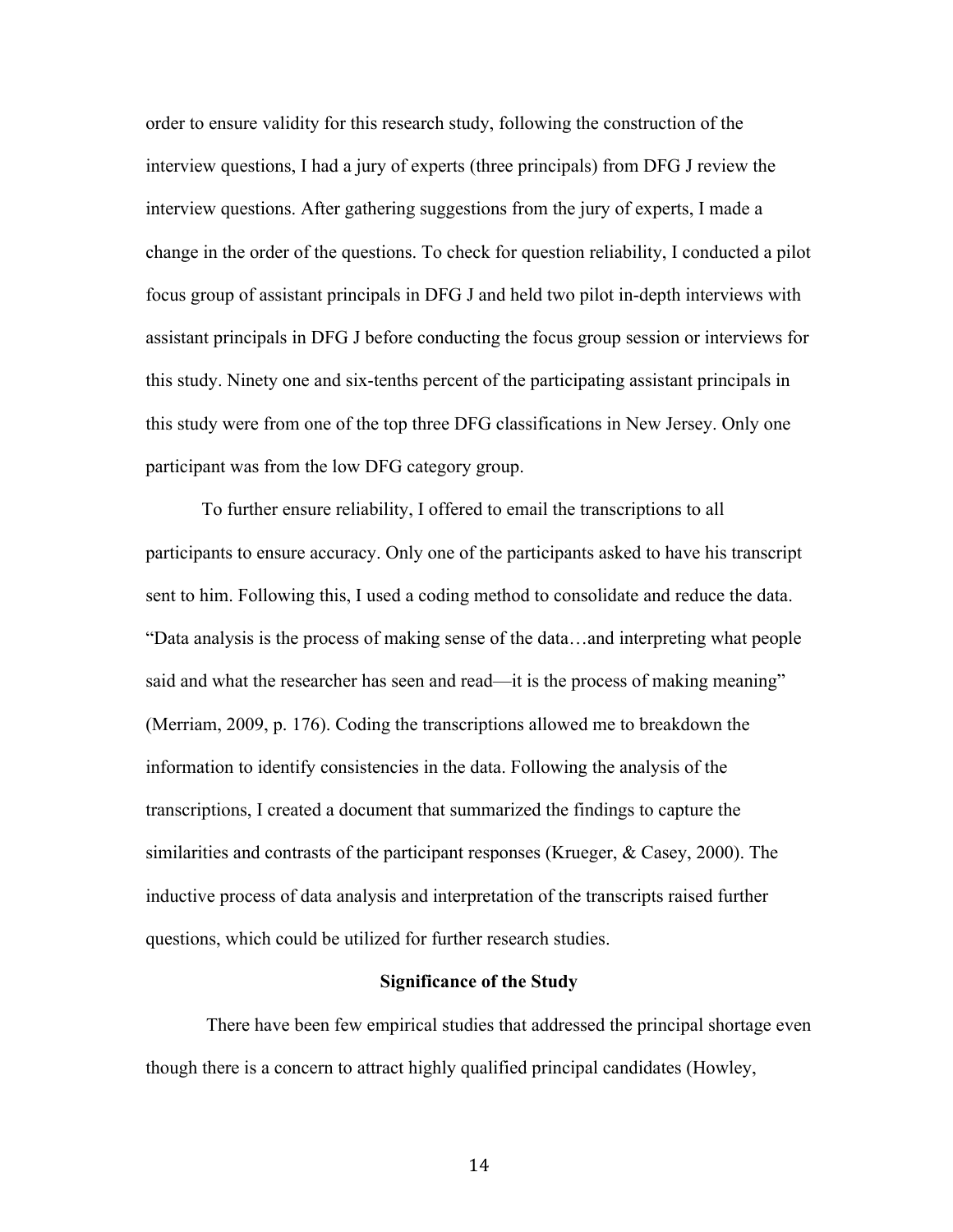order to ensure validity for this research study, following the construction of the interview questions, I had a jury of experts (three principals) from DFG J review the interview questions. After gathering suggestions from the jury of experts, I made a change in the order of the questions. To check for question reliability, I conducted a pilot focus group of assistant principals in DFG J and held two pilot in-depth interviews with assistant principals in DFG J before conducting the focus group session or interviews for this study. Ninety one and six-tenths percent of the participating assistant principals in this study were from one of the top three DFG classifications in New Jersey. Only one participant was from the low DFG category group.

To further ensure reliability, I offered to email the transcriptions to all participants to ensure accuracy. Only one of the participants asked to have his transcript sent to him. Following this, I used a coding method to consolidate and reduce the data. "Data analysis is the process of making sense of the data…and interpreting what people said and what the researcher has seen and read—it is the process of making meaning" (Merriam, 2009, p. 176). Coding the transcriptions allowed me to breakdown the information to identify consistencies in the data. Following the analysis of the transcriptions, I created a document that summarized the findings to capture the similarities and contrasts of the participant responses (Krueger, & Casey, 2000). The inductive process of data analysis and interpretation of the transcripts raised further questions, which could be utilized for further research studies.

**Significance of the Study**

There have been few empirical studies that addressed the principal shortage even though there is a concern to attract highly qualified principal candidates (Howley,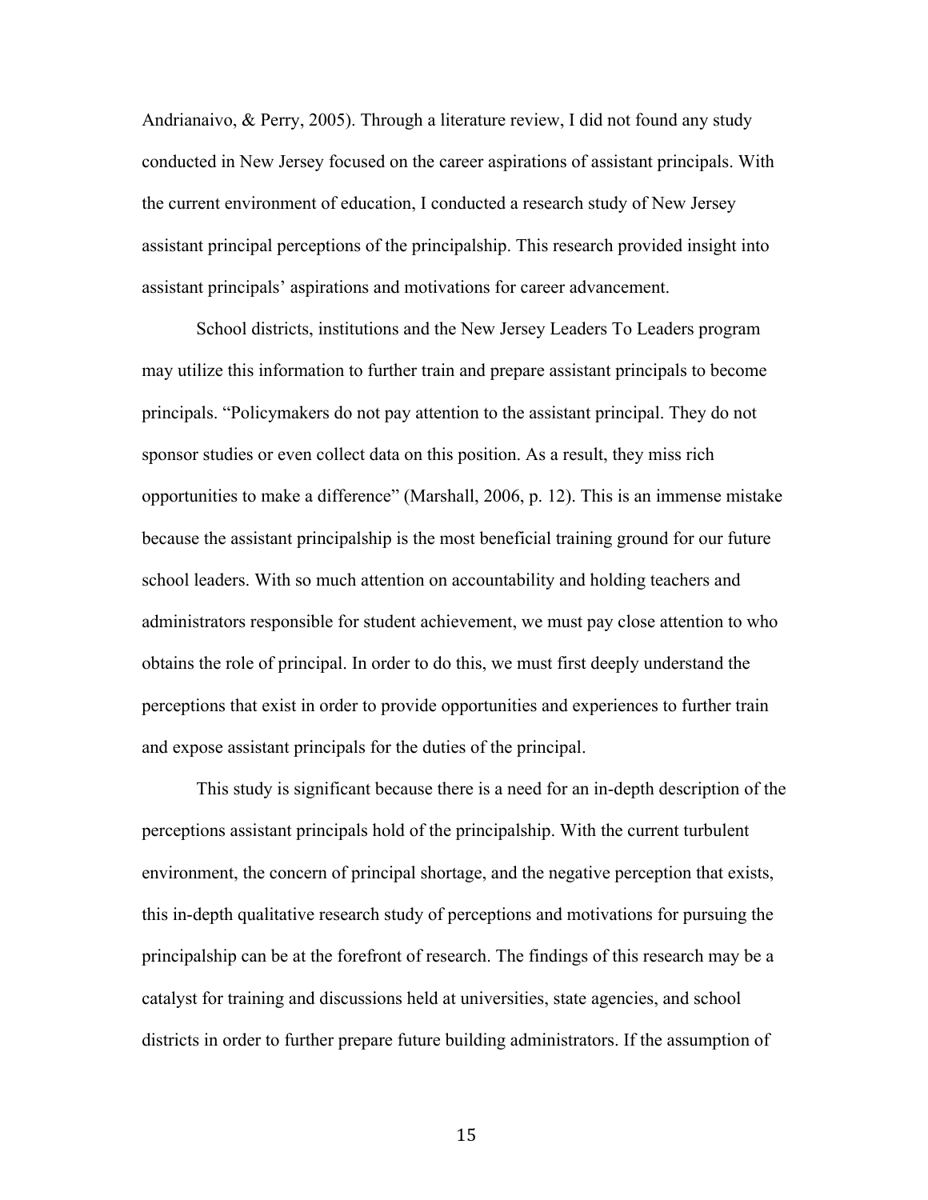Andrianaivo, & Perry, 2005). Through a literature review, I did not found any study conducted in New Jersey focused on the career aspirations of assistant principals. With the current environment of education, I conducted a research study of New Jersey assistant principal perceptions of the principalship. This research provided insight into assistant principals' aspirations and motivations for career advancement.

School districts, institutions and the New Jersey Leaders To Leaders program may utilize this information to further train and prepare assistant principals to become principals. "Policymakers do not pay attention to the assistant principal. They do not sponsor studies or even collect data on this position. As a result, they miss rich opportunities to make a difference" (Marshall, 2006, p. 12). This is an immense mistake because the assistant principalship is the most beneficial training ground for our future school leaders. With so much attention on accountability and holding teachers and administrators responsible for student achievement, we must pay close attention to who obtains the role of principal. In order to do this, we must first deeply understand the perceptions that exist in order to provide opportunities and experiences to further train and expose assistant principals for the duties of the principal.

This study is significant because there is a need for an in-depth description of the perceptions assistant principals hold of the principalship. With the current turbulent environment, the concern of principal shortage, and the negative perception that exists, this in-depth qualitative research study of perceptions and motivations for pursuing the principalship can be at the forefront of research. The findings of this research may be a catalyst for training and discussions held at universities, state agencies, and school districts in order to further prepare future building administrators. If the assumption of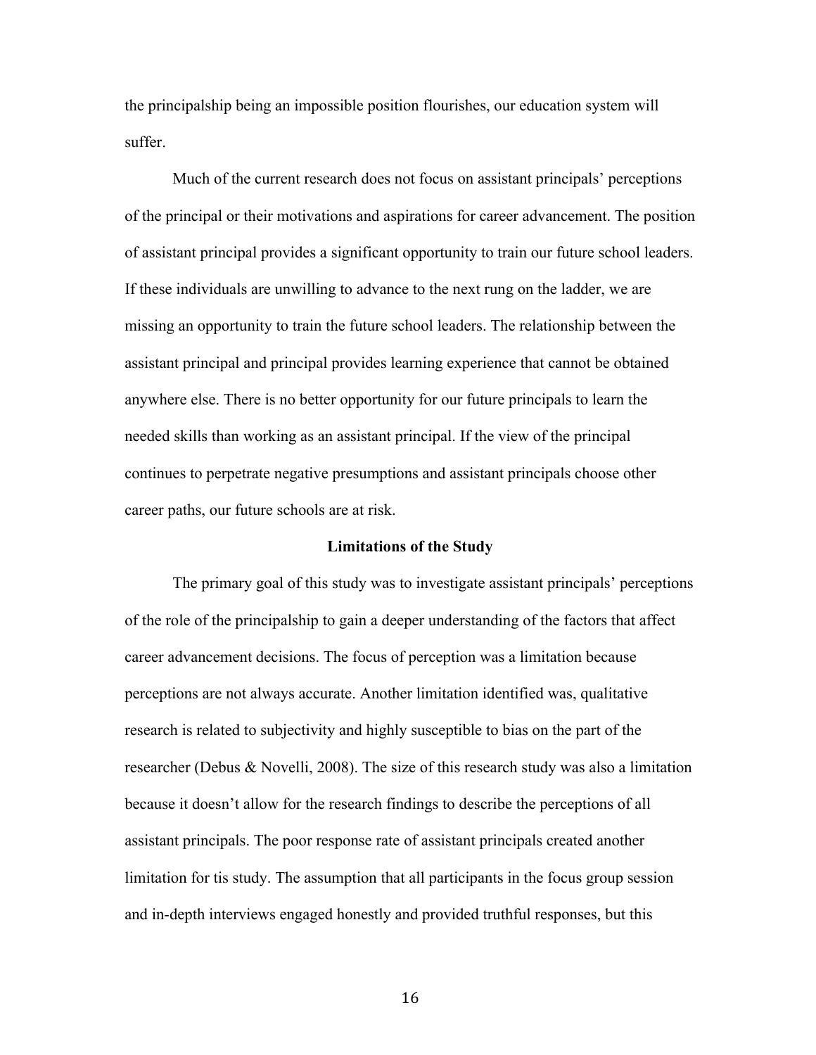the principalship being an impossible position flourishes, our education system will suffer.

Much of the current research does not focus on assistant principals' perceptions of the principal or their motivations and aspirations for career advancement. The position of assistant principal provides a significant opportunity to train our future school leaders. If these individuals are unwilling to advance to the next rung on the ladder, we are missing an opportunity to train the future school leaders. The relationship between the assistant principal and principal provides learning experience that cannot be obtained anywhere else. There is no better opportunity for our future principals to learn the needed skills than working as an assistant principal. If the view of the principal continues to perpetrate negative presumptions and assistant principals choose other career paths, our future schools are at risk.

## Limitations of the Study

The primary goal of this study was to investigate assistant principals' perceptions of the role of the principalship to gain a deeper understanding of the factors that affect career advancement decisions. The focus of perception was a limitation because perceptions are not always accurate. Another limitation identified was, qualitative research is related to subjectivity and highly susceptible to bias on the part of the researcher (Debus & Novelli, 2008). The size of this research study was also a limitation because it doesn't allow for the research findings to describe the perceptions of all assistant principals. The poor response rate of assistant principals created another limitation for tis study. The assumption that all participants in the focus group session and in-depth interviews engaged honestly and provided truthful responses, but this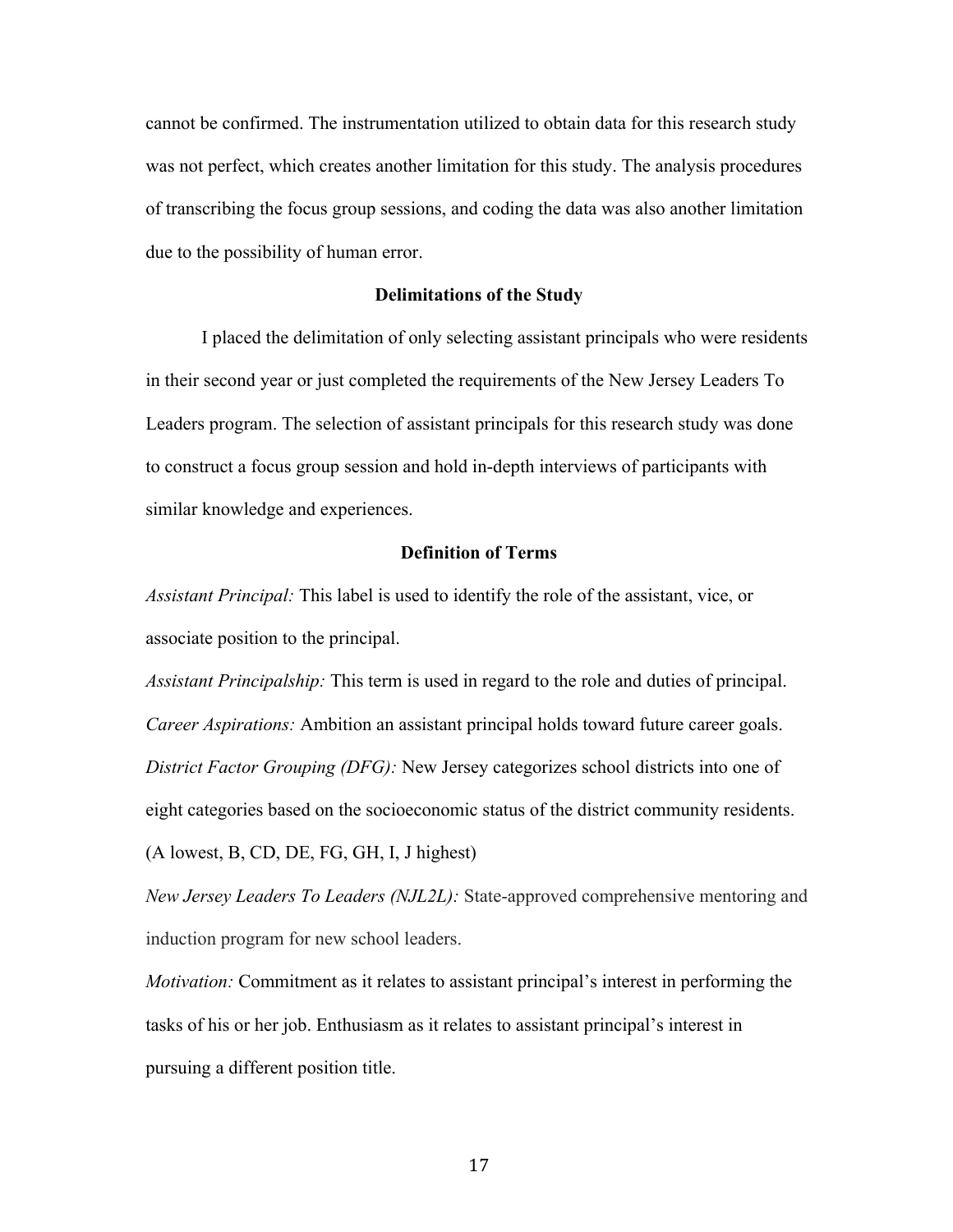cannot be confirmed. The instrumentation utilized to obtain data for this research study was not perfect, which creates another limitation for this study. The analysis procedures of transcribing the focus group sessions, and coding the data was also another limitation due to the possibility of human error.

## Delimitations of the Study

I placed the delimitation of only selecting assistant principals who were residents in their second year or just completed the requirements of the New Jersey Leaders To Leaders program. The selection of assistant principals for this research study was done to construct a focus group session and hold in-depth interviews of participants with similar knowledge and experiences.

## Definition of Terms

*Assistant Principal:* This label is used to identify the role of the assistant, vice, or associate position to the principal.

*Assistant Principalship:* This term is used in regard to the role and duties of principal.

*Career Aspirations:* Ambition an assistant principal holds toward future career goals.

*District Factor Grouping (DFG):* New Jersey categorizes school districts into one of eight categories based on the socioeconomic status of the district community residents. (A lowest, B, CD, DE, FG, GH, I, J highest)

*New Jersey Leaders To Leaders (NJL2L):* State-approved comprehensive mentoring and induction program for new school leaders.

*Motivation:* Commitment as it relates to assistant principal's interest in performing the tasks of his or her job. Enthusiasm as it relates to assistant principal's interest in pursuing a different position title.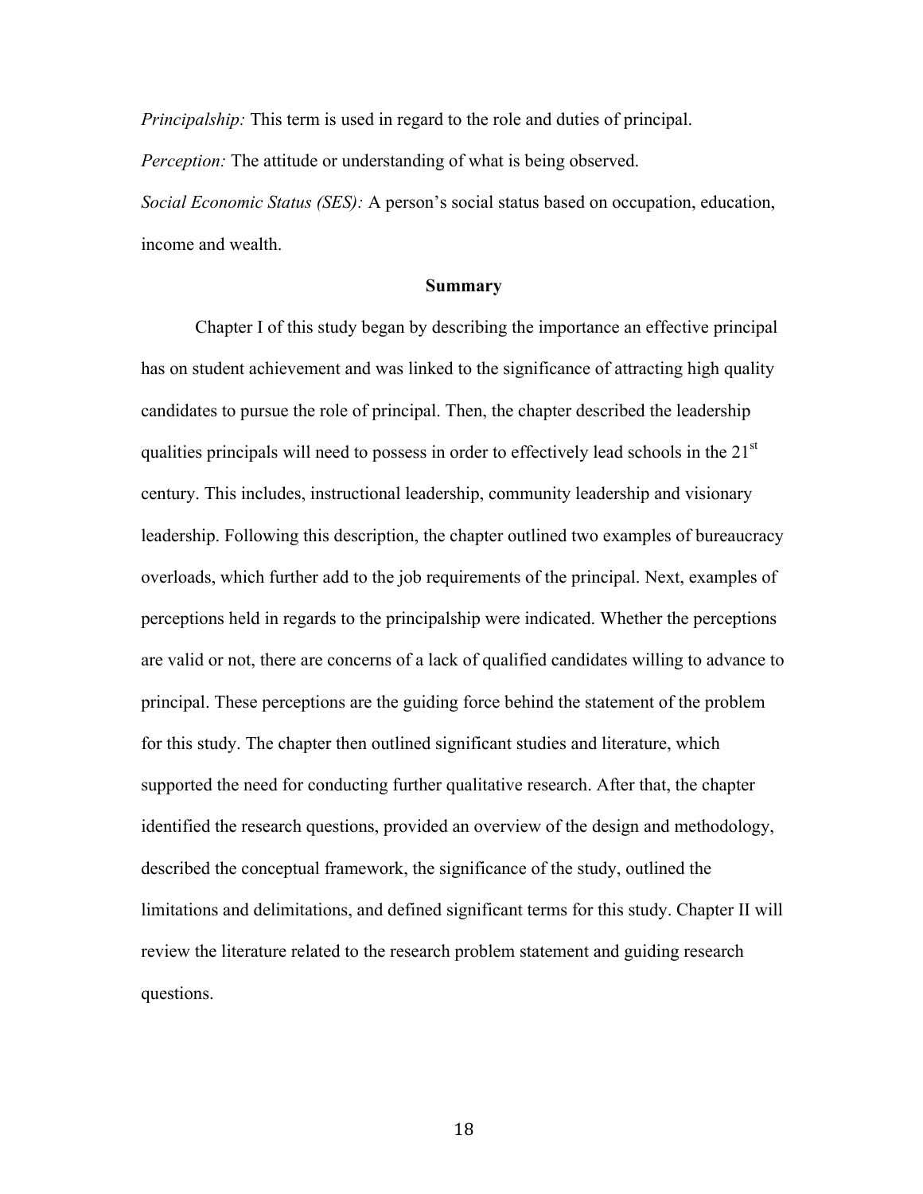*Principalship:* This term is used in regard to the role and duties of principal.

*Perception:* The attitude or understanding of what is being observed.

*Social Economic Status (SES):* A person's social status based on occupation, education, income and wealth.

## Summary

Chapter I of this study began by describing the importance an effective principal has on student achievement and was linked to the significance of attracting high quality candidates to pursue the role of principal. Then, the chapter described the leadership qualities principals will need to possess in order to effectively lead schools in the 21st century. This includes, instructional leadership, community leadership and visionary leadership. Following this description, the chapter outlined two examples of bureaucracy overloads, which further add to the job requirements of the principal. Next, examples of perceptions held in regards to the principalship were indicated. Whether the perceptions are valid or not, there are concerns of a lack of qualified candidates willing to advance to principal. These perceptions are the guiding force behind the statement of the problem for this study. The chapter then outlined significant studies and literature, which supported the need for conducting further qualitative research. After that, the chapter identified the research questions, provided an overview of the design and methodology, described the conceptual framework, the significance of the study, outlined the limitations and delimitations, and defined significant terms for this study. Chapter II will review the literature related to the research problem statement and guiding research questions.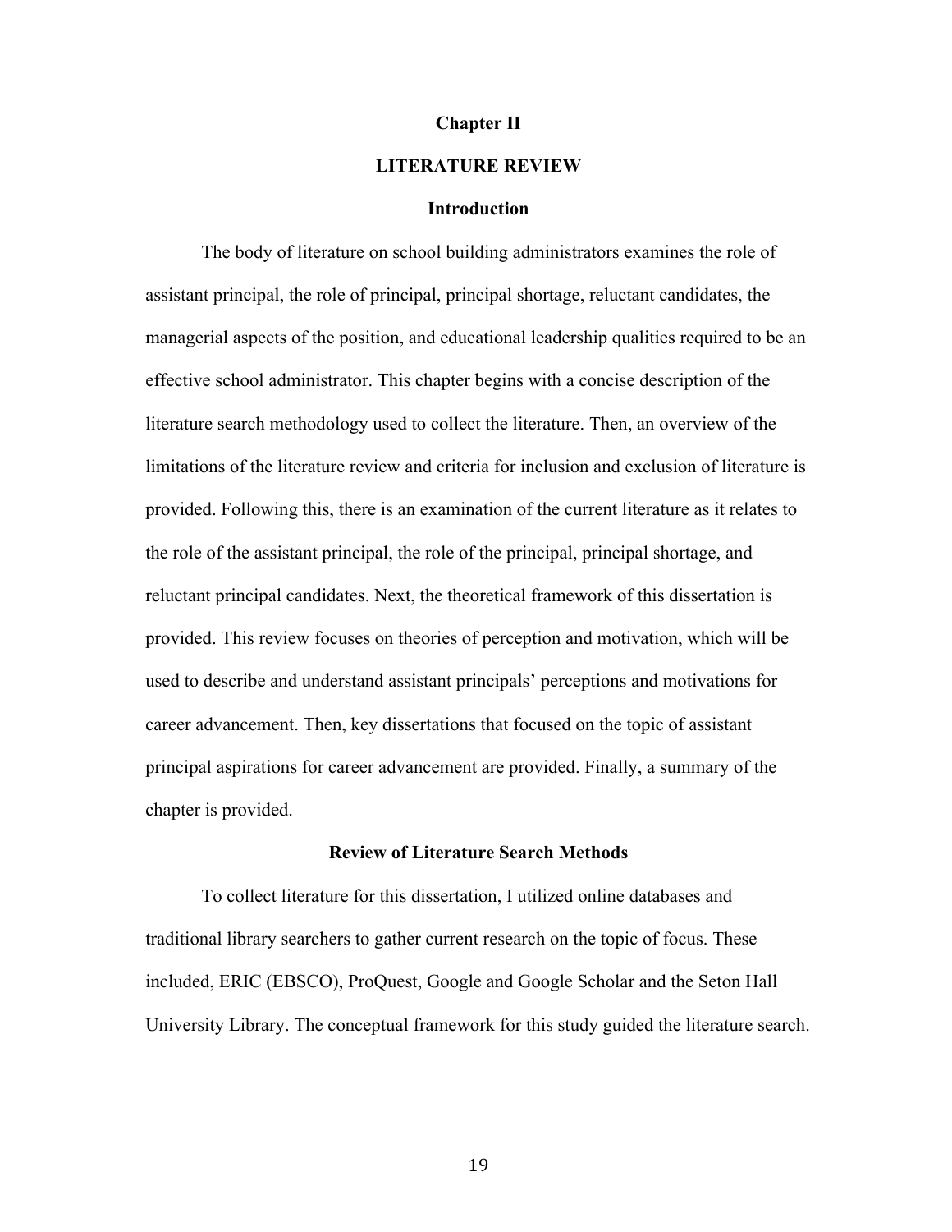# Chapter II

# LITERATURE REVIEW

## Introduction

The body of literature on school building administrators examines the role of assistant principal, the role of principal, principal shortage, reluctant candidates, the managerial aspects of the position, and educational leadership qualities required to be an effective school administrator. This chapter begins with a concise description of the literature search methodology used to collect the literature. Then, an overview of the limitations of the literature review and criteria for inclusion and exclusion of literature is provided. Following this, there is an examination of the current literature as it relates to the role of the assistant principal, the role of the principal, principal shortage, and reluctant principal candidates. Next, the theoretical framework of this dissertation is provided. This review focuses on theories of perception and motivation, which will be used to describe and understand assistant principals' perceptions and motivations for career advancement. Then, key dissertations that focused on the topic of assistant principal aspirations for career advancement are provided. Finally, a summary of the chapter is provided.

## Review of Literature Search Methods

To collect literature for this dissertation, I utilized online databases and traditional library searchers to gather current research on the topic of focus. These included, ERIC (EBSCO), ProQuest, Google and Google Scholar and the Seton Hall University Library. The conceptual framework for this study guided the literature search.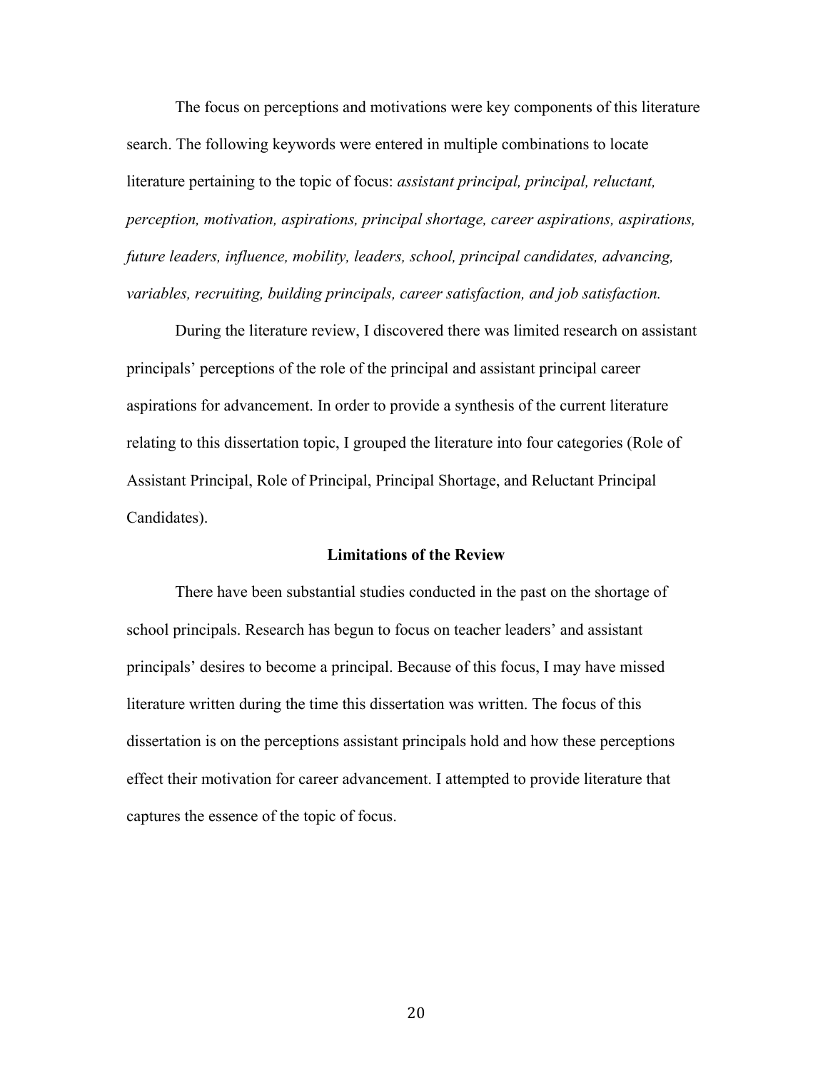The focus on perceptions and motivations were key components of this literature search. The following keywords were entered in multiple combinations to locate literature pertaining to the topic of focus: *assistant principal, principal, reluctant, perception, motivation, aspirations, principal shortage, career aspirations, aspirations, future leaders, influence, mobility, leaders, school, principal candidates, advancing, variables, recruiting, building principals, career satisfaction, and job satisfaction.*

During the literature review, I discovered there was limited research on assistant principals' perceptions of the role of the principal and assistant principal career aspirations for advancement. In order to provide a synthesis of the current literature relating to this dissertation topic, I grouped the literature into four categories (Role of Assistant Principal, Role of Principal, Principal Shortage, and Reluctant Principal Candidates).

## Limitations of the Review

There have been substantial studies conducted in the past on the shortage of school principals. Research has begun to focus on teacher leaders' and assistant principals' desires to become a principal. Because of this focus, I may have missed literature written during the time this dissertation was written. The focus of this dissertation is on the perceptions assistant principals hold and how these perceptions effect their motivation for career advancement. I attempted to provide literature that captures the essence of the topic of focus.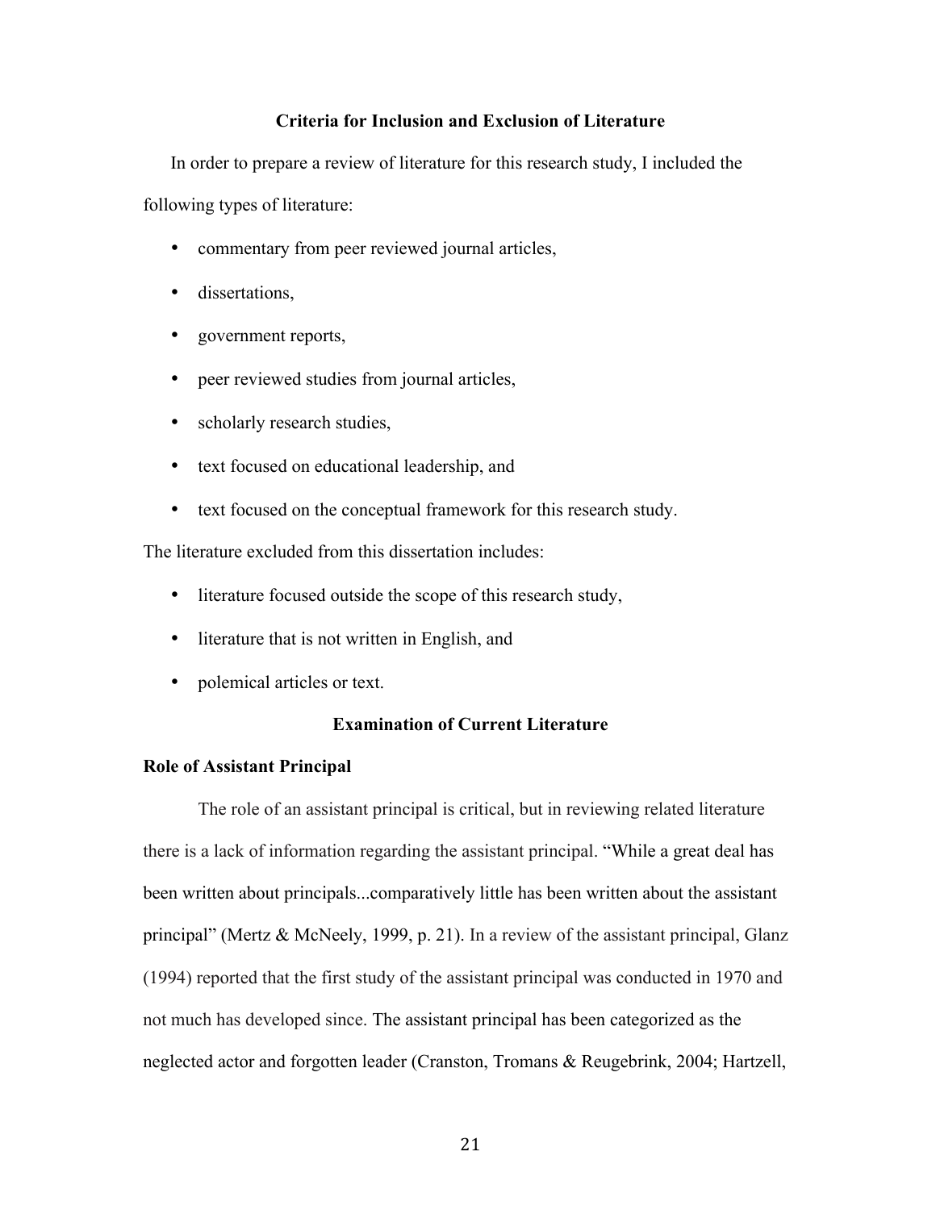## Criteria for Inclusion and Exclusion of Literature

In order to prepare a review of literature for this research study, I included the following types of literature:

- commentary from peer reviewed journal articles,
- dissertations,
- government reports,
- peer reviewed studies from journal articles,
- scholarly research studies,
- text focused on educational leadership, and
- text focused on the conceptual framework for this research study.

The literature excluded from this dissertation includes:

- literature focused outside the scope of this research study,
- literature that is not written in English, and
- polemical articles or text.

## Examination of Current Literature

### Role of Assistant Principal

The role of an assistant principal is critical, but in reviewing related literature there is a lack of information regarding the assistant principal. "While a great deal has been written about principals...comparatively little has been written about the assistant principal" (Mertz & McNeely, 1999, p. 21). In a review of the assistant principal, Glanz (1994) reported that the first study of the assistant principal was conducted in 1970 and not much has developed since. The assistant principal has been categorized as the neglected actor and forgotten leader (Cranston, Tromans & Reugebrink, 2004; Hartzell,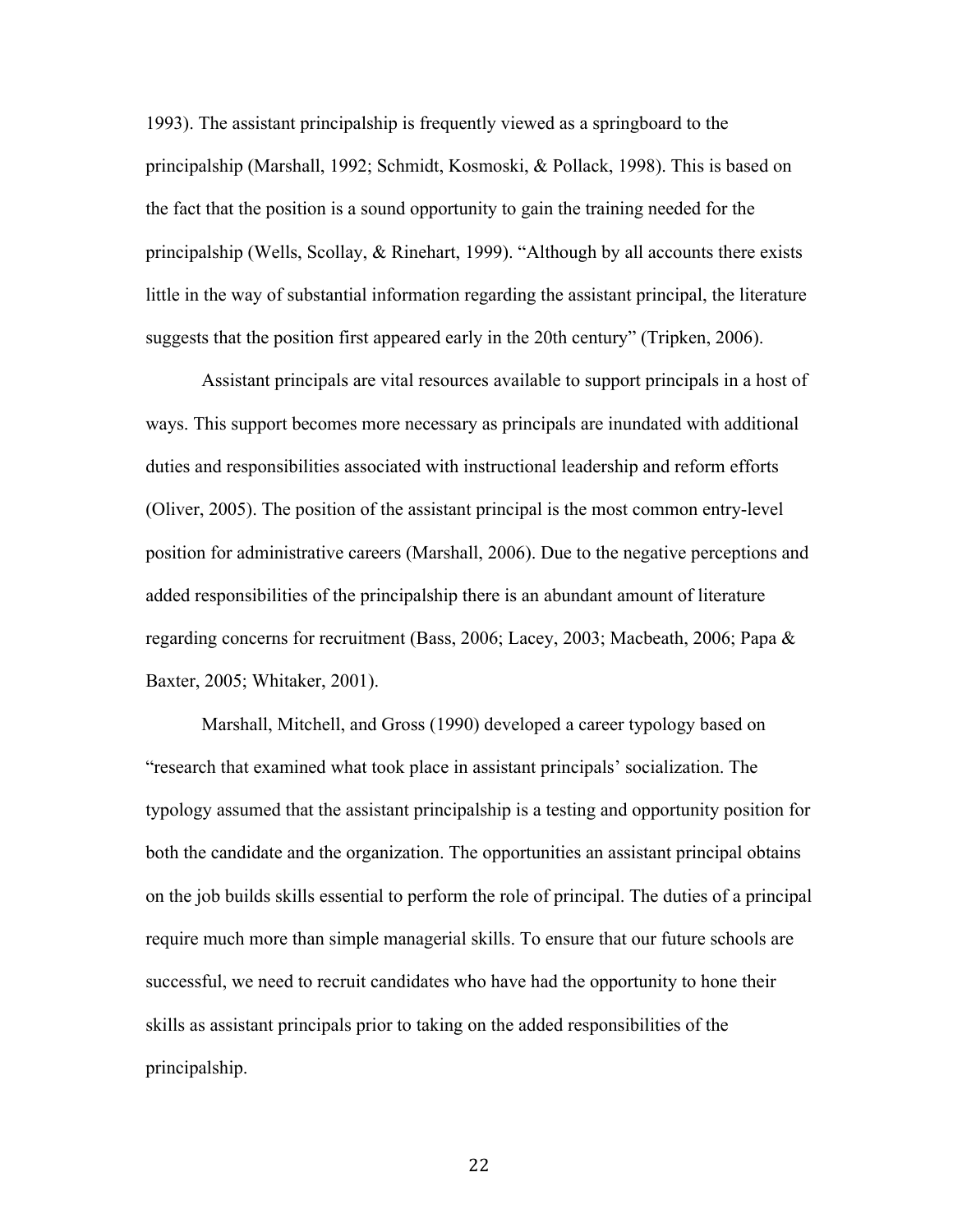1993). The assistant principalship is frequently viewed as a springboard to the principalship (Marshall, 1992; Schmidt, Kosmoski, & Pollack, 1998). This is based on the fact that the position is a sound opportunity to gain the training needed for the principalship (Wells, Scollay, & Rinehart, 1999). "Although by all accounts there exists little in the way of substantial information regarding the assistant principal, the literature suggests that the position first appeared early in the 20th century" (Tripken, 2006).

Assistant principals are vital resources available to support principals in a host of ways. This support becomes more necessary as principals are inundated with additional duties and responsibilities associated with instructional leadership and reform efforts (Oliver, 2005). The position of the assistant principal is the most common entry-level position for administrative careers (Marshall, 2006). Due to the negative perceptions and added responsibilities of the principalship there is an abundant amount of literature regarding concerns for recruitment (Bass, 2006; Lacey, 2003; Macbeath, 2006; Papa & Baxter, 2005; Whitaker, 2001).

Marshall, Mitchell, and Gross (1990) developed a career typology based on "research that examined what took place in assistant principals' socialization. The typology assumed that the assistant principalship is a testing and opportunity position for both the candidate and the organization. The opportunities an assistant principal obtains on the job builds skills essential to perform the role of principal. The duties of a principal require much more than simple managerial skills. To ensure that our future schools are successful, we need to recruit candidates who have had the opportunity to hone their skills as assistant principals prior to taking on the added responsibilities of the principalship.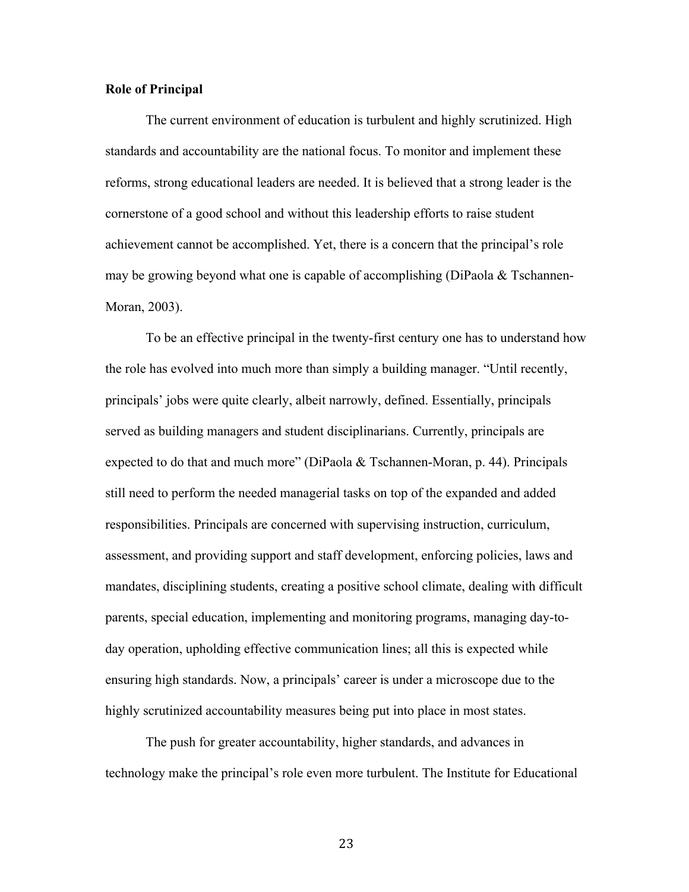**Role of Principal**

The current environment of education is turbulent and highly scrutinized. High standards and accountability are the national focus. To monitor and implement these reforms, strong educational leaders are needed. It is believed that a strong leader is the cornerstone of a good school and without this leadership efforts to raise student achievement cannot be accomplished. Yet, there is a concern that the principal's role may be growing beyond what one is capable of accomplishing (DiPaola & Tschannen-Moran, 2003).

To be an effective principal in the twenty-first century one has to understand how the role has evolved into much more than simply a building manager. "Until recently, principals' jobs were quite clearly, albeit narrowly, defined. Essentially, principals served as building managers and student disciplinarians. Currently, principals are expected to do that and much more" (DiPaola & Tschannen-Moran, p. 44). Principals still need to perform the needed managerial tasks on top of the expanded and added responsibilities. Principals are concerned with supervising instruction, curriculum, assessment, and providing support and staff development, enforcing policies, laws and mandates, disciplining students, creating a positive school climate, dealing with difficult parents, special education, implementing and monitoring programs, managing day-to-day operation, upholding effective communication lines; all this is expected while ensuring high standards. Now, a principals' career is under a microscope due to the highly scrutinized accountability measures being put into place in most states.

The push for greater accountability, higher standards, and advances in technology make the principal's role even more turbulent. The Institute for Educational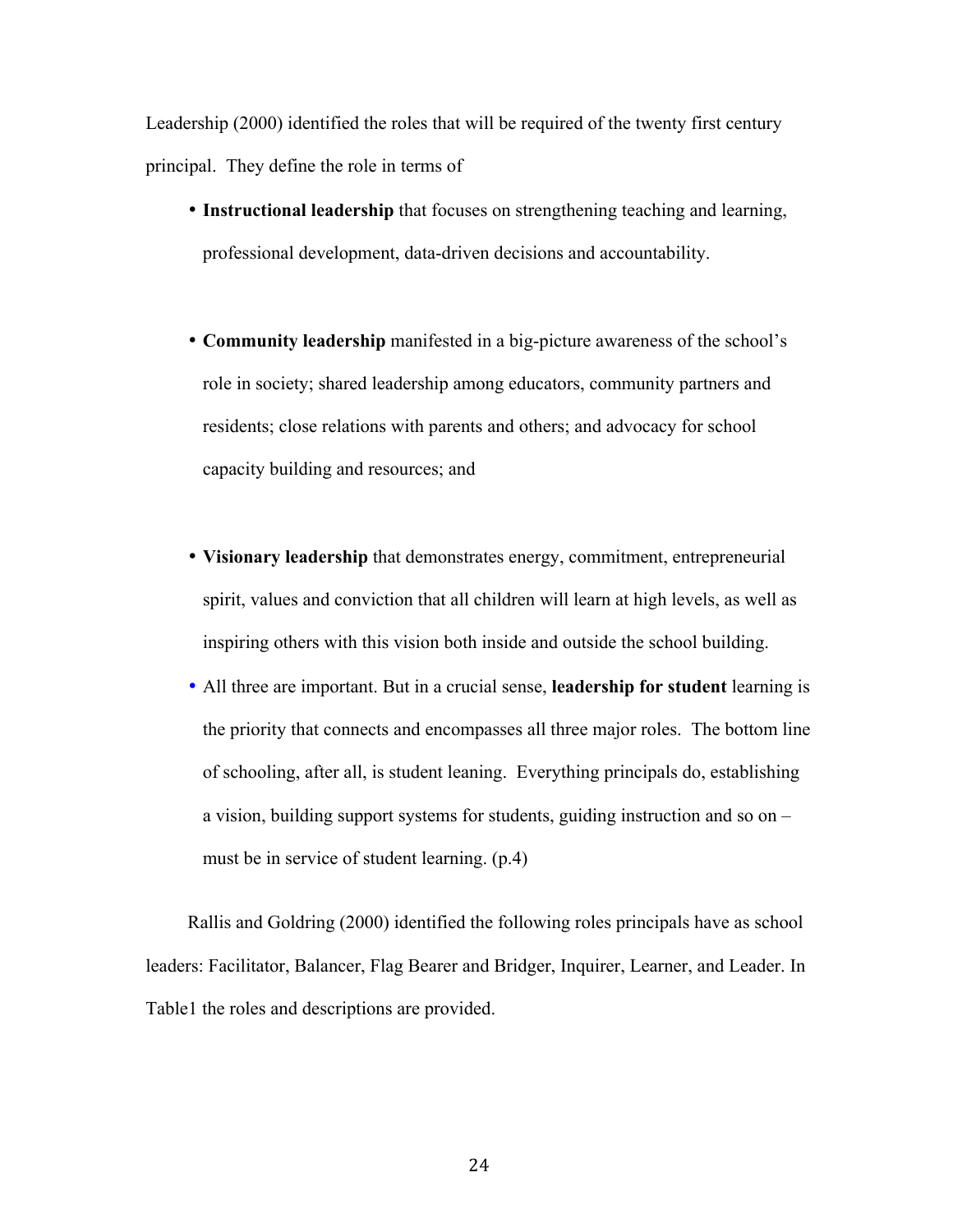Leadership (2000) identified the roles that will be required of the twenty first century principal. They define the role in terms of

- **Instructional leadership** that focuses on strengthening teaching and learning, professional development, data-driven decisions and accountability.

- **Community leadership** manifested in a big-picture awareness of the school's role in society; shared leadership among educators, community partners and residents; close relations with parents and others; and advocacy for school capacity building and resources; and

- **Visionary leadership** that demonstrates energy, commitment, entrepreneurial spirit, values and conviction that all children will learn at high levels, as well as inspiring others with this vision both inside and outside the school building.
- All three are important. But in a crucial sense, **leadership for student** learning is the priority that connects and encompasses all three major roles. The bottom line of schooling, after all, is student leaning. Everything principals do, establishing a vision, building support systems for students, guiding instruction and so on – must be in service of student learning. (p.4)

Rallis and Goldring (2000) identified the following roles principals have as school leaders: Facilitator, Balancer, Flag Bearer and Bridger, Inquirer, Learner, and Leader. In Table1 the roles and descriptions are provided.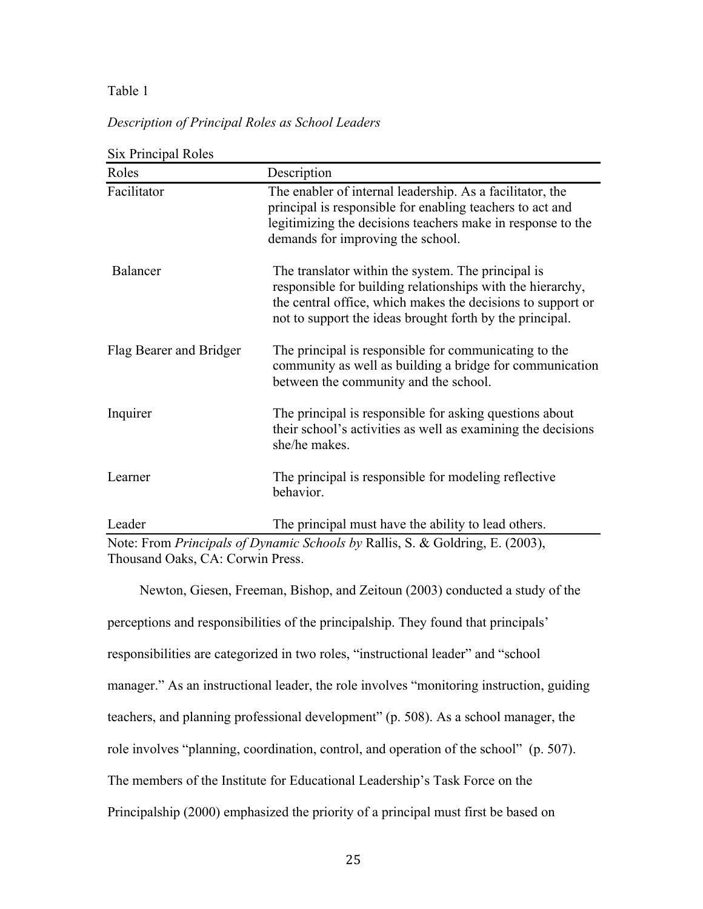Table 1

*Description of Principal Roles as School Leaders*

Six Principal Roles

| Roles | Description |
|---|---|
| Facilitator | The enabler of internal leadership. As a facilitator, the principal is responsible for enabling teachers to act and legitimizing the decisions teachers make in response to the demands for improving the school. |
| Balancer | The translator within the system. The principal is responsible for building relationships with the hierarchy, the central office, which makes the decisions to support or not to support the ideas brought forth by the principal. |
| Flag Bearer and Bridger | The principal is responsible for communicating to the community as well as building a bridge for communication between the community and the school. |
| Inquirer | The principal is responsible for asking questions about their school's activities as well as examining the decisions she/he makes. |
| Learner | The principal is responsible for modeling reflective behavior. |
| Leader | The principal must have the ability to lead others. |

Note: From *Principals of Dynamic Schools by* Rallis, S. & Goldring, E. (2003), Thousand Oaks, CA: Corwin Press.

Newton, Giesen, Freeman, Bishop, and Zeitoun (2003) conducted a study of the perceptions and responsibilities of the principalship. They found that principals' responsibilities are categorized in two roles, "instructional leader" and "school manager." As an instructional leader, the role involves "monitoring instruction, guiding teachers, and planning professional development" (p. 508). As a school manager, the role involves "planning, coordination, control, and operation of the school" (p. 507). The members of the Institute for Educational Leadership's Task Force on the Principalship (2000) emphasized the priority of a principal must first be based on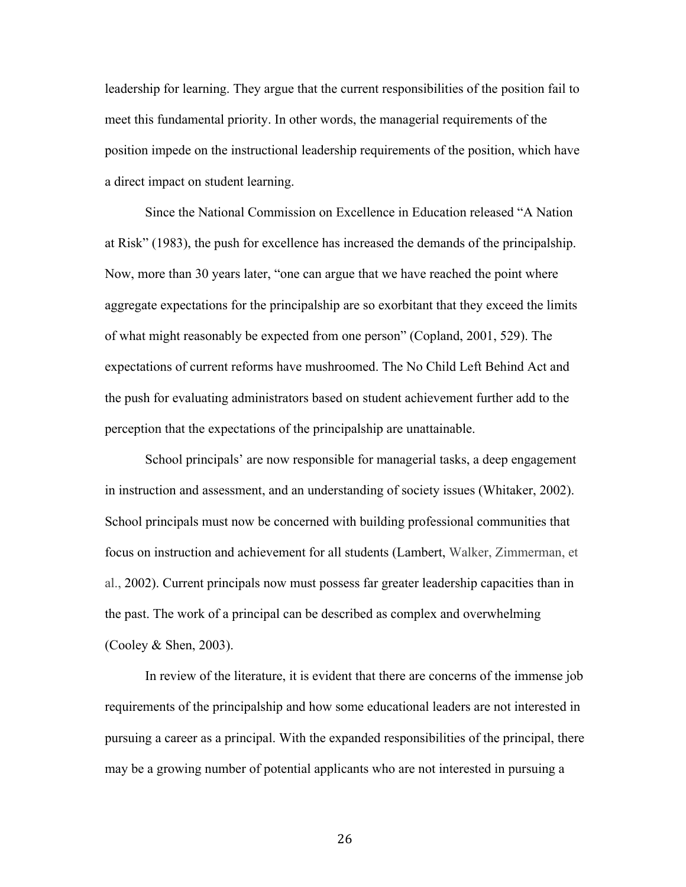leadership for learning. They argue that the current responsibilities of the position fail to meet this fundamental priority. In other words, the managerial requirements of the position impede on the instructional leadership requirements of the position, which have a direct impact on student learning.

Since the National Commission on Excellence in Education released "A Nation at Risk" (1983), the push for excellence has increased the demands of the principalship. Now, more than 30 years later, "one can argue that we have reached the point where aggregate expectations for the principalship are so exorbitant that they exceed the limits of what might reasonably be expected from one person" (Copland, 2001, 529). The expectations of current reforms have mushroomed. The No Child Left Behind Act and the push for evaluating administrators based on student achievement further add to the perception that the expectations of the principalship are unattainable.

School principals' are now responsible for managerial tasks, a deep engagement in instruction and assessment, and an understanding of society issues (Whitaker, 2002). School principals must now be concerned with building professional communities that focus on instruction and achievement for all students (Lambert, Walker, Zimmerman, et al., 2002). Current principals now must possess far greater leadership capacities than in the past. The work of a principal can be described as complex and overwhelming (Cooley & Shen, 2003).

In review of the literature, it is evident that there are concerns of the immense job requirements of the principalship and how some educational leaders are not interested in pursuing a career as a principal. With the expanded responsibilities of the principal, there may be a growing number of potential applicants who are not interested in pursuing a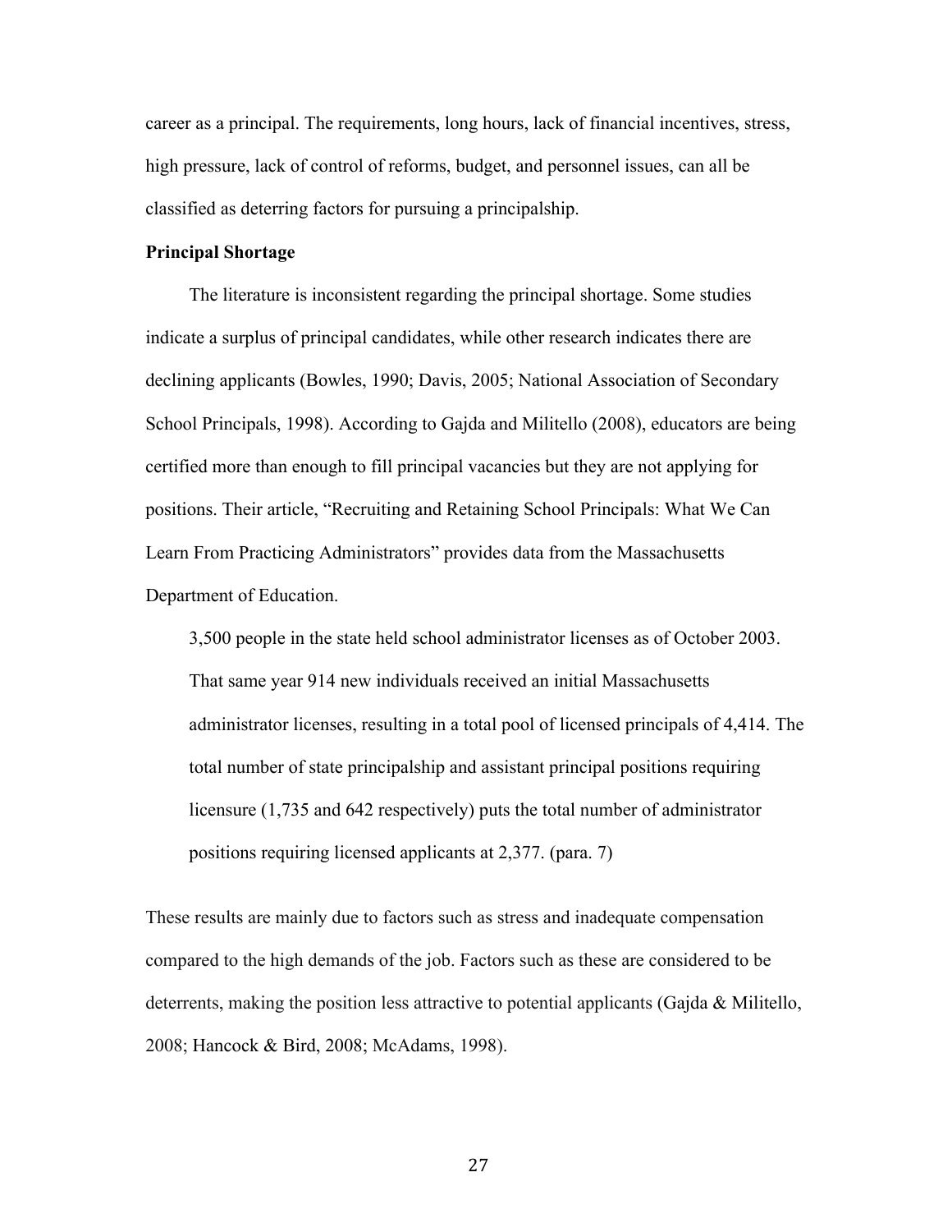career as a principal. The requirements, long hours, lack of financial incentives, stress, high pressure, lack of control of reforms, budget, and personnel issues, can all be classified as deterring factors for pursuing a principalship.

**Principal Shortage**

The literature is inconsistent regarding the principal shortage. Some studies indicate a surplus of principal candidates, while other research indicates there are declining applicants (Bowles, 1990; Davis, 2005; National Association of Secondary School Principals, 1998). According to Gajda and Militello (2008), educators are being certified more than enough to fill principal vacancies but they are not applying for positions. Their article, "Recruiting and Retaining School Principals: What We Can Learn From Practicing Administrators" provides data from the Massachusetts Department of Education.

> 3,500 people in the state held school administrator licenses as of October 2003. That same year 914 new individuals received an initial Massachusetts administrator licenses, resulting in a total pool of licensed principals of 4,414. The total number of state principalship and assistant principal positions requiring licensure (1,735 and 642 respectively) puts the total number of administrator positions requiring licensed applicants at 2,377. (para. 7)

These results are mainly due to factors such as stress and inadequate compensation compared to the high demands of the job. Factors such as these are considered to be deterrents, making the position less attractive to potential applicants (Gajda & Militello, 2008; Hancock & Bird, 2008; McAdams, 1998).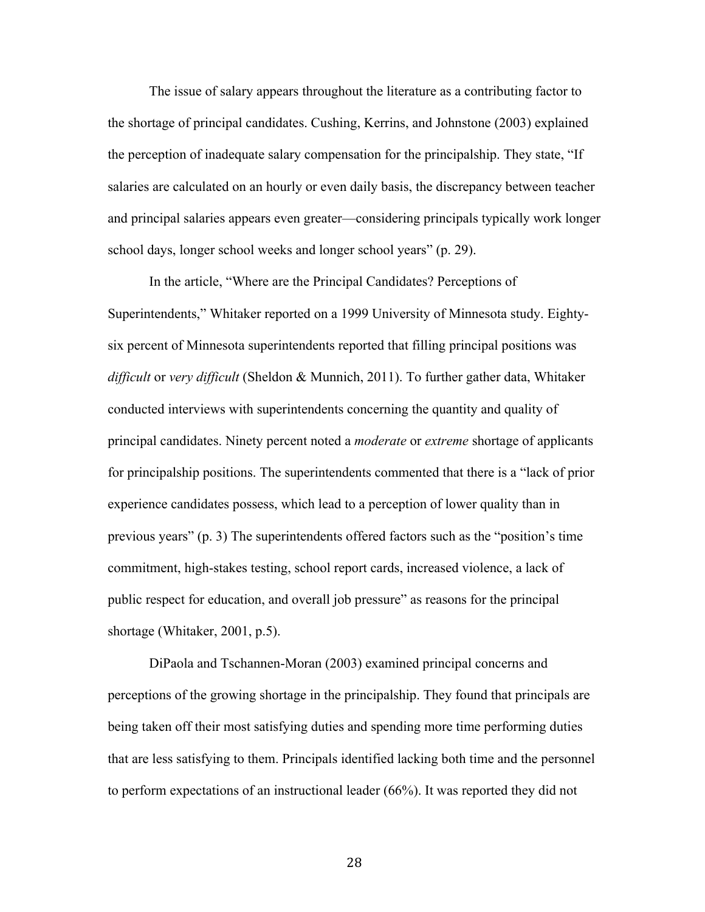The issue of salary appears throughout the literature as a contributing factor to the shortage of principal candidates. Cushing, Kerrins, and Johnstone (2003) explained the perception of inadequate salary compensation for the principalship. They state, "If salaries are calculated on an hourly or even daily basis, the discrepancy between teacher and principal salaries appears even greater—considering principals typically work longer school days, longer school weeks and longer school years" (p. 29).

In the article, "Where are the Principal Candidates? Perceptions of Superintendents," Whitaker reported on a 1999 University of Minnesota study. Eighty-six percent of Minnesota superintendents reported that filling principal positions was *difficult* or *very difficult* (Sheldon & Munnich, 2011). To further gather data, Whitaker conducted interviews with superintendents concerning the quantity and quality of principal candidates. Ninety percent noted a *moderate* or *extreme* shortage of applicants for principalship positions. The superintendents commented that there is a "lack of prior experience candidates possess, which lead to a perception of lower quality than in previous years" (p. 3) The superintendents offered factors such as the "position's time commitment, high-stakes testing, school report cards, increased violence, a lack of public respect for education, and overall job pressure" as reasons for the principal shortage (Whitaker, 2001, p.5).

DiPaola and Tschannen-Moran (2003) examined principal concerns and perceptions of the growing shortage in the principalship. They found that principals are being taken off their most satisfying duties and spending more time performing duties that are less satisfying to them. Principals identified lacking both time and the personnel to perform expectations of an instructional leader (66%). It was reported they did not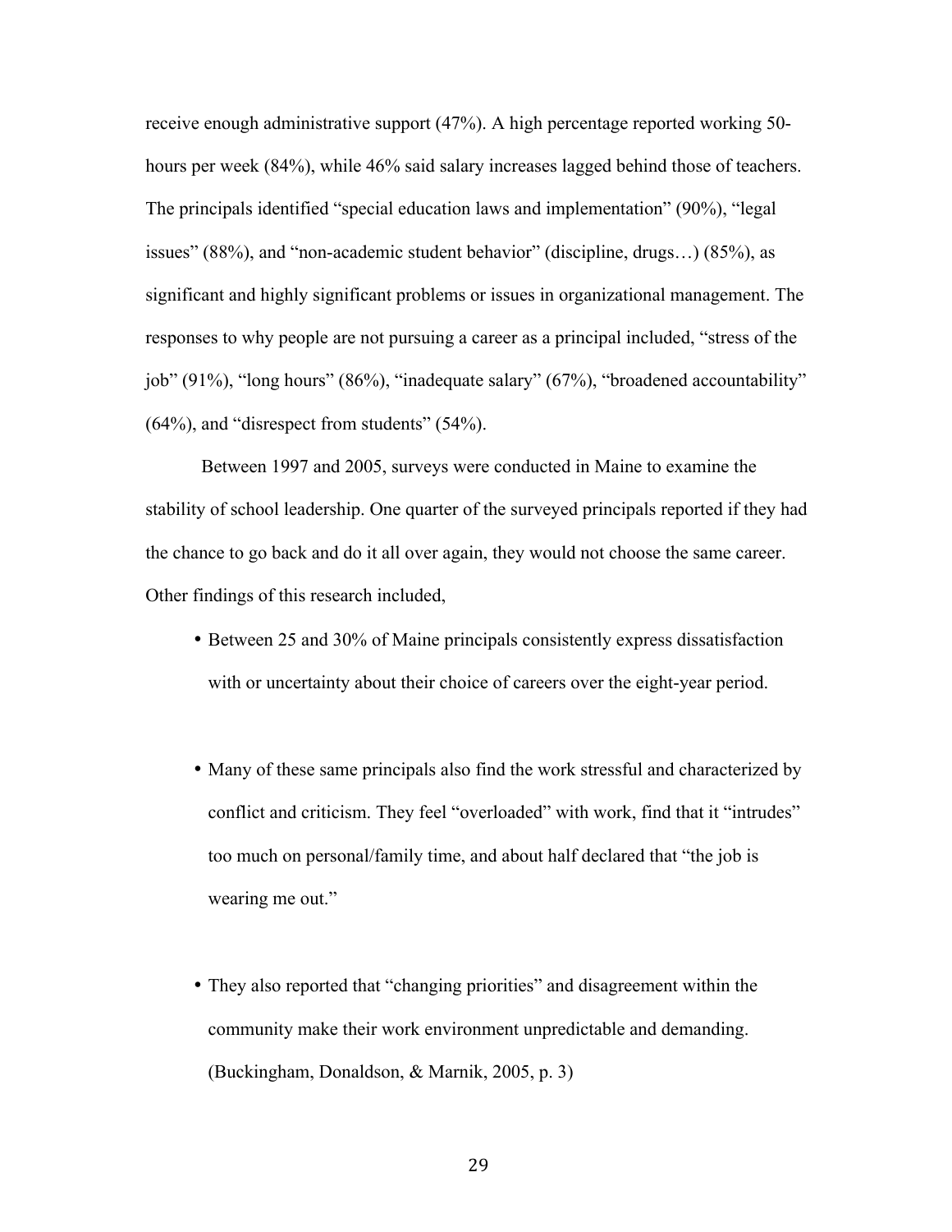receive enough administrative support (47%). A high percentage reported working 50-hours per week (84%), while 46% said salary increases lagged behind those of teachers. The principals identified “special education laws and implementation” (90%), “legal issues” (88%), and “non-academic student behavior” (discipline, drugs…) (85%), as significant and highly significant problems or issues in organizational management. The responses to why people are not pursuing a career as a principal included, “stress of the job” (91%), “long hours” (86%), “inadequate salary” (67%), “broadened accountability” (64%), and “disrespect from students” (54%).

Between 1997 and 2005, surveys were conducted in Maine to examine the stability of school leadership. One quarter of the surveyed principals reported if they had the chance to go back and do it all over again, they would not choose the same career. Other findings of this research included,

- Between 25 and 30% of Maine principals consistently express dissatisfaction with or uncertainty about their choice of careers over the eight-year period.

- Many of these same principals also find the work stressful and characterized by conflict and criticism. They feel “overloaded” with work, find that it “intrudes” too much on personal/family time, and about half declared that “the job is wearing me out.”

- They also reported that “changing priorities” and disagreement within the community make their work environment unpredictable and demanding. (Buckingham, Donaldson, & Marnik, 2005, p. 3)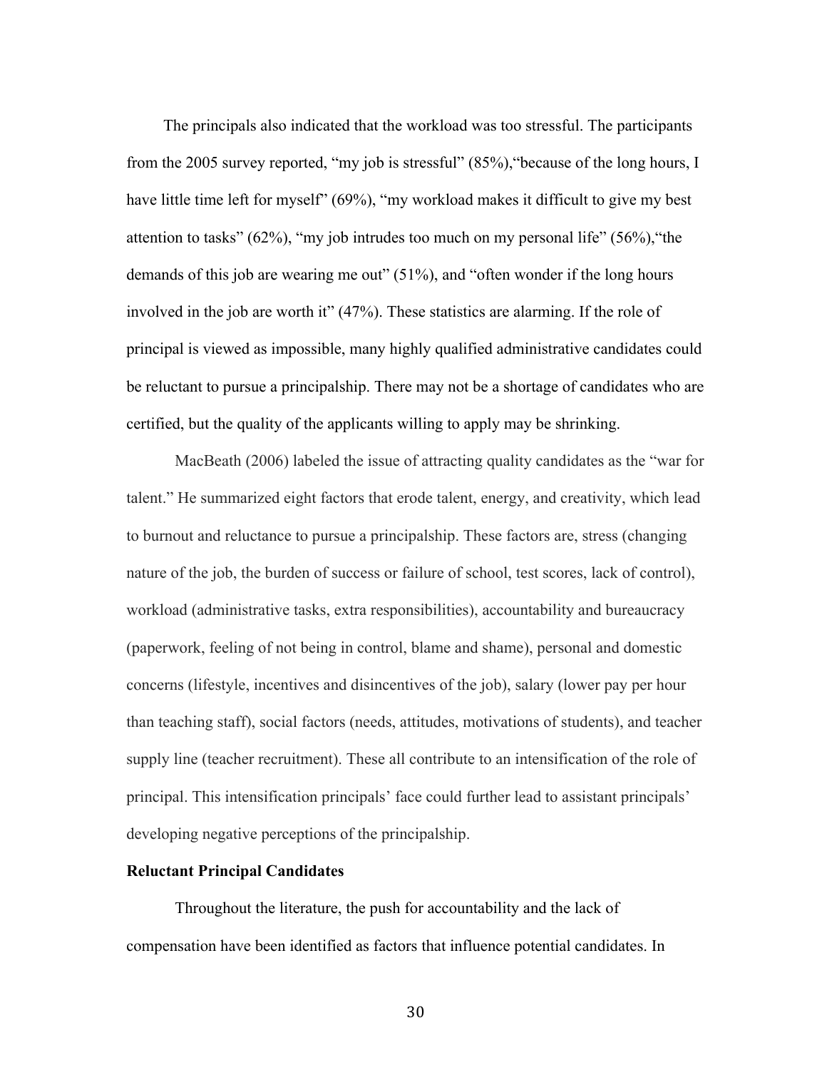The principals also indicated that the workload was too stressful. The participants from the 2005 survey reported, “my job is stressful” (85%),“because of the long hours, I have little time left for myself” (69%), “my workload makes it difficult to give my best attention to tasks” (62%), “my job intrudes too much on my personal life” (56%),“the demands of this job are wearing me out” (51%), and “often wonder if the long hours involved in the job are worth it” (47%). These statistics are alarming. If the role of principal is viewed as impossible, many highly qualified administrative candidates could be reluctant to pursue a principalship. There may not be a shortage of candidates who are certified, but the quality of the applicants willing to apply may be shrinking.

MacBeath (2006) labeled the issue of attracting quality candidates as the “war for talent.” He summarized eight factors that erode talent, energy, and creativity, which lead to burnout and reluctance to pursue a principalship. These factors are, stress (changing nature of the job, the burden of success or failure of school, test scores, lack of control), workload (administrative tasks, extra responsibilities), accountability and bureaucracy (paperwork, feeling of not being in control, blame and shame), personal and domestic concerns (lifestyle, incentives and disincentives of the job), salary (lower pay per hour than teaching staff), social factors (needs, attitudes, motivations of students), and teacher supply line (teacher recruitment). These all contribute to an intensification of the role of principal. This intensification principals’ face could further lead to assistant principals’ developing negative perceptions of the principalship.

**Reluctant Principal Candidates**

Throughout the literature, the push for accountability and the lack of compensation have been identified as factors that influence potential candidates. In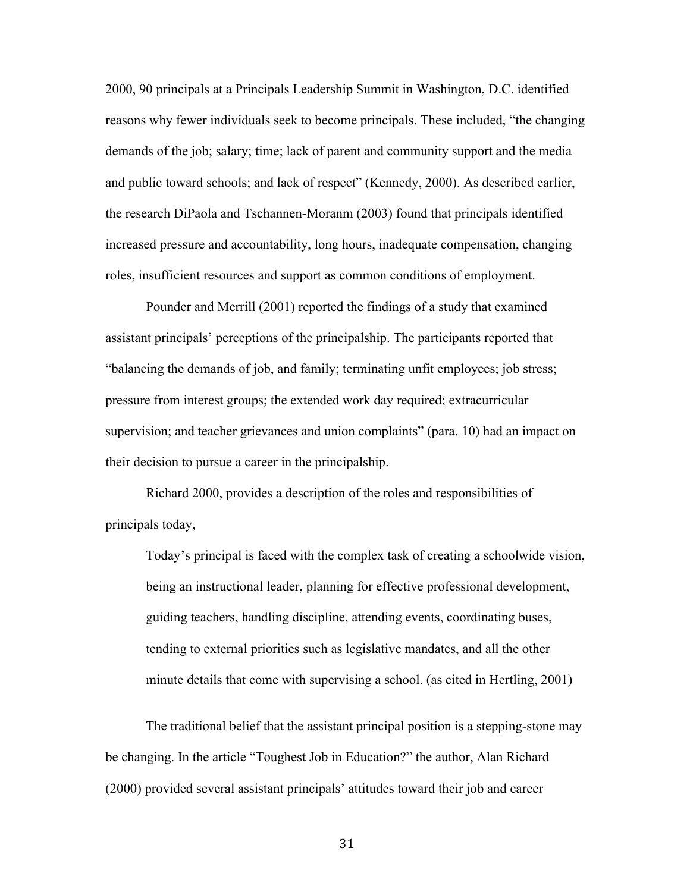2000, 90 principals at a Principals Leadership Summit in Washington, D.C. identified reasons why fewer individuals seek to become principals. These included, “the changing demands of the job; salary; time; lack of parent and community support and the media and public toward schools; and lack of respect” (Kennedy, 2000). As described earlier, the research DiPaola and Tschannen-Moranm (2003) found that principals identified increased pressure and accountability, long hours, inadequate compensation, changing roles, insufficient resources and support as common conditions of employment.

Pounder and Merrill (2001) reported the findings of a study that examined assistant principals’ perceptions of the principalship. The participants reported that “balancing the demands of job, and family; terminating unfit employees; job stress; pressure from interest groups; the extended work day required; extracurricular supervision; and teacher grievances and union complaints” (para. 10) had an impact on their decision to pursue a career in the principalship.

Richard 2000, provides a description of the roles and responsibilities of principals today,

> Today’s principal is faced with the complex task of creating a schoolwide vision, being an instructional leader, planning for effective professional development, guiding teachers, handling discipline, attending events, coordinating buses, tending to external priorities such as legislative mandates, and all the other minute details that come with supervising a school. (as cited in Hertling, 2001)

The traditional belief that the assistant principal position is a stepping-stone may be changing. In the article “Toughest Job in Education?” the author, Alan Richard (2000) provided several assistant principals’ attitudes toward their job and career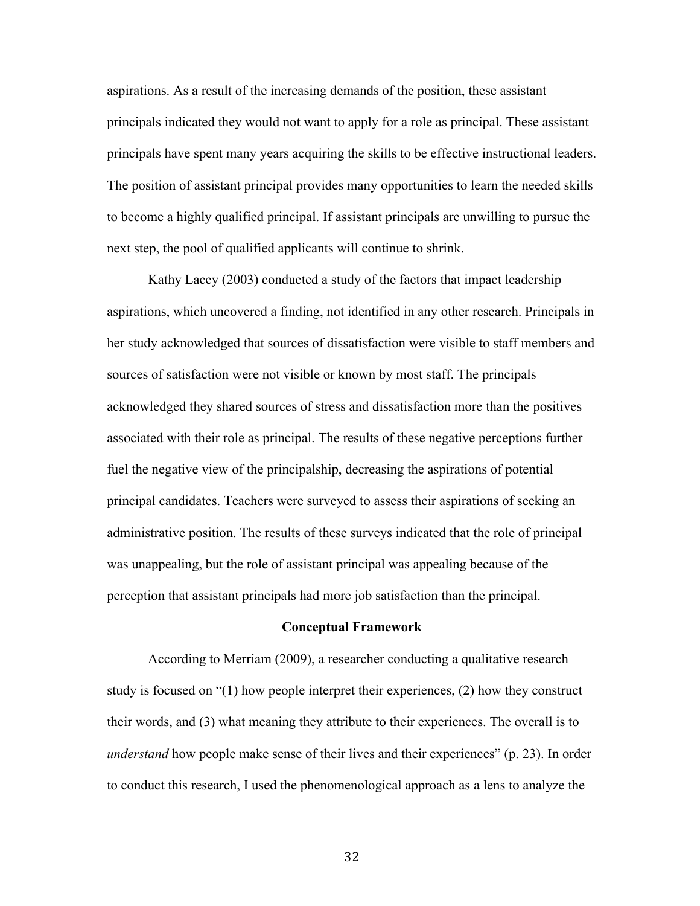aspirations. As a result of the increasing demands of the position, these assistant principals indicated they would not want to apply for a role as principal. These assistant principals have spent many years acquiring the skills to be effective instructional leaders. The position of assistant principal provides many opportunities to learn the needed skills to become a highly qualified principal. If assistant principals are unwilling to pursue the next step, the pool of qualified applicants will continue to shrink.

Kathy Lacey (2003) conducted a study of the factors that impact leadership aspirations, which uncovered a finding, not identified in any other research. Principals in her study acknowledged that sources of dissatisfaction were visible to staff members and sources of satisfaction were not visible or known by most staff. The principals acknowledged they shared sources of stress and dissatisfaction more than the positives associated with their role as principal. The results of these negative perceptions further fuel the negative view of the principalship, decreasing the aspirations of potential principal candidates. Teachers were surveyed to assess their aspirations of seeking an administrative position. The results of these surveys indicated that the role of principal was unappealing, but the role of assistant principal was appealing because of the perception that assistant principals had more job satisfaction than the principal.

## Conceptual Framework

According to Merriam (2009), a researcher conducting a qualitative research study is focused on "(1) how people interpret their experiences, (2) how they construct their words, and (3) what meaning they attribute to their experiences. The overall is to *understand* how people make sense of their lives and their experiences" (p. 23). In order to conduct this research, I used the phenomenological approach as a lens to analyze the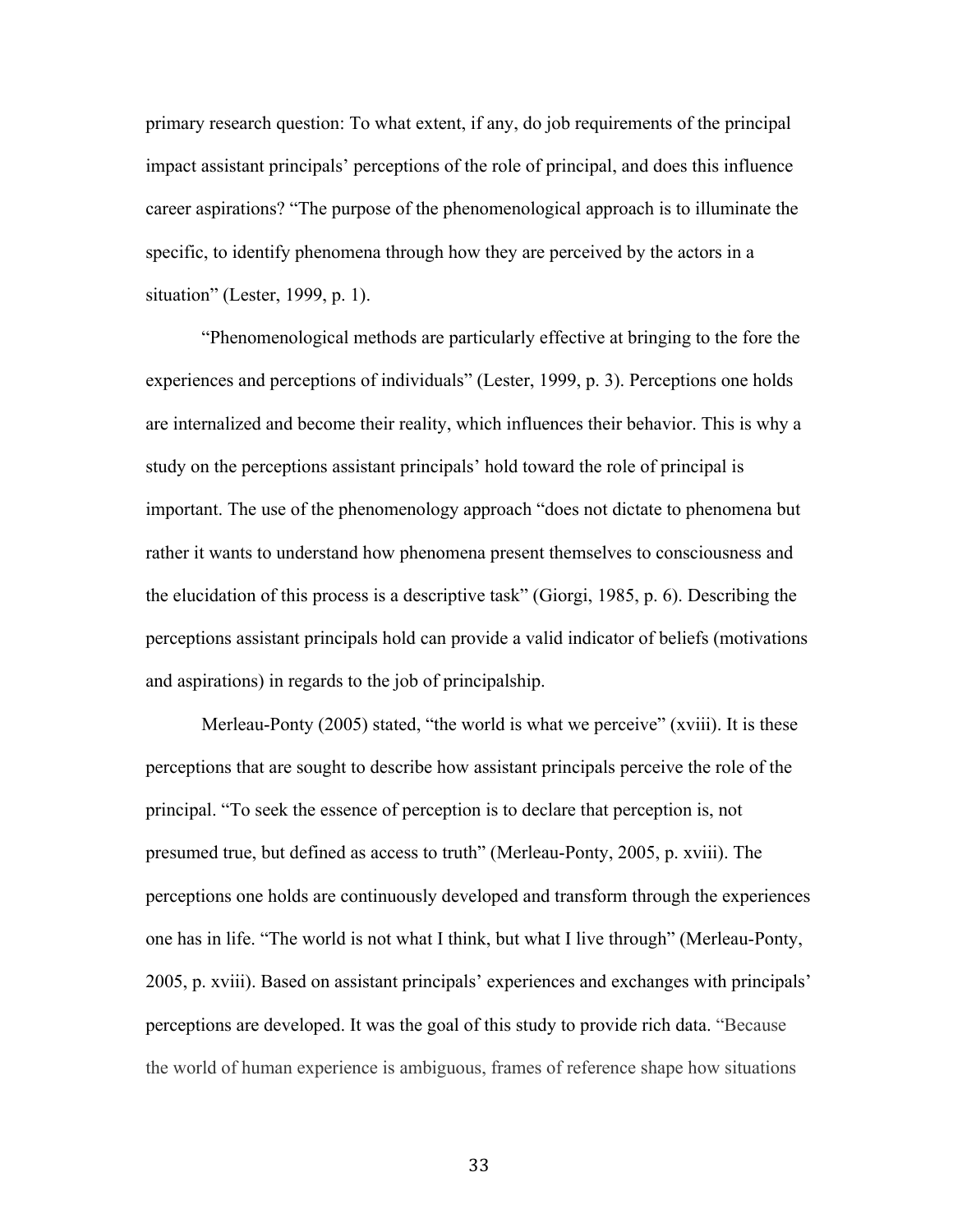primary research question: To what extent, if any, do job requirements of the principal impact assistant principals' perceptions of the role of principal, and does this influence career aspirations? "The purpose of the phenomenological approach is to illuminate the specific, to identify phenomena through how they are perceived by the actors in a situation" (Lester, 1999, p. 1).

"Phenomenological methods are particularly effective at bringing to the fore the experiences and perceptions of individuals" (Lester, 1999, p. 3). Perceptions one holds are internalized and become their reality, which influences their behavior. This is why a study on the perceptions assistant principals' hold toward the role of principal is important. The use of the phenomenology approach "does not dictate to phenomena but rather it wants to understand how phenomena present themselves to consciousness and the elucidation of this process is a descriptive task" (Giorgi, 1985, p. 6). Describing the perceptions assistant principals hold can provide a valid indicator of beliefs (motivations and aspirations) in regards to the job of principalship.

Merleau-Ponty (2005) stated, "the world is what we perceive" (xviii). It is these perceptions that are sought to describe how assistant principals perceive the role of the principal. "To seek the essence of perception is to declare that perception is, not presumed true, but defined as access to truth" (Merleau-Ponty, 2005, p. xviii). The perceptions one holds are continuously developed and transform through the experiences one has in life. "The world is not what I think, but what I live through" (Merleau-Ponty, 2005, p. xviii). Based on assistant principals' experiences and exchanges with principals' perceptions are developed. It was the goal of this study to provide rich data. "Because the world of human experience is ambiguous, frames of reference shape how situations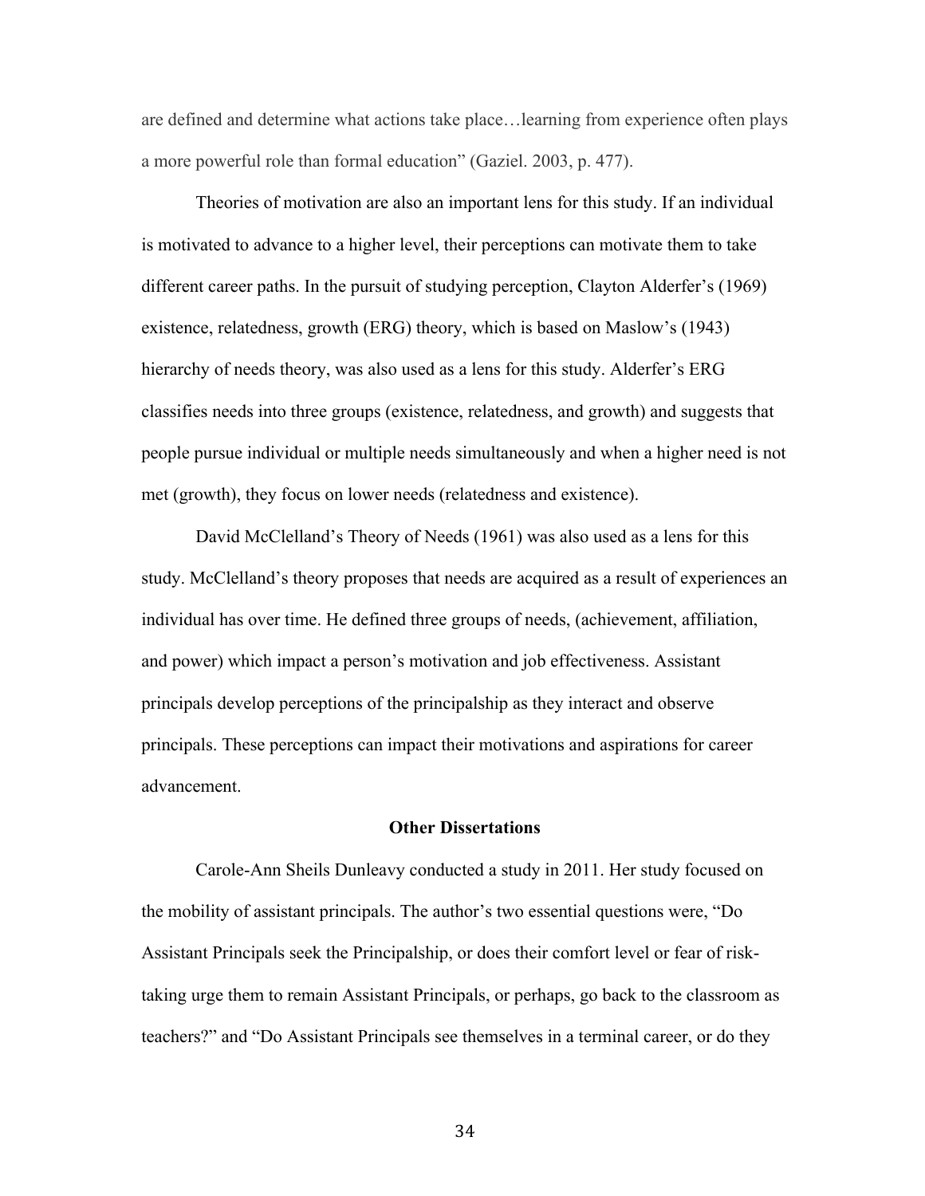are defined and determine what actions take place…learning from experience often plays a more powerful role than formal education" (Gaziel. 2003, p. 477).

Theories of motivation are also an important lens for this study. If an individual is motivated to advance to a higher level, their perceptions can motivate them to take different career paths. In the pursuit of studying perception, Clayton Alderfer's (1969) existence, relatedness, growth (ERG) theory, which is based on Maslow's (1943) hierarchy of needs theory, was also used as a lens for this study. Alderfer's ERG classifies needs into three groups (existence, relatedness, and growth) and suggests that people pursue individual or multiple needs simultaneously and when a higher need is not met (growth), they focus on lower needs (relatedness and existence).

David McClelland's Theory of Needs (1961) was also used as a lens for this study. McClelland's theory proposes that needs are acquired as a result of experiences an individual has over time. He defined three groups of needs, (achievement, affiliation, and power) which impact a person's motivation and job effectiveness. Assistant principals develop perceptions of the principalship as they interact and observe principals. These perceptions can impact their motivations and aspirations for career advancement.

### Other Dissertations

Carole-Ann Sheils Dunleavy conducted a study in 2011. Her study focused on the mobility of assistant principals. The author's two essential questions were, "Do Assistant Principals seek the Principalship, or does their comfort level or fear of risk-taking urge them to remain Assistant Principals, or perhaps, go back to the classroom as teachers?" and "Do Assistant Principals see themselves in a terminal career, or do they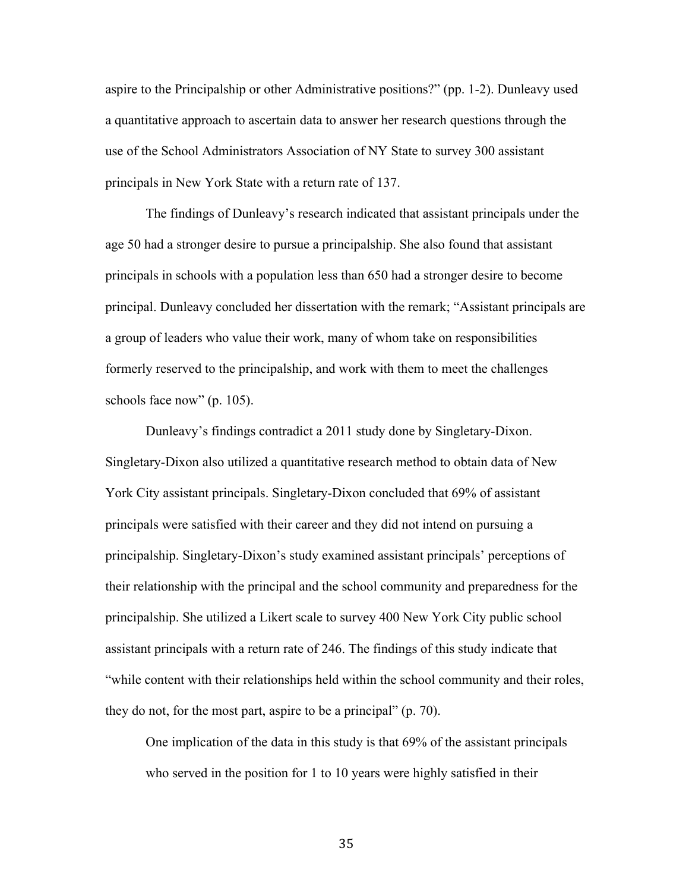aspire to the Principalship or other Administrative positions?" (pp. 1-2). Dunleavy used a quantitative approach to ascertain data to answer her research questions through the use of the School Administrators Association of NY State to survey 300 assistant principals in New York State with a return rate of 137.

The findings of Dunleavy's research indicated that assistant principals under the age 50 had a stronger desire to pursue a principalship. She also found that assistant principals in schools with a population less than 650 had a stronger desire to become principal. Dunleavy concluded her dissertation with the remark; "Assistant principals are a group of leaders who value their work, many of whom take on responsibilities formerly reserved to the principalship, and work with them to meet the challenges schools face now" (p. 105).

Dunleavy's findings contradict a 2011 study done by Singletary-Dixon. Singletary-Dixon also utilized a quantitative research method to obtain data of New York City assistant principals. Singletary-Dixon concluded that 69% of assistant principals were satisfied with their career and they did not intend on pursuing a principalship. Singletary-Dixon's study examined assistant principals' perceptions of their relationship with the principal and the school community and preparedness for the principalship. She utilized a Likert scale to survey 400 New York City public school assistant principals with a return rate of 246. The findings of this study indicate that "while content with their relationships held within the school community and their roles, they do not, for the most part, aspire to be a principal" (p. 70).

> One implication of the data in this study is that 69% of the assistant principals who served in the position for 1 to 10 years were highly satisfied in their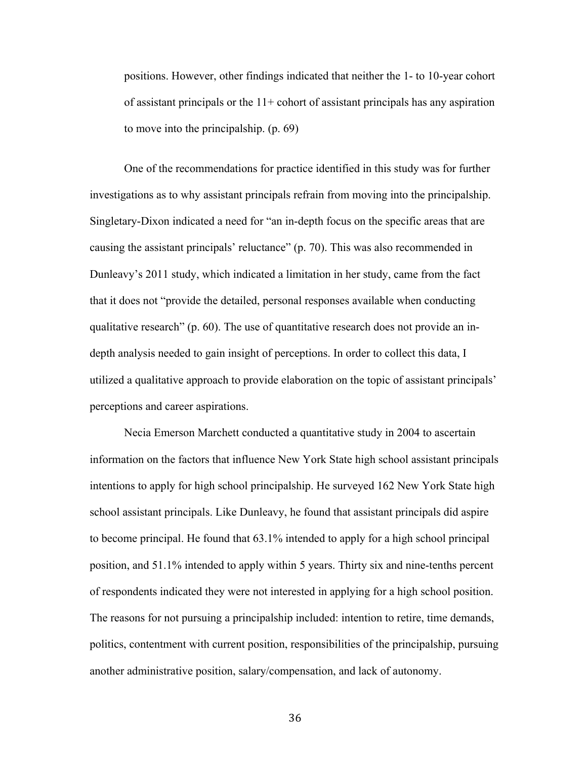> positions. However, other findings indicated that neither the 1- to 10-year cohort of assistant principals or the 11+ cohort of assistant principals has any aspiration to move into the principalship. (p. 69)

One of the recommendations for practice identified in this study was for further investigations as to why assistant principals refrain from moving into the principalship. Singletary-Dixon indicated a need for "an in-depth focus on the specific areas that are causing the assistant principals' reluctance" (p. 70). This was also recommended in Dunleavy's 2011 study, which indicated a limitation in her study, came from the fact that it does not "provide the detailed, personal responses available when conducting qualitative research" (p. 60). The use of quantitative research does not provide an in-depth analysis needed to gain insight of perceptions. In order to collect this data, I utilized a qualitative approach to provide elaboration on the topic of assistant principals' perceptions and career aspirations.

Necia Emerson Marchett conducted a quantitative study in 2004 to ascertain information on the factors that influence New York State high school assistant principals intentions to apply for high school principalship. He surveyed 162 New York State high school assistant principals. Like Dunleavy, he found that assistant principals did aspire to become principal. He found that 63.1% intended to apply for a high school principal position, and 51.1% intended to apply within 5 years. Thirty six and nine-tenths percent of respondents indicated they were not interested in applying for a high school position. The reasons for not pursuing a principalship included: intention to retire, time demands, politics, contentment with current position, responsibilities of the principalship, pursuing another administrative position, salary/compensation, and lack of autonomy.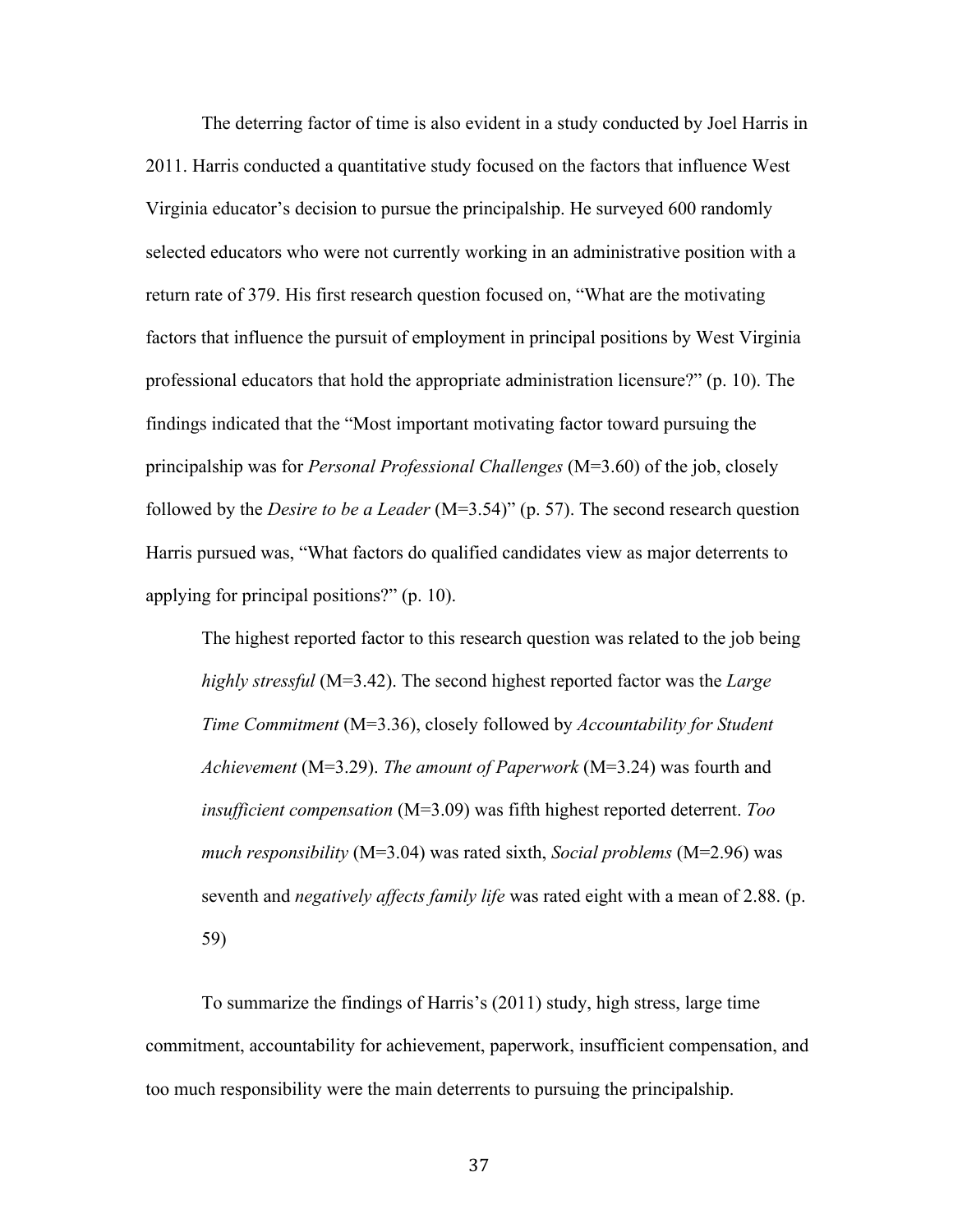The deterring factor of time is also evident in a study conducted by Joel Harris in 2011. Harris conducted a quantitative study focused on the factors that influence West Virginia educator's decision to pursue the principalship. He surveyed 600 randomly selected educators who were not currently working in an administrative position with a return rate of 379. His first research question focused on, "What are the motivating factors that influence the pursuit of employment in principal positions by West Virginia professional educators that hold the appropriate administration licensure?" (p. 10). The findings indicated that the "Most important motivating factor toward pursuing the principalship was for *Personal Professional Challenges* (M=3.60) of the job, closely followed by the *Desire to be a Leader* (M=3.54)" (p. 57). The second research question Harris pursued was, "What factors do qualified candidates view as major deterrents to applying for principal positions?" (p. 10).

> The highest reported factor to this research question was related to the job being *highly stressful* (M=3.42). The second highest reported factor was the *Large Time Commitment* (M=3.36), closely followed by *Accountability for Student Achievement* (M=3.29). *The amount of Paperwork* (M=3.24) was fourth and *insufficient compensation* (M=3.09) was fifth highest reported deterrent. *Too much responsibility* (M=3.04) was rated sixth, *Social problems* (M=2.96) was seventh and *negatively affects family life* was rated eight with a mean of 2.88. (p. 59)

To summarize the findings of Harris's (2011) study, high stress, large time commitment, accountability for achievement, paperwork, insufficient compensation, and too much responsibility were the main deterrents to pursuing the principalship.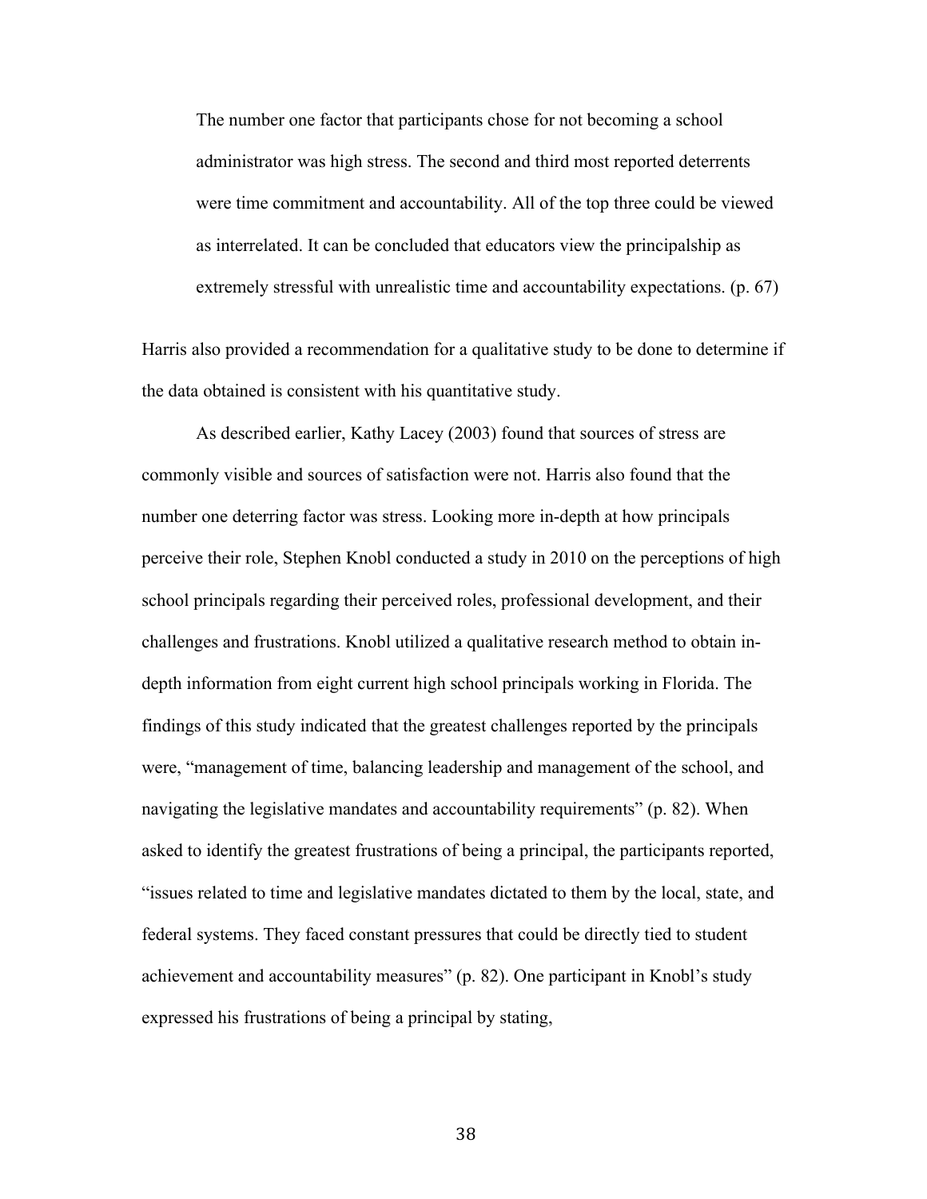> The number one factor that participants chose for not becoming a school administrator was high stress. The second and third most reported deterrents were time commitment and accountability. All of the top three could be viewed as interrelated. It can be concluded that educators view the principalship as extremely stressful with unrealistic time and accountability expectations. (p. 67)

Harris also provided a recommendation for a qualitative study to be done to determine if the data obtained is consistent with his quantitative study.

As described earlier, Kathy Lacey (2003) found that sources of stress are commonly visible and sources of satisfaction were not. Harris also found that the number one deterring factor was stress. Looking more in-depth at how principals perceive their role, Stephen Knobl conducted a study in 2010 on the perceptions of high school principals regarding their perceived roles, professional development, and their challenges and frustrations. Knobl utilized a qualitative research method to obtain in-depth information from eight current high school principals working in Florida. The findings of this study indicated that the greatest challenges reported by the principals were, "management of time, balancing leadership and management of the school, and navigating the legislative mandates and accountability requirements" (p. 82). When asked to identify the greatest frustrations of being a principal, the participants reported, "issues related to time and legislative mandates dictated to them by the local, state, and federal systems. They faced constant pressures that could be directly tied to student achievement and accountability measures" (p. 82). One participant in Knobl's study expressed his frustrations of being a principal by stating,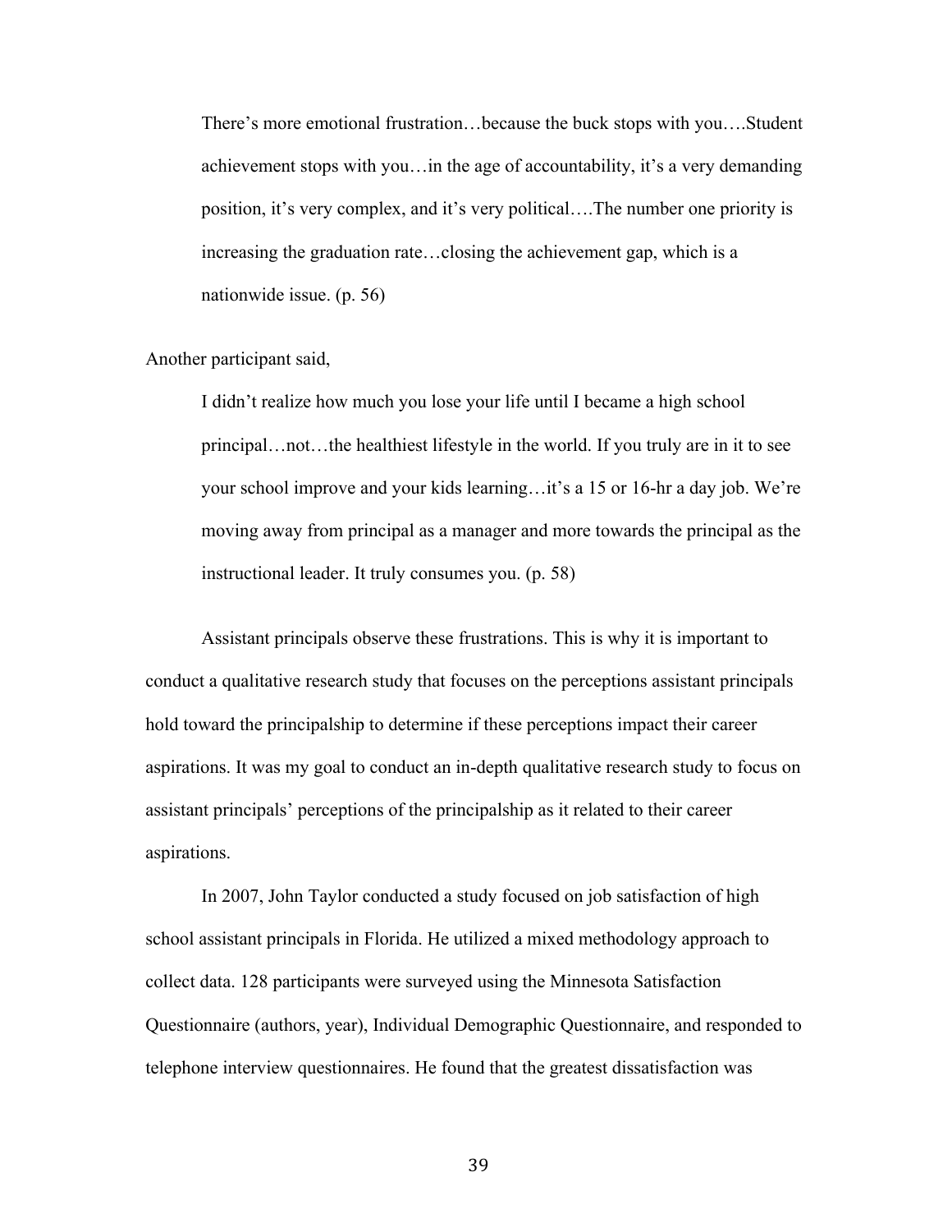> There's more emotional frustration…because the buck stops with you….Student achievement stops with you…in the age of accountability, it's a very demanding position, it's very complex, and it's very political….The number one priority is increasing the graduation rate…closing the achievement gap, which is a nationwide issue. (p. 56)

Another participant said,

> I didn't realize how much you lose your life until I became a high school principal…not…the healthiest lifestyle in the world. If you truly are in it to see your school improve and your kids learning…it's a 15 or 16-hr a day job. We're moving away from principal as a manager and more towards the principal as the instructional leader. It truly consumes you. (p. 58)

Assistant principals observe these frustrations. This is why it is important to conduct a qualitative research study that focuses on the perceptions assistant principals hold toward the principalship to determine if these perceptions impact their career aspirations. It was my goal to conduct an in-depth qualitative research study to focus on assistant principals' perceptions of the principalship as it related to their career aspirations.

In 2007, John Taylor conducted a study focused on job satisfaction of high school assistant principals in Florida. He utilized a mixed methodology approach to collect data. 128 participants were surveyed using the Minnesota Satisfaction Questionnaire (authors, year), Individual Demographic Questionnaire, and responded to telephone interview questionnaires. He found that the greatest dissatisfaction was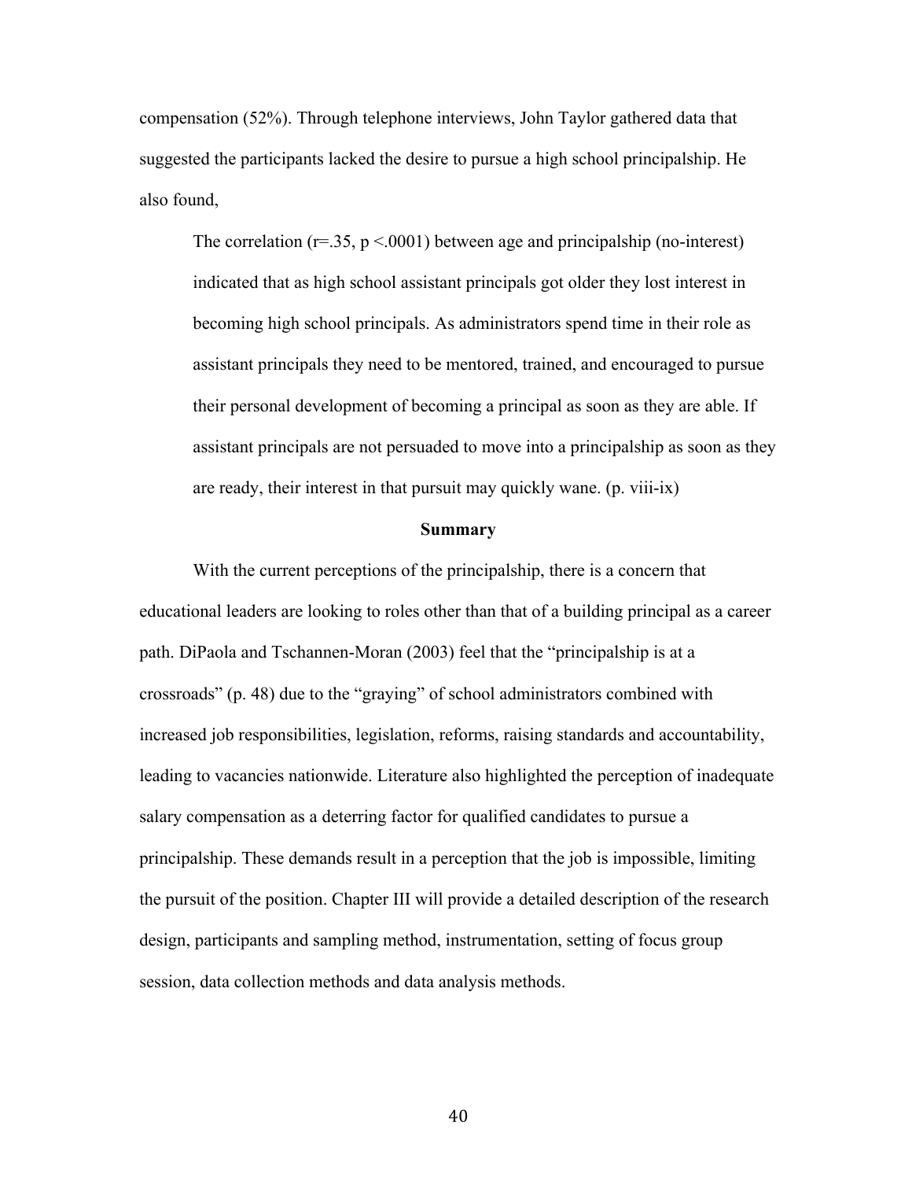compensation (52%). Through telephone interviews, John Taylor gathered data that suggested the participants lacked the desire to pursue a high school principalship. He also found,

> The correlation ($r=.35$, $p<.0001$) between age and principalship (no-interest) indicated that as high school assistant principals got older they lost interest in becoming high school principals. As administrators spend time in their role as assistant principals they need to be mentored, trained, and encouraged to pursue their personal development of becoming a principal as soon as they are able. If assistant principals are not persuaded to move into a principalship as soon as they are ready, their interest in that pursuit may quickly wane. (p. viii-ix)

## Summary

With the current perceptions of the principalship, there is a concern that educational leaders are looking to roles other than that of a building principal as a career path. DiPaola and Tschannen-Moran (2003) feel that the "principalship is at a crossroads" (p. 48) due to the "graying" of school administrators combined with increased job responsibilities, legislation, reforms, raising standards and accountability, leading to vacancies nationwide. Literature also highlighted the perception of inadequate salary compensation as a deterring factor for qualified candidates to pursue a principalship. These demands result in a perception that the job is impossible, limiting the pursuit of the position. Chapter III will provide a detailed description of the research design, participants and sampling method, instrumentation, setting of focus group session, data collection methods and data analysis methods.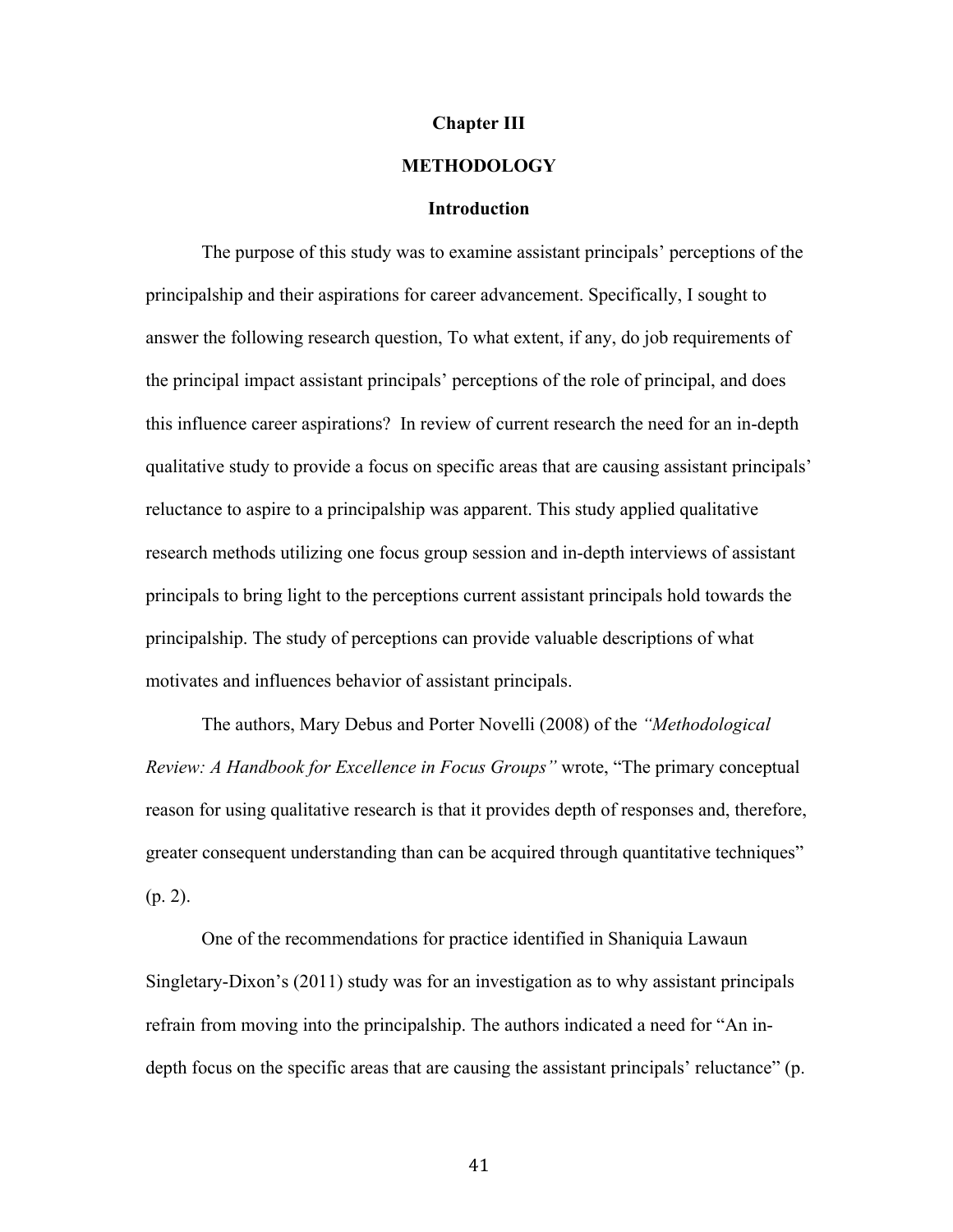# Chapter III

# METHODOLOGY

## Introduction

The purpose of this study was to examine assistant principals' perceptions of the principalship and their aspirations for career advancement. Specifically, I sought to answer the following research question, To what extent, if any, do job requirements of the principal impact assistant principals' perceptions of the role of principal, and does this influence career aspirations? In review of current research the need for an in-depth qualitative study to provide a focus on specific areas that are causing assistant principals' reluctance to aspire to a principalship was apparent. This study applied qualitative research methods utilizing one focus group session and in-depth interviews of assistant principals to bring light to the perceptions current assistant principals hold towards the principalship. The study of perceptions can provide valuable descriptions of what motivates and influences behavior of assistant principals.

The authors, Mary Debus and Porter Novelli (2008) of the *"Methodological Review: A Handbook for Excellence in Focus Groups"* wrote, "The primary conceptual reason for using qualitative research is that it provides depth of responses and, therefore, greater consequent understanding than can be acquired through quantitative techniques" (p. 2).

One of the recommendations for practice identified in Shaniquia Lawaun Singletary-Dixon's (2011) study was for an investigation as to why assistant principals refrain from moving into the principalship. The authors indicated a need for "An in-depth focus on the specific areas that are causing the assistant principals' reluctance" (p.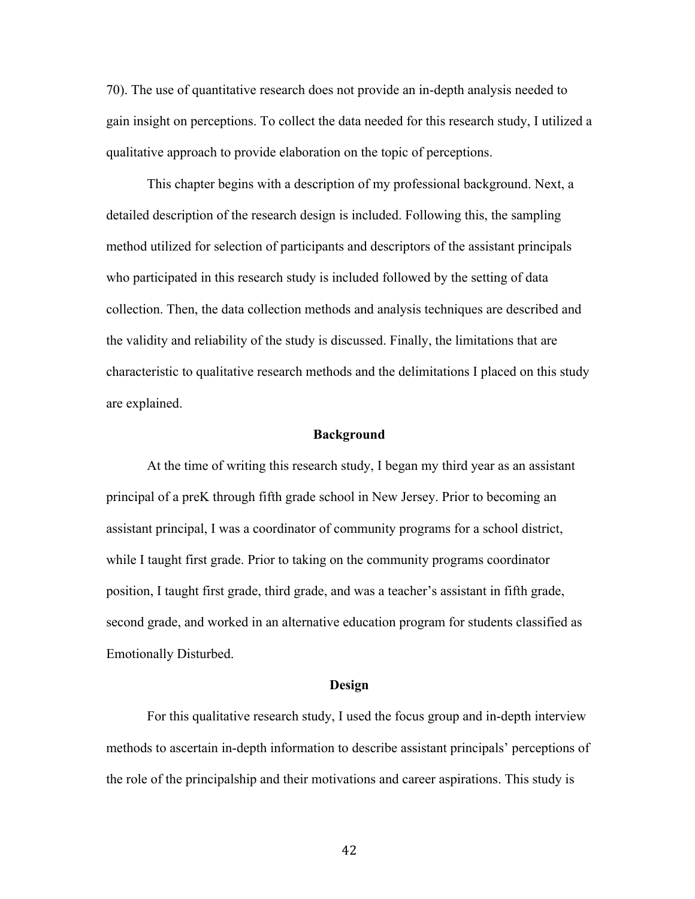70). The use of quantitative research does not provide an in-depth analysis needed to gain insight on perceptions. To collect the data needed for this research study, I utilized a qualitative approach to provide elaboration on the topic of perceptions.

This chapter begins with a description of my professional background. Next, a detailed description of the research design is included. Following this, the sampling method utilized for selection of participants and descriptors of the assistant principals who participated in this research study is included followed by the setting of data collection. Then, the data collection methods and analysis techniques are described and the validity and reliability of the study is discussed. Finally, the limitations that are characteristic to qualitative research methods and the delimitations I placed on this study are explained.

## Background

At the time of writing this research study, I began my third year as an assistant principal of a preK through fifth grade school in New Jersey. Prior to becoming an assistant principal, I was a coordinator of community programs for a school district, while I taught first grade. Prior to taking on the community programs coordinator position, I taught first grade, third grade, and was a teacher's assistant in fifth grade, second grade, and worked in an alternative education program for students classified as Emotionally Disturbed.

## Design

For this qualitative research study, I used the focus group and in-depth interview methods to ascertain in-depth information to describe assistant principals' perceptions of the role of the principalship and their motivations and career aspirations. This study is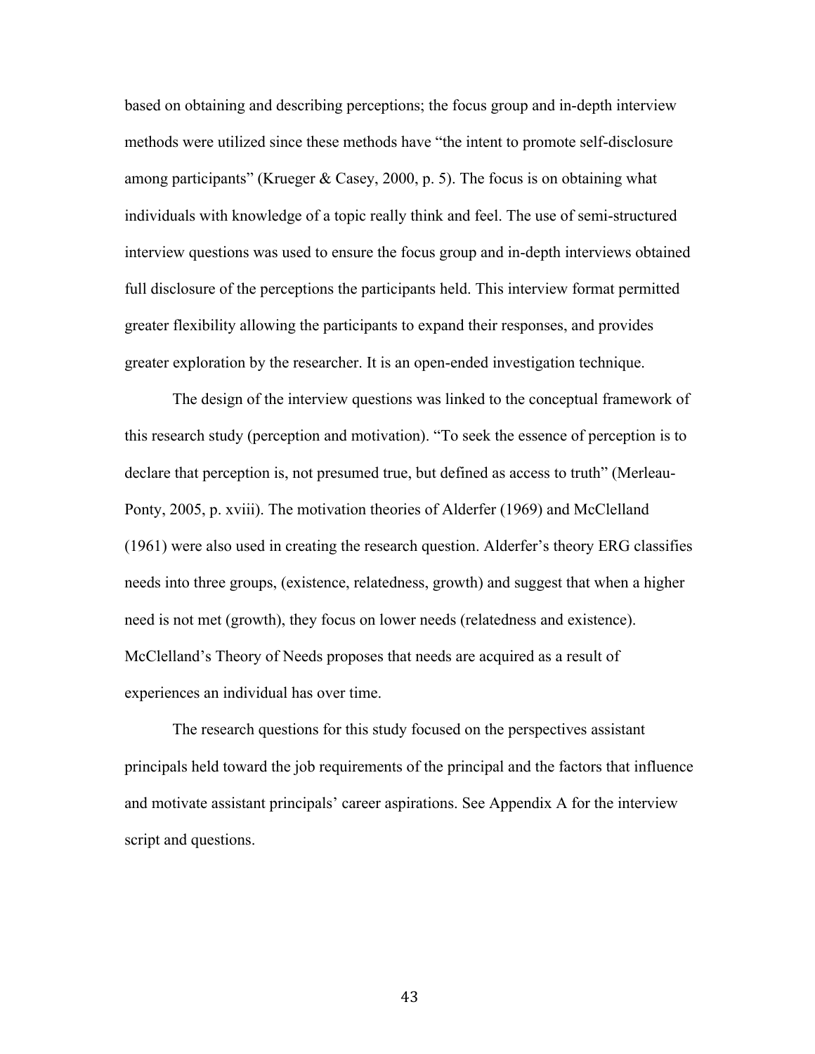based on obtaining and describing perceptions; the focus group and in-depth interview methods were utilized since these methods have "the intent to promote self-disclosure among participants" (Krueger & Casey, 2000, p. 5). The focus is on obtaining what individuals with knowledge of a topic really think and feel. The use of semi-structured interview questions was used to ensure the focus group and in-depth interviews obtained full disclosure of the perceptions the participants held. This interview format permitted greater flexibility allowing the participants to expand their responses, and provides greater exploration by the researcher. It is an open-ended investigation technique.

The design of the interview questions was linked to the conceptual framework of this research study (perception and motivation). "To seek the essence of perception is to declare that perception is, not presumed true, but defined as access to truth" (Merleau-Ponty, 2005, p. xviii). The motivation theories of Alderfer (1969) and McClelland (1961) were also used in creating the research question. Alderfer's theory ERG classifies needs into three groups, (existence, relatedness, growth) and suggest that when a higher need is not met (growth), they focus on lower needs (relatedness and existence). McClelland's Theory of Needs proposes that needs are acquired as a result of experiences an individual has over time.

The research questions for this study focused on the perspectives assistant principals held toward the job requirements of the principal and the factors that influence and motivate assistant principals' career aspirations. See Appendix A for the interview script and questions.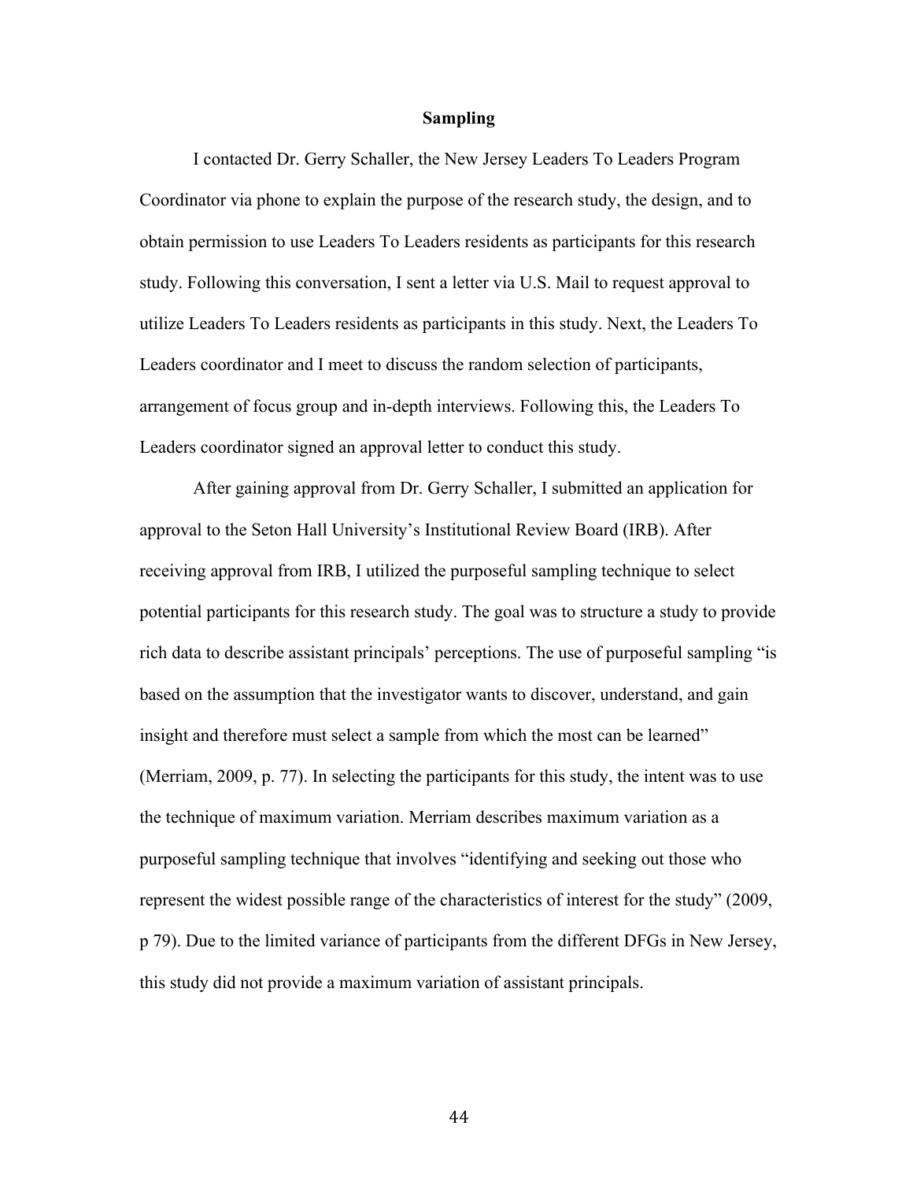## Sampling

I contacted Dr. Gerry Schaller, the New Jersey Leaders To Leaders Program Coordinator via phone to explain the purpose of the research study, the design, and to obtain permission to use Leaders To Leaders residents as participants for this research study. Following this conversation, I sent a letter via U.S. Mail to request approval to utilize Leaders To Leaders residents as participants in this study. Next, the Leaders To Leaders coordinator and I meet to discuss the random selection of participants, arrangement of focus group and in-depth interviews. Following this, the Leaders To Leaders coordinator signed an approval letter to conduct this study.

After gaining approval from Dr. Gerry Schaller, I submitted an application for approval to the Seton Hall University's Institutional Review Board (IRB). After receiving approval from IRB, I utilized the purposeful sampling technique to select potential participants for this research study. The goal was to structure a study to provide rich data to describe assistant principals' perceptions. The use of purposeful sampling "is based on the assumption that the investigator wants to discover, understand, and gain insight and therefore must select a sample from which the most can be learned" (Merriam, 2009, p. 77). In selecting the participants for this study, the intent was to use the technique of maximum variation. Merriam describes maximum variation as a purposeful sampling technique that involves "identifying and seeking out those who represent the widest possible range of the characteristics of interest for the study" (2009, p 79). Due to the limited variance of participants from the different DFGs in New Jersey, this study did not provide a maximum variation of assistant principals.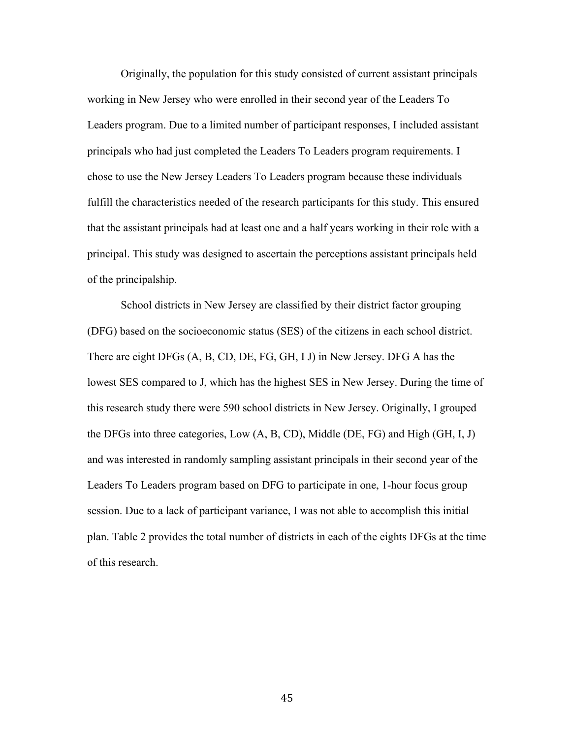Originally, the population for this study consisted of current assistant principals working in New Jersey who were enrolled in their second year of the Leaders To Leaders program. Due to a limited number of participant responses, I included assistant principals who had just completed the Leaders To Leaders program requirements. I chose to use the New Jersey Leaders To Leaders program because these individuals fulfill the characteristics needed of the research participants for this study. This ensured that the assistant principals had at least one and a half years working in their role with a principal. This study was designed to ascertain the perceptions assistant principals held of the principalship.

School districts in New Jersey are classified by their district factor grouping (DFG) based on the socioeconomic status (SES) of the citizens in each school district. There are eight DFGs (A, B, CD, DE, FG, GH, I J) in New Jersey. DFG A has the lowest SES compared to J, which has the highest SES in New Jersey. During the time of this research study there were 590 school districts in New Jersey. Originally, I grouped the DFGs into three categories, Low (A, B, CD), Middle (DE, FG) and High (GH, I, J) and was interested in randomly sampling assistant principals in their second year of the Leaders To Leaders program based on DFG to participate in one, 1-hour focus group session. Due to a lack of participant variance, I was not able to accomplish this initial plan. Table 2 provides the total number of districts in each of the eights DFGs at the time of this research.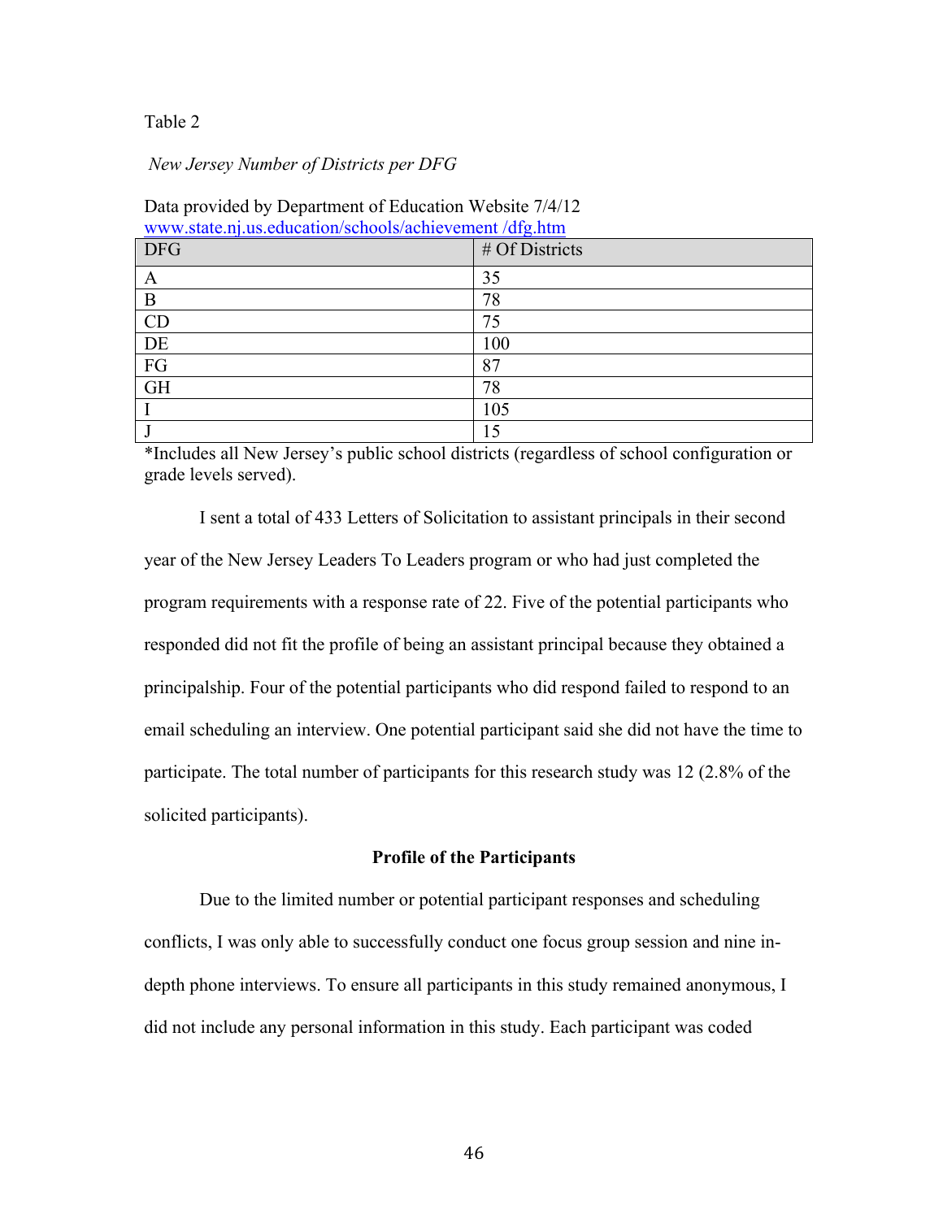Table 2

*New Jersey Number of Districts per DFG*

Data provided by Department of Education Website 7/4/12
www.state.nj.us.education/schools/achievement /dfg.htm

| DFG | # Of Districts |
|---|---|
| A | 35 |
| B | 78 |
| CD | 75 |
| DE | 100 |
| FG | 87 |
| GH | 78 |
| I | 105 |
| J | 15 |

*Includes all New Jersey's public school districts (regardless of school configuration or grade levels served).

I sent a total of 433 Letters of Solicitation to assistant principals in their second year of the New Jersey Leaders To Leaders program or who had just completed the program requirements with a response rate of 22. Five of the potential participants who responded did not fit the profile of being an assistant principal because they obtained a principalship. Four of the potential participants who did respond failed to respond to an email scheduling an interview. One potential participant said she did not have the time to participate. The total number of participants for this research study was 12 (2.8% of the solicited participants).

## Profile of the Participants

Due to the limited number or potential participant responses and scheduling conflicts, I was only able to successfully conduct one focus group session and nine in-depth phone interviews. To ensure all participants in this study remained anonymous, I did not include any personal information in this study. Each participant was coded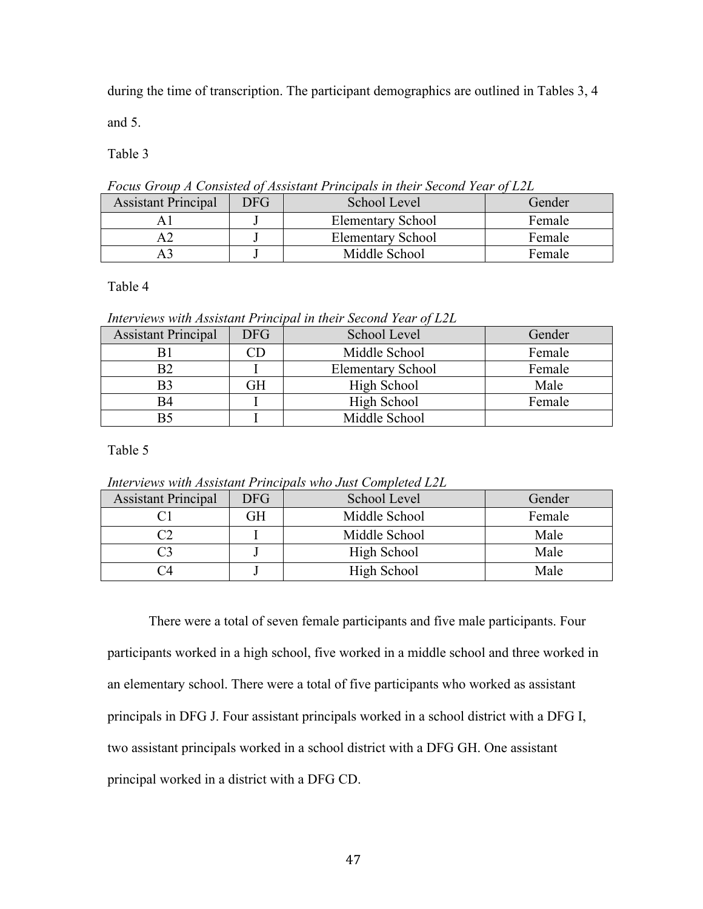during the time of transcription. The participant demographics are outlined in Tables 3, 4 and 5.

Table 3

*Focus Group A Consisted of Assistant Principals in their Second Year of L2L*

| Assistant Principal | DFG | School Level | Gender |
|---|---|---|---|
| A1 | J | Elementary School | Female |
| A2 | J | Elementary School | Female |
| A3 | J | Middle School | Female |

Table 4

*Interviews with Assistant Principal in their Second Year of L2L*

| Assistant Principal | DFG | School Level | Gender |
|---|---|---|---|
| B1 | CD | Middle School | Female |
| B2 | I | Elementary School | Female |
| B3 | GH | High School | Male |
| B4 | I | High School | Female |
| B5 | I | Middle School | |

Table 5

*Interviews with Assistant Principals who Just Completed L2L*

| Assistant Principal | DFG | School Level | Gender |
|---|---|---|---|
| C1 | GH | Middle School | Female |
| C2 | I | Middle School | Male |
| C3 | J | High School | Male |
| C4 | J | High School | Male |

There were a total of seven female participants and five male participants. Four participants worked in a high school, five worked in a middle school and three worked in an elementary school. There were a total of five participants who worked as assistant principals in DFG J. Four assistant principals worked in a school district with a DFG I, two assistant principals worked in a school district with a DFG GH. One assistant principal worked in a district with a DFG CD.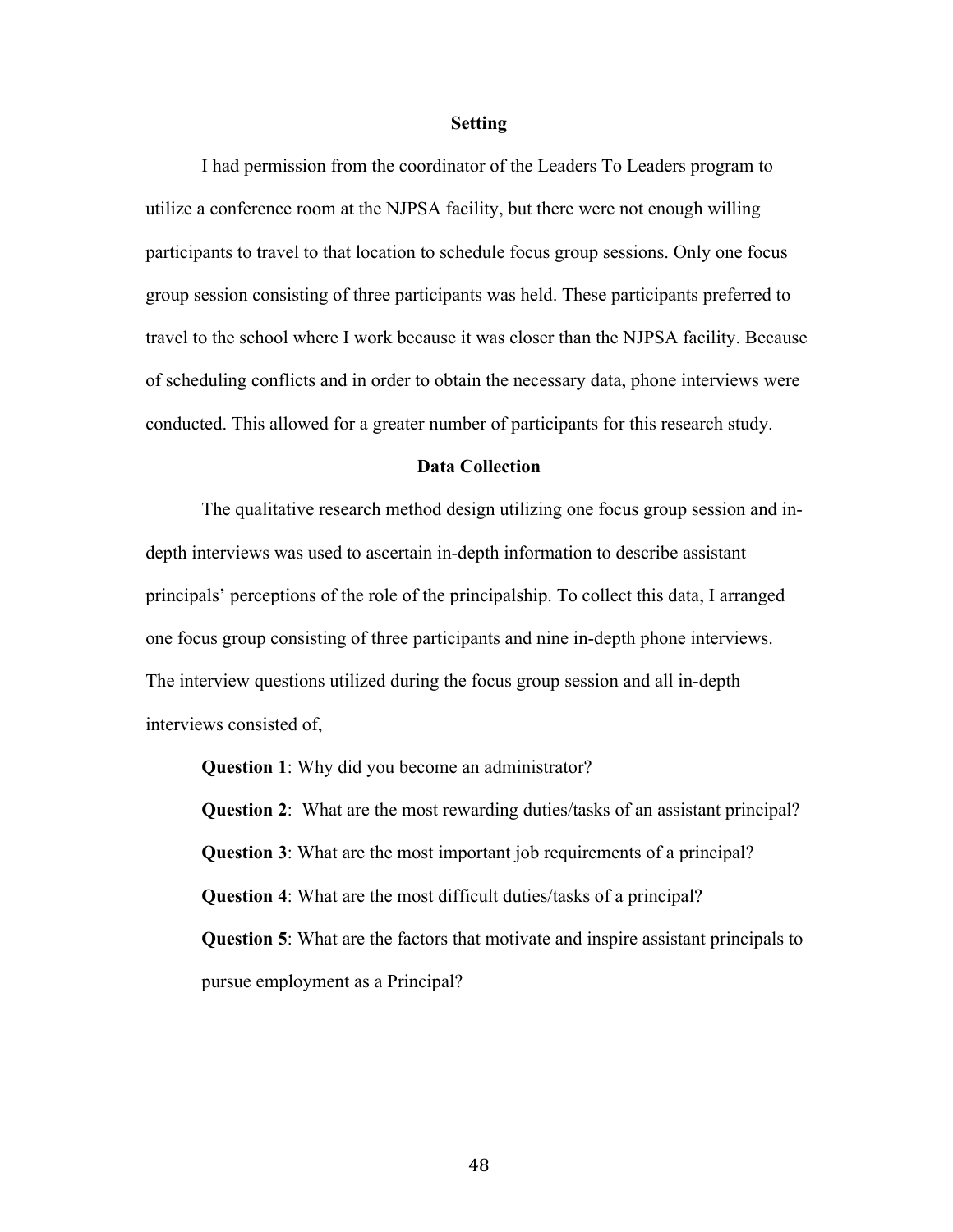## Setting

I had permission from the coordinator of the Leaders To Leaders program to utilize a conference room at the NJPSA facility, but there were not enough willing participants to travel to that location to schedule focus group sessions. Only one focus group session consisting of three participants was held. These participants preferred to travel to the school where I work because it was closer than the NJPSA facility. Because of scheduling conflicts and in order to obtain the necessary data, phone interviews were conducted. This allowed for a greater number of participants for this research study.

## Data Collection

The qualitative research method design utilizing one focus group session and in-depth interviews was used to ascertain in-depth information to describe assistant principals' perceptions of the role of the principalship. To collect this data, I arranged one focus group consisting of three participants and nine in-depth phone interviews. The interview questions utilized during the focus group session and all in-depth interviews consisted of,

**Question 1**: Why did you become an administrator?

**Question 2**: What are the most rewarding duties/tasks of an assistant principal?

**Question 3**: What are the most important job requirements of a principal?

**Question 4**: What are the most difficult duties/tasks of a principal?

**Question 5**: What are the factors that motivate and inspire assistant principals to pursue employment as a Principal?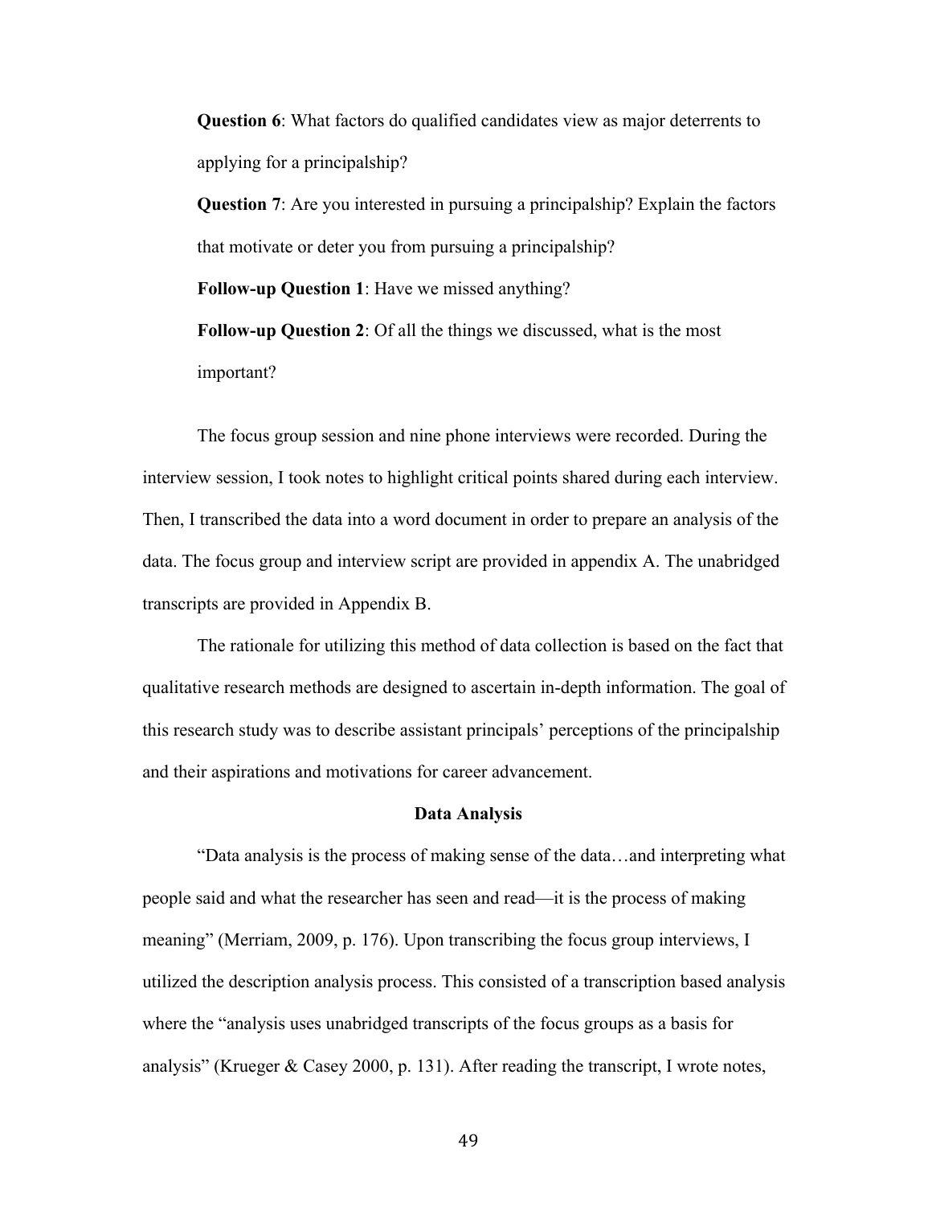**Question 6**: What factors do qualified candidates view as major deterrents to applying for a principalship?

**Question 7**: Are you interested in pursuing a principalship? Explain the factors that motivate or deter you from pursuing a principalship?

**Follow-up Question 1**: Have we missed anything?

**Follow-up Question 2**: Of all the things we discussed, what is the most important?

The focus group session and nine phone interviews were recorded. During the interview session, I took notes to highlight critical points shared during each interview. Then, I transcribed the data into a word document in order to prepare an analysis of the data. The focus group and interview script are provided in appendix A. The unabridged transcripts are provided in Appendix B.

The rationale for utilizing this method of data collection is based on the fact that qualitative research methods are designed to ascertain in-depth information. The goal of this research study was to describe assistant principals' perceptions of the principalship and their aspirations and motivations for career advancement.

## Data Analysis

"Data analysis is the process of making sense of the data…and interpreting what people said and what the researcher has seen and read—it is the process of making meaning" (Merriam, 2009, p. 176). Upon transcribing the focus group interviews, I utilized the description analysis process. This consisted of a transcription based analysis where the "analysis uses unabridged transcripts of the focus groups as a basis for analysis" (Krueger & Casey 2000, p. 131). After reading the transcript, I wrote notes,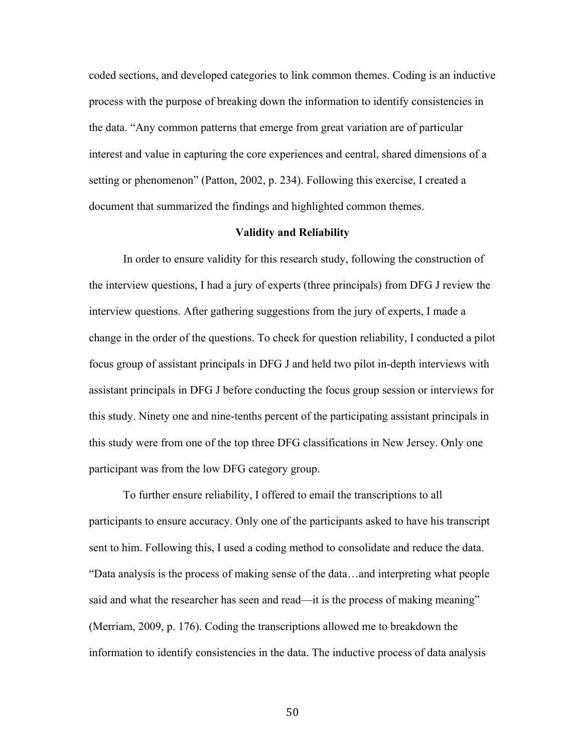coded sections, and developed categories to link common themes. Coding is an inductive process with the purpose of breaking down the information to identify consistencies in the data. "Any common patterns that emerge from great variation are of particular interest and value in capturing the core experiences and central, shared dimensions of a setting or phenomenon" (Patton, 2002, p. 234). Following this exercise, I created a document that summarized the findings and highlighted common themes.

## Validity and Reliability

In order to ensure validity for this research study, following the construction of the interview questions, I had a jury of experts (three principals) from DFG J review the interview questions. After gathering suggestions from the jury of experts, I made a change in the order of the questions. To check for question reliability, I conducted a pilot focus group of assistant principals in DFG J and held two pilot in-depth interviews with assistant principals in DFG J before conducting the focus group session or interviews for this study. Ninety one and nine-tenths percent of the participating assistant principals in this study were from one of the top three DFG classifications in New Jersey. Only one participant was from the low DFG category group.

To further ensure reliability, I offered to email the transcriptions to all participants to ensure accuracy. Only one of the participants asked to have his transcript sent to him. Following this, I used a coding method to consolidate and reduce the data. "Data analysis is the process of making sense of the data…and interpreting what people said and what the researcher has seen and read—it is the process of making meaning" (Merriam, 2009, p. 176). Coding the transcriptions allowed me to breakdown the information to identify consistencies in the data. The inductive process of data analysis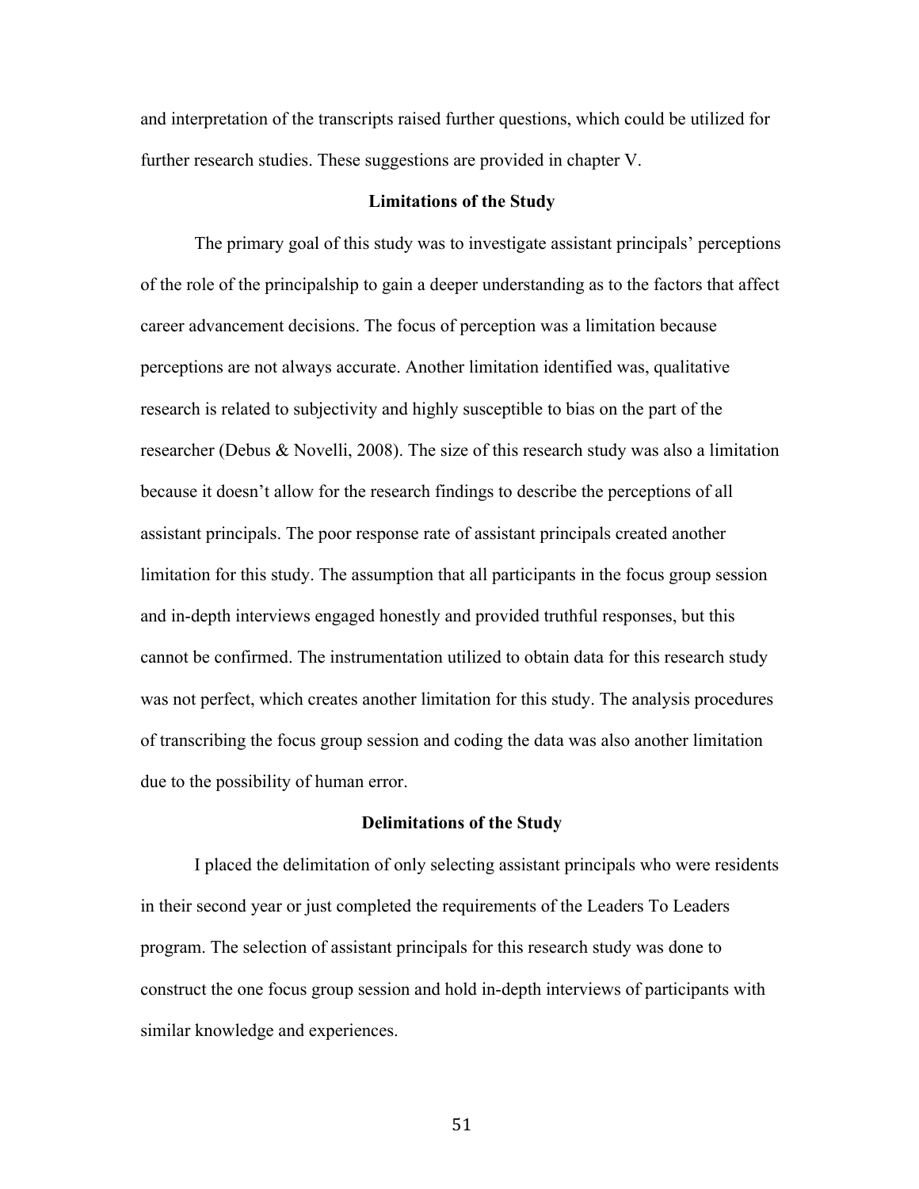and interpretation of the transcripts raised further questions, which could be utilized for further research studies. These suggestions are provided in chapter V.

## Limitations of the Study

The primary goal of this study was to investigate assistant principals' perceptions of the role of the principalship to gain a deeper understanding as to the factors that affect career advancement decisions. The focus of perception was a limitation because perceptions are not always accurate. Another limitation identified was, qualitative research is related to subjectivity and highly susceptible to bias on the part of the researcher (Debus & Novelli, 2008). The size of this research study was also a limitation because it doesn't allow for the research findings to describe the perceptions of all assistant principals. The poor response rate of assistant principals created another limitation for this study. The assumption that all participants in the focus group session and in-depth interviews engaged honestly and provided truthful responses, but this cannot be confirmed. The instrumentation utilized to obtain data for this research study was not perfect, which creates another limitation for this study. The analysis procedures of transcribing the focus group session and coding the data was also another limitation due to the possibility of human error.

## Delimitations of the Study

I placed the delimitation of only selecting assistant principals who were residents in their second year or just completed the requirements of the Leaders To Leaders program. The selection of assistant principals for this research study was done to construct the one focus group session and hold in-depth interviews of participants with similar knowledge and experiences.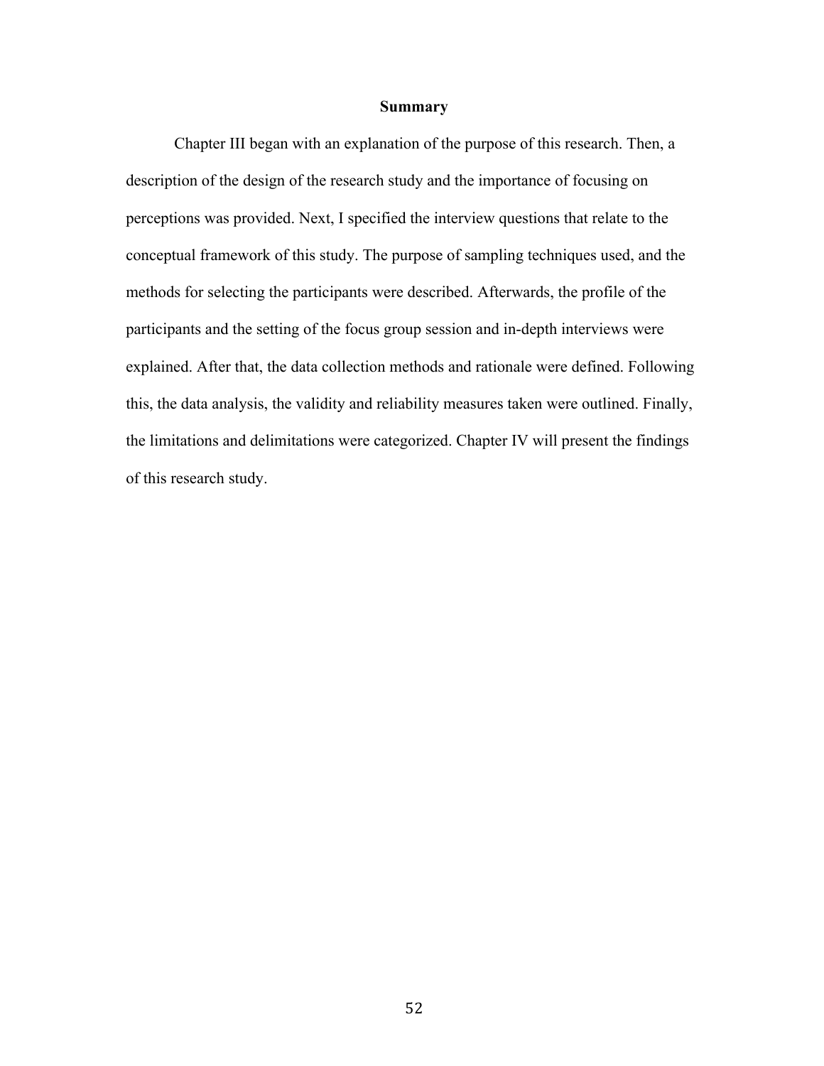## Summary

Chapter III began with an explanation of the purpose of this research. Then, a description of the design of the research study and the importance of focusing on perceptions was provided. Next, I specified the interview questions that relate to the conceptual framework of this study. The purpose of sampling techniques used, and the methods for selecting the participants were described. Afterwards, the profile of the participants and the setting of the focus group session and in-depth interviews were explained. After that, the data collection methods and rationale were defined. Following this, the data analysis, the validity and reliability measures taken were outlined. Finally, the limitations and delimitations were categorized. Chapter IV will present the findings of this research study.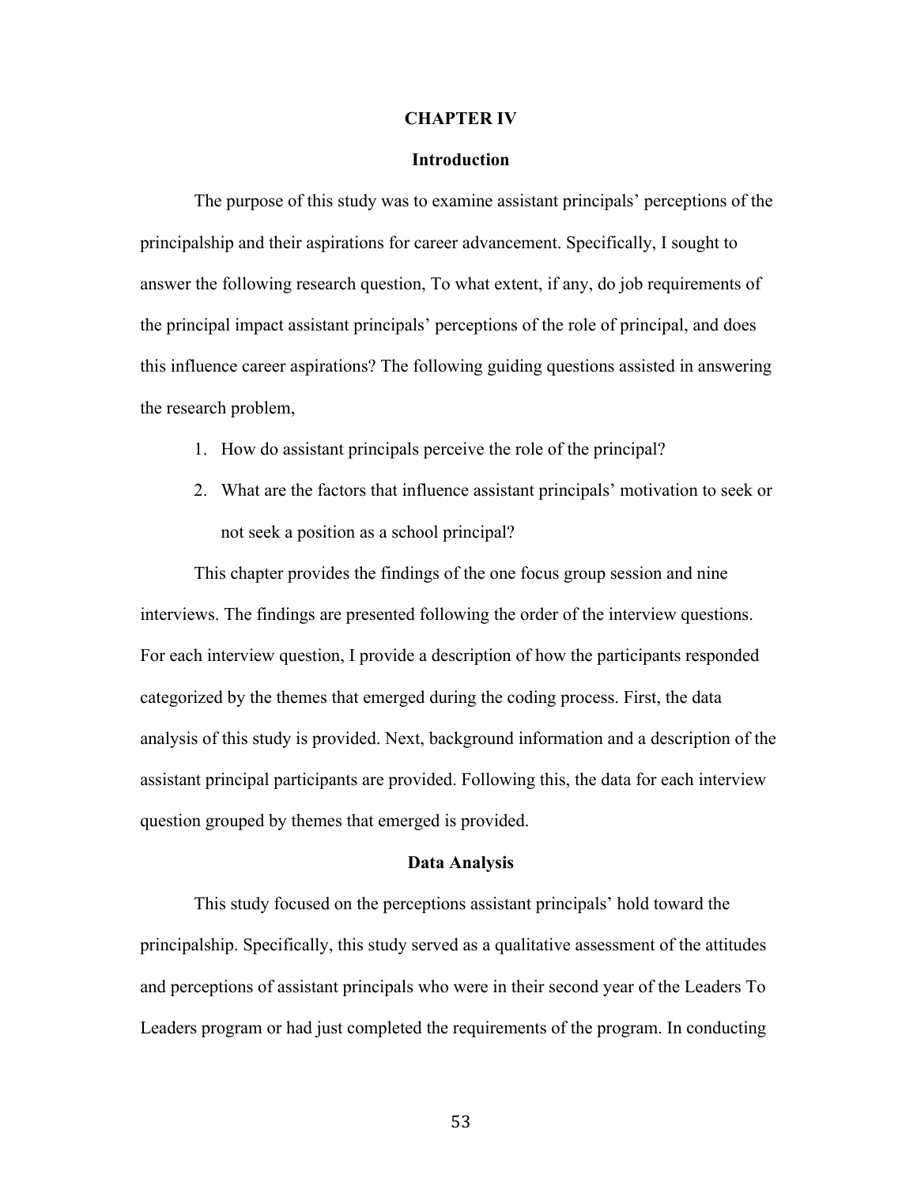# CHAPTER IV

## Introduction

The purpose of this study was to examine assistant principals' perceptions of the principalship and their aspirations for career advancement. Specifically, I sought to answer the following research question, To what extent, if any, do job requirements of the principal impact assistant principals' perceptions of the role of principal, and does this influence career aspirations? The following guiding questions assisted in answering the research problem,

1. How do assistant principals perceive the role of the principal?
2. What are the factors that influence assistant principals' motivation to seek or not seek a position as a school principal?

This chapter provides the findings of the one focus group session and nine interviews. The findings are presented following the order of the interview questions. For each interview question, I provide a description of how the participants responded categorized by the themes that emerged during the coding process. First, the data analysis of this study is provided. Next, background information and a description of the assistant principal participants are provided. Following this, the data for each interview question grouped by themes that emerged is provided.

## Data Analysis

This study focused on the perceptions assistant principals' hold toward the principalship. Specifically, this study served as a qualitative assessment of the attitudes and perceptions of assistant principals who were in their second year of the Leaders To Leaders program or had just completed the requirements of the program. In conducting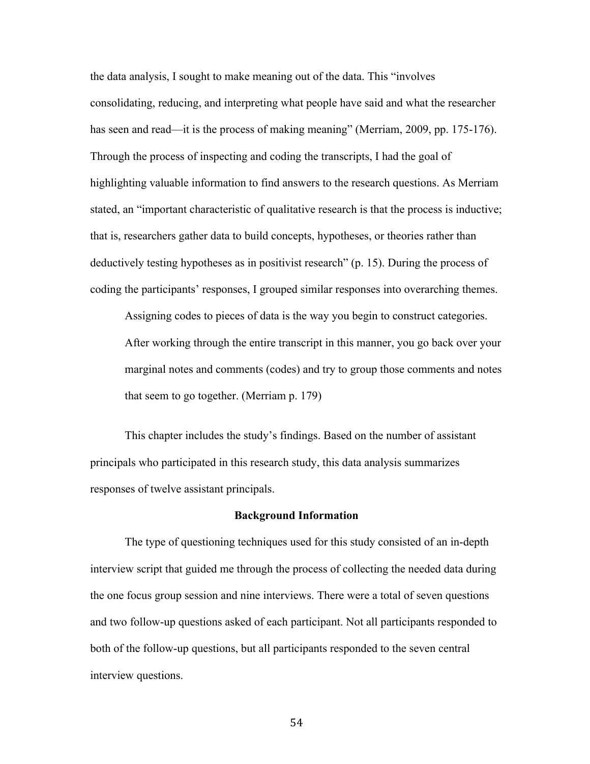the data analysis, I sought to make meaning out of the data. This "involves consolidating, reducing, and interpreting what people have said and what the researcher has seen and read—it is the process of making meaning" (Merriam, 2009, pp. 175-176). Through the process of inspecting and coding the transcripts, I had the goal of highlighting valuable information to find answers to the research questions. As Merriam stated, an "important characteristic of qualitative research is that the process is inductive; that is, researchers gather data to build concepts, hypotheses, or theories rather than deductively testing hypotheses as in positivist research" (p. 15). During the process of coding the participants' responses, I grouped similar responses into overarching themes.

> Assigning codes to pieces of data is the way you begin to construct categories. After working through the entire transcript in this manner, you go back over your marginal notes and comments (codes) and try to group those comments and notes that seem to go together. (Merriam p. 179)

This chapter includes the study's findings. Based on the number of assistant principals who participated in this research study, this data analysis summarizes responses of twelve assistant principals.

**Background Information**

The type of questioning techniques used for this study consisted of an in-depth interview script that guided me through the process of collecting the needed data during the one focus group session and nine interviews. There were a total of seven questions and two follow-up questions asked of each participant. Not all participants responded to both of the follow-up questions, but all participants responded to the seven central interview questions.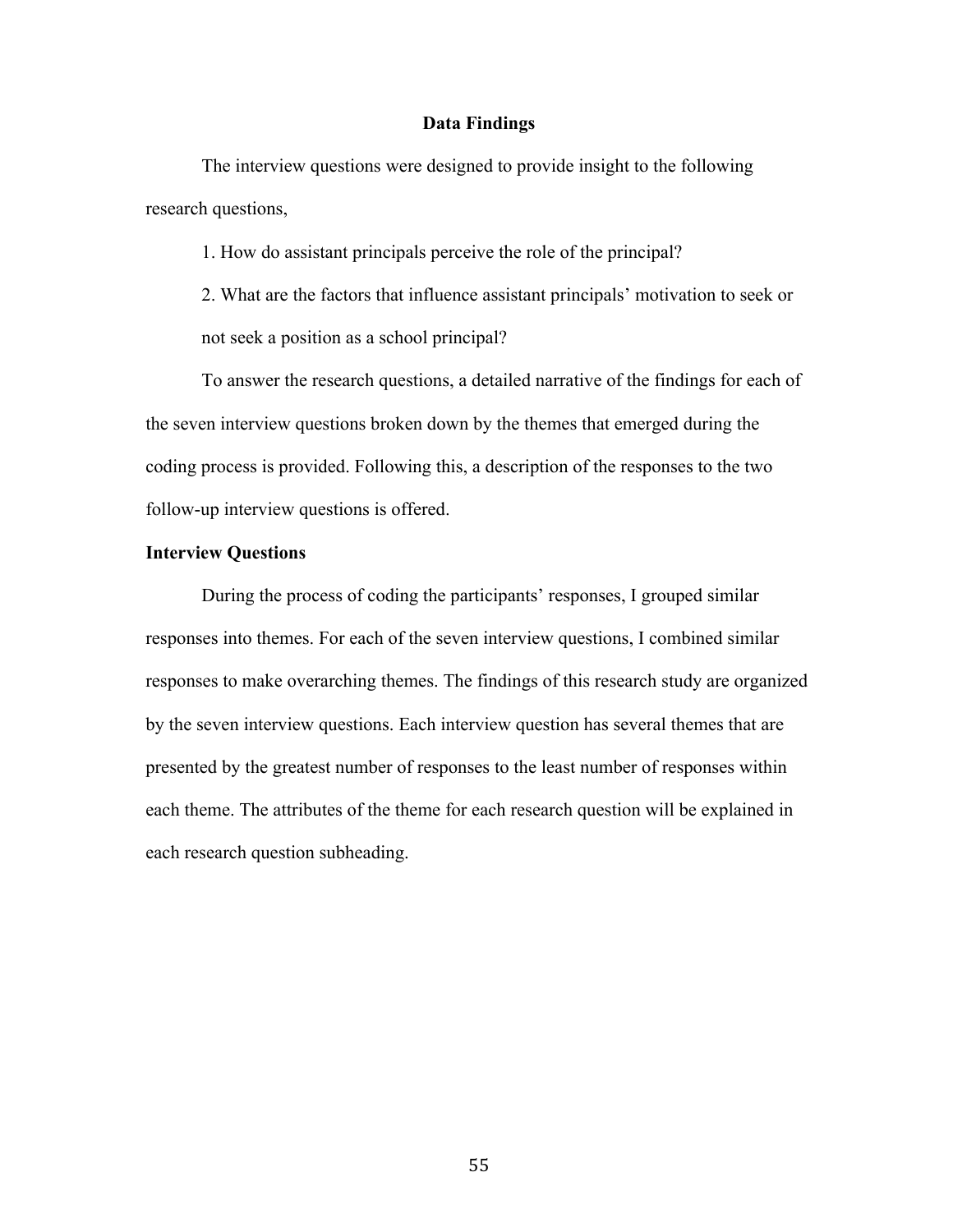## Data Findings

The interview questions were designed to provide insight to the following research questions,

1. How do assistant principals perceive the role of the principal?

2. What are the factors that influence assistant principals' motivation to seek or not seek a position as a school principal?

To answer the research questions, a detailed narrative of the findings for each of the seven interview questions broken down by the themes that emerged during the coding process is provided. Following this, a description of the responses to the two follow-up interview questions is offered.

### Interview Questions

During the process of coding the participants' responses, I grouped similar responses into themes. For each of the seven interview questions, I combined similar responses to make overarching themes. The findings of this research study are organized by the seven interview questions. Each interview question has several themes that are presented by the greatest number of responses to the least number of responses within each theme. The attributes of the theme for each research question will be explained in each research question subheading.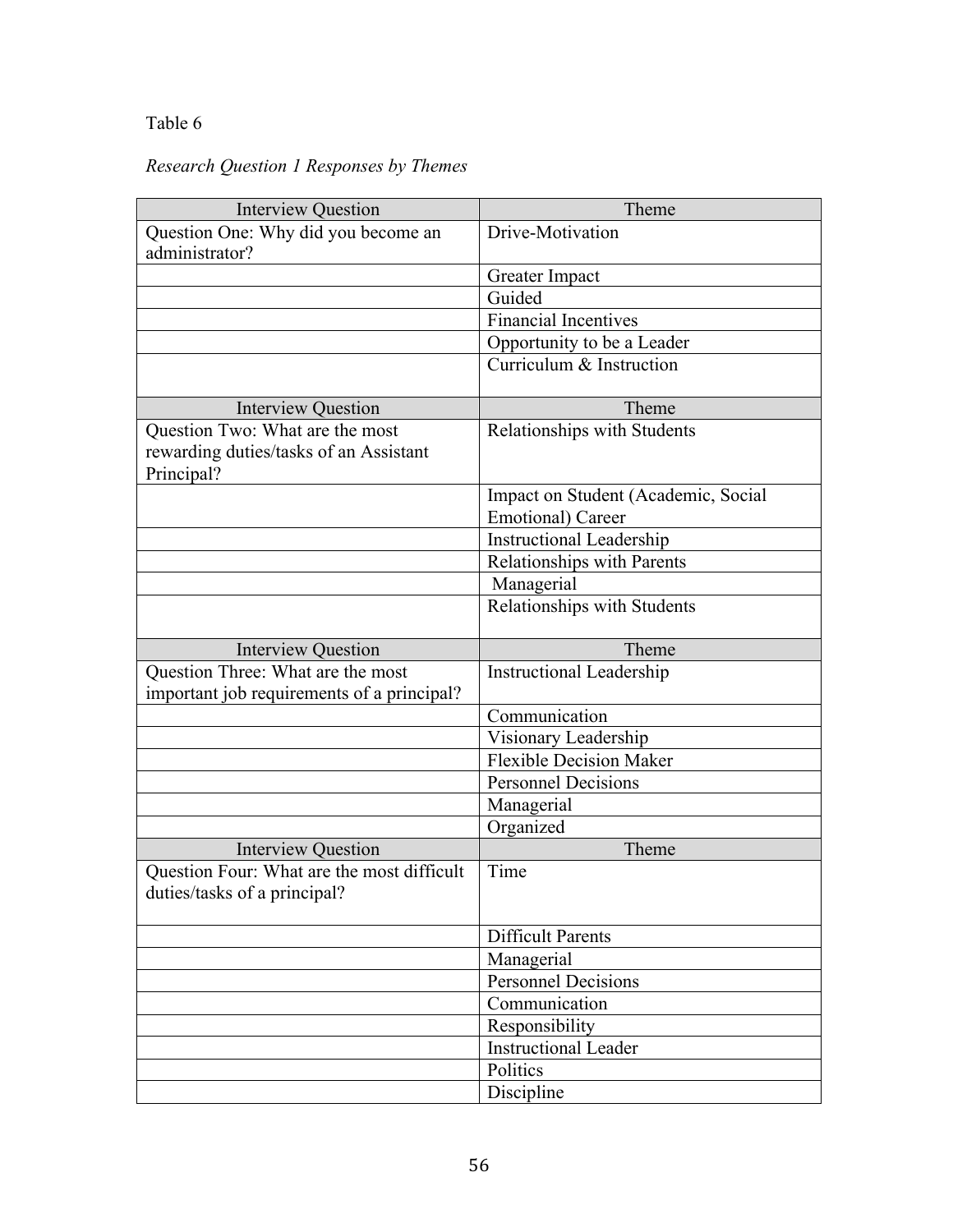Table 6

*Research Question 1 Responses by Themes*

| Interview Question | Theme |
|---|---|
| Question One: Why did you become an administrator? | Drive-Motivation |
| | Greater Impact |
| | Guided |
| | Financial Incentives |
| | Opportunity to be a Leader |
| | Curriculum & Instruction |
| **Interview Question** | **Theme** |
| Question Two: What are the most rewarding duties/tasks of an Assistant Principal? | Relationships with Students |
| | Impact on Student (Academic, Social Emotional) Career |
| | Instructional Leadership |
| | Relationships with Parents |
| | Managerial |
| | Relationships with Students |
| **Interview Question** | **Theme** |
| Question Three: What are the most important job requirements of a principal? | Instructional Leadership |
| | Communication |
| | Visionary Leadership |
| | Flexible Decision Maker |
| | Personnel Decisions |
| | Managerial |
| | Organized |
| **Interview Question** | **Theme** |
| Question Four: What are the most difficult duties/tasks of a principal? | Time |
| | Difficult Parents |
| | Managerial |
| | Personnel Decisions |
| | Communication |
| | Responsibility |
| | Instructional Leader |
| | Politics |
| | Discipline |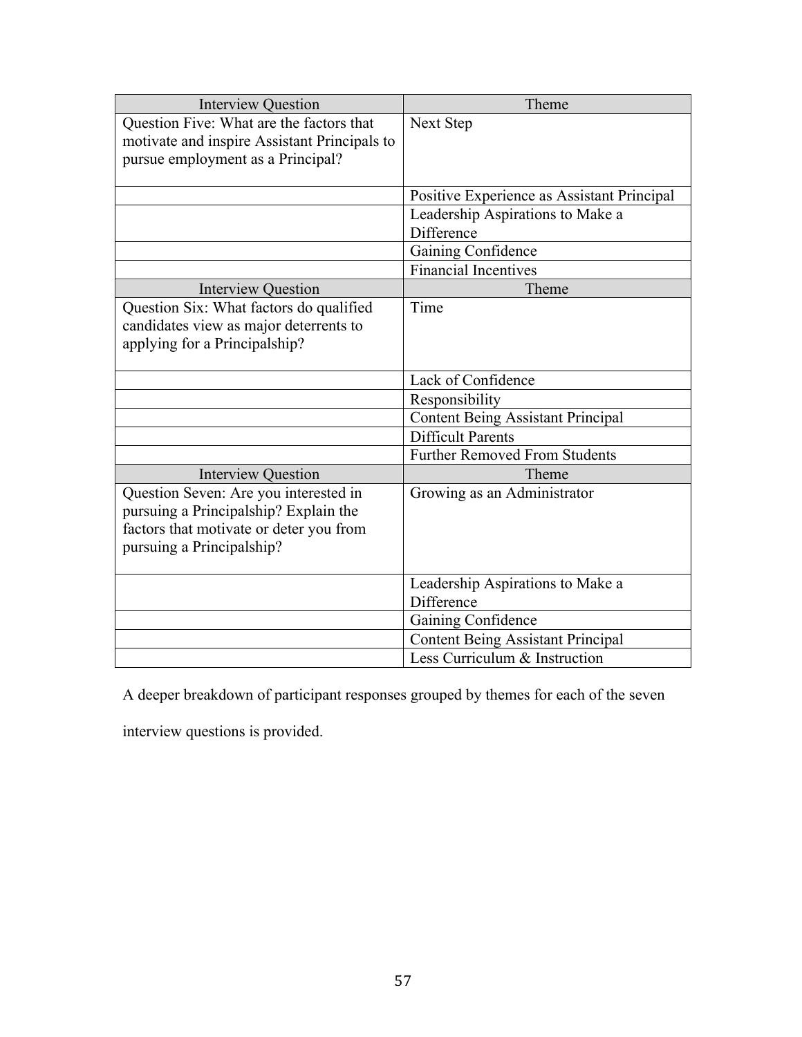| Interview Question | Theme |
|---|---|
| Question Five: What are the factors that motivate and inspire Assistant Principals to pursue employment as a Principal? | Next Step |
| | Positive Experience as Assistant Principal |
| | Leadership Aspirations to Make a Difference |
| | Gaining Confidence |
| | Financial Incentives |
| Interview Question | Theme |
| Question Six: What factors do qualified candidates view as major deterrents to applying for a Principalship? | Time |
| | Lack of Confidence |
| | Responsibility |
| | Content Being Assistant Principal |
| | Difficult Parents |
| | Further Removed From Students |
| Interview Question | Theme |
| Question Seven: Are you interested in pursuing a Principalship? Explain the factors that motivate or deter you from pursuing a Principalship? | Growing as an Administrator |
| | Leadership Aspirations to Make a Difference |
| | Gaining Confidence |
| | Content Being Assistant Principal |
| | Less Curriculum & Instruction |

A deeper breakdown of participant responses grouped by themes for each of the seven interview questions is provided.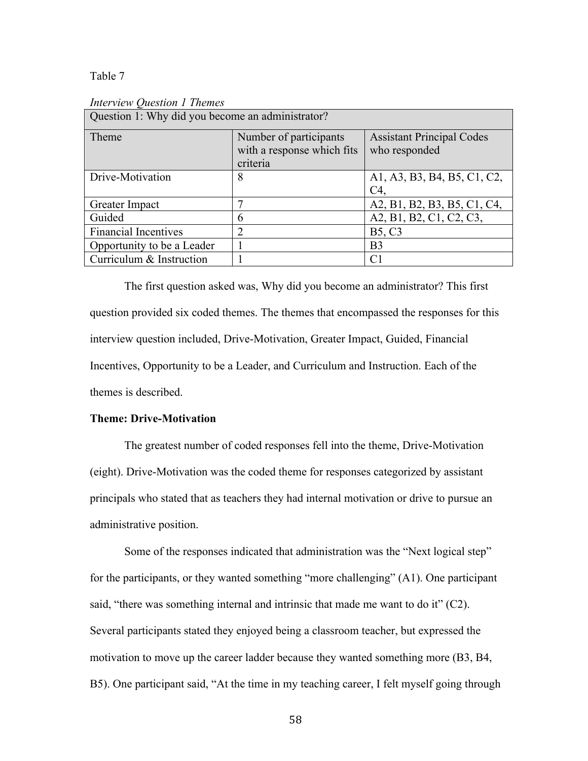Table 7

*Interview Question 1 Themes*

| Question 1: Why did you become an administrator? | | |
|---|---|---|
| Theme | Number of participants with a response which fits criteria | Assistant Principal Codes who responded |
| Drive-Motivation | 8 | A1, A3, B3, B4, B5, C1, C2, C4, |
| Greater Impact | 7 | A2, B1, B2, B3, B5, C1, C4, |
| Guided | 6 | A2, B1, B2, C1, C2, C3, |
| Financial Incentives | 2 | B5, C3 |
| Opportunity to be a Leader | 1 | B3 |
| Curriculum & Instruction | 1 | C1 |

The first question asked was, Why did you become an administrator? This first question provided six coded themes. The themes that encompassed the responses for this interview question included, Drive-Motivation, Greater Impact, Guided, Financial Incentives, Opportunity to be a Leader, and Curriculum and Instruction. Each of the themes is described.

**Theme: Drive-Motivation**

The greatest number of coded responses fell into the theme, Drive-Motivation (eight). Drive-Motivation was the coded theme for responses categorized by assistant principals who stated that as teachers they had internal motivation or drive to pursue an administrative position.

Some of the responses indicated that administration was the "Next logical step" for the participants, or they wanted something "more challenging" (A1). One participant said, "there was something internal and intrinsic that made me want to do it" (C2). Several participants stated they enjoyed being a classroom teacher, but expressed the motivation to move up the career ladder because they wanted something more (B3, B4, B5). One participant said, "At the time in my teaching career, I felt myself going through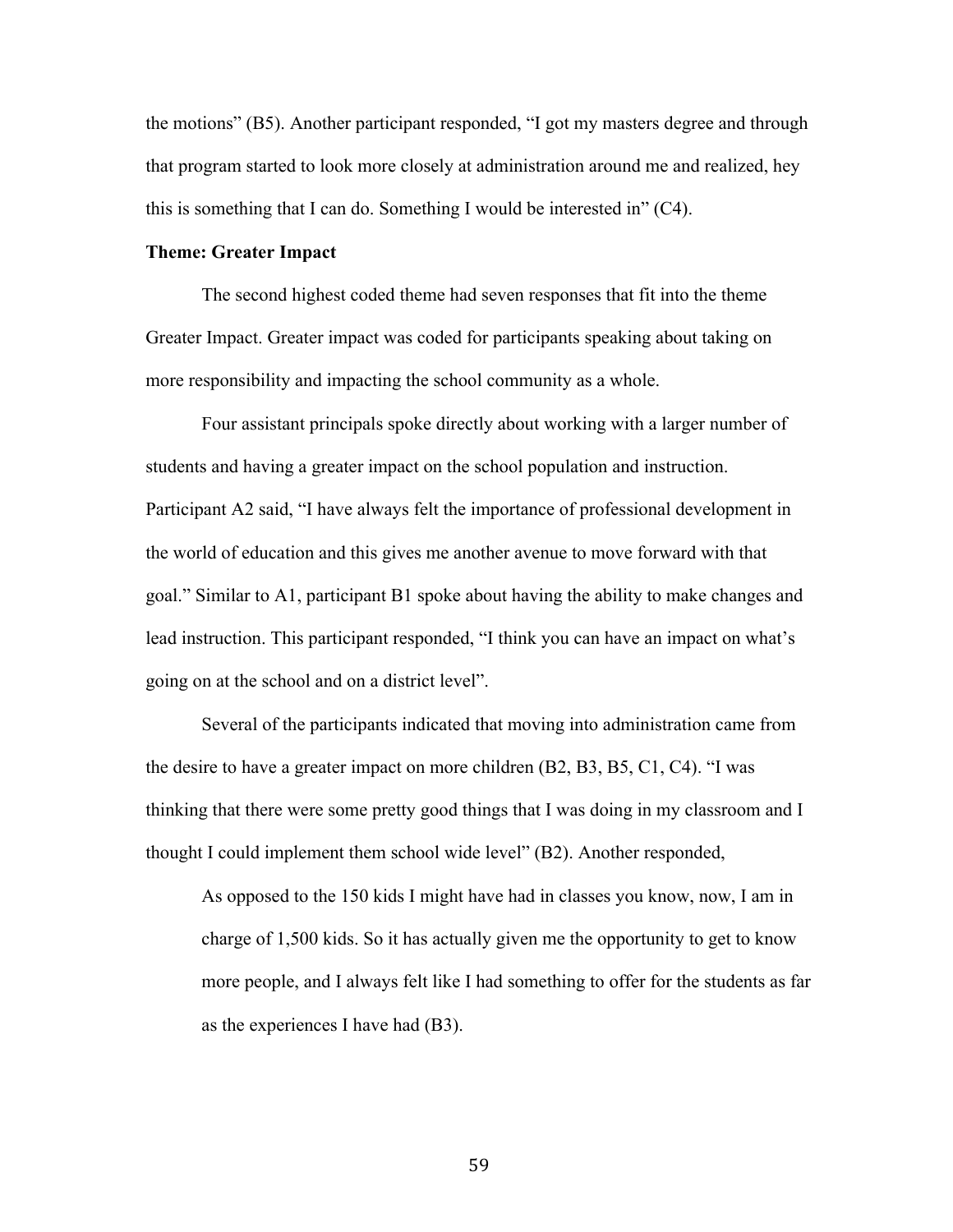the motions" (B5). Another participant responded, "I got my masters degree and through that program started to look more closely at administration around me and realized, hey this is something that I can do. Something I would be interested in" (C4).

**Theme: Greater Impact**

The second highest coded theme had seven responses that fit into the theme Greater Impact. Greater impact was coded for participants speaking about taking on more responsibility and impacting the school community as a whole.

Four assistant principals spoke directly about working with a larger number of students and having a greater impact on the school population and instruction. Participant A2 said, "I have always felt the importance of professional development in the world of education and this gives me another avenue to move forward with that goal." Similar to A1, participant B1 spoke about having the ability to make changes and lead instruction. This participant responded, "I think you can have an impact on what's going on at the school and on a district level".

Several of the participants indicated that moving into administration came from the desire to have a greater impact on more children (B2, B3, B5, C1, C4). "I was thinking that there were some pretty good things that I was doing in my classroom and I thought I could implement them school wide level" (B2). Another responded,

> As opposed to the 150 kids I might have had in classes you know, now, I am in charge of 1,500 kids. So it has actually given me the opportunity to get to know more people, and I always felt like I had something to offer for the students as far as the experiences I have had (B3).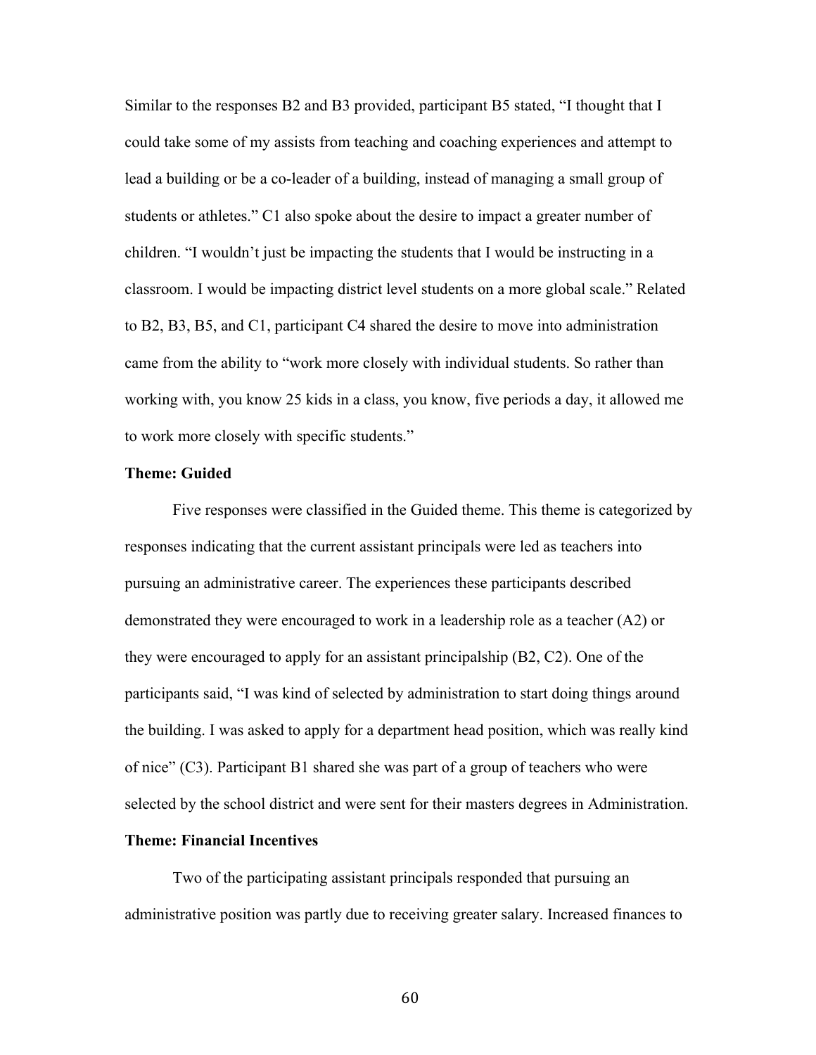Similar to the responses B2 and B3 provided, participant B5 stated, "I thought that I could take some of my assists from teaching and coaching experiences and attempt to lead a building or be a co-leader of a building, instead of managing a small group of students or athletes." C1 also spoke about the desire to impact a greater number of children. "I wouldn't just be impacting the students that I would be instructing in a classroom. I would be impacting district level students on a more global scale." Related to B2, B3, B5, and C1, participant C4 shared the desire to move into administration came from the ability to "work more closely with individual students. So rather than working with, you know 25 kids in a class, you know, five periods a day, it allowed me to work more closely with specific students."

**Theme: Guided**

Five responses were classified in the Guided theme. This theme is categorized by responses indicating that the current assistant principals were led as teachers into pursuing an administrative career. The experiences these participants described demonstrated they were encouraged to work in a leadership role as a teacher (A2) or they were encouraged to apply for an assistant principalship (B2, C2). One of the participants said, "I was kind of selected by administration to start doing things around the building. I was asked to apply for a department head position, which was really kind of nice" (C3). Participant B1 shared she was part of a group of teachers who were selected by the school district and were sent for their masters degrees in Administration.

**Theme: Financial Incentives**

Two of the participating assistant principals responded that pursuing an administrative position was partly due to receiving greater salary. Increased finances to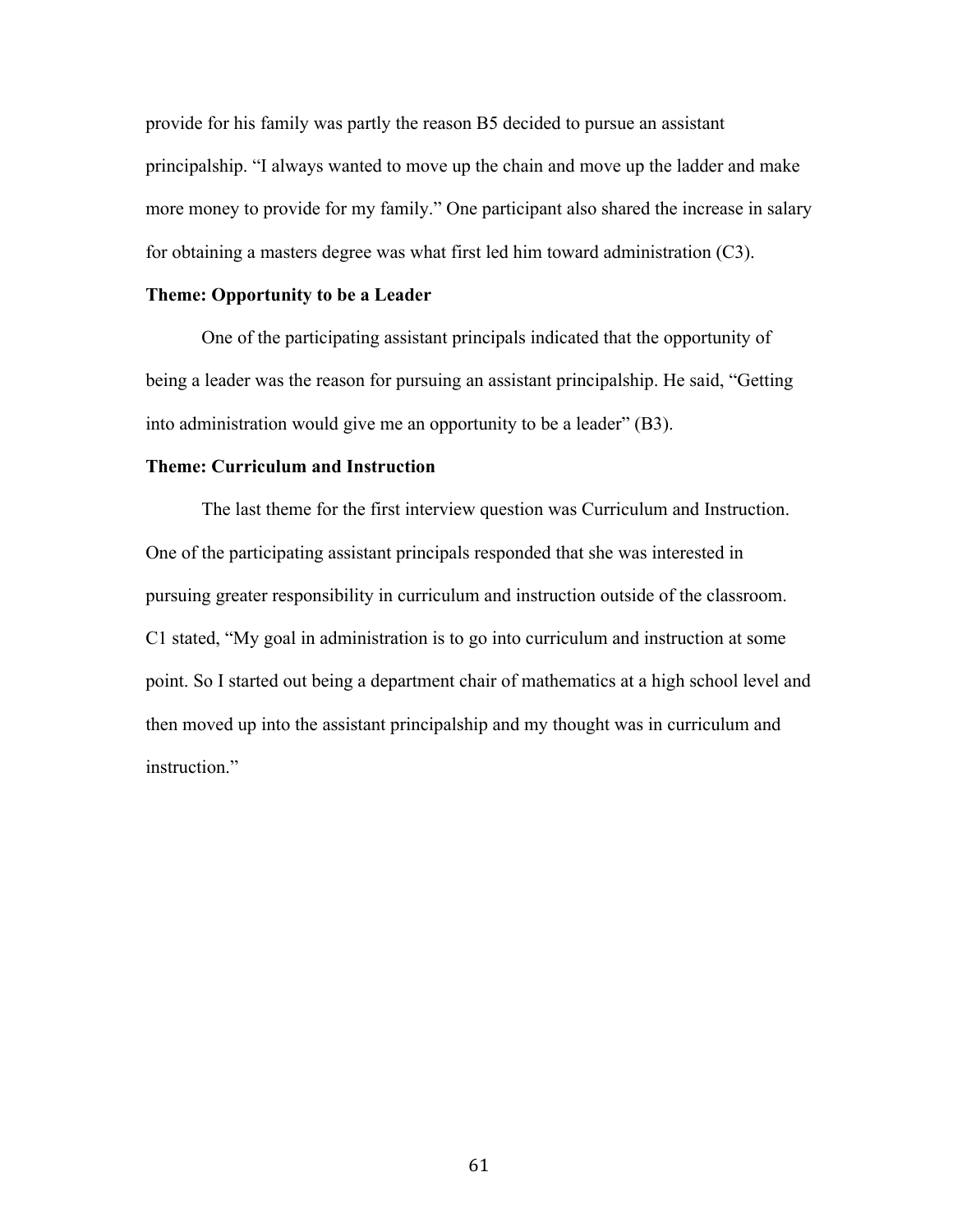provide for his family was partly the reason B5 decided to pursue an assistant principalship. "I always wanted to move up the chain and move up the ladder and make more money to provide for my family." One participant also shared the increase in salary for obtaining a masters degree was what first led him toward administration (C3).

### Theme: Opportunity to be a Leader

One of the participating assistant principals indicated that the opportunity of being a leader was the reason for pursuing an assistant principalship. He said, "Getting into administration would give me an opportunity to be a leader" (B3).

### Theme: Curriculum and Instruction

The last theme for the first interview question was Curriculum and Instruction. One of the participating assistant principals responded that she was interested in pursuing greater responsibility in curriculum and instruction outside of the classroom. C1 stated, "My goal in administration is to go into curriculum and instruction at some point. So I started out being a department chair of mathematics at a high school level and then moved up into the assistant principalship and my thought was in curriculum and instruction."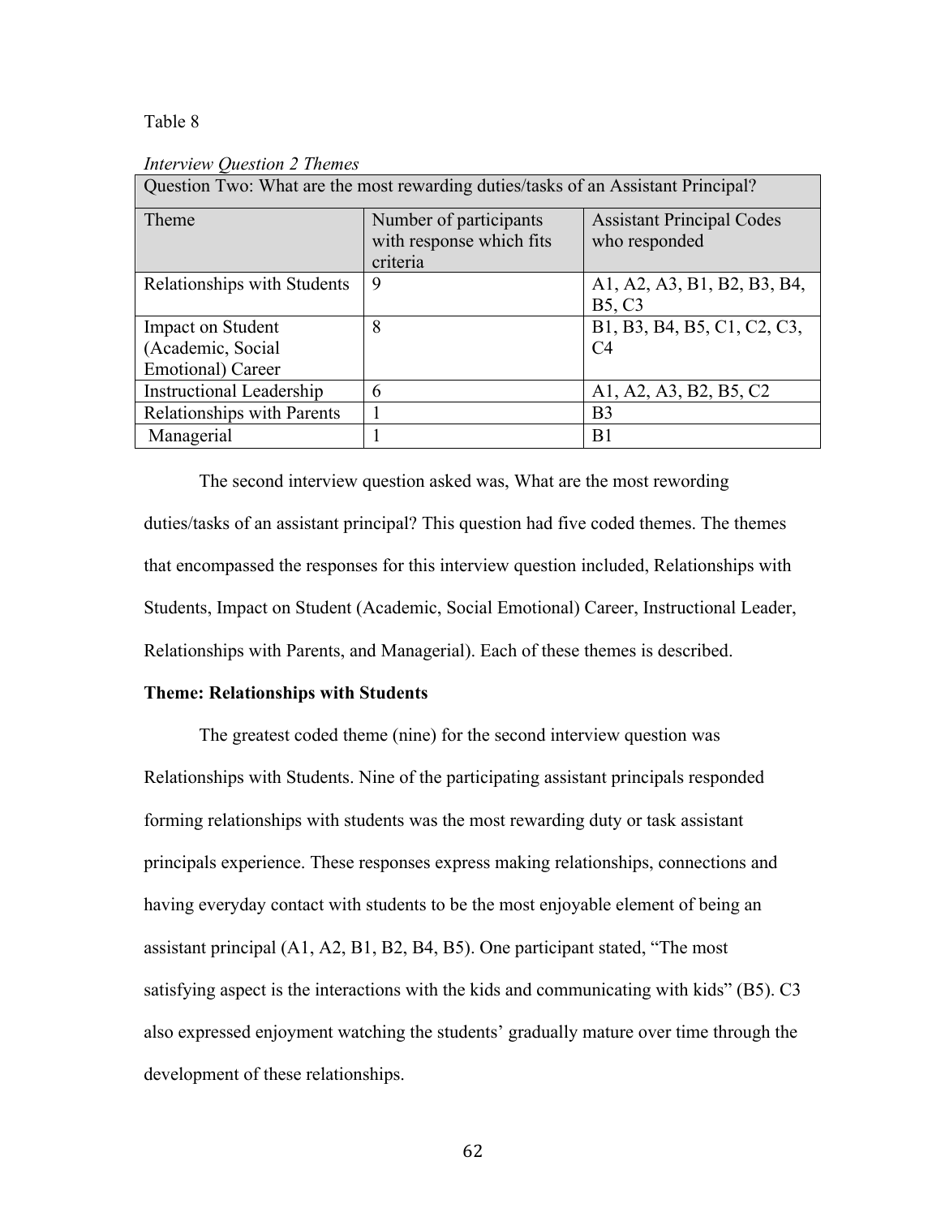Table 8

*Interview Question 2 Themes*

| Question Two: What are the most rewarding duties/tasks of an Assistant Principal? | | |
|---|---|---|
| Theme | Number of participants with response which fits criteria | Assistant Principal Codes who responded |
| Relationships with Students | 9 | A1, A2, A3, B1, B2, B3, B4, B5, C3 |
| Impact on Student (Academic, Social Emotional) Career | 8 | B1, B3, B4, B5, C1, C2, C3, C4 |
| Instructional Leadership | 6 | A1, A2, A3, B2, B5, C2 |
| Relationships with Parents | 1 | B3 |
| Managerial | 1 | B1 |

The second interview question asked was, What are the most rewording duties/tasks of an assistant principal? This question had five coded themes. The themes that encompassed the responses for this interview question included, Relationships with Students, Impact on Student (Academic, Social Emotional) Career, Instructional Leader, Relationships with Parents, and Managerial). Each of these themes is described.

**Theme: Relationships with Students**

The greatest coded theme (nine) for the second interview question was Relationships with Students. Nine of the participating assistant principals responded forming relationships with students was the most rewarding duty or task assistant principals experience. These responses express making relationships, connections and having everyday contact with students to be the most enjoyable element of being an assistant principal (A1, A2, B1, B2, B4, B5). One participant stated, "The most satisfying aspect is the interactions with the kids and communicating with kids" (B5). C3 also expressed enjoyment watching the students' gradually mature over time through the development of these relationships.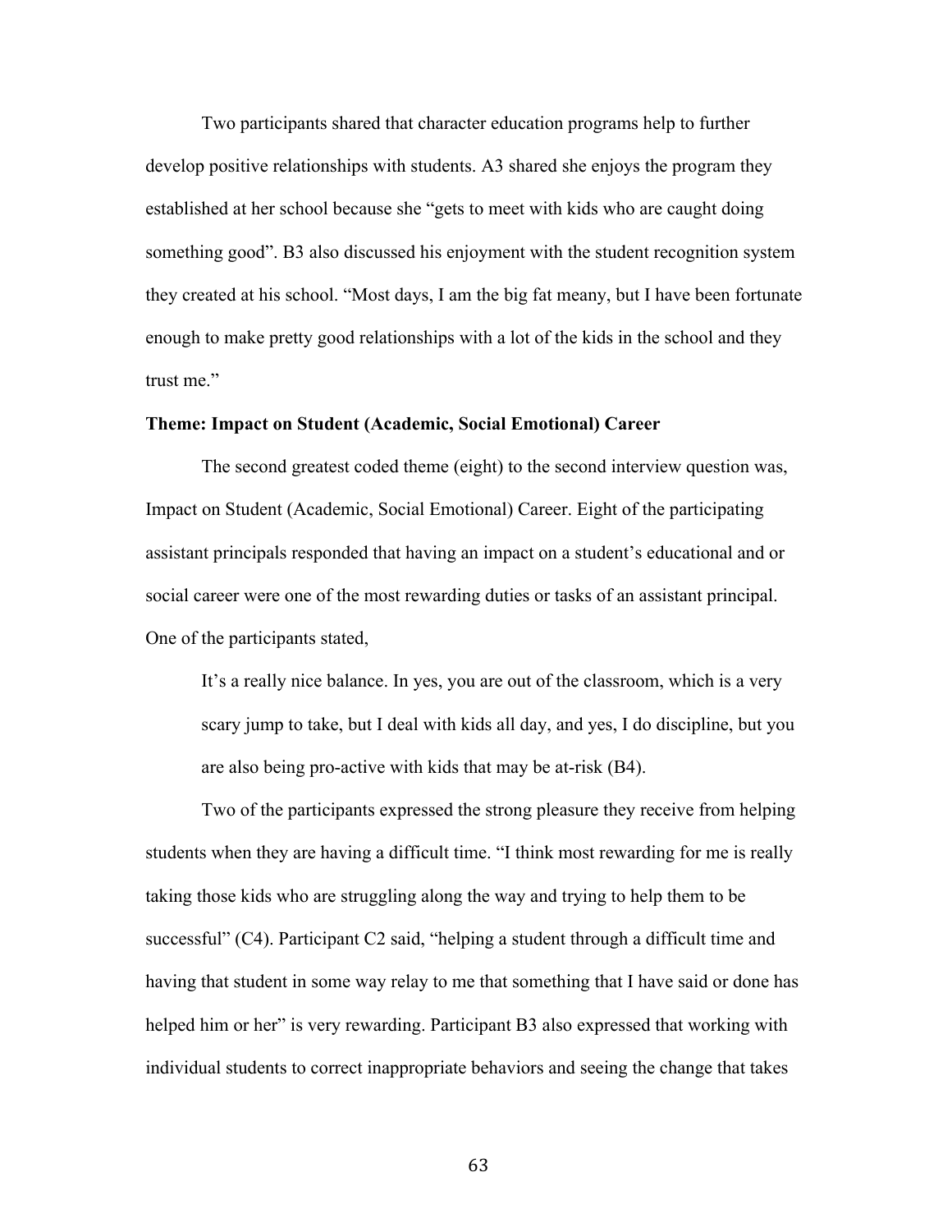Two participants shared that character education programs help to further develop positive relationships with students. A3 shared she enjoys the program they established at her school because she "gets to meet with kids who are caught doing something good". B3 also discussed his enjoyment with the student recognition system they created at his school. "Most days, I am the big fat meany, but I have been fortunate enough to make pretty good relationships with a lot of the kids in the school and they trust me."

**Theme: Impact on Student (Academic, Social Emotional) Career**

The second greatest coded theme (eight) to the second interview question was, Impact on Student (Academic, Social Emotional) Career. Eight of the participating assistant principals responded that having an impact on a student's educational and or social career were one of the most rewarding duties or tasks of an assistant principal. One of the participants stated,

> It's a really nice balance. In yes, you are out of the classroom, which is a very scary jump to take, but I deal with kids all day, and yes, I do discipline, but you are also being pro-active with kids that may be at-risk (B4).

Two of the participants expressed the strong pleasure they receive from helping students when they are having a difficult time. "I think most rewarding for me is really taking those kids who are struggling along the way and trying to help them to be successful" (C4). Participant C2 said, "helping a student through a difficult time and having that student in some way relay to me that something that I have said or done has helped him or her" is very rewarding. Participant B3 also expressed that working with individual students to correct inappropriate behaviors and seeing the change that takes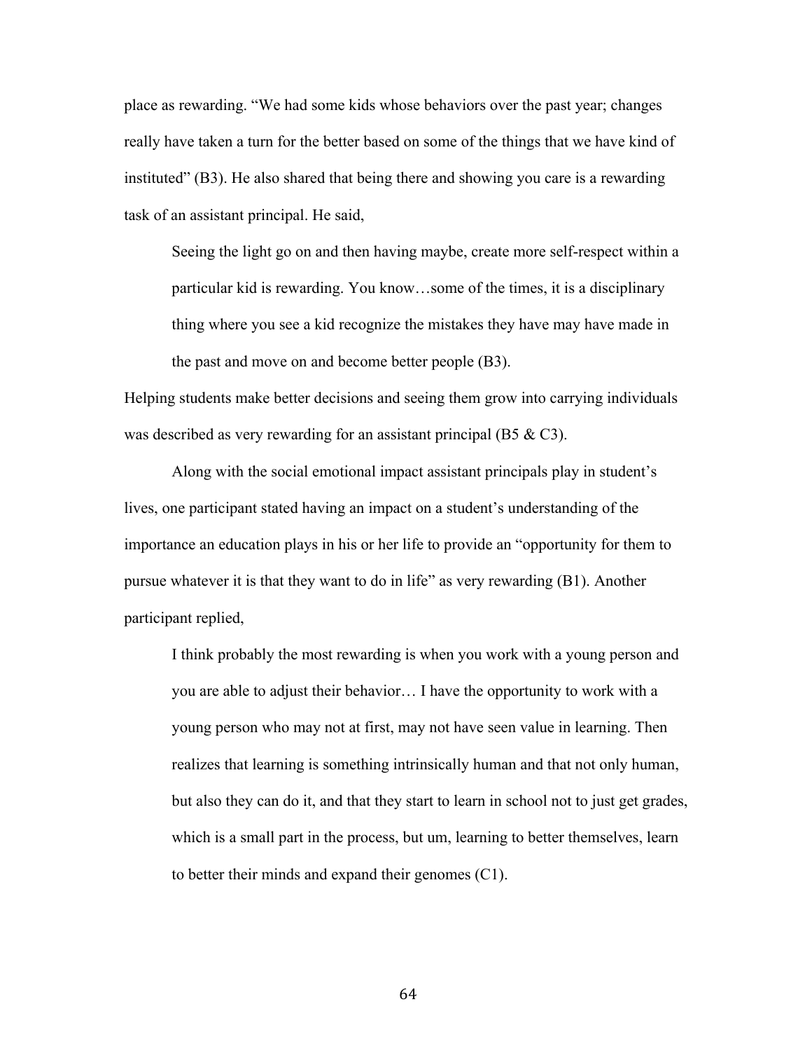place as rewarding. “We had some kids whose behaviors over the past year; changes really have taken a turn for the better based on some of the things that we have kind of instituted” (B3). He also shared that being there and showing you care is a rewarding task of an assistant principal. He said,

> Seeing the light go on and then having maybe, create more self-respect within a particular kid is rewarding. You know…some of the times, it is a disciplinary thing where you see a kid recognize the mistakes they have may have made in the past and move on and become better people (B3).

Helping students make better decisions and seeing them grow into carrying individuals was described as very rewarding for an assistant principal (B5 & C3).

Along with the social emotional impact assistant principals play in student’s lives, one participant stated having an impact on a student’s understanding of the importance an education plays in his or her life to provide an “opportunity for them to pursue whatever it is that they want to do in life” as very rewarding (B1). Another participant replied,

> I think probably the most rewarding is when you work with a young person and you are able to adjust their behavior… I have the opportunity to work with a young person who may not at first, may not have seen value in learning. Then realizes that learning is something intrinsically human and that not only human, but also they can do it, and that they start to learn in school not to just get grades, which is a small part in the process, but um, learning to better themselves, learn to better their minds and expand their genomes (C1).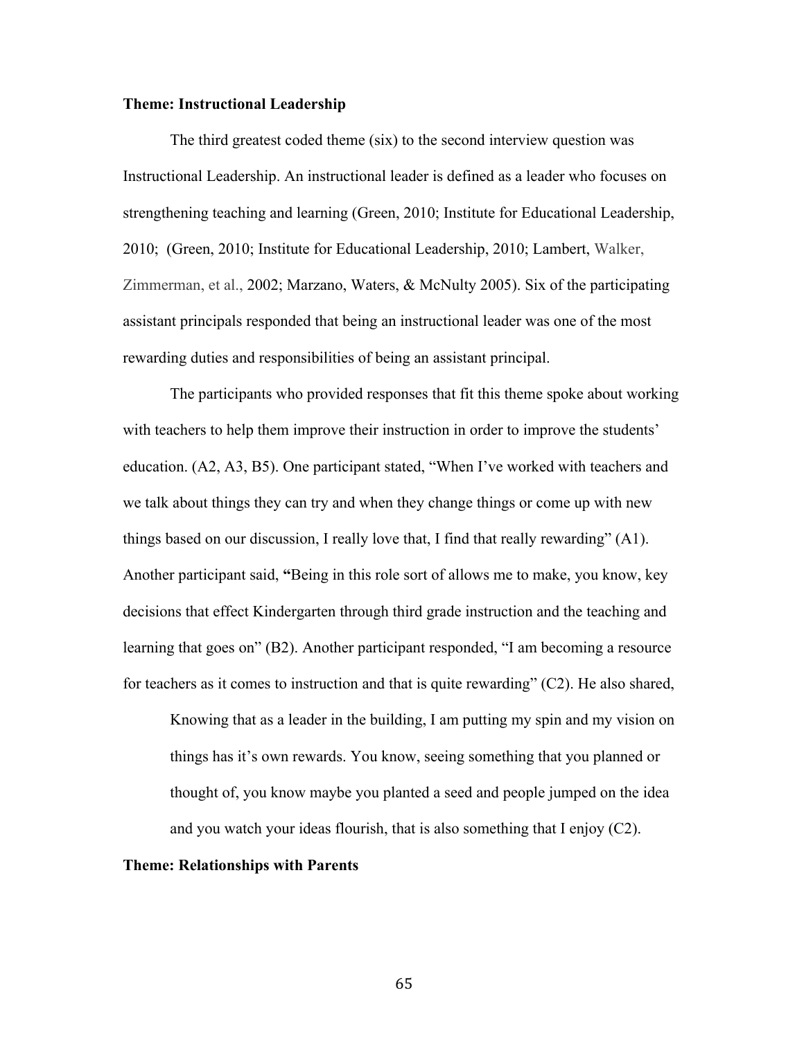**Theme: Instructional Leadership**

The third greatest coded theme (six) to the second interview question was Instructional Leadership. An instructional leader is defined as a leader who focuses on strengthening teaching and learning (Green, 2010; Institute for Educational Leadership, 2010; (Green, 2010; Institute for Educational Leadership, 2010; Lambert, Walker, Zimmerman, et al., 2002; Marzano, Waters, & McNulty 2005). Six of the participating assistant principals responded that being an instructional leader was one of the most rewarding duties and responsibilities of being an assistant principal.

The participants who provided responses that fit this theme spoke about working with teachers to help them improve their instruction in order to improve the students' education. (A2, A3, B5). One participant stated, "When I've worked with teachers and we talk about things they can try and when they change things or come up with new things based on our discussion, I really love that, I find that really rewarding" (A1). Another participant said, **"**Being in this role sort of allows me to make, you know, key decisions that effect Kindergarten through third grade instruction and the teaching and learning that goes on" (B2). Another participant responded, "I am becoming a resource for teachers as it comes to instruction and that is quite rewarding" (C2). He also shared,

> Knowing that as a leader in the building, I am putting my spin and my vision on things has it's own rewards. You know, seeing something that you planned or thought of, you know maybe you planted a seed and people jumped on the idea and you watch your ideas flourish, that is also something that I enjoy (C2).

**Theme: Relationships with Parents**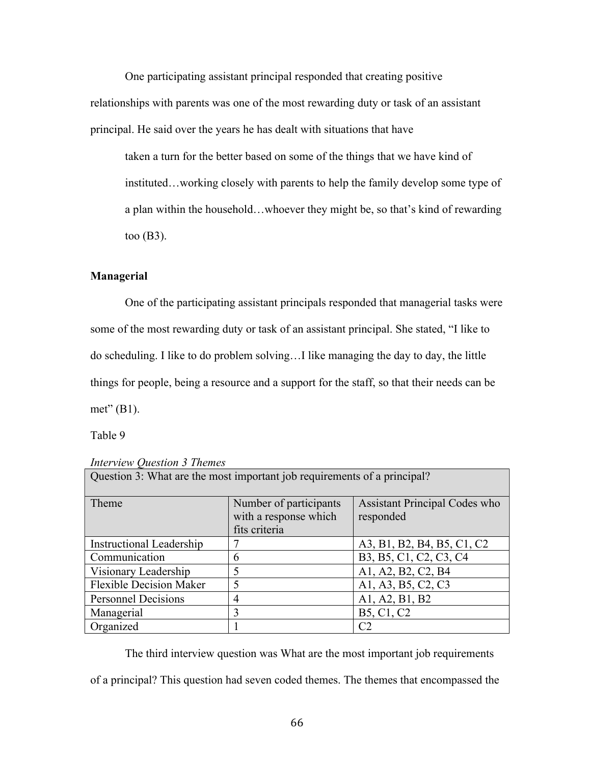One participating assistant principal responded that creating positive relationships with parents was one of the most rewarding duty or task of an assistant principal. He said over the years he has dealt with situations that have

> taken a turn for the better based on some of the things that we have kind of instituted…working closely with parents to help the family develop some type of a plan within the household…whoever they might be, so that's kind of rewarding too (B3).

**Managerial**

One of the participating assistant principals responded that managerial tasks were some of the most rewarding duty or task of an assistant principal. She stated, "I like to do scheduling. I like to do problem solving…I like managing the day to day, the little things for people, being a resource and a support for the staff, so that their needs can be met" (B1).

Table 9

*Interview Question 3 Themes*

| Question 3: What are the most important job requirements of a principal? | | |
|---|---|---|
| Theme | Number of participants with a response which fits criteria | Assistant Principal Codes who responded |
| Instructional Leadership | 7 | A3, B1, B2, B4, B5, C1, C2 |
| Communication | 6 | B3, B5, C1, C2, C3, C4 |
| Visionary Leadership | 5 | A1, A2, B2, C2, B4 |
| Flexible Decision Maker | 5 | A1, A3, B5, C2, C3 |
| Personnel Decisions | 4 | A1, A2, B1, B2 |
| Managerial | 3 | B5, C1, C2 |
| Organized | 1 | C2 |

The third interview question was What are the most important job requirements of a principal? This question had seven coded themes. The themes that encompassed the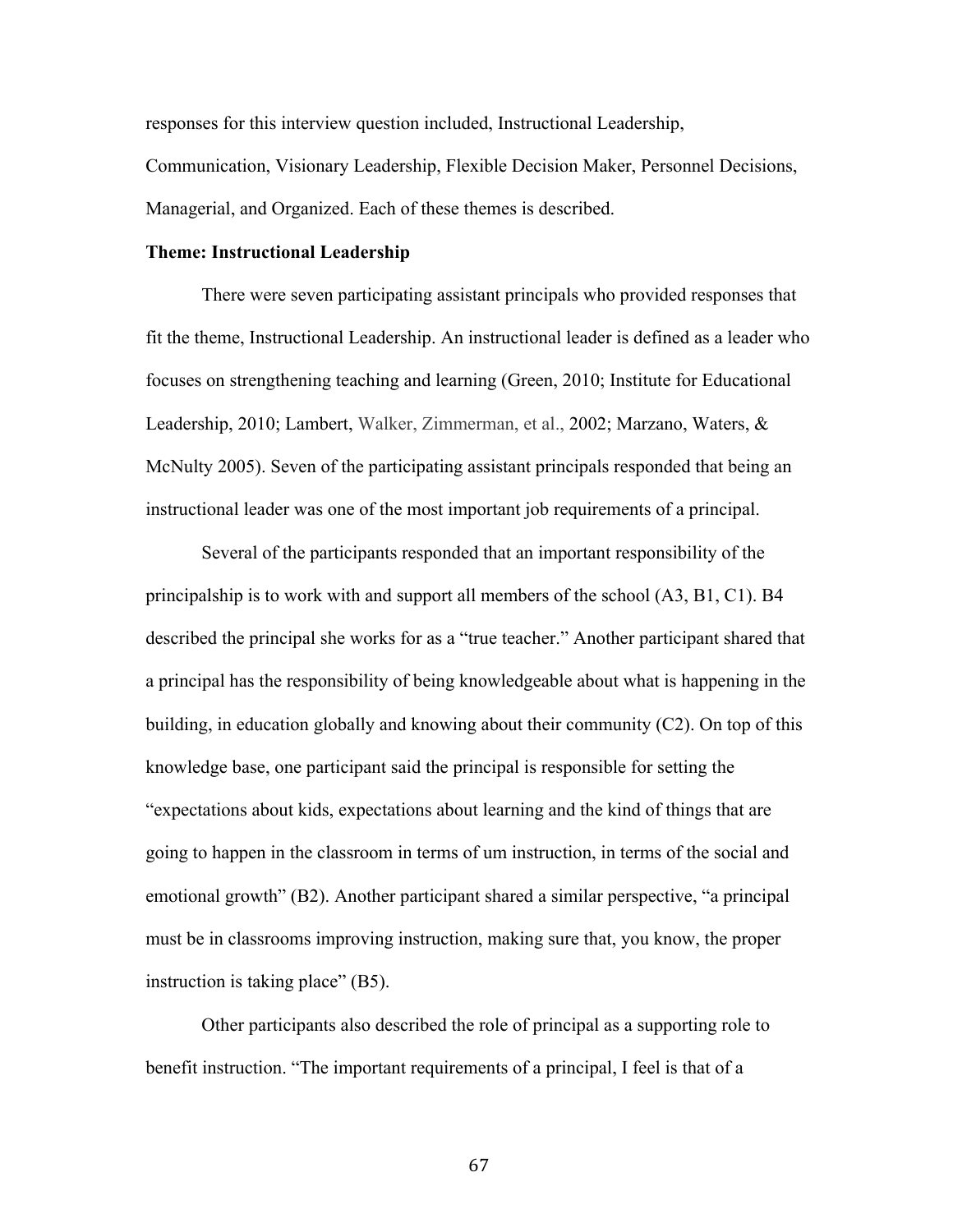responses for this interview question included, Instructional Leadership, Communication, Visionary Leadership, Flexible Decision Maker, Personnel Decisions, Managerial, and Organized. Each of these themes is described.

**Theme: Instructional Leadership**

There were seven participating assistant principals who provided responses that fit the theme, Instructional Leadership. An instructional leader is defined as a leader who focuses on strengthening teaching and learning (Green, 2010; Institute for Educational Leadership, 2010; Lambert, Walker, Zimmerman, et al., 2002; Marzano, Waters, & McNulty 2005). Seven of the participating assistant principals responded that being an instructional leader was one of the most important job requirements of a principal.

Several of the participants responded that an important responsibility of the principalship is to work with and support all members of the school (A3, B1, C1). B4 described the principal she works for as a "true teacher." Another participant shared that a principal has the responsibility of being knowledgeable about what is happening in the building, in education globally and knowing about their community (C2). On top of this knowledge base, one participant said the principal is responsible for setting the "expectations about kids, expectations about learning and the kind of things that are going to happen in the classroom in terms of um instruction, in terms of the social and emotional growth" (B2). Another participant shared a similar perspective, "a principal must be in classrooms improving instruction, making sure that, you know, the proper instruction is taking place" (B5).

Other participants also described the role of principal as a supporting role to benefit instruction. "The important requirements of a principal, I feel is that of a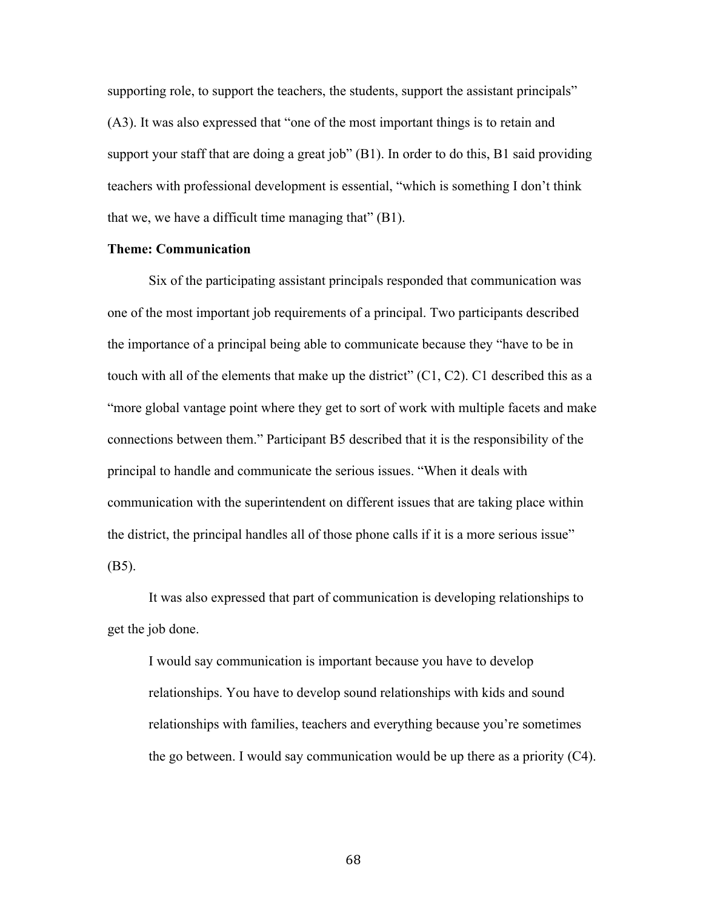supporting role, to support the teachers, the students, support the assistant principals" (A3). It was also expressed that "one of the most important things is to retain and support your staff that are doing a great job" (B1). In order to do this, B1 said providing teachers with professional development is essential, "which is something I don't think that we, we have a difficult time managing that" (B1).

**Theme: Communication**

Six of the participating assistant principals responded that communication was one of the most important job requirements of a principal. Two participants described the importance of a principal being able to communicate because they "have to be in touch with all of the elements that make up the district" (C1, C2). C1 described this as a "more global vantage point where they get to sort of work with multiple facets and make connections between them." Participant B5 described that it is the responsibility of the principal to handle and communicate the serious issues. "When it deals with communication with the superintendent on different issues that are taking place within the district, the principal handles all of those phone calls if it is a more serious issue" (B5).

It was also expressed that part of communication is developing relationships to get the job done.

> I would say communication is important because you have to develop relationships. You have to develop sound relationships with kids and sound relationships with families, teachers and everything because you're sometimes the go between. I would say communication would be up there as a priority (C4).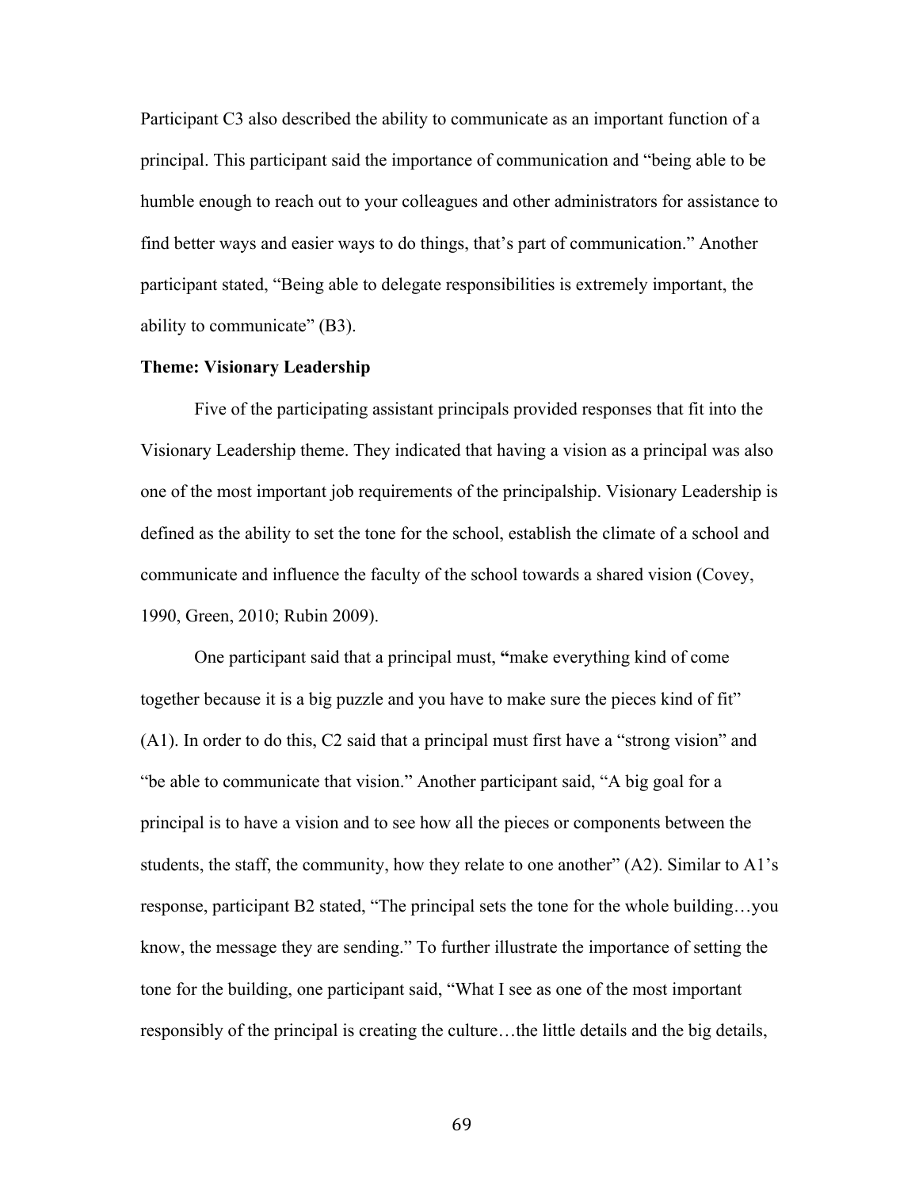Participant C3 also described the ability to communicate as an important function of a principal. This participant said the importance of communication and "being able to be humble enough to reach out to your colleagues and other administrators for assistance to find better ways and easier ways to do things, that's part of communication." Another participant stated, "Being able to delegate responsibilities is extremely important, the ability to communicate" (B3).

**Theme: Visionary Leadership**

Five of the participating assistant principals provided responses that fit into the Visionary Leadership theme. They indicated that having a vision as a principal was also one of the most important job requirements of the principalship. Visionary Leadership is defined as the ability to set the tone for the school, establish the climate of a school and communicate and influence the faculty of the school towards a shared vision (Covey, 1990, Green, 2010; Rubin 2009).

One participant said that a principal must, **"**make everything kind of come together because it is a big puzzle and you have to make sure the pieces kind of fit" (A1). In order to do this, C2 said that a principal must first have a "strong vision" and "be able to communicate that vision." Another participant said, "A big goal for a principal is to have a vision and to see how all the pieces or components between the students, the staff, the community, how they relate to one another" (A2). Similar to A1's response, participant B2 stated, "The principal sets the tone for the whole building…you know, the message they are sending." To further illustrate the importance of setting the tone for the building, one participant said, "What I see as one of the most important responsibly of the principal is creating the culture…the little details and the big details,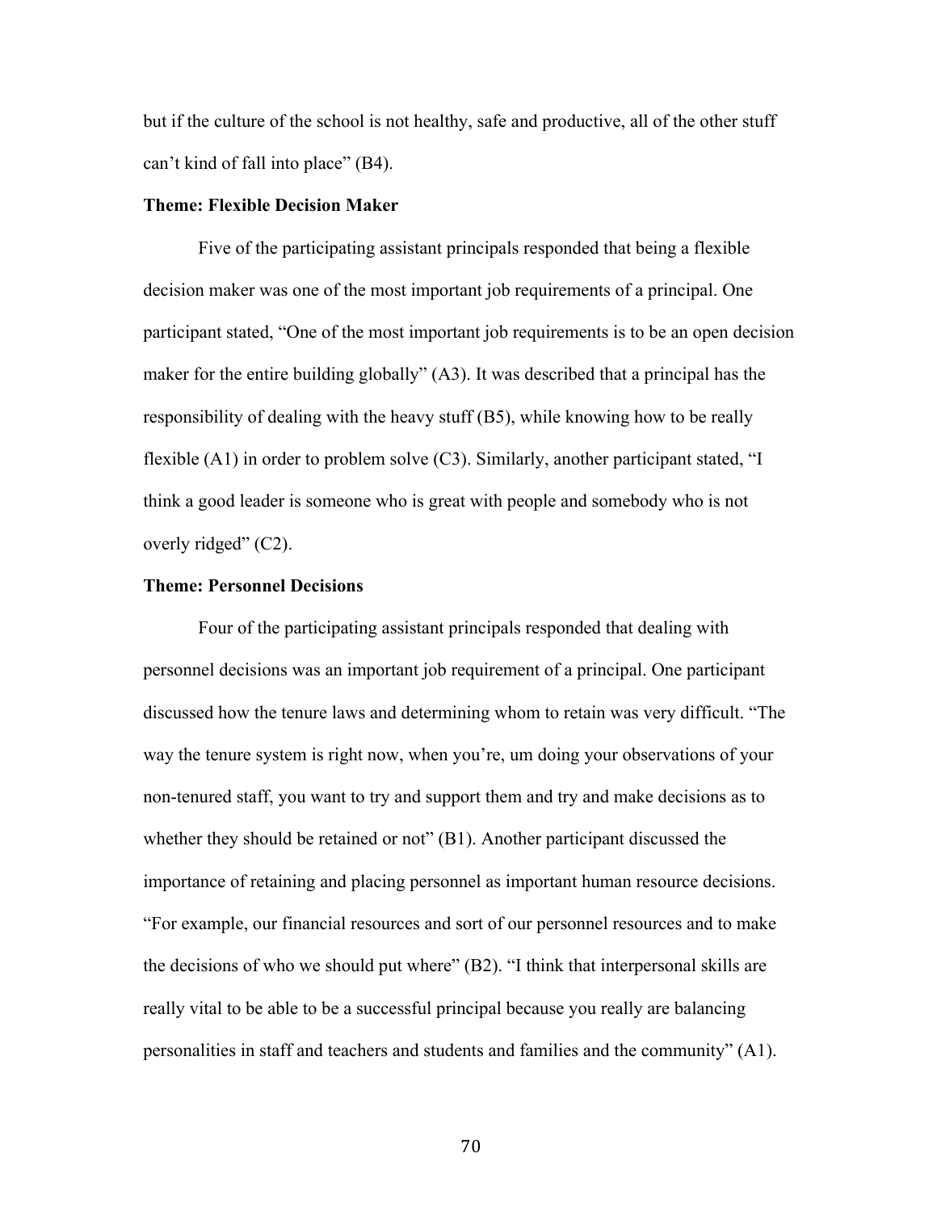but if the culture of the school is not healthy, safe and productive, all of the other stuff can't kind of fall into place" (B4).

**Theme: Flexible Decision Maker**

Five of the participating assistant principals responded that being a flexible decision maker was one of the most important job requirements of a principal. One participant stated, "One of the most important job requirements is to be an open decision maker for the entire building globally" (A3). It was described that a principal has the responsibility of dealing with the heavy stuff (B5), while knowing how to be really flexible (A1) in order to problem solve (C3). Similarly, another participant stated, "I think a good leader is someone who is great with people and somebody who is not overly ridged" (C2).

**Theme: Personnel Decisions**

Four of the participating assistant principals responded that dealing with personnel decisions was an important job requirement of a principal. One participant discussed how the tenure laws and determining whom to retain was very difficult. "The way the tenure system is right now, when you're, um doing your observations of your non-tenured staff, you want to try and support them and try and make decisions as to whether they should be retained or not" (B1). Another participant discussed the importance of retaining and placing personnel as important human resource decisions. "For example, our financial resources and sort of our personnel resources and to make the decisions of who we should put where" (B2). "I think that interpersonal skills are really vital to be able to be a successful principal because you really are balancing personalities in staff and teachers and students and families and the community" (A1).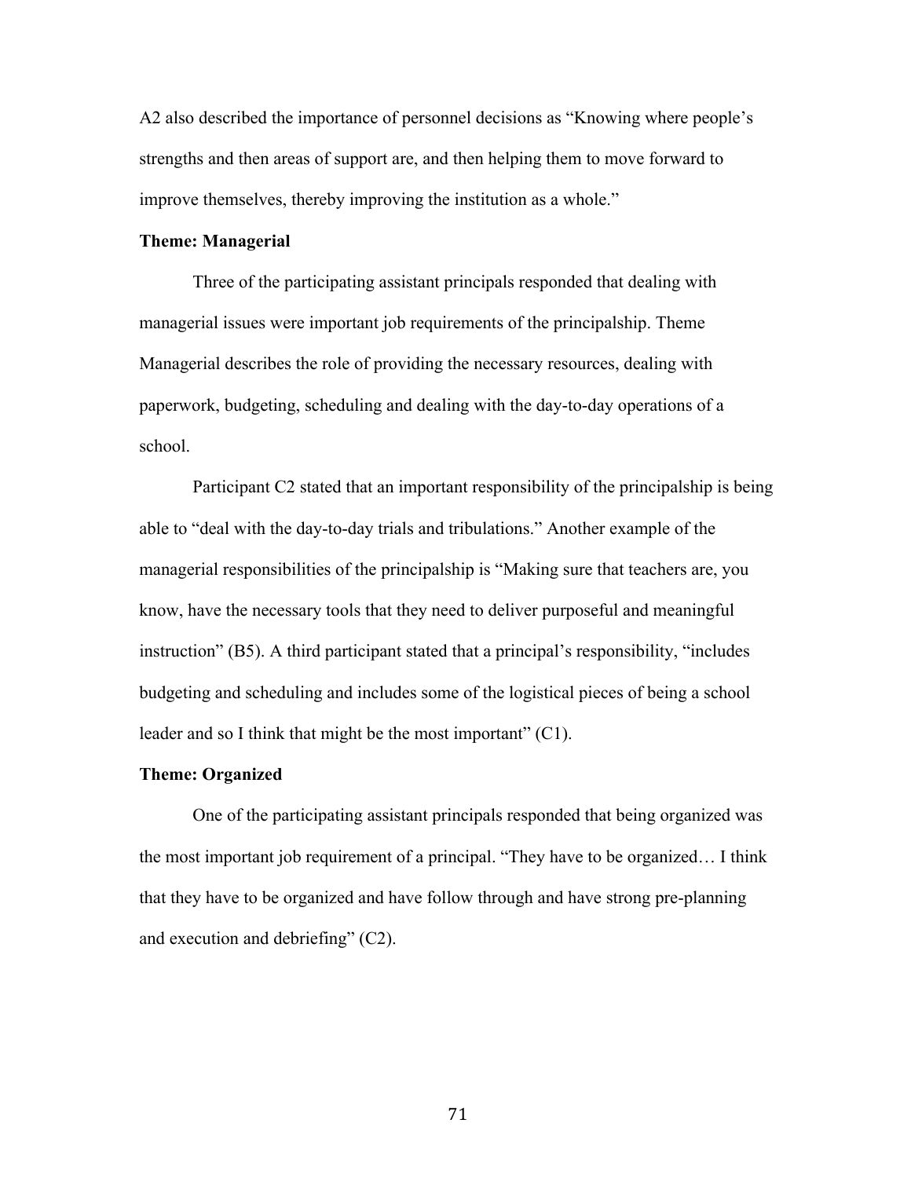A2 also described the importance of personnel decisions as "Knowing where people's strengths and then areas of support are, and then helping them to move forward to improve themselves, thereby improving the institution as a whole."

**Theme: Managerial**

Three of the participating assistant principals responded that dealing with managerial issues were important job requirements of the principalship. Theme Managerial describes the role of providing the necessary resources, dealing with paperwork, budgeting, scheduling and dealing with the day-to-day operations of a school.

Participant C2 stated that an important responsibility of the principalship is being able to "deal with the day-to-day trials and tribulations." Another example of the managerial responsibilities of the principalship is "Making sure that teachers are, you know, have the necessary tools that they need to deliver purposeful and meaningful instruction" (B5). A third participant stated that a principal's responsibility, "includes budgeting and scheduling and includes some of the logistical pieces of being a school leader and so I think that might be the most important" (C1).

**Theme: Organized**

One of the participating assistant principals responded that being organized was the most important job requirement of a principal. "They have to be organized… I think that they have to be organized and have follow through and have strong pre-planning and execution and debriefing" (C2).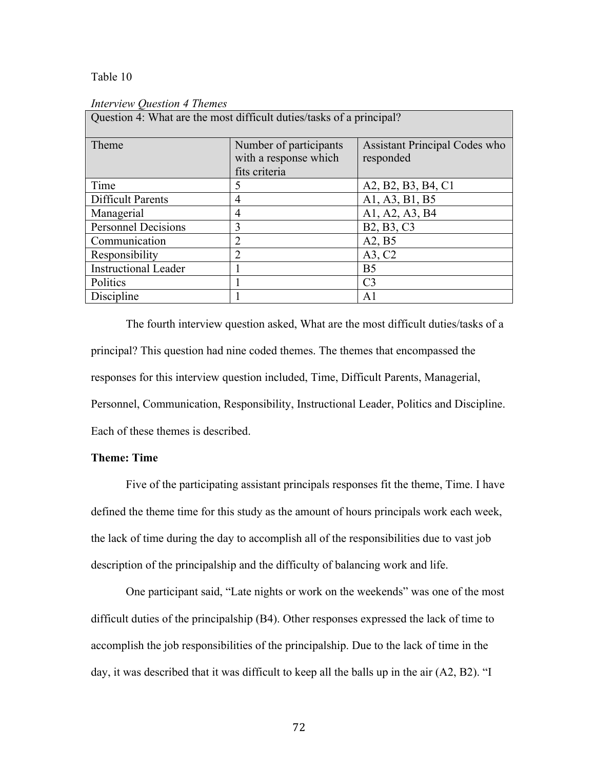Table 10

*Interview Question 4 Themes*

| Question 4: What are the most difficult duties/tasks of a principal? | | |
|---|---|---|
| Theme | Number of participants with a response which fits criteria | Assistant Principal Codes who responded |
| Time | 5 | A2, B2, B3, B4, C1 |
| Difficult Parents | 4 | A1, A3, B1, B5 |
| Managerial | 4 | A1, A2, A3, B4 |
| Personnel Decisions | 3 | B2, B3, C3 |
| Communication | 2 | A2, B5 |
| Responsibility | 2 | A3, C2 |
| Instructional Leader | 1 | B5 |
| Politics | 1 | C3 |
| Discipline | 1 | A1 |

The fourth interview question asked, What are the most difficult duties/tasks of a principal? This question had nine coded themes. The themes that encompassed the responses for this interview question included, Time, Difficult Parents, Managerial, Personnel, Communication, Responsibility, Instructional Leader, Politics and Discipline. Each of these themes is described.

**Theme: Time**

Five of the participating assistant principals responses fit the theme, Time. I have defined the theme time for this study as the amount of hours principals work each week, the lack of time during the day to accomplish all of the responsibilities due to vast job description of the principalship and the difficulty of balancing work and life.

One participant said, "Late nights or work on the weekends" was one of the most difficult duties of the principalship (B4). Other responses expressed the lack of time to accomplish the job responsibilities of the principalship. Due to the lack of time in the day, it was described that it was difficult to keep all the balls up in the air (A2, B2). "I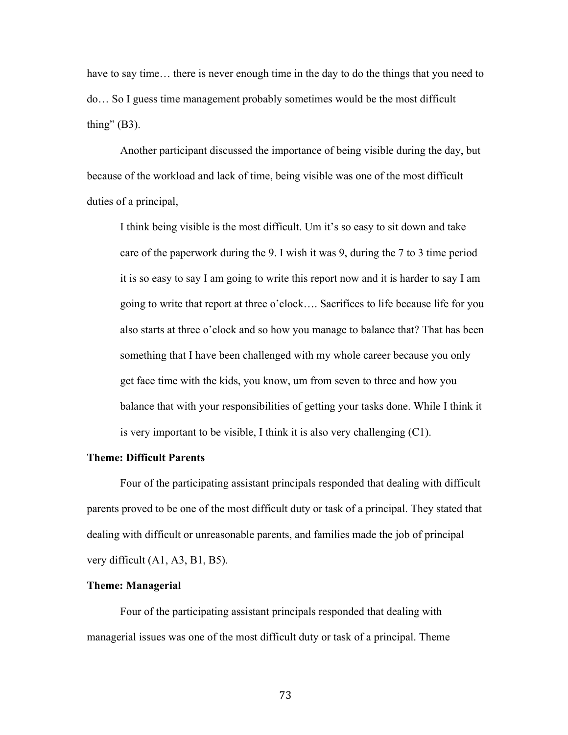have to say time… there is never enough time in the day to do the things that you need to do… So I guess time management probably sometimes would be the most difficult thing" (B3).

Another participant discussed the importance of being visible during the day, but because of the workload and lack of time, being visible was one of the most difficult duties of a principal,

> I think being visible is the most difficult. Um it's so easy to sit down and take care of the paperwork during the 9. I wish it was 9, during the 7 to 3 time period it is so easy to say I am going to write this report now and it is harder to say I am going to write that report at three o'clock…. Sacrifices to life because life for you also starts at three o'clock and so how you manage to balance that? That has been something that I have been challenged with my whole career because you only get face time with the kids, you know, um from seven to three and how you balance that with your responsibilities of getting your tasks done. While I think it is very important to be visible, I think it is also very challenging (C1).

**Theme: Difficult Parents**

Four of the participating assistant principals responded that dealing with difficult parents proved to be one of the most difficult duty or task of a principal. They stated that dealing with difficult or unreasonable parents, and families made the job of principal very difficult (A1, A3, B1, B5).

**Theme: Managerial**

Four of the participating assistant principals responded that dealing with managerial issues was one of the most difficult duty or task of a principal. Theme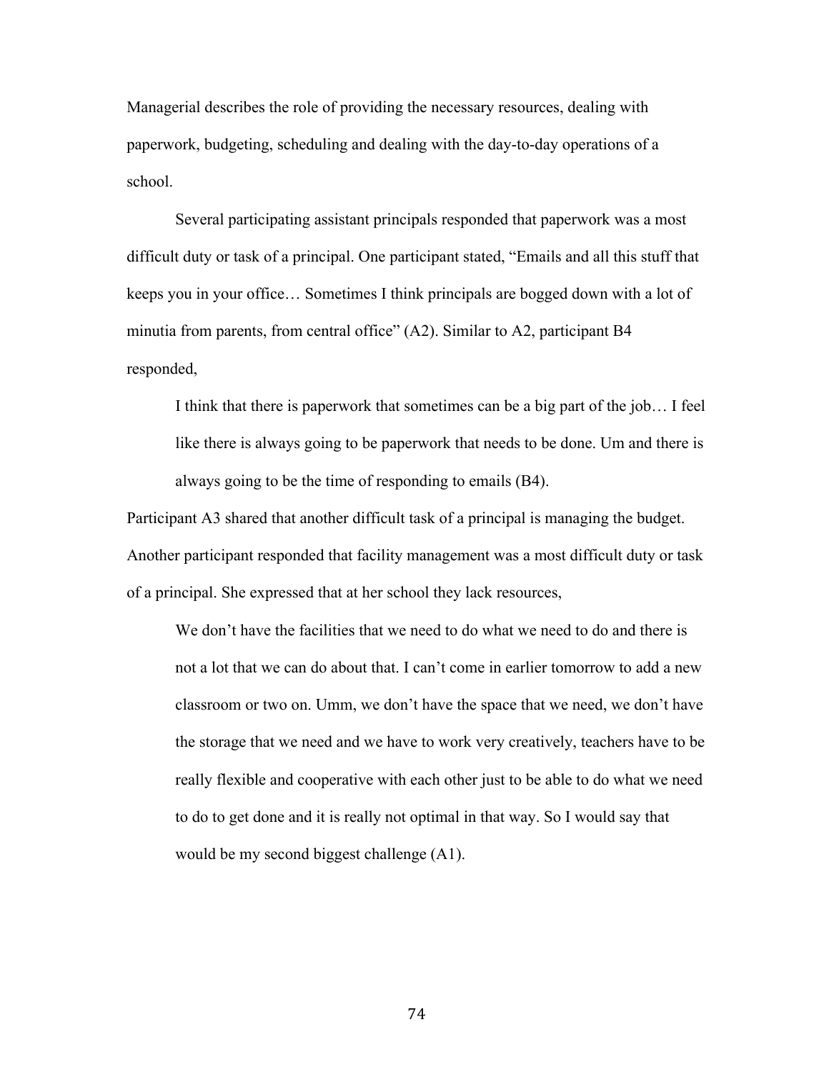Managerial describes the role of providing the necessary resources, dealing with paperwork, budgeting, scheduling and dealing with the day-to-day operations of a school.

Several participating assistant principals responded that paperwork was a most difficult duty or task of a principal. One participant stated, "Emails and all this stuff that keeps you in your office… Sometimes I think principals are bogged down with a lot of minutia from parents, from central office" (A2). Similar to A2, participant B4 responded,

> I think that there is paperwork that sometimes can be a big part of the job… I feel like there is always going to be paperwork that needs to be done. Um and there is always going to be the time of responding to emails (B4).

Participant A3 shared that another difficult task of a principal is managing the budget. Another participant responded that facility management was a most difficult duty or task of a principal. She expressed that at her school they lack resources,

> We don't have the facilities that we need to do what we need to do and there is not a lot that we can do about that. I can't come in earlier tomorrow to add a new classroom or two on. Umm, we don't have the space that we need, we don't have the storage that we need and we have to work very creatively, teachers have to be really flexible and cooperative with each other just to be able to do what we need to do to get done and it is really not optimal in that way. So I would say that would be my second biggest challenge (A1).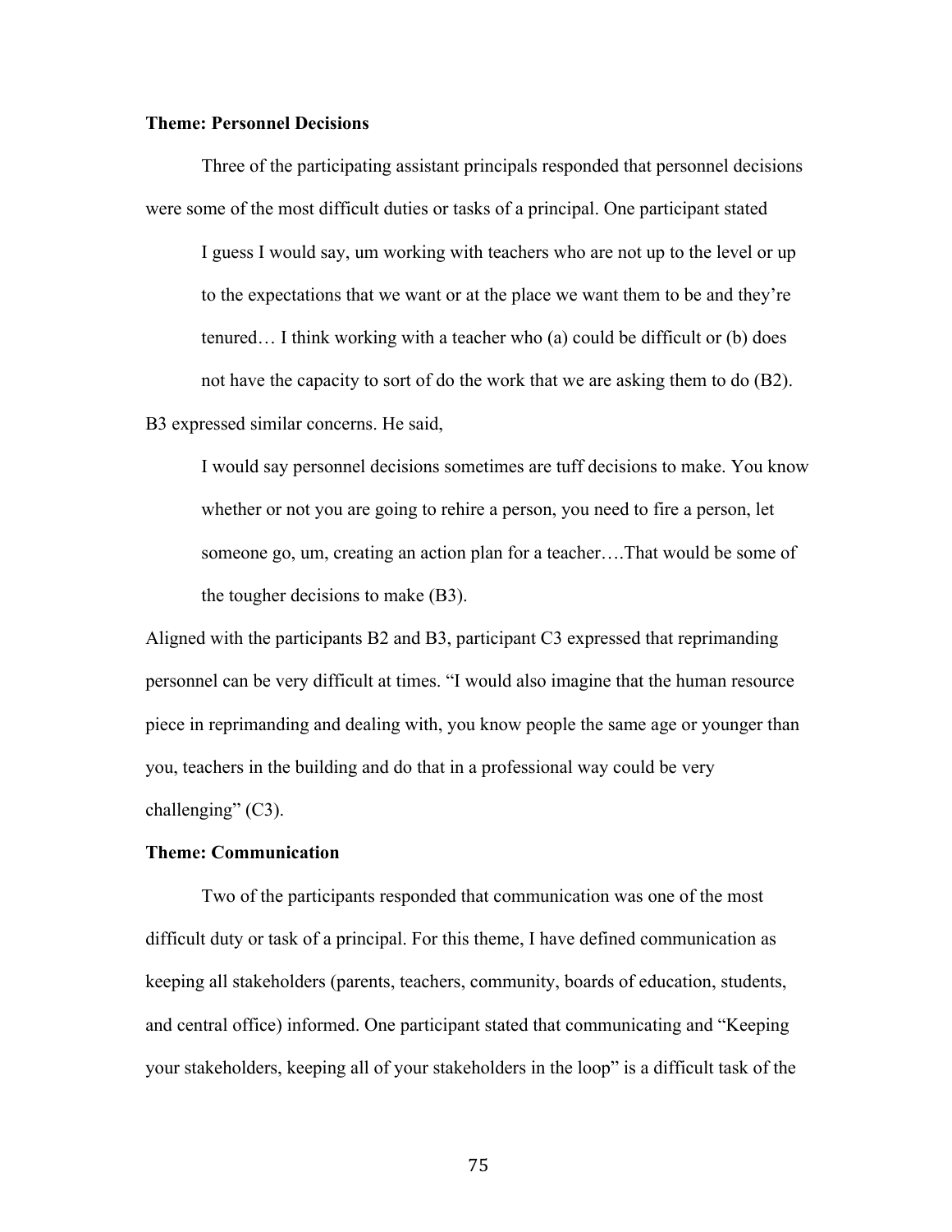**Theme: Personnel Decisions**

Three of the participating assistant principals responded that personnel decisions were some of the most difficult duties or tasks of a principal. One participant stated

> I guess I would say, um working with teachers who are not up to the level or up to the expectations that we want or at the place we want them to be and they're tenured… I think working with a teacher who (a) could be difficult or (b) does not have the capacity to sort of do the work that we are asking them to do (B2).

B3 expressed similar concerns. He said,

> I would say personnel decisions sometimes are tuff decisions to make. You know whether or not you are going to rehire a person, you need to fire a person, let someone go, um, creating an action plan for a teacher….That would be some of the tougher decisions to make (B3).

Aligned with the participants B2 and B3, participant C3 expressed that reprimanding personnel can be very difficult at times. "I would also imagine that the human resource piece in reprimanding and dealing with, you know people the same age or younger than you, teachers in the building and do that in a professional way could be very challenging" (C3).

**Theme: Communication**

Two of the participants responded that communication was one of the most difficult duty or task of a principal. For this theme, I have defined communication as keeping all stakeholders (parents, teachers, community, boards of education, students, and central office) informed. One participant stated that communicating and "Keeping your stakeholders, keeping all of your stakeholders in the loop" is a difficult task of the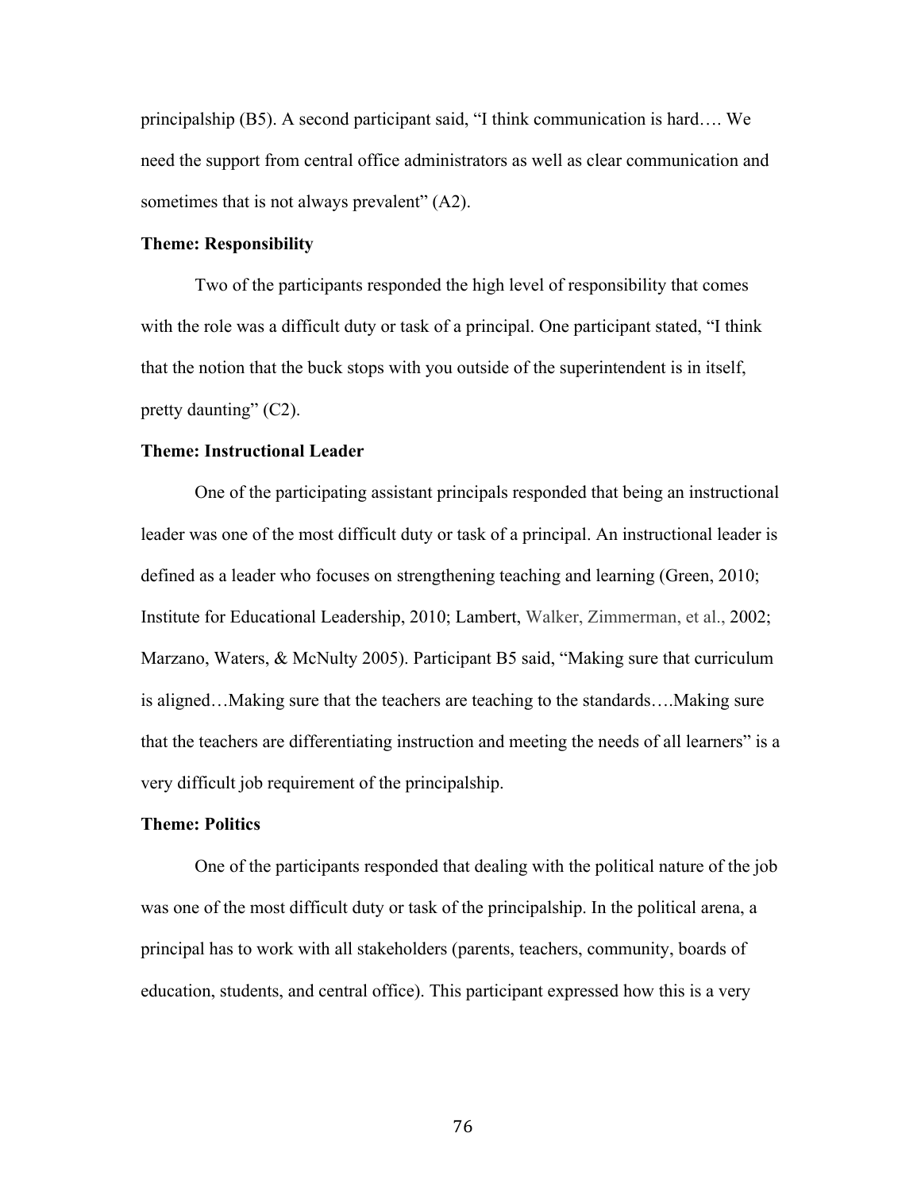principalship (B5). A second participant said, "I think communication is hard…. We need the support from central office administrators as well as clear communication and sometimes that is not always prevalent" (A2).

### Theme: Responsibility

Two of the participants responded the high level of responsibility that comes with the role was a difficult duty or task of a principal. One participant stated, "I think that the notion that the buck stops with you outside of the superintendent is in itself, pretty daunting" (C2).

### Theme: Instructional Leader

One of the participating assistant principals responded that being an instructional leader was one of the most difficult duty or task of a principal. An instructional leader is defined as a leader who focuses on strengthening teaching and learning (Green, 2010; Institute for Educational Leadership, 2010; Lambert, Walker, Zimmerman, et al., 2002; Marzano, Waters, & McNulty 2005). Participant B5 said, "Making sure that curriculum is aligned…Making sure that the teachers are teaching to the standards….Making sure that the teachers are differentiating instruction and meeting the needs of all learners" is a very difficult job requirement of the principalship.

### Theme: Politics

One of the participants responded that dealing with the political nature of the job was one of the most difficult duty or task of the principalship. In the political arena, a principal has to work with all stakeholders (parents, teachers, community, boards of education, students, and central office). This participant expressed how this is a very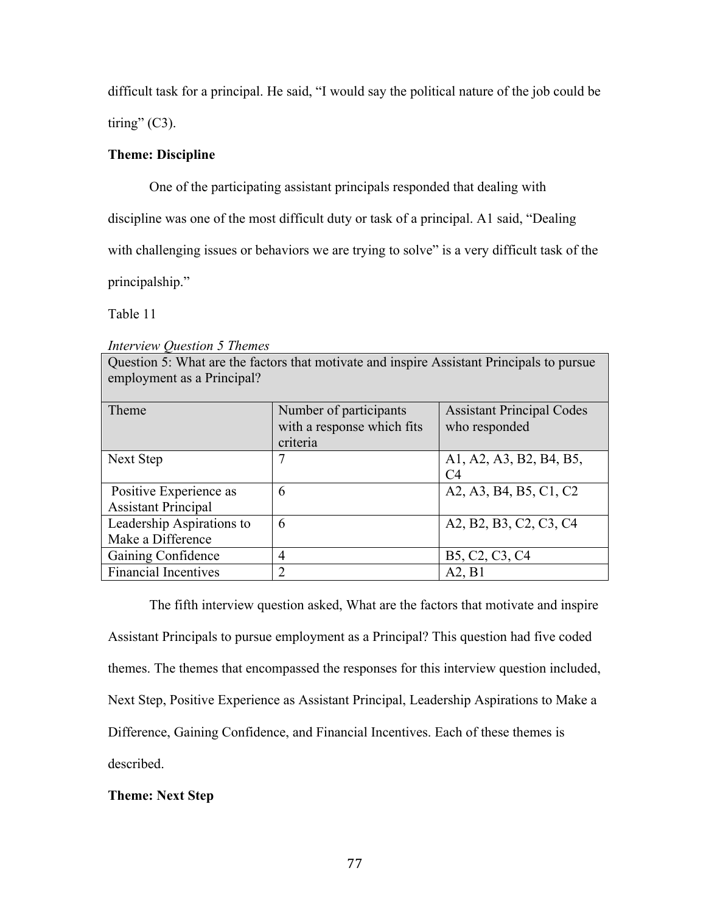difficult task for a principal. He said, "I would say the political nature of the job could be tiring" (C3).

**Theme: Discipline**

One of the participating assistant principals responded that dealing with discipline was one of the most difficult duty or task of a principal. A1 said, "Dealing with challenging issues or behaviors we are trying to solve" is a very difficult task of the principalship."

Table 11

*Interview Question 5 Themes*

| Question 5: What are the factors that motivate and inspire Assistant Principals to pursue employment as a Principal? | | |
|---|---|---|
| Theme | Number of participants with a response which fits criteria | Assistant Principal Codes who responded |
| Next Step | 7 | A1, A2, A3, B2, B4, B5, C4 |
| Positive Experience as Assistant Principal | 6 | A2, A3, B4, B5, C1, C2 |
| Leadership Aspirations to Make a Difference | 6 | A2, B2, B3, C2, C3, C4 |
| Gaining Confidence | 4 | B5, C2, C3, C4 |
| Financial Incentives | 2 | A2, B1 |

The fifth interview question asked, What are the factors that motivate and inspire Assistant Principals to pursue employment as a Principal? This question had five coded themes. The themes that encompassed the responses for this interview question included, Next Step, Positive Experience as Assistant Principal, Leadership Aspirations to Make a Difference, Gaining Confidence, and Financial Incentives. Each of these themes is described.

**Theme: Next Step**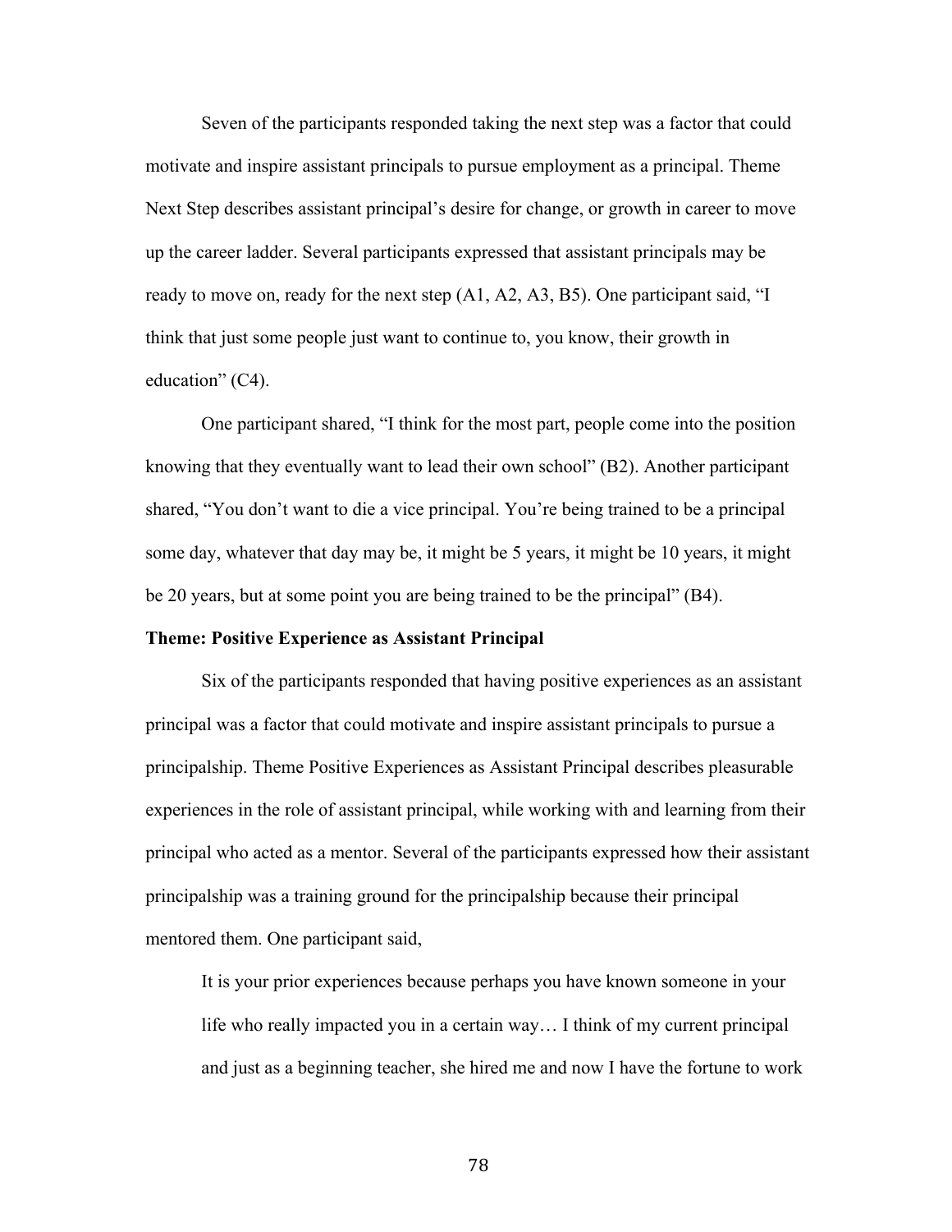Seven of the participants responded taking the next step was a factor that could motivate and inspire assistant principals to pursue employment as a principal. Theme Next Step describes assistant principal's desire for change, or growth in career to move up the career ladder. Several participants expressed that assistant principals may be ready to move on, ready for the next step (A1, A2, A3, B5). One participant said, "I think that just some people just want to continue to, you know, their growth in education" (C4).

One participant shared, "I think for the most part, people come into the position knowing that they eventually want to lead their own school" (B2). Another participant shared, "You don't want to die a vice principal. You're being trained to be a principal some day, whatever that day may be, it might be 5 years, it might be 10 years, it might be 20 years, but at some point you are being trained to be the principal" (B4).

**Theme: Positive Experience as Assistant Principal**

Six of the participants responded that having positive experiences as an assistant principal was a factor that could motivate and inspire assistant principals to pursue a principalship. Theme Positive Experiences as Assistant Principal describes pleasurable experiences in the role of assistant principal, while working with and learning from their principal who acted as a mentor. Several of the participants expressed how their assistant principalship was a training ground for the principalship because their principal mentored them. One participant said,

> It is your prior experiences because perhaps you have known someone in your life who really impacted you in a certain way… I think of my current principal and just as a beginning teacher, she hired me and now I have the fortune to work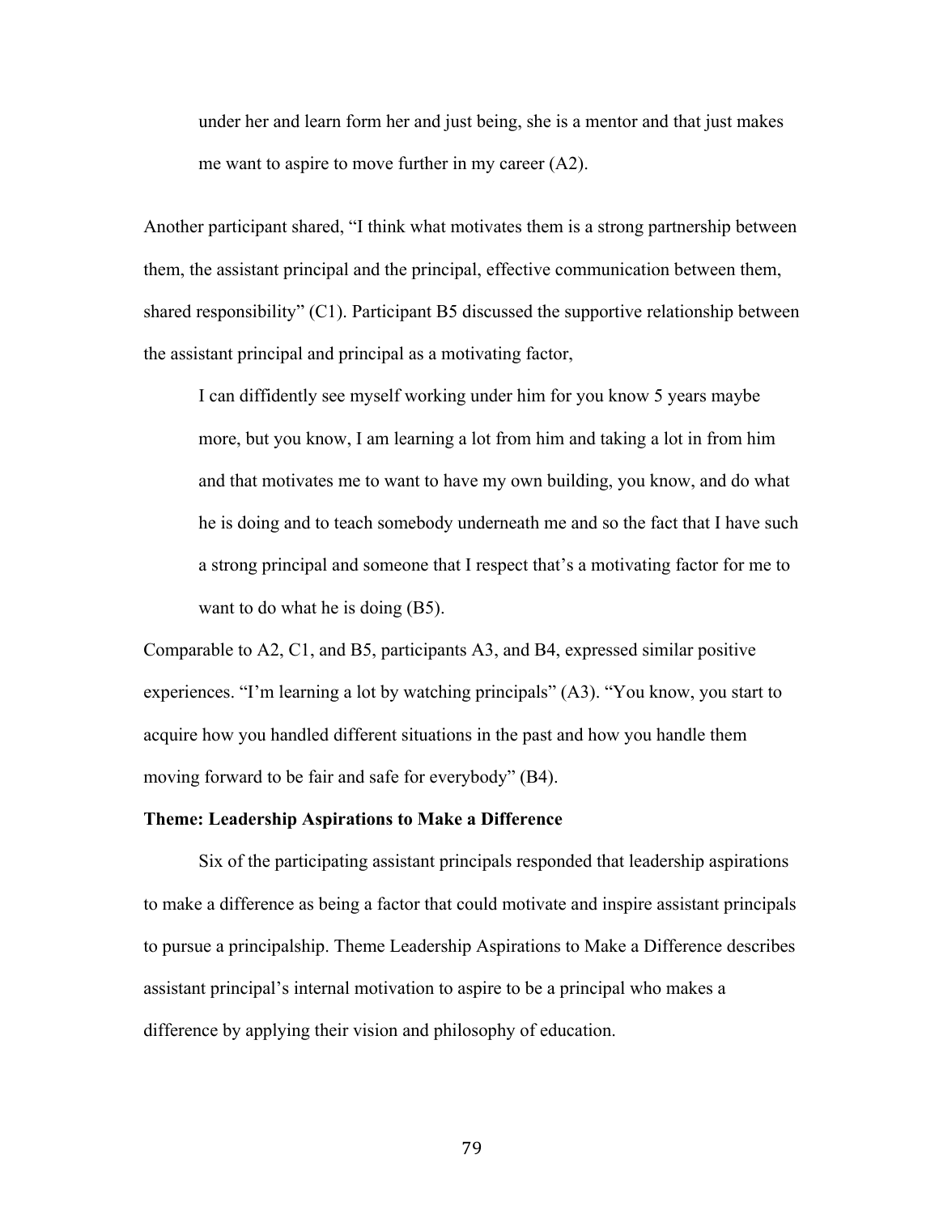> under her and learn form her and just being, she is a mentor and that just makes me want to aspire to move further in my career (A2).

Another participant shared, "I think what motivates them is a strong partnership between them, the assistant principal and the principal, effective communication between them, shared responsibility" (C1). Participant B5 discussed the supportive relationship between the assistant principal and principal as a motivating factor,

> I can diffidently see myself working under him for you know 5 years maybe more, but you know, I am learning a lot from him and taking a lot in from him and that motivates me to want to have my own building, you know, and do what he is doing and to teach somebody underneath me and so the fact that I have such a strong principal and someone that I respect that's a motivating factor for me to want to do what he is doing (B5).

Comparable to A2, C1, and B5, participants A3, and B4, expressed similar positive experiences. "I'm learning a lot by watching principals" (A3). "You know, you start to acquire how you handled different situations in the past and how you handle them moving forward to be fair and safe for everybody" (B4).

**Theme: Leadership Aspirations to Make a Difference**

Six of the participating assistant principals responded that leadership aspirations to make a difference as being a factor that could motivate and inspire assistant principals to pursue a principalship. Theme Leadership Aspirations to Make a Difference describes assistant principal's internal motivation to aspire to be a principal who makes a difference by applying their vision and philosophy of education.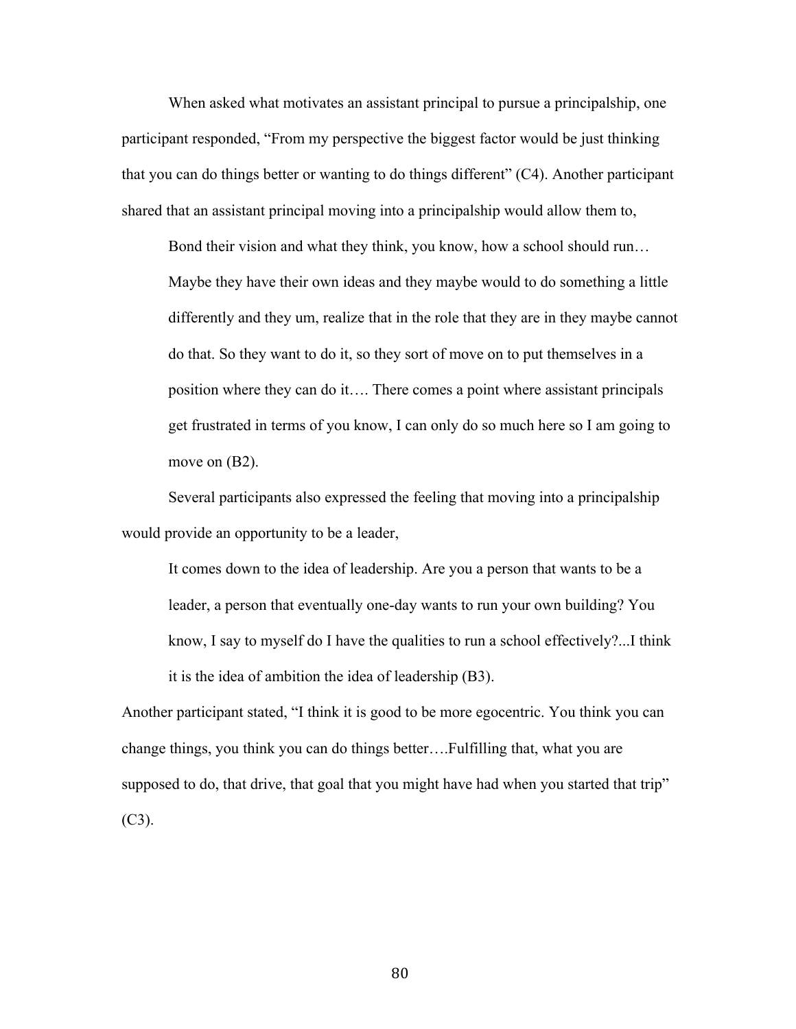When asked what motivates an assistant principal to pursue a principalship, one participant responded, "From my perspective the biggest factor would be just thinking that you can do things better or wanting to do things different" (C4). Another participant shared that an assistant principal moving into a principalship would allow them to,

> Bond their vision and what they think, you know, how a school should run… Maybe they have their own ideas and they maybe would to do something a little differently and they um, realize that in the role that they are in they maybe cannot do that. So they want to do it, so they sort of move on to put themselves in a position where they can do it…. There comes a point where assistant principals get frustrated in terms of you know, I can only do so much here so I am going to move on (B2).

Several participants also expressed the feeling that moving into a principalship would provide an opportunity to be a leader,

> It comes down to the idea of leadership. Are you a person that wants to be a leader, a person that eventually one-day wants to run your own building? You know, I say to myself do I have the qualities to run a school effectively?...I think it is the idea of ambition the idea of leadership (B3).

Another participant stated, "I think it is good to be more egocentric. You think you can change things, you think you can do things better….Fulfilling that, what you are supposed to do, that drive, that goal that you might have had when you started that trip" (C3).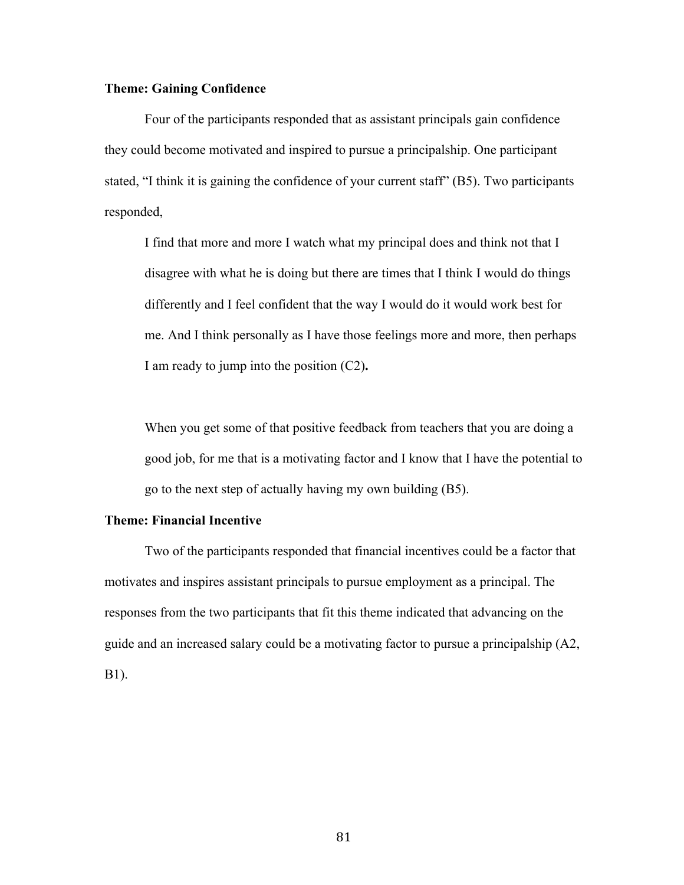**Theme: Gaining Confidence**

Four of the participants responded that as assistant principals gain confidence they could become motivated and inspired to pursue a principalship. One participant stated, “I think it is gaining the confidence of your current staff” (B5). Two participants responded,

> I find that more and more I watch what my principal does and think not that I disagree with what he is doing but there are times that I think I would do things differently and I feel confident that the way I would do it would work best for me. And I think personally as I have those feelings more and more, then perhaps I am ready to jump into the position (C2)**.**

> When you get some of that positive feedback from teachers that you are doing a good job, for me that is a motivating factor and I know that I have the potential to go to the next step of actually having my own building (B5).

**Theme: Financial Incentive**

Two of the participants responded that financial incentives could be a factor that motivates and inspires assistant principals to pursue employment as a principal. The responses from the two participants that fit this theme indicated that advancing on the guide and an increased salary could be a motivating factor to pursue a principalship (A2, B1).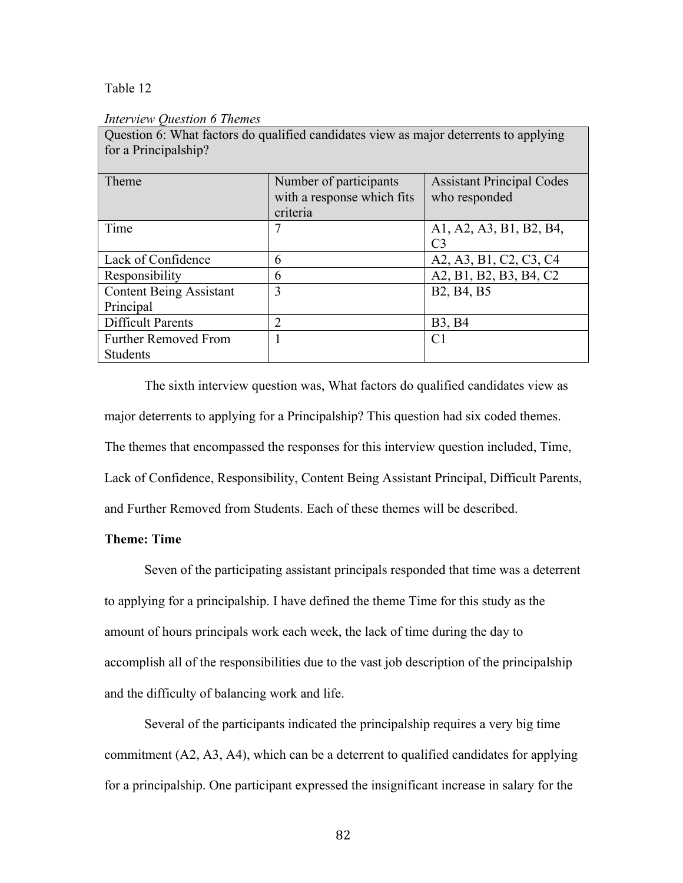Table 12

*Interview Question 6 Themes*

| Question 6: What factors do qualified candidates view as major deterrents to applying for a Principalship? | | |
|---|---|---|
| Theme | Number of participants with a response which fits criteria | Assistant Principal Codes who responded |
| Time | 7 | A1, A2, A3, B1, B2, B4, C3 |
| Lack of Confidence | 6 | A2, A3, B1, C2, C3, C4 |
| Responsibility | 6 | A2, B1, B2, B3, B4, C2 |
| Content Being Assistant Principal | 3 | B2, B4, B5 |
| Difficult Parents | 2 | B3, B4 |
| Further Removed From Students | 1 | C1 |

The sixth interview question was, What factors do qualified candidates view as major deterrents to applying for a Principalship? This question had six coded themes. The themes that encompassed the responses for this interview question included, Time, Lack of Confidence, Responsibility, Content Being Assistant Principal, Difficult Parents, and Further Removed from Students. Each of these themes will be described.

**Theme: Time**

Seven of the participating assistant principals responded that time was a deterrent to applying for a principalship. I have defined the theme Time for this study as the amount of hours principals work each week, the lack of time during the day to accomplish all of the responsibilities due to the vast job description of the principalship and the difficulty of balancing work and life.

Several of the participants indicated the principalship requires a very big time commitment (A2, A3, A4), which can be a deterrent to qualified candidates for applying for a principalship. One participant expressed the insignificant increase in salary for the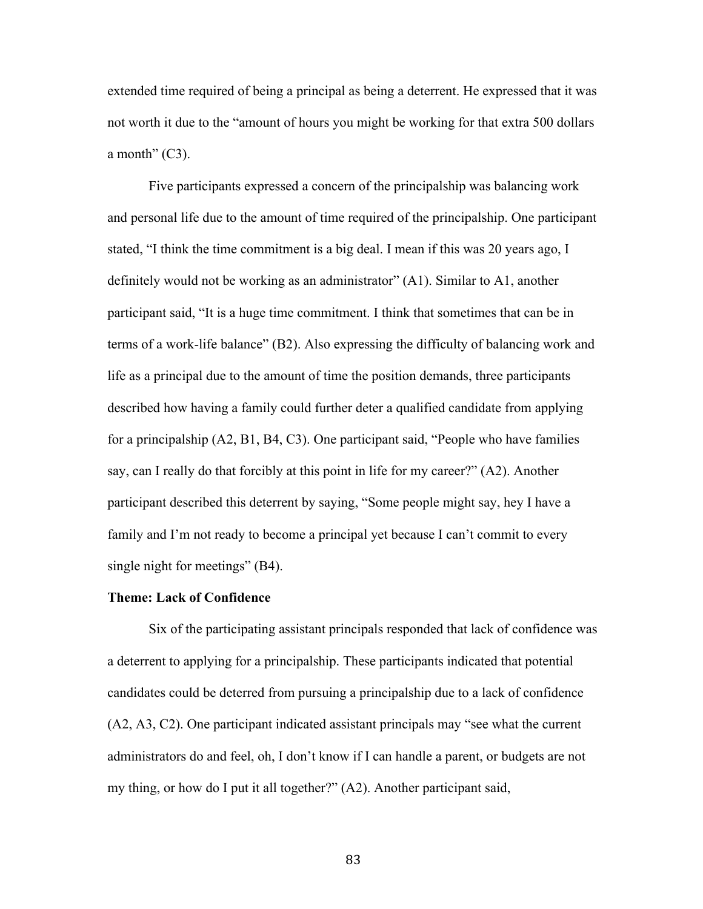extended time required of being a principal as being a deterrent. He expressed that it was not worth it due to the "amount of hours you might be working for that extra 500 dollars a month" (C3).

Five participants expressed a concern of the principalship was balancing work and personal life due to the amount of time required of the principalship. One participant stated, "I think the time commitment is a big deal. I mean if this was 20 years ago, I definitely would not be working as an administrator" (A1). Similar to A1, another participant said, "It is a huge time commitment. I think that sometimes that can be in terms of a work-life balance" (B2). Also expressing the difficulty of balancing work and life as a principal due to the amount of time the position demands, three participants described how having a family could further deter a qualified candidate from applying for a principalship (A2, B1, B4, C3). One participant said, "People who have families say, can I really do that forcibly at this point in life for my career?" (A2). Another participant described this deterrent by saying, "Some people might say, hey I have a family and I'm not ready to become a principal yet because I can't commit to every single night for meetings" (B4).

### Theme: Lack of Confidence

Six of the participating assistant principals responded that lack of confidence was a deterrent to applying for a principalship. These participants indicated that potential candidates could be deterred from pursuing a principalship due to a lack of confidence (A2, A3, C2). One participant indicated assistant principals may "see what the current administrators do and feel, oh, I don't know if I can handle a parent, or budgets are not my thing, or how do I put it all together?" (A2). Another participant said,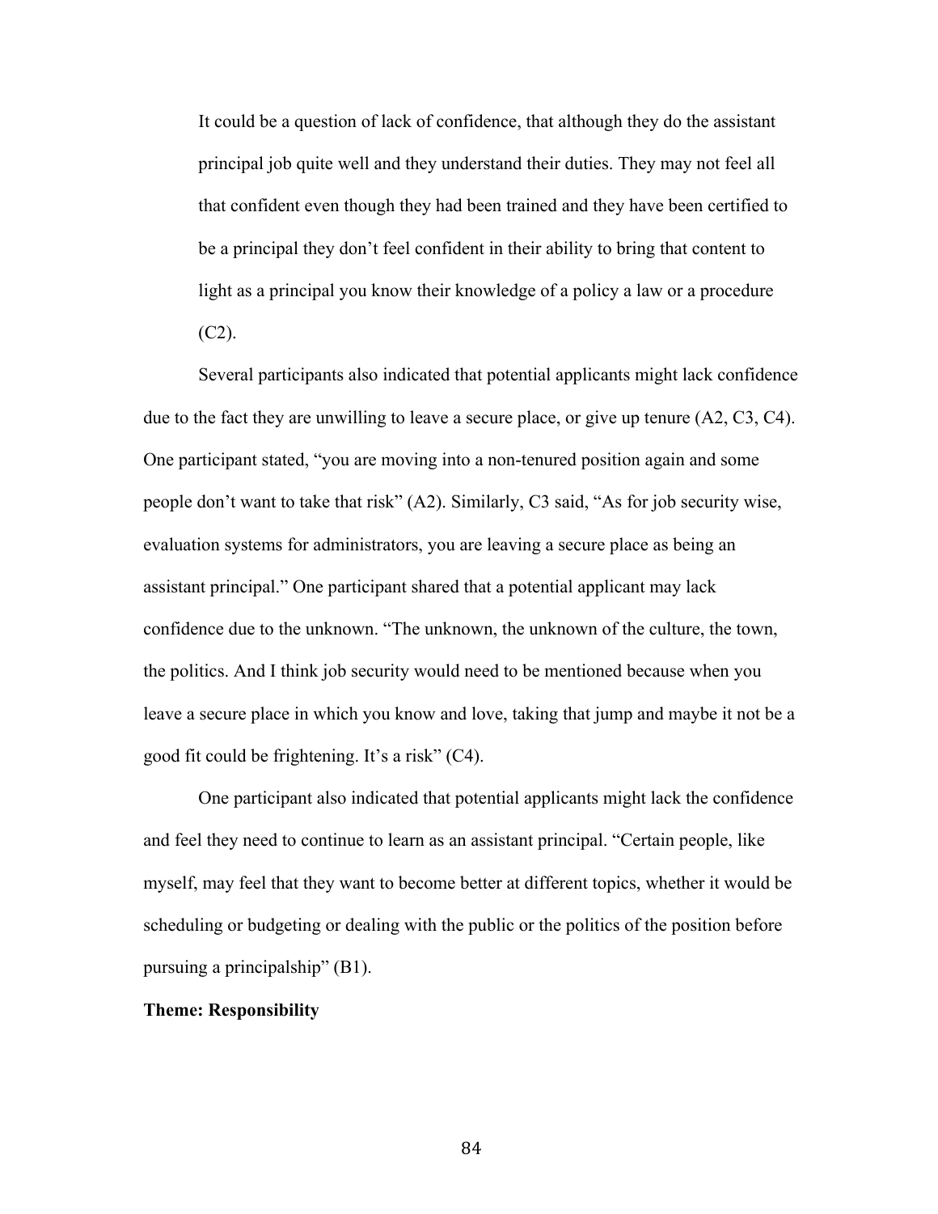> It could be a question of lack of confidence, that although they do the assistant principal job quite well and they understand their duties. They may not feel all that confident even though they had been trained and they have been certified to be a principal they don't feel confident in their ability to bring that content to light as a principal you know their knowledge of a policy a law or a procedure (C2).

Several participants also indicated that potential applicants might lack confidence due to the fact they are unwilling to leave a secure place, or give up tenure (A2, C3, C4). One participant stated, "you are moving into a non-tenured position again and some people don't want to take that risk" (A2). Similarly, C3 said, "As for job security wise, evaluation systems for administrators, you are leaving a secure place as being an assistant principal." One participant shared that a potential applicant may lack confidence due to the unknown. "The unknown, the unknown of the culture, the town, the politics. And I think job security would need to be mentioned because when you leave a secure place in which you know and love, taking that jump and maybe it not be a good fit could be frightening. It's a risk" (C4).

One participant also indicated that potential applicants might lack the confidence and feel they need to continue to learn as an assistant principal. "Certain people, like myself, may feel that they want to become better at different topics, whether it would be scheduling or budgeting or dealing with the public or the politics of the position before pursuing a principalship" (B1).

**Theme: Responsibility**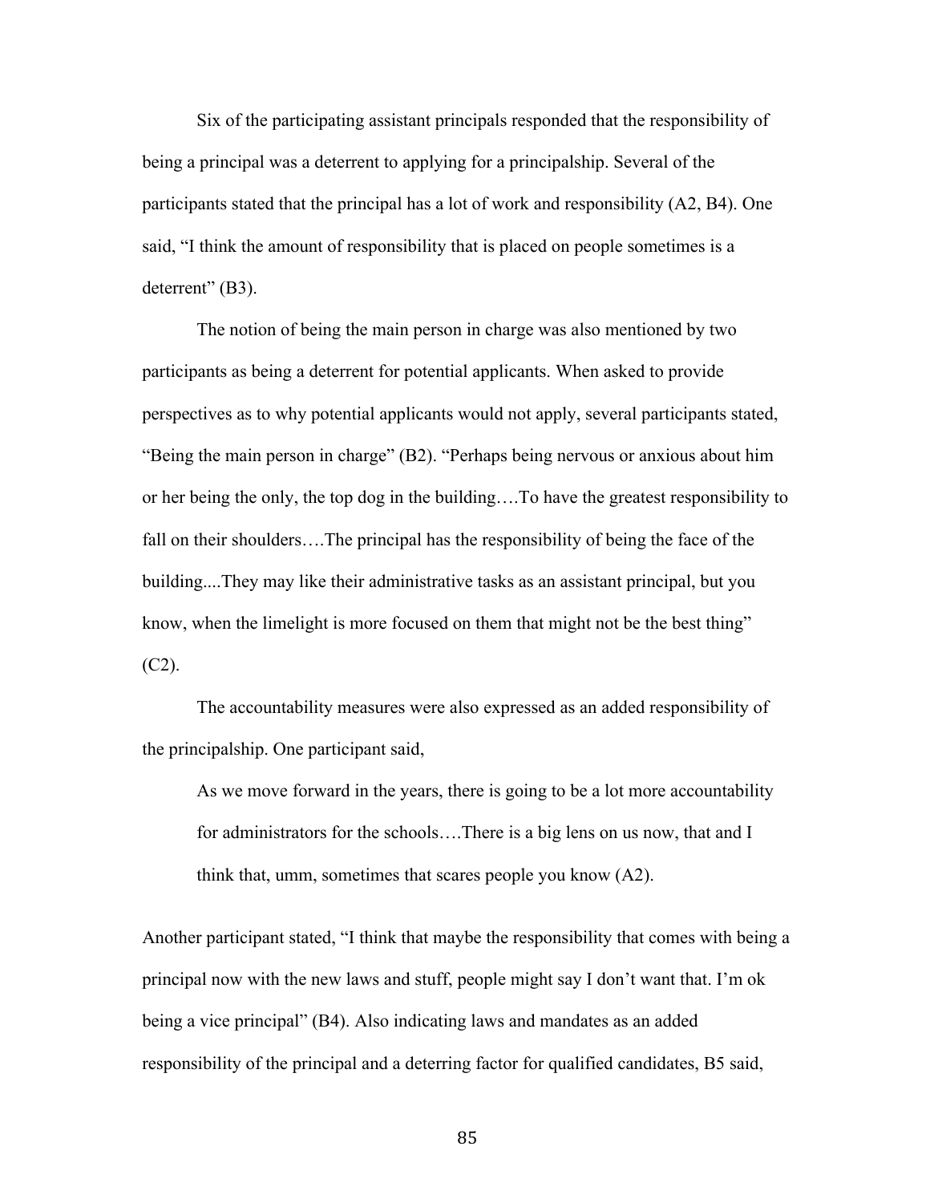Six of the participating assistant principals responded that the responsibility of being a principal was a deterrent to applying for a principalship. Several of the participants stated that the principal has a lot of work and responsibility (A2, B4). One said, “I think the amount of responsibility that is placed on people sometimes is a deterrent” (B3).

The notion of being the main person in charge was also mentioned by two participants as being a deterrent for potential applicants. When asked to provide perspectives as to why potential applicants would not apply, several participants stated, “Being the main person in charge” (B2). “Perhaps being nervous or anxious about him or her being the only, the top dog in the building….To have the greatest responsibility to fall on their shoulders….The principal has the responsibility of being the face of the building....They may like their administrative tasks as an assistant principal, but you know, when the limelight is more focused on them that might not be the best thing” (C2).

The accountability measures were also expressed as an added responsibility of the principalship. One participant said,

> As we move forward in the years, there is going to be a lot more accountability for administrators for the schools….There is a big lens on us now, that and I think that, umm, sometimes that scares people you know (A2).

Another participant stated, “I think that maybe the responsibility that comes with being a principal now with the new laws and stuff, people might say I don’t want that. I’m ok being a vice principal” (B4). Also indicating laws and mandates as an added responsibility of the principal and a deterring factor for qualified candidates, B5 said,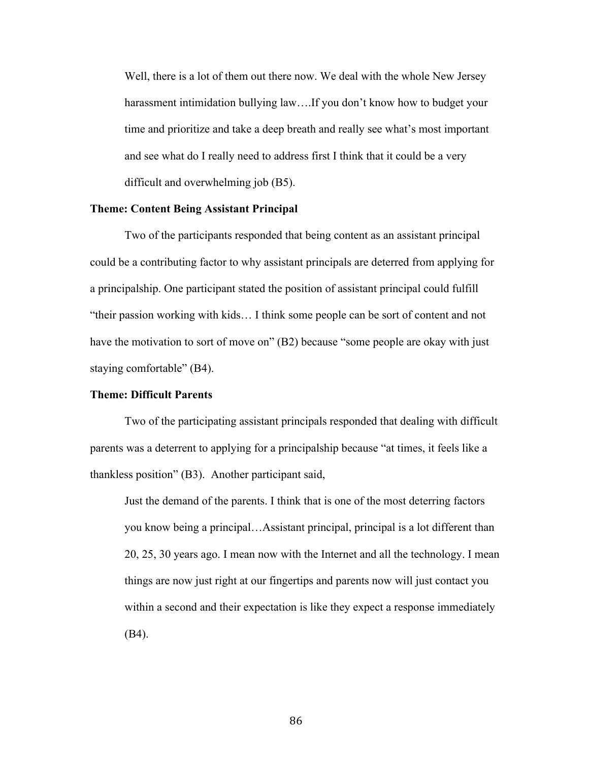> Well, there is a lot of them out there now. We deal with the whole New Jersey harassment intimidation bullying law….If you don't know how to budget your time and prioritize and take a deep breath and really see what's most important and see what do I really need to address first I think that it could be a very difficult and overwhelming job (B5).

**Theme: Content Being Assistant Principal**

Two of the participants responded that being content as an assistant principal could be a contributing factor to why assistant principals are deterred from applying for a principalship. One participant stated the position of assistant principal could fulfill "their passion working with kids… I think some people can be sort of content and not have the motivation to sort of move on" (B2) because "some people are okay with just staying comfortable" (B4).

**Theme: Difficult Parents**

Two of the participating assistant principals responded that dealing with difficult parents was a deterrent to applying for a principalship because "at times, it feels like a thankless position" (B3). Another participant said,

> Just the demand of the parents. I think that is one of the most deterring factors you know being a principal…Assistant principal, principal is a lot different than 20, 25, 30 years ago. I mean now with the Internet and all the technology. I mean things are now just right at our fingertips and parents now will just contact you within a second and their expectation is like they expect a response immediately (B4).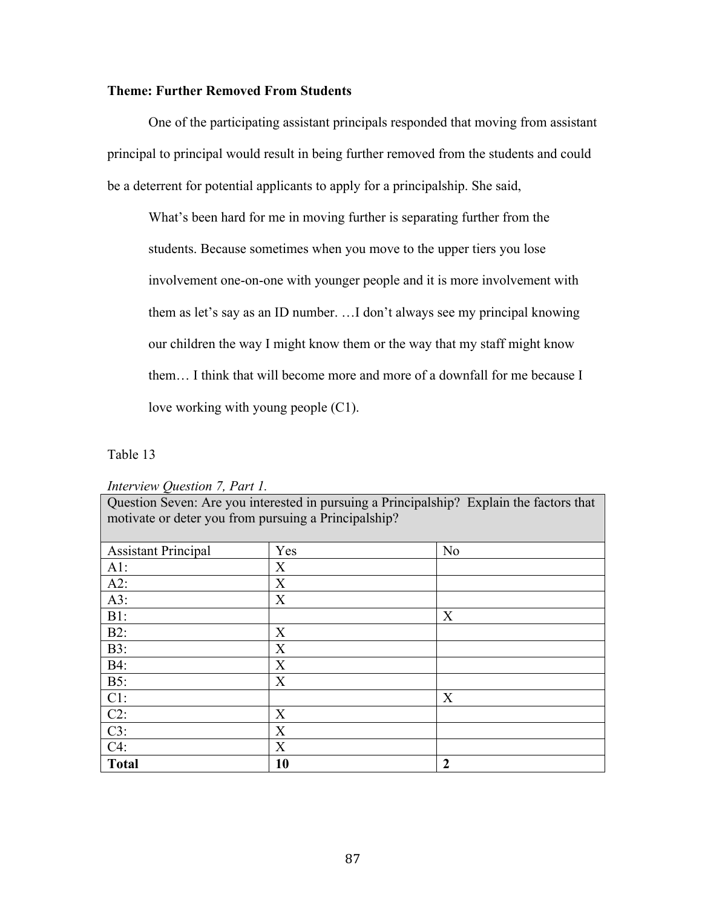**Theme: Further Removed From Students**

One of the participating assistant principals responded that moving from assistant principal to principal would result in being further removed from the students and could be a deterrent for potential applicants to apply for a principalship. She said,

> What's been hard for me in moving further is separating further from the students. Because sometimes when you move to the upper tiers you lose involvement one-on-one with younger people and it is more involvement with them as let's say as an ID number. …I don't always see my principal knowing our children the way I might know them or the way that my staff might know them… I think that will become more and more of a downfall for me because I love working with young people (C1).

Table 13

*Interview Question 7, Part 1.*

| Question Seven: Are you interested in pursuing a Principalship? Explain the factors that motivate or deter you from pursuing a Principalship? | | |
|---|---|---|
| Assistant Principal | Yes | No |
| A1: | X | |
| A2: | X | |
| A3: | X | |
| B1: | | X |
| B2: | X | |
| B3: | X | |
| B4: | X | |
| B5: | X | |
| C1: | | X |
| C2: | X | |
| C3: | X | |
| C4: | X | |
| **Total** | **10** | **2** |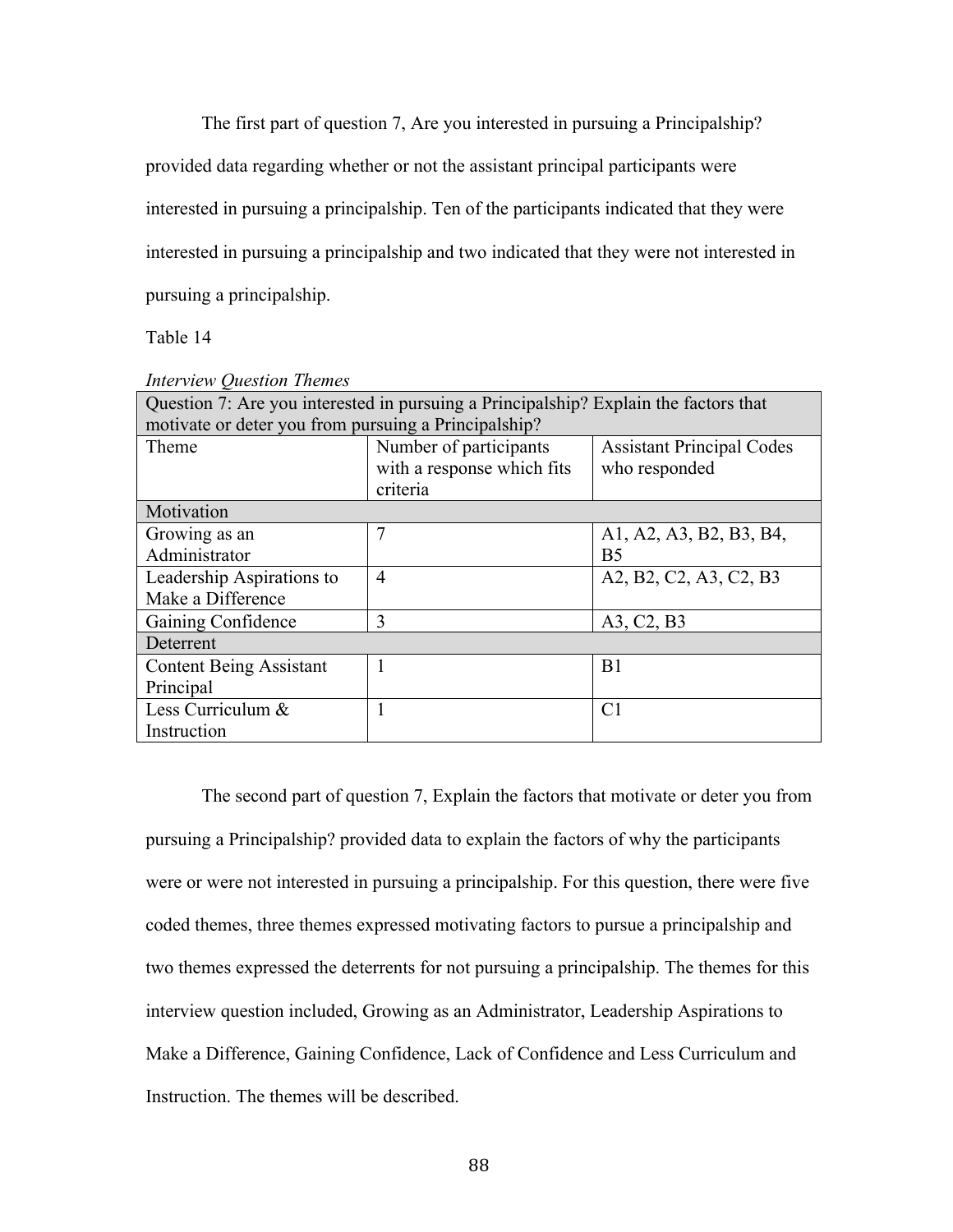The first part of question 7, Are you interested in pursuing a Principalship? provided data regarding whether or not the assistant principal participants were interested in pursuing a principalship. Ten of the participants indicated that they were interested in pursuing a principalship and two indicated that they were not interested in pursuing a principalship.

Table 14

*Interview Question Themes*

| Question 7: Are you interested in pursuing a Principalship? Explain the factors that motivate or deter you from pursuing a Principalship? | | |
|---|---|---|
| Theme | Number of participants with a response which fits criteria | Assistant Principal Codes who responded |
| Motivation | | |
| Growing as an Administrator | 7 | A1, A2, A3, B2, B3, B4, B5 |
| Leadership Aspirations to Make a Difference | 4 | A2, B2, C2, A3, C2, B3 |
| Gaining Confidence | 3 | A3, C2, B3 |
| Deterrent | | |
| Content Being Assistant Principal | 1 | B1 |
| Less Curriculum & Instruction | 1 | C1 |

The second part of question 7, Explain the factors that motivate or deter you from pursuing a Principalship? provided data to explain the factors of why the participants were or were not interested in pursuing a principalship. For this question, there were five coded themes, three themes expressed motivating factors to pursue a principalship and two themes expressed the deterrents for not pursuing a principalship. The themes for this interview question included, Growing as an Administrator, Leadership Aspirations to Make a Difference, Gaining Confidence, Lack of Confidence and Less Curriculum and Instruction. The themes will be described.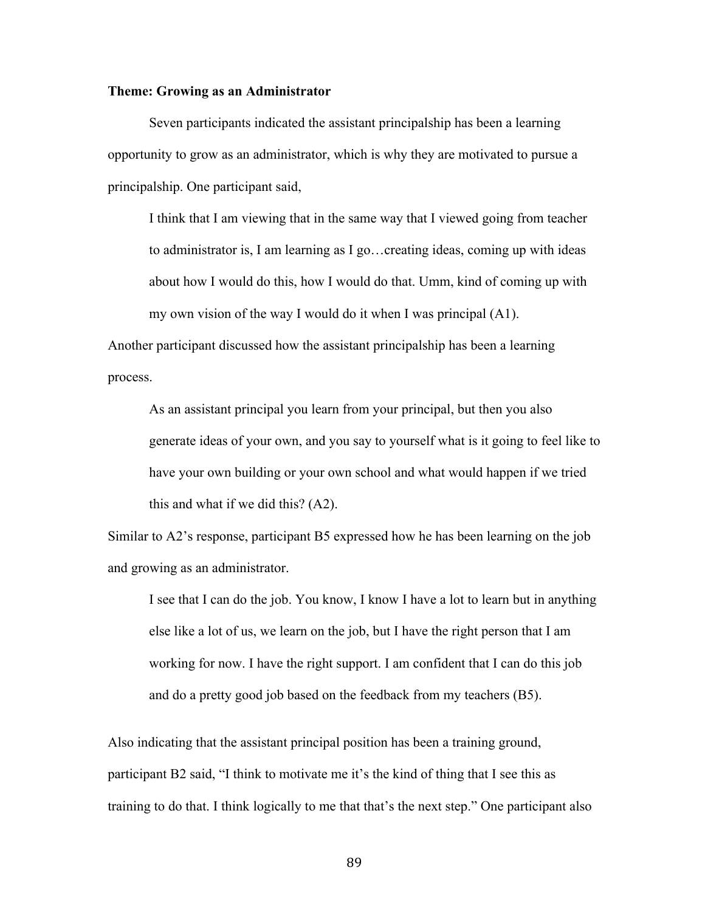**Theme: Growing as an Administrator**

Seven participants indicated the assistant principalship has been a learning opportunity to grow as an administrator, which is why they are motivated to pursue a principalship. One participant said,

> I think that I am viewing that in the same way that I viewed going from teacher to administrator is, I am learning as I go…creating ideas, coming up with ideas about how I would do this, how I would do that. Umm, kind of coming up with my own vision of the way I would do it when I was principal (A1).

Another participant discussed how the assistant principalship has been a learning process.

> As an assistant principal you learn from your principal, but then you also generate ideas of your own, and you say to yourself what is it going to feel like to have your own building or your own school and what would happen if we tried this and what if we did this? (A2).

Similar to A2's response, participant B5 expressed how he has been learning on the job and growing as an administrator.

> I see that I can do the job. You know, I know I have a lot to learn but in anything else like a lot of us, we learn on the job, but I have the right person that I am working for now. I have the right support. I am confident that I can do this job and do a pretty good job based on the feedback from my teachers (B5).

Also indicating that the assistant principal position has been a training ground, participant B2 said, "I think to motivate me it's the kind of thing that I see this as training to do that. I think logically to me that that's the next step." One participant also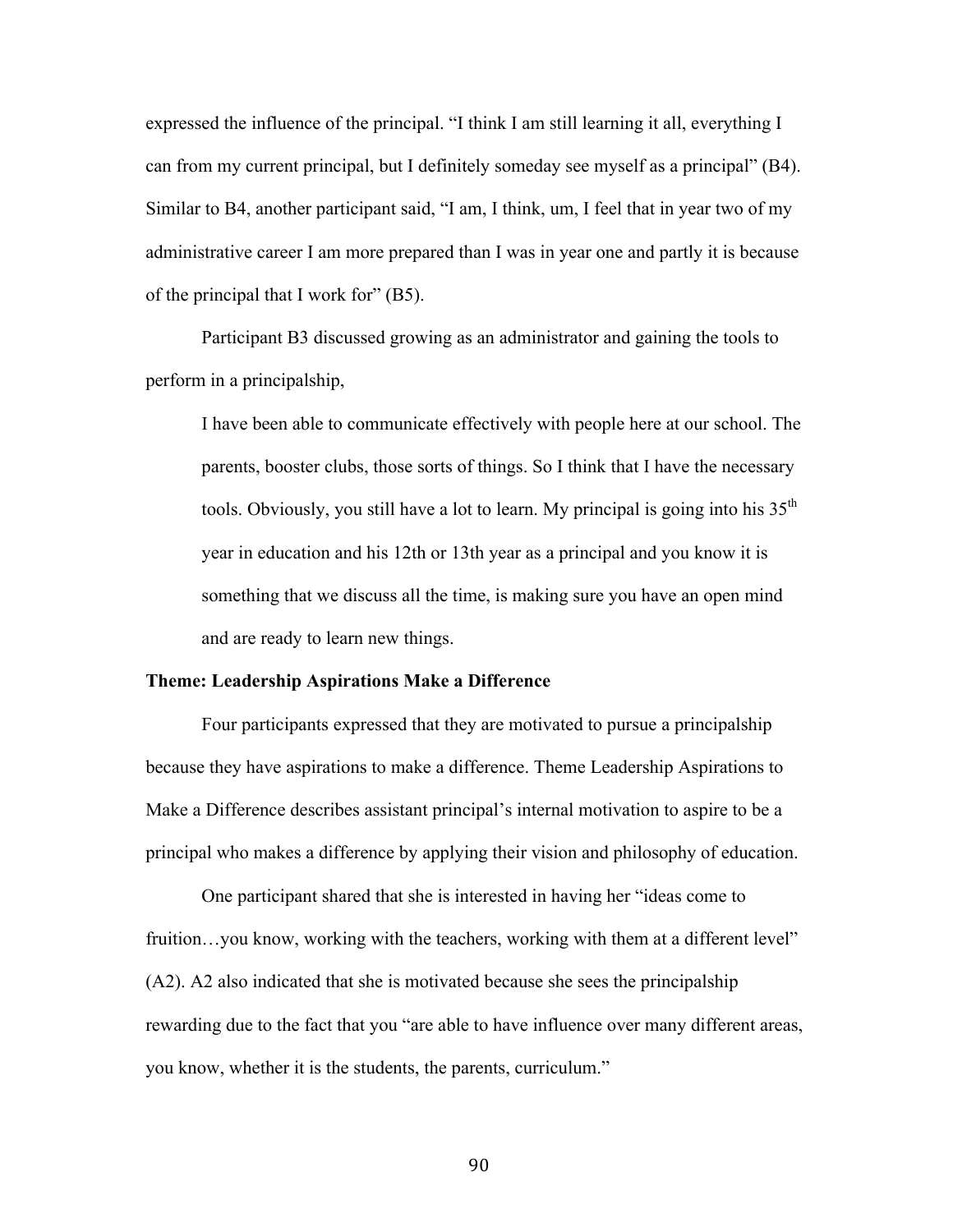expressed the influence of the principal. "I think I am still learning it all, everything I can from my current principal, but I definitely someday see myself as a principal" (B4). Similar to B4, another participant said, "I am, I think, um, I feel that in year two of my administrative career I am more prepared than I was in year one and partly it is because of the principal that I work for" (B5).

Participant B3 discussed growing as an administrator and gaining the tools to perform in a principalship,

> I have been able to communicate effectively with people here at our school. The parents, booster clubs, those sorts of things. So I think that I have the necessary tools. Obviously, you still have a lot to learn. My principal is going into his 35th year in education and his 12th or 13th year as a principal and you know it is something that we discuss all the time, is making sure you have an open mind and are ready to learn new things.

**Theme: Leadership Aspirations Make a Difference**

Four participants expressed that they are motivated to pursue a principalship because they have aspirations to make a difference. Theme Leadership Aspirations to Make a Difference describes assistant principal's internal motivation to aspire to be a principal who makes a difference by applying their vision and philosophy of education.

One participant shared that she is interested in having her "ideas come to fruition…you know, working with the teachers, working with them at a different level" (A2). A2 also indicated that she is motivated because she sees the principalship rewarding due to the fact that you "are able to have influence over many different areas, you know, whether it is the students, the parents, curriculum."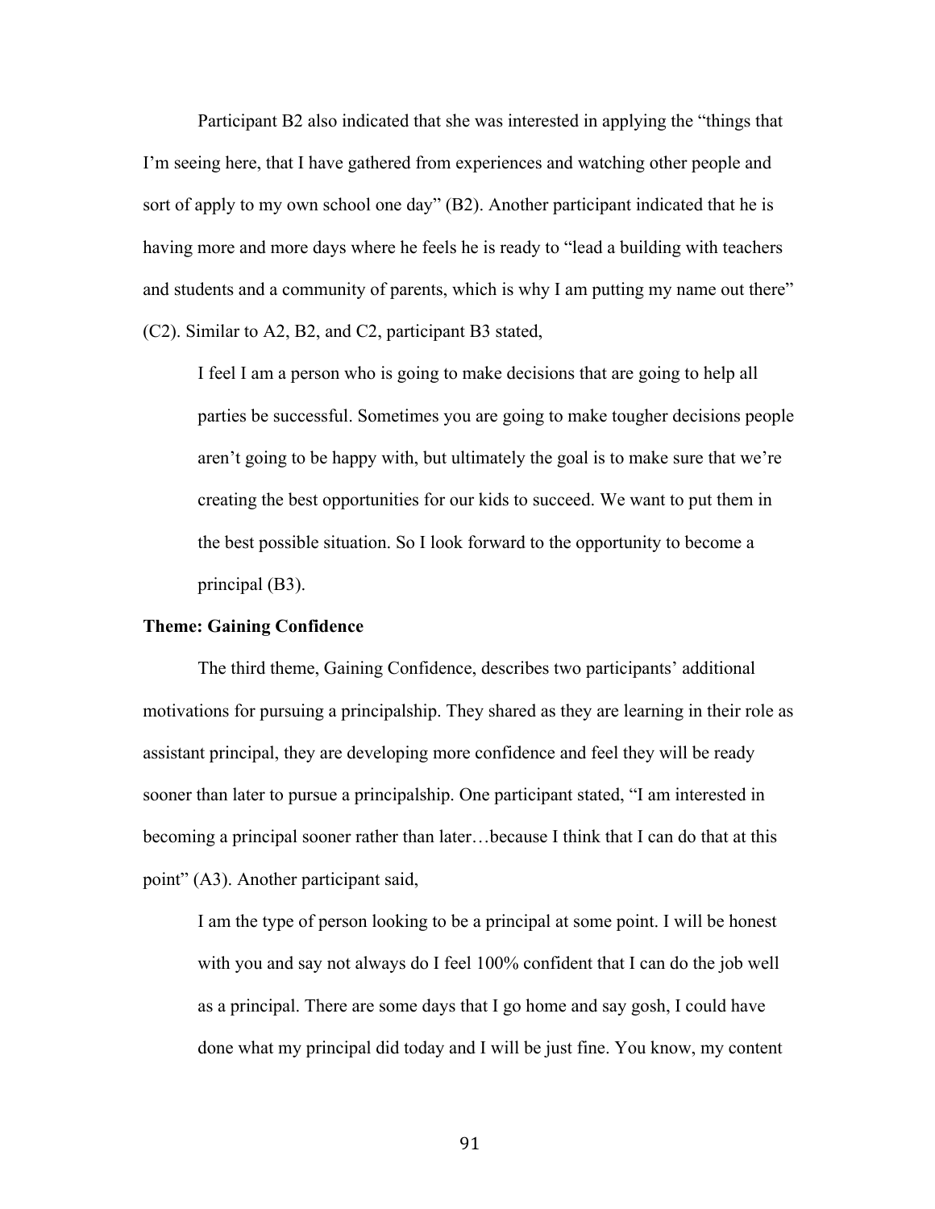Participant B2 also indicated that she was interested in applying the "things that I'm seeing here, that I have gathered from experiences and watching other people and sort of apply to my own school one day" (B2). Another participant indicated that he is having more and more days where he feels he is ready to "lead a building with teachers and students and a community of parents, which is why I am putting my name out there" (C2). Similar to A2, B2, and C2, participant B3 stated,

> I feel I am a person who is going to make decisions that are going to help all parties be successful. Sometimes you are going to make tougher decisions people aren't going to be happy with, but ultimately the goal is to make sure that we're creating the best opportunities for our kids to succeed. We want to put them in the best possible situation. So I look forward to the opportunity to become a principal (B3).

**Theme: Gaining Confidence**

The third theme, Gaining Confidence, describes two participants' additional motivations for pursuing a principalship. They shared as they are learning in their role as assistant principal, they are developing more confidence and feel they will be ready sooner than later to pursue a principalship. One participant stated, "I am interested in becoming a principal sooner rather than later…because I think that I can do that at this point" (A3). Another participant said,

> I am the type of person looking to be a principal at some point. I will be honest with you and say not always do I feel 100% confident that I can do the job well as a principal. There are some days that I go home and say gosh, I could have done what my principal did today and I will be just fine. You know, my content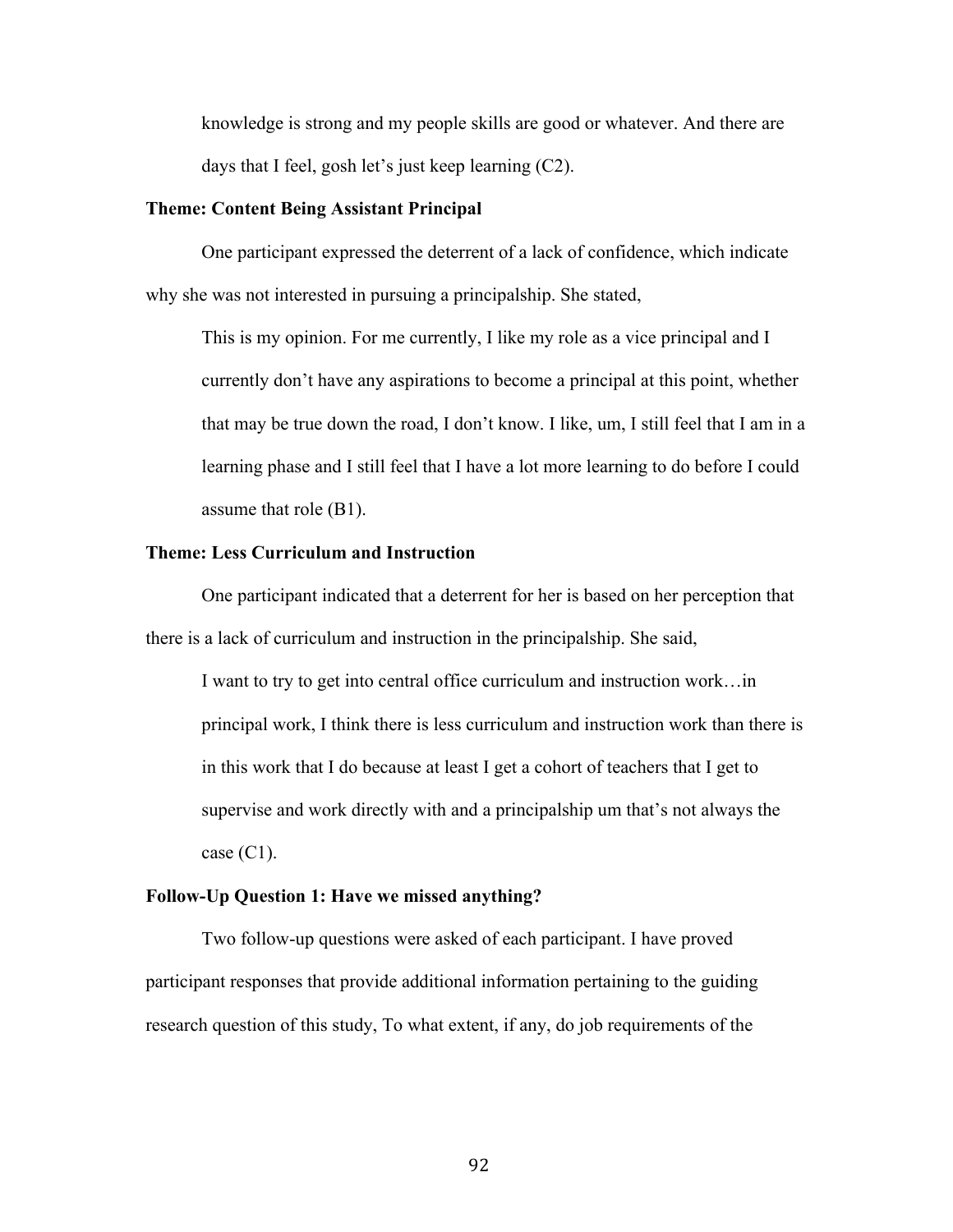> knowledge is strong and my people skills are good or whatever. And there are days that I feel, gosh let's just keep learning (C2).

**Theme: Content Being Assistant Principal**

One participant expressed the deterrent of a lack of confidence, which indicate why she was not interested in pursuing a principalship. She stated,

> This is my opinion. For me currently, I like my role as a vice principal and I currently don't have any aspirations to become a principal at this point, whether that may be true down the road, I don't know. I like, um, I still feel that I am in a learning phase and I still feel that I have a lot more learning to do before I could assume that role (B1).

**Theme: Less Curriculum and Instruction**

One participant indicated that a deterrent for her is based on her perception that there is a lack of curriculum and instruction in the principalship. She said,

> I want to try to get into central office curriculum and instruction work…in principal work, I think there is less curriculum and instruction work than there is in this work that I do because at least I get a cohort of teachers that I get to supervise and work directly with and a principalship um that's not always the case (C1).

**Follow-Up Question 1: Have we missed anything?**

Two follow-up questions were asked of each participant. I have proved participant responses that provide additional information pertaining to the guiding research question of this study, To what extent, if any, do job requirements of the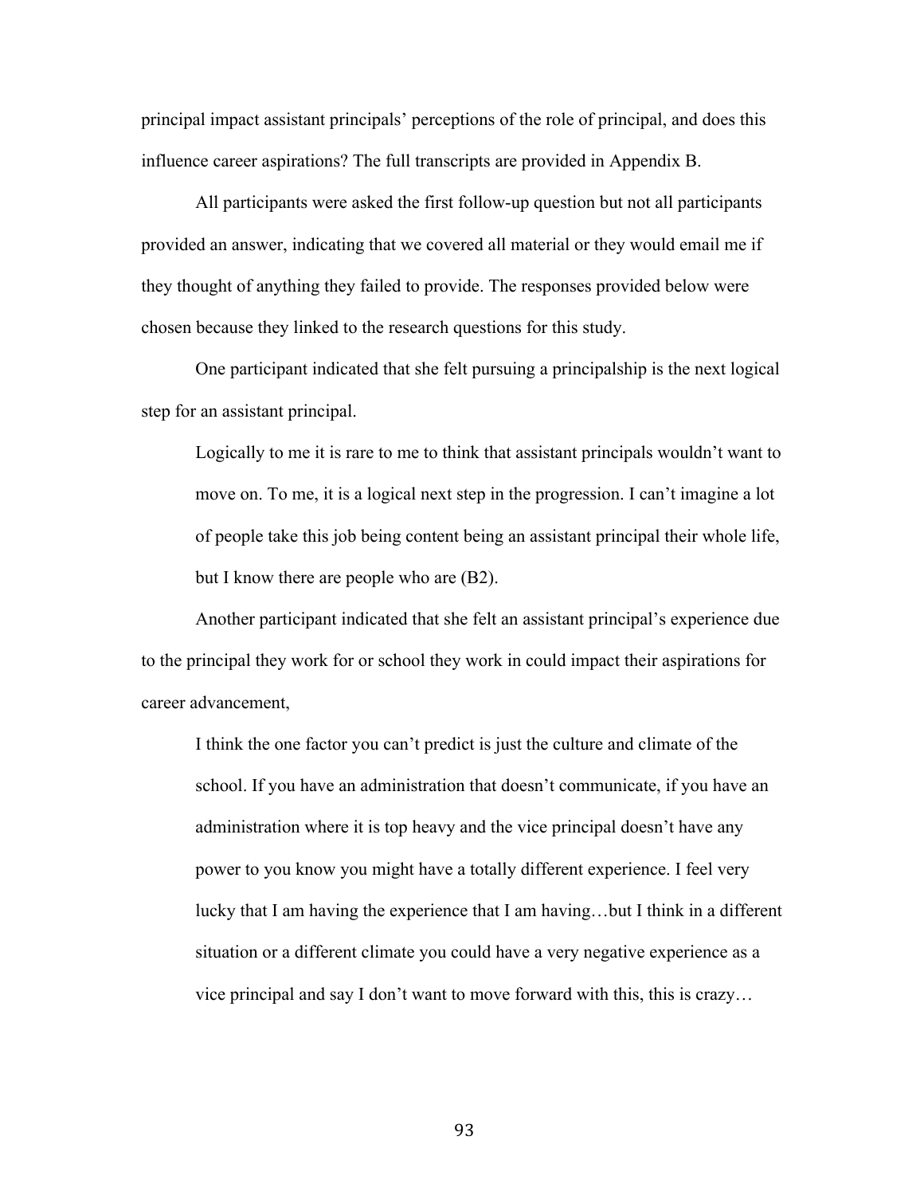principal impact assistant principals' perceptions of the role of principal, and does this influence career aspirations? The full transcripts are provided in Appendix B.

All participants were asked the first follow-up question but not all participants provided an answer, indicating that we covered all material or they would email me if they thought of anything they failed to provide. The responses provided below were chosen because they linked to the research questions for this study.

One participant indicated that she felt pursuing a principalship is the next logical step for an assistant principal.

> Logically to me it is rare to me to think that assistant principals wouldn't want to move on. To me, it is a logical next step in the progression. I can't imagine a lot of people take this job being content being an assistant principal their whole life, but I know there are people who are (B2).

Another participant indicated that she felt an assistant principal's experience due to the principal they work for or school they work in could impact their aspirations for career advancement,

> I think the one factor you can't predict is just the culture and climate of the school. If you have an administration that doesn't communicate, if you have an administration where it is top heavy and the vice principal doesn't have any power to you know you might have a totally different experience. I feel very lucky that I am having the experience that I am having…but I think in a different situation or a different climate you could have a very negative experience as a vice principal and say I don't want to move forward with this, this is crazy…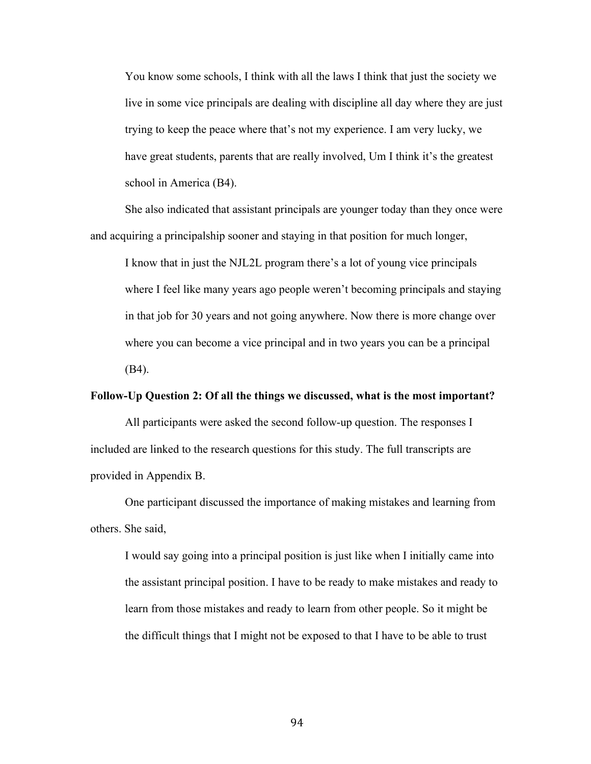> You know some schools, I think with all the laws I think that just the society we live in some vice principals are dealing with discipline all day where they are just trying to keep the peace where that's not my experience. I am very lucky, we have great students, parents that are really involved, Um I think it's the greatest school in America (B4).

She also indicated that assistant principals are younger today than they once were and acquiring a principalship sooner and staying in that position for much longer,

> I know that in just the NJL2L program there's a lot of young vice principals where I feel like many years ago people weren't becoming principals and staying in that job for 30 years and not going anywhere. Now there is more change over where you can become a vice principal and in two years you can be a principal (B4).

**Follow-Up Question 2: Of all the things we discussed, what is the most important?**

All participants were asked the second follow-up question. The responses I included are linked to the research questions for this study. The full transcripts are provided in Appendix B.

One participant discussed the importance of making mistakes and learning from others. She said,

> I would say going into a principal position is just like when I initially came into the assistant principal position. I have to be ready to make mistakes and ready to learn from those mistakes and ready to learn from other people. So it might be the difficult things that I might not be exposed to that I have to be able to trust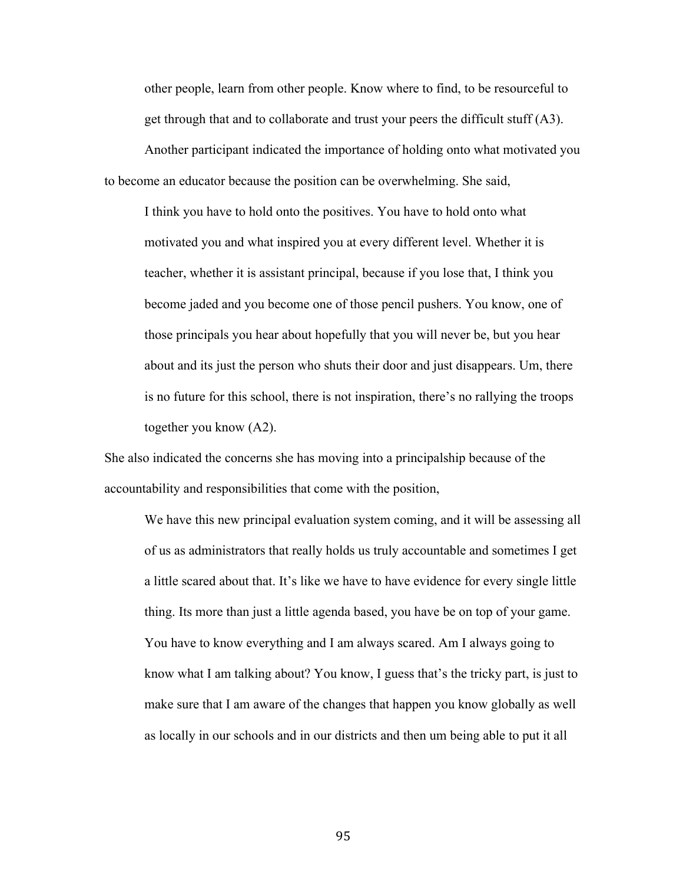other people, learn from other people. Know where to find, to be resourceful to get through that and to collaborate and trust your peers the difficult stuff (A3).

Another participant indicated the importance of holding onto what motivated you to become an educator because the position can be overwhelming. She said,

> I think you have to hold onto the positives. You have to hold onto what motivated you and what inspired you at every different level. Whether it is teacher, whether it is assistant principal, because if you lose that, I think you become jaded and you become one of those pencil pushers. You know, one of those principals you hear about hopefully that you will never be, but you hear about and its just the person who shuts their door and just disappears. Um, there is no future for this school, there is not inspiration, there's no rallying the troops together you know (A2).

She also indicated the concerns she has moving into a principalship because of the accountability and responsibilities that come with the position,

> We have this new principal evaluation system coming, and it will be assessing all of us as administrators that really holds us truly accountable and sometimes I get a little scared about that. It's like we have to have evidence for every single little thing. Its more than just a little agenda based, you have be on top of your game. You have to know everything and I am always scared. Am I always going to know what I am talking about? You know, I guess that's the tricky part, is just to make sure that I am aware of the changes that happen you know globally as well as locally in our schools and in our districts and then um being able to put it all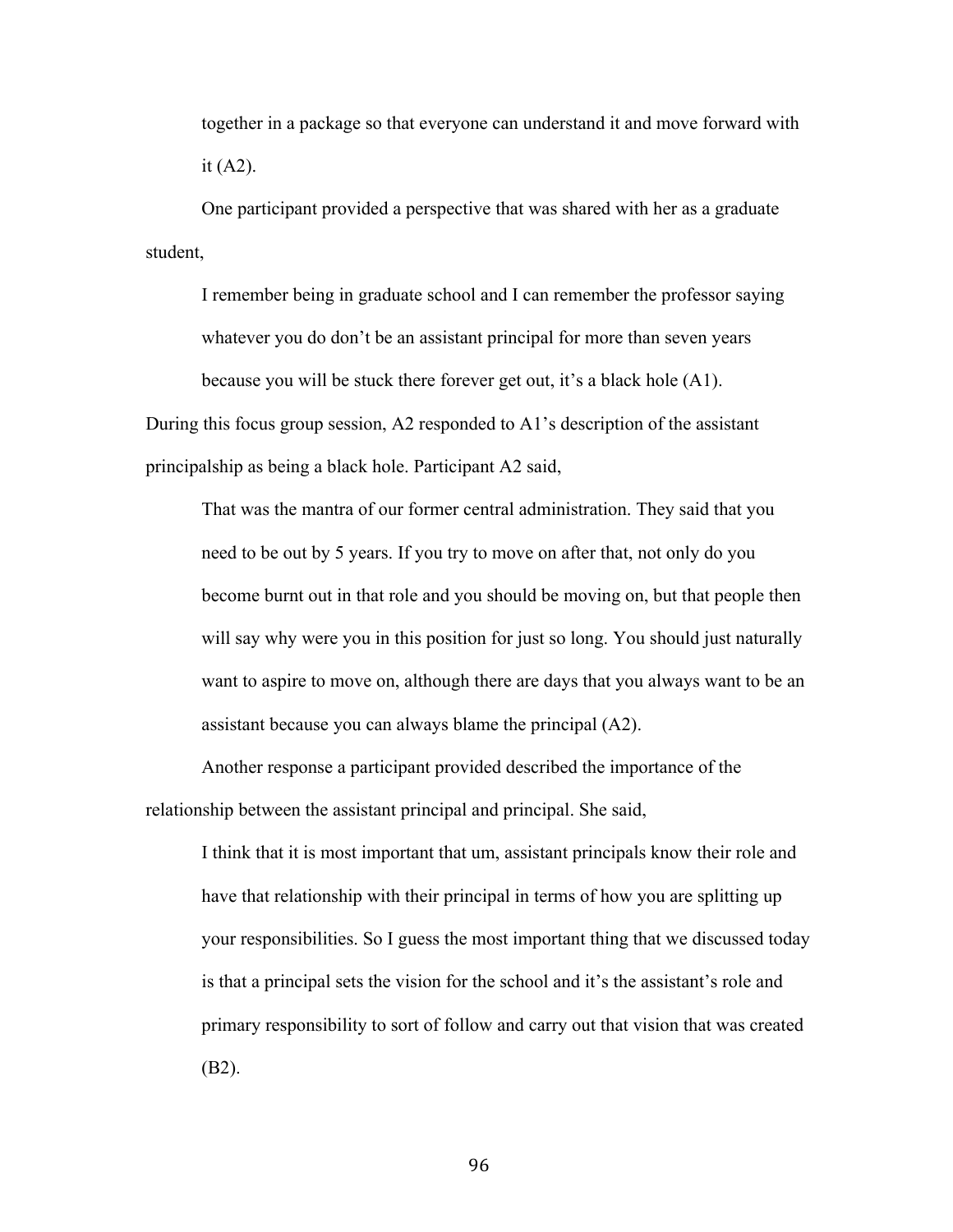> together in a package so that everyone can understand it and move forward with it (A2).

One participant provided a perspective that was shared with her as a graduate student,

> I remember being in graduate school and I can remember the professor saying whatever you do don't be an assistant principal for more than seven years because you will be stuck there forever get out, it's a black hole (A1).

During this focus group session, A2 responded to A1's description of the assistant principalship as being a black hole. Participant A2 said,

> That was the mantra of our former central administration. They said that you need to be out by 5 years. If you try to move on after that, not only do you become burnt out in that role and you should be moving on, but that people then will say why were you in this position for just so long. You should just naturally want to aspire to move on, although there are days that you always want to be an assistant because you can always blame the principal (A2).

Another response a participant provided described the importance of the relationship between the assistant principal and principal. She said,

> I think that it is most important that um, assistant principals know their role and have that relationship with their principal in terms of how you are splitting up your responsibilities. So I guess the most important thing that we discussed today is that a principal sets the vision for the school and it's the assistant's role and primary responsibility to sort of follow and carry out that vision that was created (B2).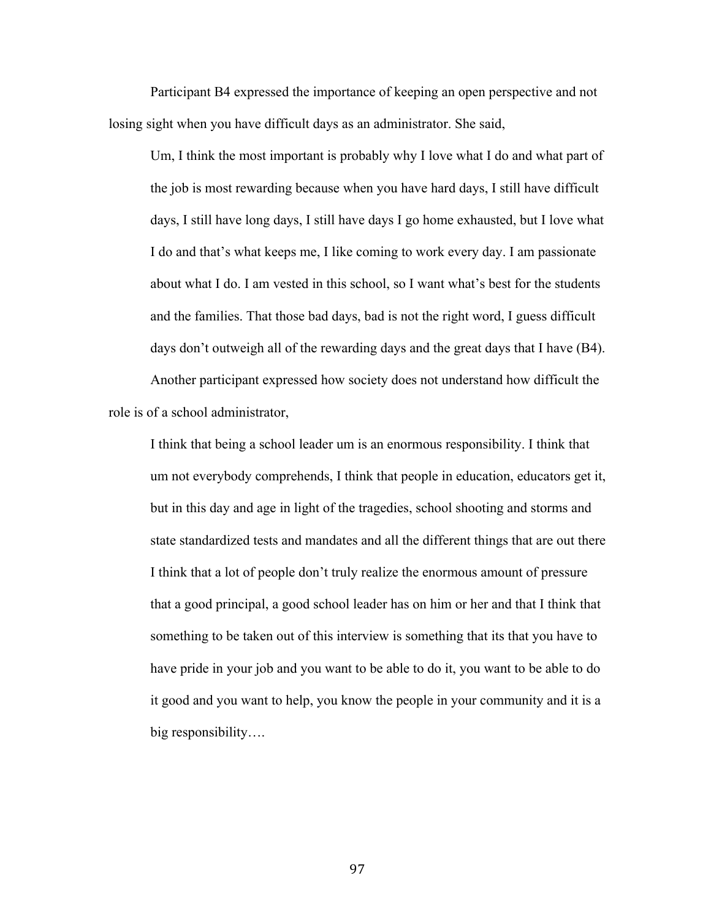Participant B4 expressed the importance of keeping an open perspective and not losing sight when you have difficult days as an administrator. She said,

> Um, I think the most important is probably why I love what I do and what part of the job is most rewarding because when you have hard days, I still have difficult days, I still have long days, I still have days I go home exhausted, but I love what I do and that's what keeps me, I like coming to work every day. I am passionate about what I do. I am vested in this school, so I want what's best for the students and the families. That those bad days, bad is not the right word, I guess difficult days don't outweigh all of the rewarding days and the great days that I have (B4).

Another participant expressed how society does not understand how difficult the role is of a school administrator,

> I think that being a school leader um is an enormous responsibility. I think that um not everybody comprehends, I think that people in education, educators get it, but in this day and age in light of the tragedies, school shooting and storms and state standardized tests and mandates and all the different things that are out there I think that a lot of people don't truly realize the enormous amount of pressure that a good principal, a good school leader has on him or her and that I think that something to be taken out of this interview is something that its that you have to have pride in your job and you want to be able to do it, you want to be able to do it good and you want to help, you know the people in your community and it is a big responsibility….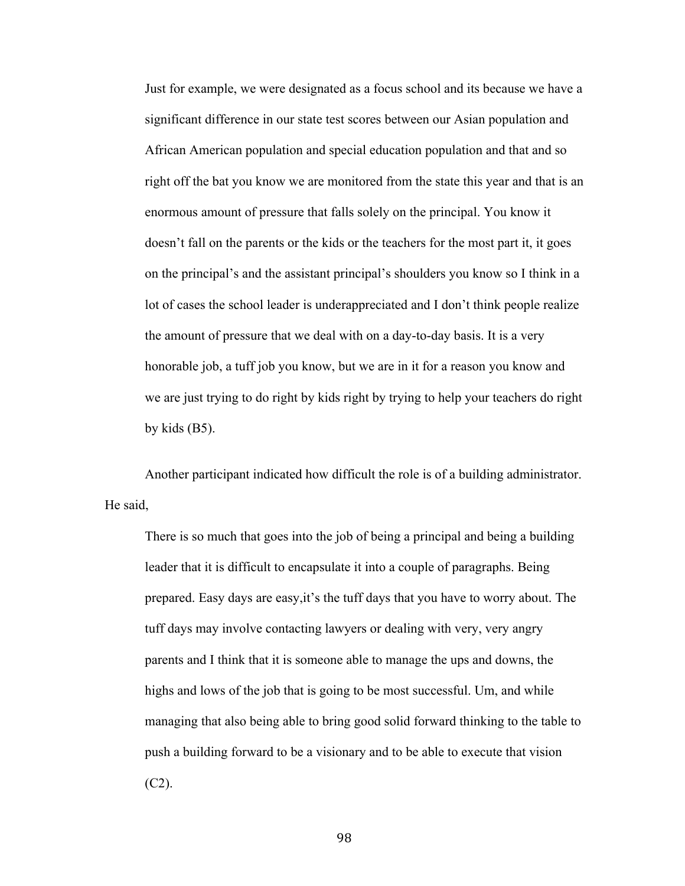> Just for example, we were designated as a focus school and its because we have a significant difference in our state test scores between our Asian population and African American population and special education population and that and so right off the bat you know we are monitored from the state this year and that is an enormous amount of pressure that falls solely on the principal. You know it doesn't fall on the parents or the kids or the teachers for the most part it, it goes on the principal's and the assistant principal's shoulders you know so I think in a lot of cases the school leader is underappreciated and I don't think people realize the amount of pressure that we deal with on a day-to-day basis. It is a very honorable job, a tuff job you know, but we are in it for a reason you know and we are just trying to do right by kids right by trying to help your teachers do right by kids (B5).

Another participant indicated how difficult the role is of a building administrator. He said,

> There is so much that goes into the job of being a principal and being a building leader that it is difficult to encapsulate it into a couple of paragraphs. Being prepared. Easy days are easy,it's the tuff days that you have to worry about. The tuff days may involve contacting lawyers or dealing with very, very angry parents and I think that it is someone able to manage the ups and downs, the highs and lows of the job that is going to be most successful. Um, and while managing that also being able to bring good solid forward thinking to the table to push a building forward to be a visionary and to be able to execute that vision (C2).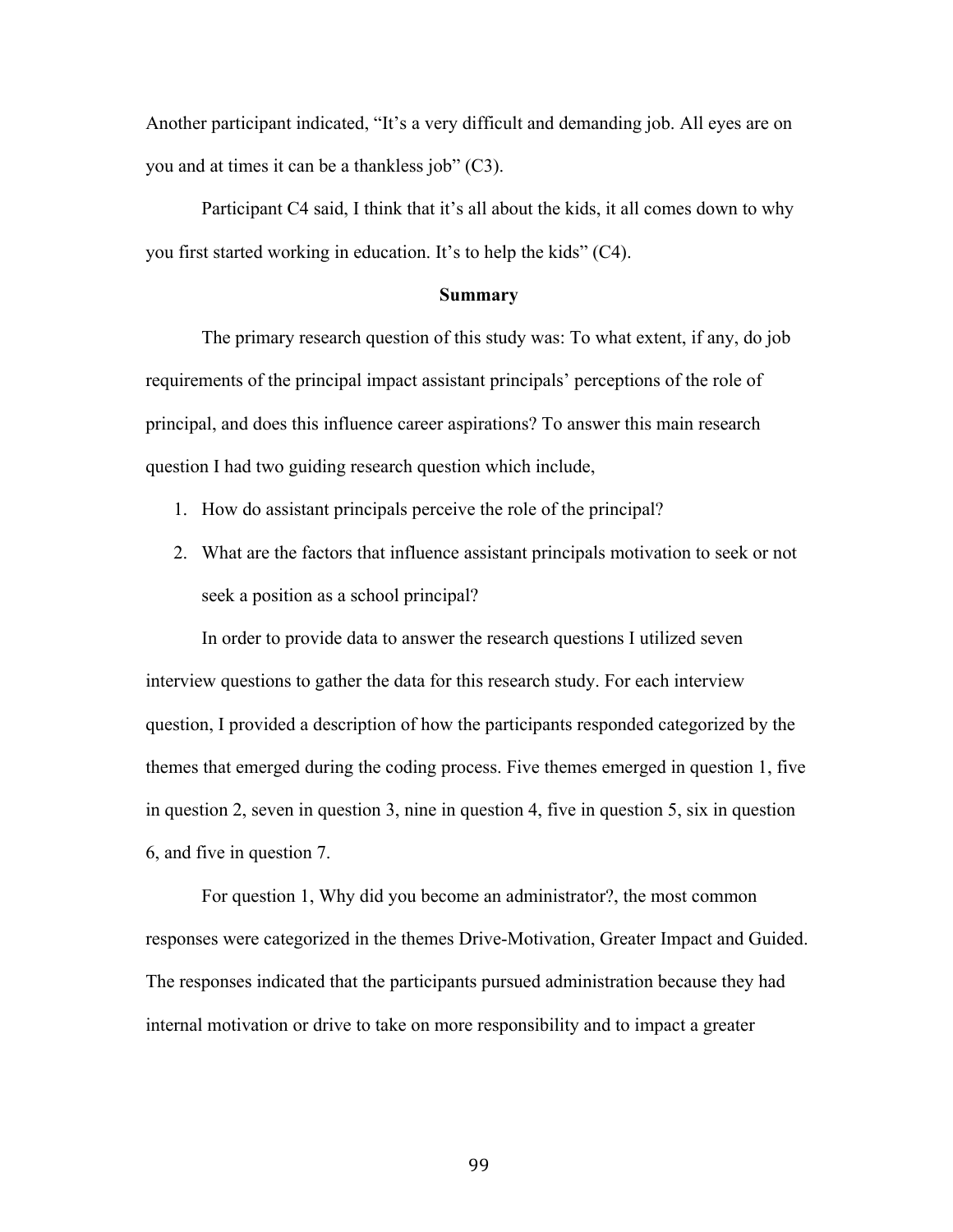Another participant indicated, "It's a very difficult and demanding job. All eyes are on you and at times it can be a thankless job" (C3).

Participant C4 said, I think that it's all about the kids, it all comes down to why you first started working in education. It's to help the kids" (C4).

## Summary

The primary research question of this study was: To what extent, if any, do job requirements of the principal impact assistant principals' perceptions of the role of principal, and does this influence career aspirations? To answer this main research question I had two guiding research question which include,

1. How do assistant principals perceive the role of the principal?
2. What are the factors that influence assistant principals motivation to seek or not seek a position as a school principal?

In order to provide data to answer the research questions I utilized seven interview questions to gather the data for this research study. For each interview question, I provided a description of how the participants responded categorized by the themes that emerged during the coding process. Five themes emerged in question 1, five in question 2, seven in question 3, nine in question 4, five in question 5, six in question 6, and five in question 7.

For question 1, Why did you become an administrator?, the most common responses were categorized in the themes Drive-Motivation, Greater Impact and Guided. The responses indicated that the participants pursued administration because they had internal motivation or drive to take on more responsibility and to impact a greater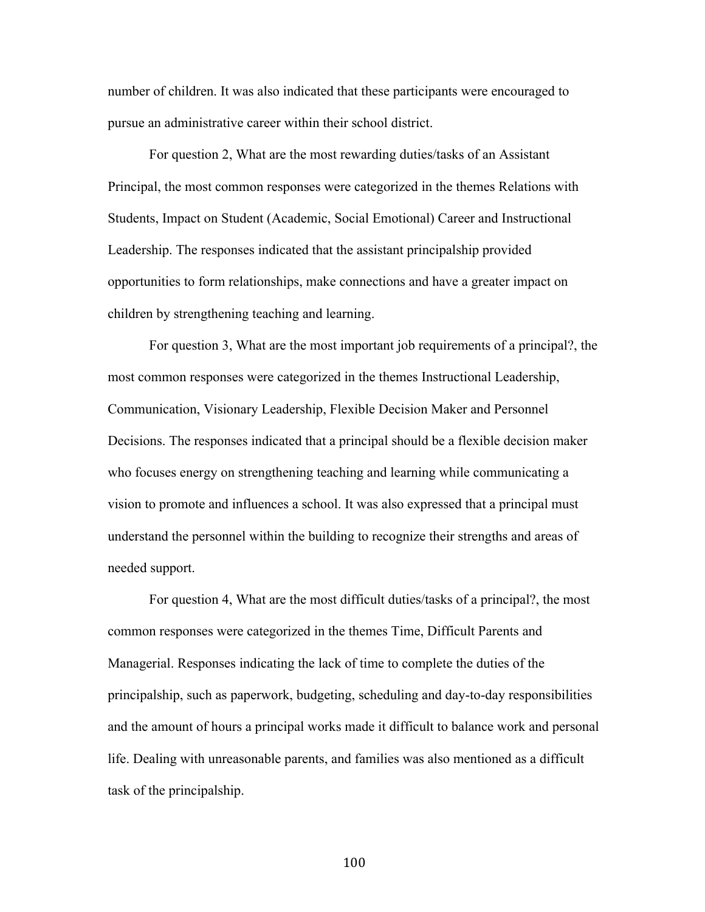number of children. It was also indicated that these participants were encouraged to pursue an administrative career within their school district.

For question 2, What are the most rewarding duties/tasks of an Assistant Principal, the most common responses were categorized in the themes Relations with Students, Impact on Student (Academic, Social Emotional) Career and Instructional Leadership. The responses indicated that the assistant principalship provided opportunities to form relationships, make connections and have a greater impact on children by strengthening teaching and learning.

For question 3, What are the most important job requirements of a principal?, the most common responses were categorized in the themes Instructional Leadership, Communication, Visionary Leadership, Flexible Decision Maker and Personnel Decisions. The responses indicated that a principal should be a flexible decision maker who focuses energy on strengthening teaching and learning while communicating a vision to promote and influences a school. It was also expressed that a principal must understand the personnel within the building to recognize their strengths and areas of needed support.

For question 4, What are the most difficult duties/tasks of a principal?, the most common responses were categorized in the themes Time, Difficult Parents and Managerial. Responses indicating the lack of time to complete the duties of the principalship, such as paperwork, budgeting, scheduling and day-to-day responsibilities and the amount of hours a principal works made it difficult to balance work and personal life. Dealing with unreasonable parents, and families was also mentioned as a difficult task of the principalship.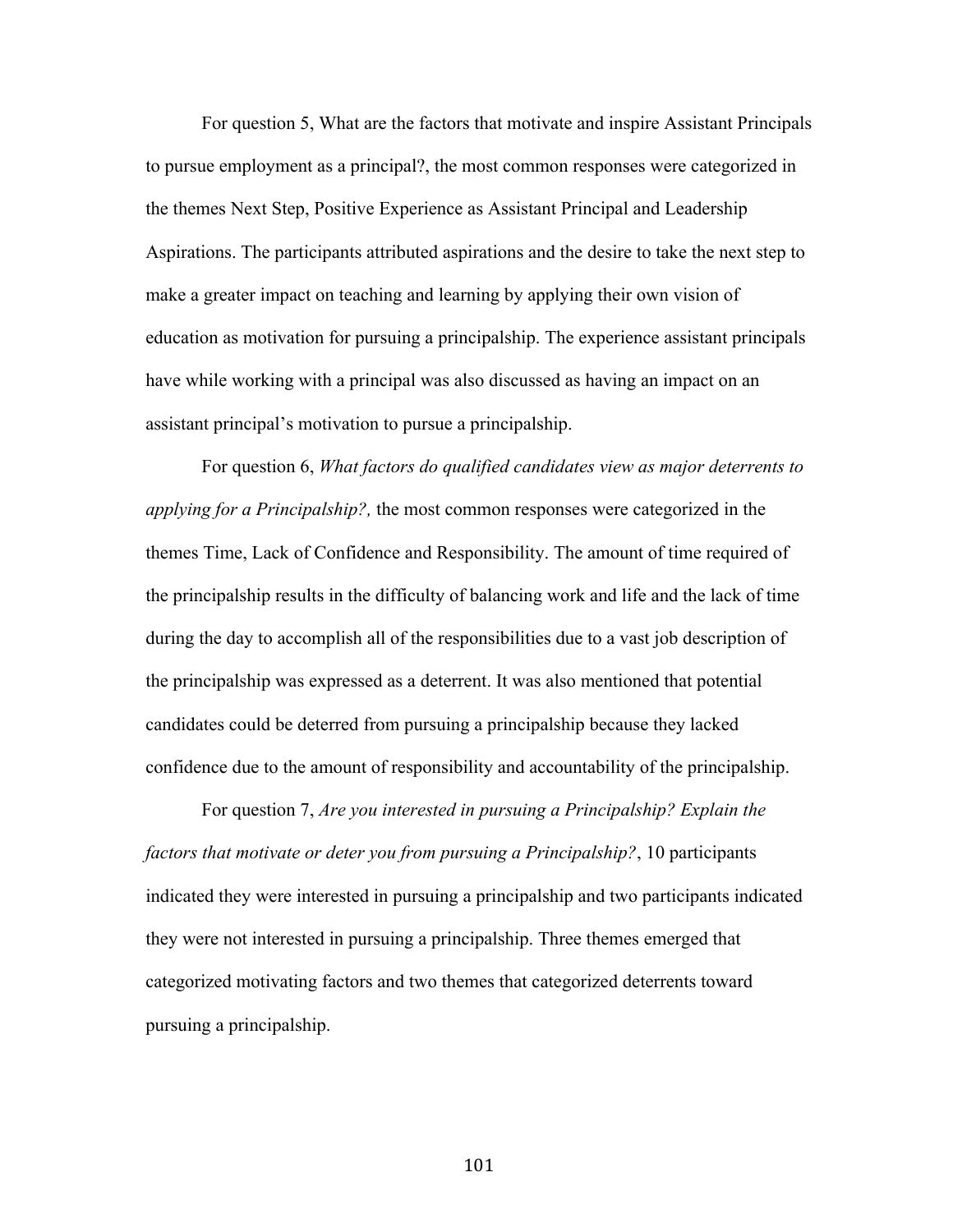For question 5, What are the factors that motivate and inspire Assistant Principals to pursue employment as a principal?, the most common responses were categorized in the themes Next Step, Positive Experience as Assistant Principal and Leadership Aspirations. The participants attributed aspirations and the desire to take the next step to make a greater impact on teaching and learning by applying their own vision of education as motivation for pursuing a principalship. The experience assistant principals have while working with a principal was also discussed as having an impact on an assistant principal's motivation to pursue a principalship.

For question 6, *What factors do qualified candidates view as major deterrents to applying for a Principalship?,* the most common responses were categorized in the themes Time, Lack of Confidence and Responsibility. The amount of time required of the principalship results in the difficulty of balancing work and life and the lack of time during the day to accomplish all of the responsibilities due to a vast job description of the principalship was expressed as a deterrent. It was also mentioned that potential candidates could be deterred from pursuing a principalship because they lacked confidence due to the amount of responsibility and accountability of the principalship.

For question 7, *Are you interested in pursuing a Principalship? Explain the factors that motivate or deter you from pursuing a Principalship?*, 10 participants indicated they were interested in pursuing a principalship and two participants indicated they were not interested in pursuing a principalship. Three themes emerged that categorized motivating factors and two themes that categorized deterrents toward pursuing a principalship.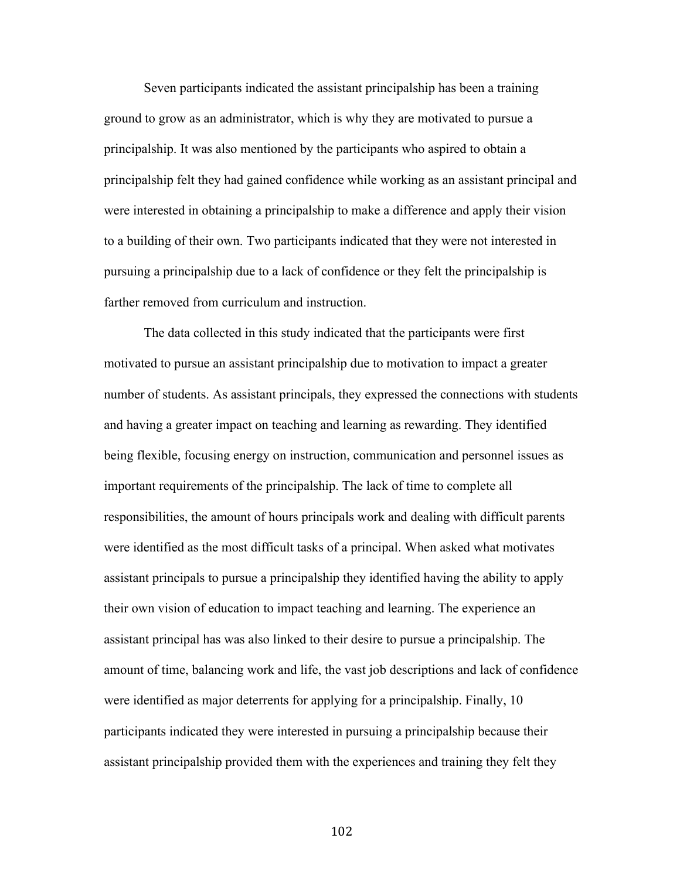Seven participants indicated the assistant principalship has been a training ground to grow as an administrator, which is why they are motivated to pursue a principalship. It was also mentioned by the participants who aspired to obtain a principalship felt they had gained confidence while working as an assistant principal and were interested in obtaining a principalship to make a difference and apply their vision to a building of their own. Two participants indicated that they were not interested in pursuing a principalship due to a lack of confidence or they felt the principalship is farther removed from curriculum and instruction.

The data collected in this study indicated that the participants were first motivated to pursue an assistant principalship due to motivation to impact a greater number of students. As assistant principals, they expressed the connections with students and having a greater impact on teaching and learning as rewarding. They identified being flexible, focusing energy on instruction, communication and personnel issues as important requirements of the principalship. The lack of time to complete all responsibilities, the amount of hours principals work and dealing with difficult parents were identified as the most difficult tasks of a principal. When asked what motivates assistant principals to pursue a principalship they identified having the ability to apply their own vision of education to impact teaching and learning. The experience an assistant principal has was also linked to their desire to pursue a principalship. The amount of time, balancing work and life, the vast job descriptions and lack of confidence were identified as major deterrents for applying for a principalship. Finally, 10 participants indicated they were interested in pursuing a principalship because their assistant principalship provided them with the experiences and training they felt they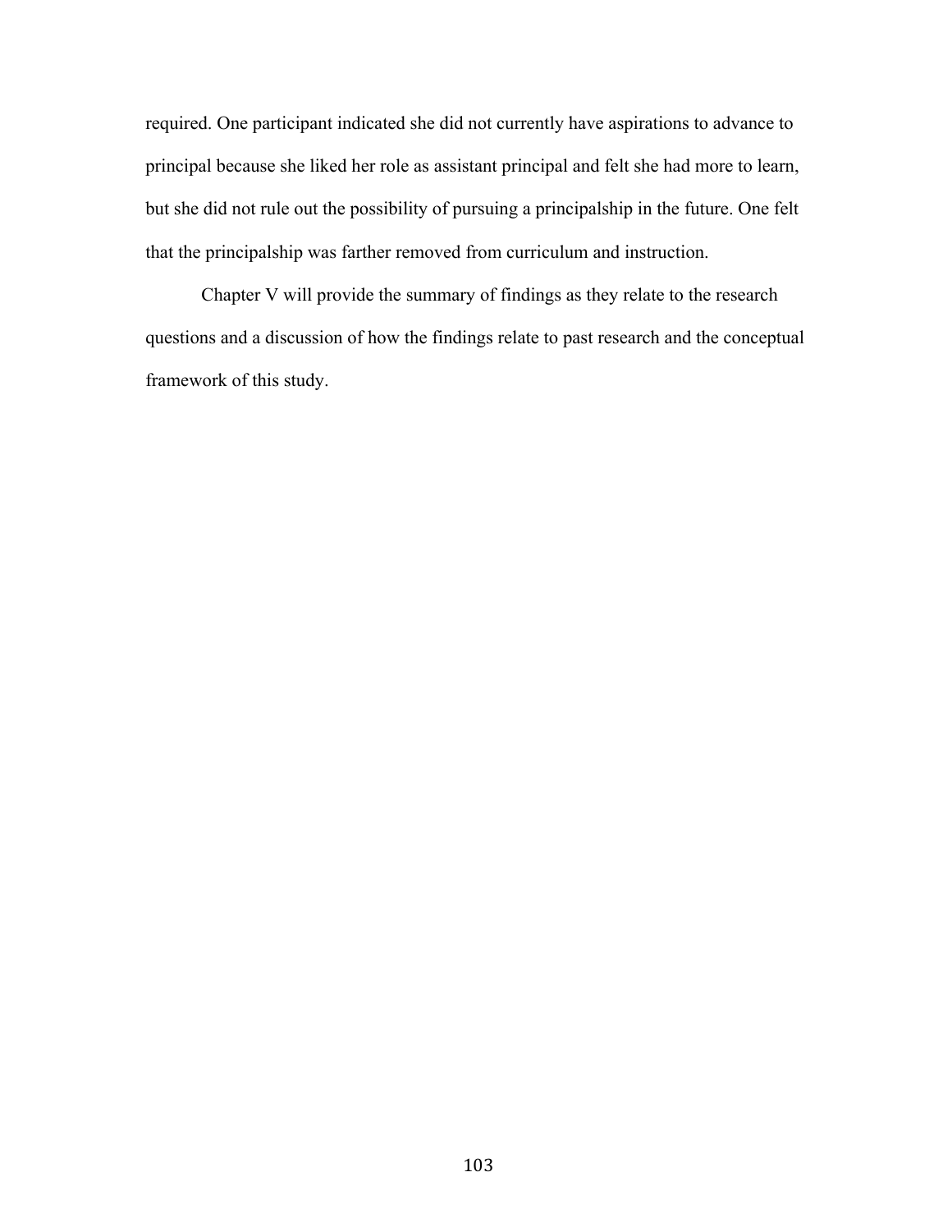required. One participant indicated she did not currently have aspirations to advance to principal because she liked her role as assistant principal and felt she had more to learn, but she did not rule out the possibility of pursuing a principalship in the future. One felt that the principalship was farther removed from curriculum and instruction.

Chapter V will provide the summary of findings as they relate to the research questions and a discussion of how the findings relate to past research and the conceptual framework of this study.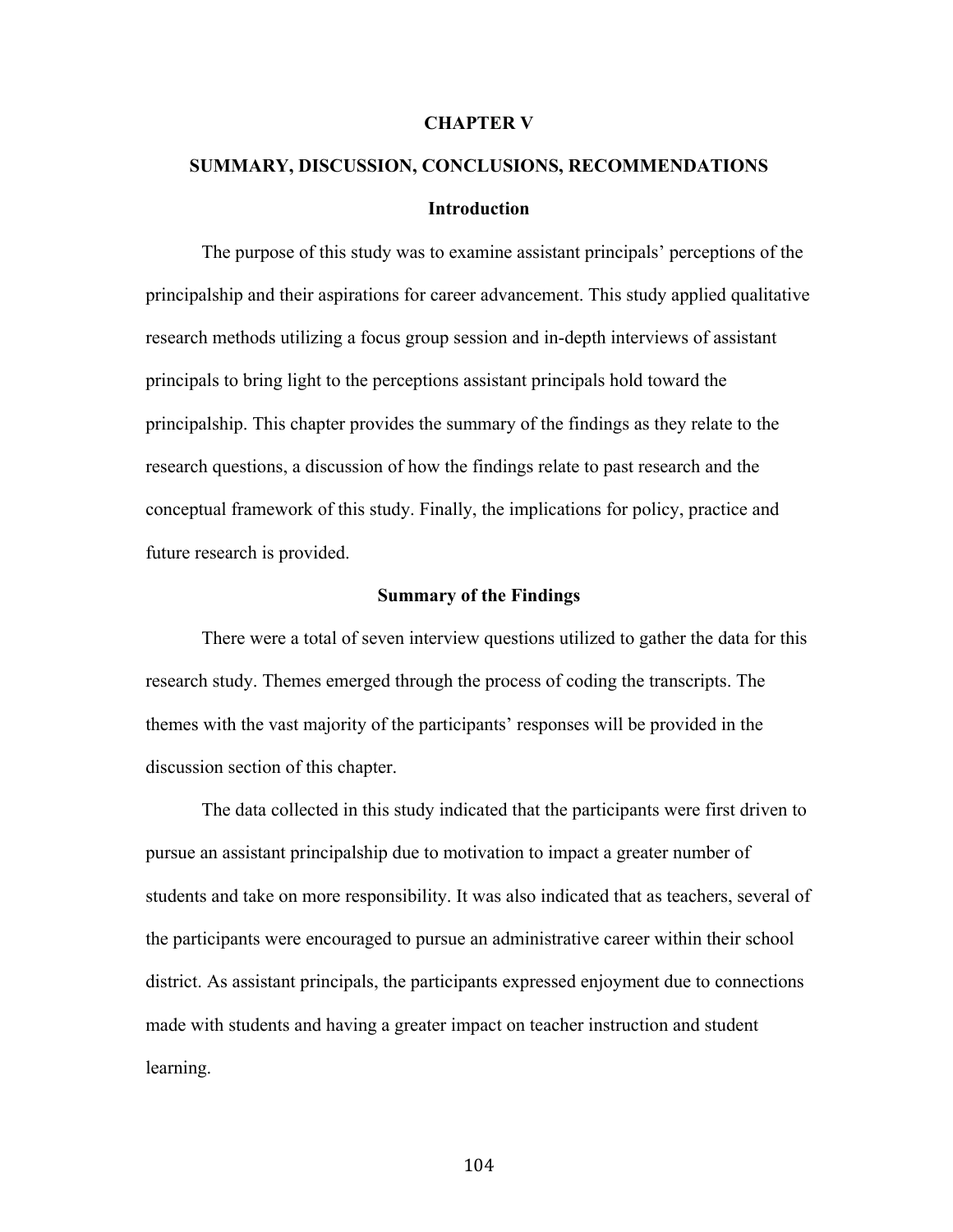# CHAPTER V

# SUMMARY, DISCUSSION, CONCLUSIONS, RECOMMENDATIONS

## Introduction

The purpose of this study was to examine assistant principals' perceptions of the principalship and their aspirations for career advancement. This study applied qualitative research methods utilizing a focus group session and in-depth interviews of assistant principals to bring light to the perceptions assistant principals hold toward the principalship. This chapter provides the summary of the findings as they relate to the research questions, a discussion of how the findings relate to past research and the conceptual framework of this study. Finally, the implications for policy, practice and future research is provided.

## Summary of the Findings

There were a total of seven interview questions utilized to gather the data for this research study. Themes emerged through the process of coding the transcripts. The themes with the vast majority of the participants' responses will be provided in the discussion section of this chapter.

The data collected in this study indicated that the participants were first driven to pursue an assistant principalship due to motivation to impact a greater number of students and take on more responsibility. It was also indicated that as teachers, several of the participants were encouraged to pursue an administrative career within their school district. As assistant principals, the participants expressed enjoyment due to connections made with students and having a greater impact on teacher instruction and student learning.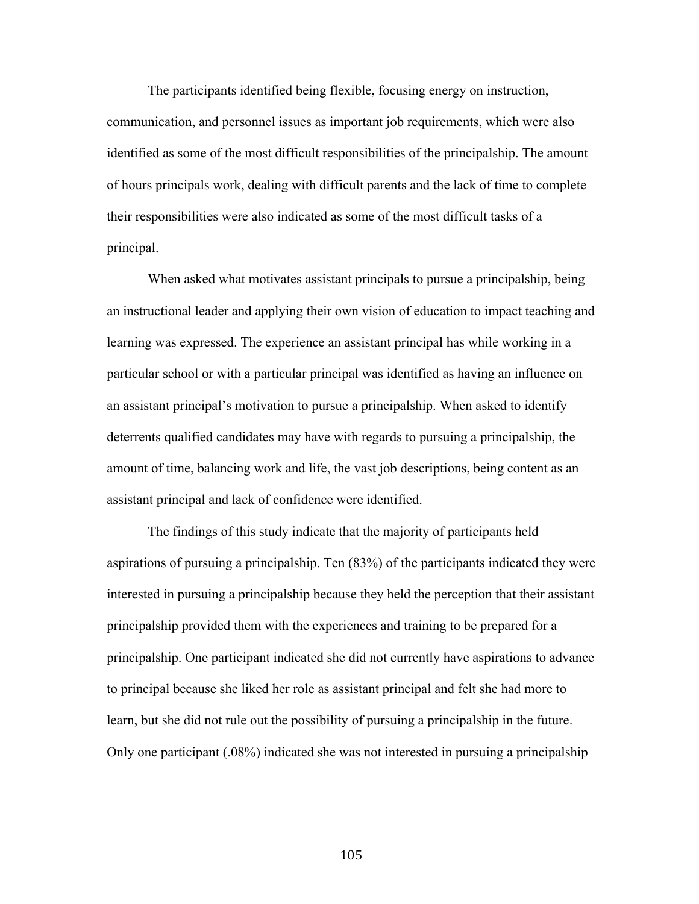The participants identified being flexible, focusing energy on instruction, communication, and personnel issues as important job requirements, which were also identified as some of the most difficult responsibilities of the principalship. The amount of hours principals work, dealing with difficult parents and the lack of time to complete their responsibilities were also indicated as some of the most difficult tasks of a principal.

When asked what motivates assistant principals to pursue a principalship, being an instructional leader and applying their own vision of education to impact teaching and learning was expressed. The experience an assistant principal has while working in a particular school or with a particular principal was identified as having an influence on an assistant principal's motivation to pursue a principalship. When asked to identify deterrents qualified candidates may have with regards to pursuing a principalship, the amount of time, balancing work and life, the vast job descriptions, being content as an assistant principal and lack of confidence were identified.

The findings of this study indicate that the majority of participants held aspirations of pursuing a principalship. Ten (83%) of the participants indicated they were interested in pursuing a principalship because they held the perception that their assistant principalship provided them with the experiences and training to be prepared for a principalship. One participant indicated she did not currently have aspirations to advance to principal because she liked her role as assistant principal and felt she had more to learn, but she did not rule out the possibility of pursuing a principalship in the future. Only one participant (.08%) indicated she was not interested in pursuing a principalship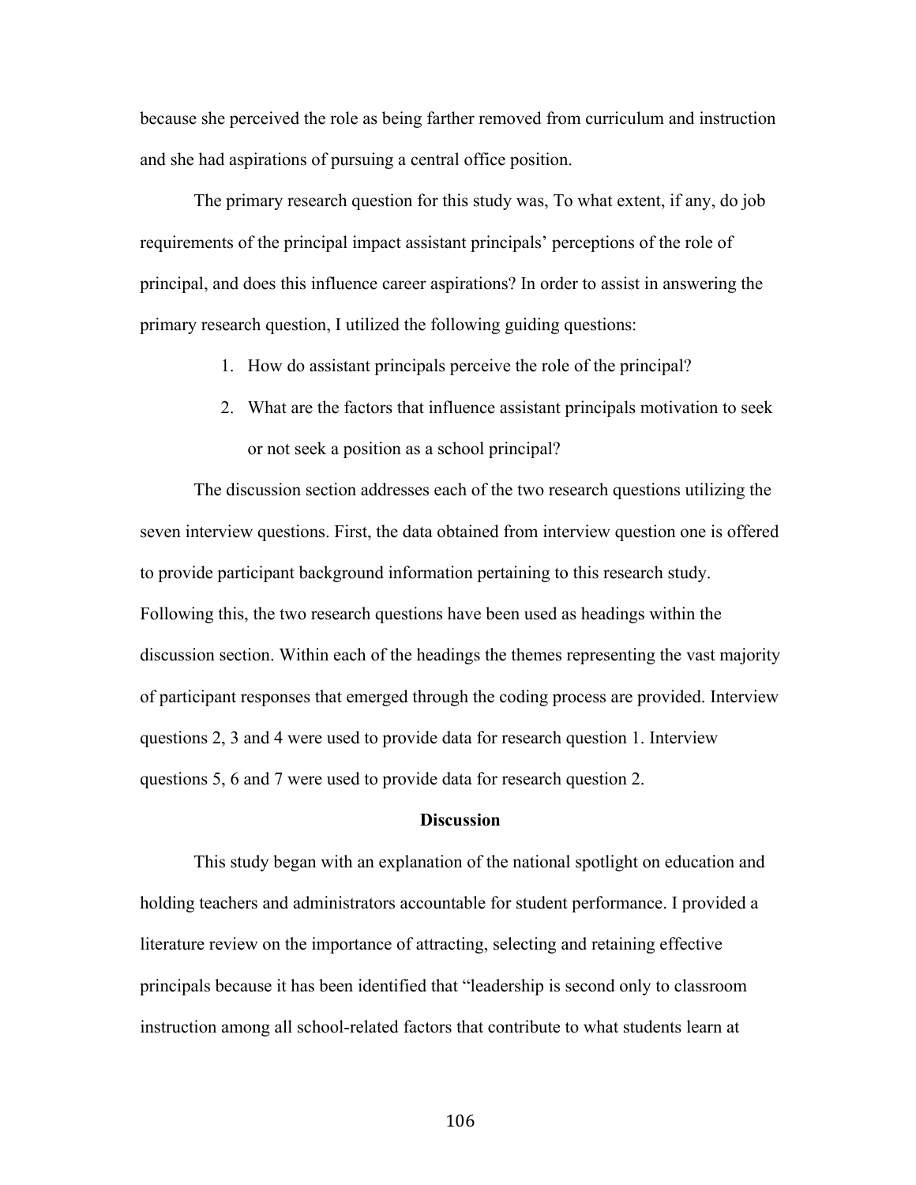because she perceived the role as being farther removed from curriculum and instruction and she had aspirations of pursuing a central office position.

The primary research question for this study was, To what extent, if any, do job requirements of the principal impact assistant principals' perceptions of the role of principal, and does this influence career aspirations? In order to assist in answering the primary research question, I utilized the following guiding questions:

1. How do assistant principals perceive the role of the principal?
2. What are the factors that influence assistant principals motivation to seek or not seek a position as a school principal?

The discussion section addresses each of the two research questions utilizing the seven interview questions. First, the data obtained from interview question one is offered to provide participant background information pertaining to this research study. Following this, the two research questions have been used as headings within the discussion section. Within each of the headings the themes representing the vast majority of participant responses that emerged through the coding process are provided. Interview questions 2, 3 and 4 were used to provide data for research question 1. Interview questions 5, 6 and 7 were used to provide data for research question 2.

## Discussion

This study began with an explanation of the national spotlight on education and holding teachers and administrators accountable for student performance. I provided a literature review on the importance of attracting, selecting and retaining effective principals because it has been identified that "leadership is second only to classroom instruction among all school-related factors that contribute to what students learn at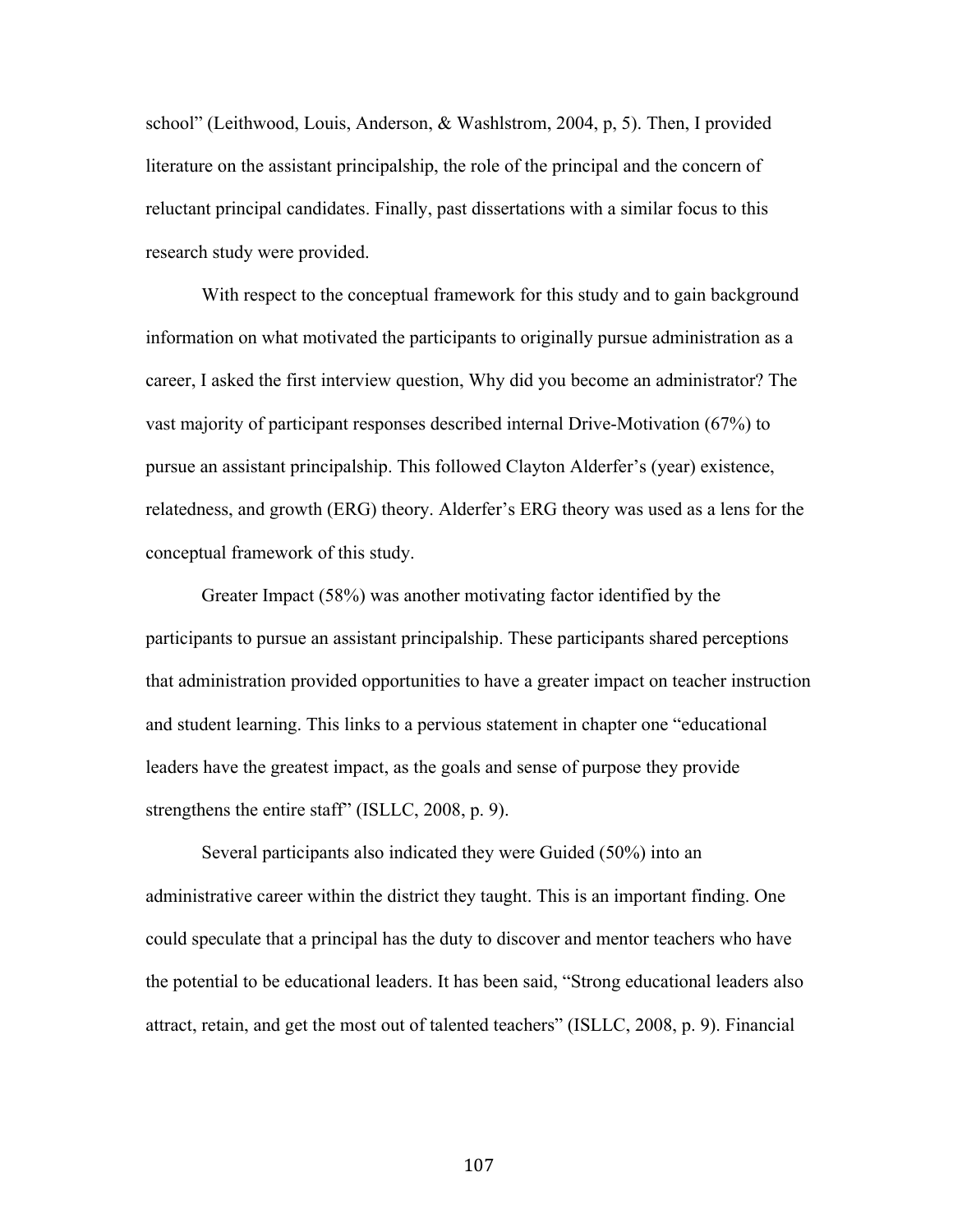school" (Leithwood, Louis, Anderson, & Washlstrom, 2004, p, 5). Then, I provided literature on the assistant principalship, the role of the principal and the concern of reluctant principal candidates. Finally, past dissertations with a similar focus to this research study were provided.

With respect to the conceptual framework for this study and to gain background information on what motivated the participants to originally pursue administration as a career, I asked the first interview question, Why did you become an administrator? The vast majority of participant responses described internal Drive-Motivation (67%) to pursue an assistant principalship. This followed Clayton Alderfer's (year) existence, relatedness, and growth (ERG) theory. Alderfer's ERG theory was used as a lens for the conceptual framework of this study.

Greater Impact (58%) was another motivating factor identified by the participants to pursue an assistant principalship. These participants shared perceptions that administration provided opportunities to have a greater impact on teacher instruction and student learning. This links to a pervious statement in chapter one "educational leaders have the greatest impact, as the goals and sense of purpose they provide strengthens the entire staff" (ISLLC, 2008, p. 9).

Several participants also indicated they were Guided (50%) into an administrative career within the district they taught. This is an important finding. One could speculate that a principal has the duty to discover and mentor teachers who have the potential to be educational leaders. It has been said, "Strong educational leaders also attract, retain, and get the most out of talented teachers" (ISLLC, 2008, p. 9). Financial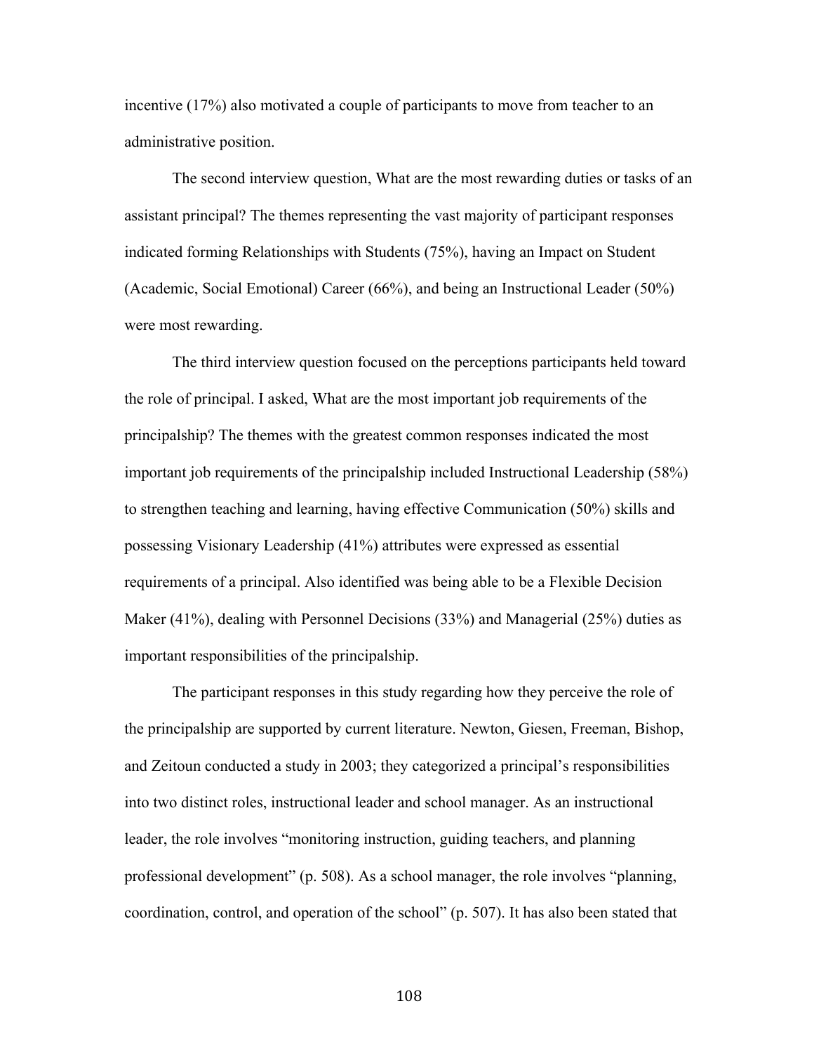incentive (17%) also motivated a couple of participants to move from teacher to an administrative position.

The second interview question, What are the most rewarding duties or tasks of an assistant principal? The themes representing the vast majority of participant responses indicated forming Relationships with Students (75%), having an Impact on Student (Academic, Social Emotional) Career (66%), and being an Instructional Leader (50%) were most rewarding.

The third interview question focused on the perceptions participants held toward the role of principal. I asked, What are the most important job requirements of the principalship? The themes with the greatest common responses indicated the most important job requirements of the principalship included Instructional Leadership (58%) to strengthen teaching and learning, having effective Communication (50%) skills and possessing Visionary Leadership (41%) attributes were expressed as essential requirements of a principal. Also identified was being able to be a Flexible Decision Maker (41%), dealing with Personnel Decisions (33%) and Managerial (25%) duties as important responsibilities of the principalship.

The participant responses in this study regarding how they perceive the role of the principalship are supported by current literature. Newton, Giesen, Freeman, Bishop, and Zeitoun conducted a study in 2003; they categorized a principal's responsibilities into two distinct roles, instructional leader and school manager. As an instructional leader, the role involves "monitoring instruction, guiding teachers, and planning professional development" (p. 508). As a school manager, the role involves "planning, coordination, control, and operation of the school" (p. 507). It has also been stated that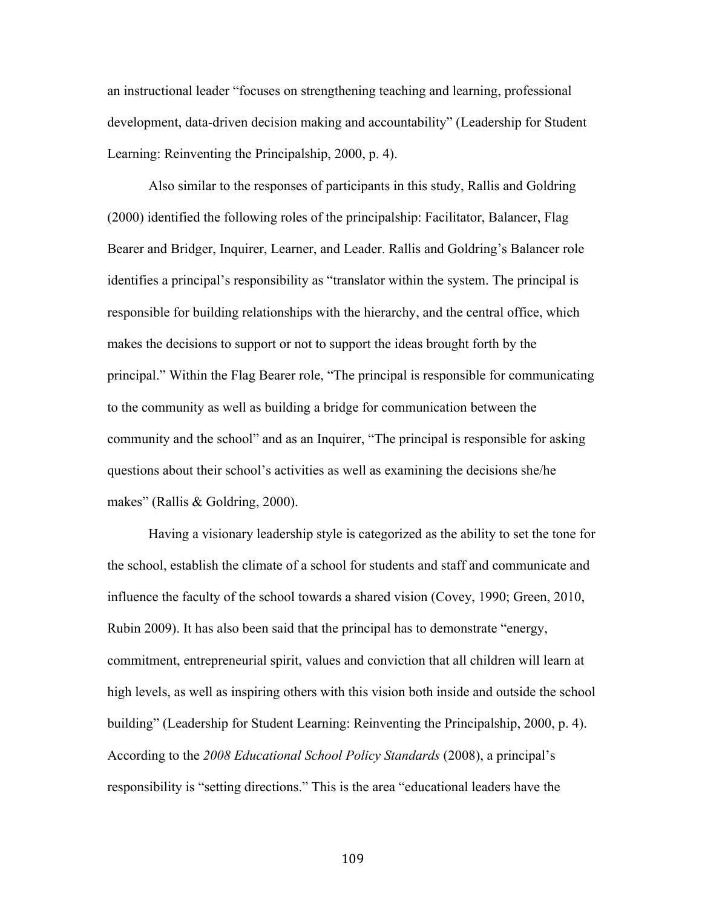an instructional leader "focuses on strengthening teaching and learning, professional development, data-driven decision making and accountability" (Leadership for Student Learning: Reinventing the Principalship, 2000, p. 4).

Also similar to the responses of participants in this study, Rallis and Goldring (2000) identified the following roles of the principalship: Facilitator, Balancer, Flag Bearer and Bridger, Inquirer, Learner, and Leader. Rallis and Goldring's Balancer role identifies a principal's responsibility as "translator within the system. The principal is responsible for building relationships with the hierarchy, and the central office, which makes the decisions to support or not to support the ideas brought forth by the principal." Within the Flag Bearer role, "The principal is responsible for communicating to the community as well as building a bridge for communication between the community and the school" and as an Inquirer, "The principal is responsible for asking questions about their school's activities as well as examining the decisions she/he makes" (Rallis & Goldring, 2000).

Having a visionary leadership style is categorized as the ability to set the tone for the school, establish the climate of a school for students and staff and communicate and influence the faculty of the school towards a shared vision (Covey, 1990; Green, 2010, Rubin 2009). It has also been said that the principal has to demonstrate "energy, commitment, entrepreneurial spirit, values and conviction that all children will learn at high levels, as well as inspiring others with this vision both inside and outside the school building" (Leadership for Student Learning: Reinventing the Principalship, 2000, p. 4). According to the *2008 Educational School Policy Standards* (2008), a principal's responsibility is "setting directions." This is the area "educational leaders have the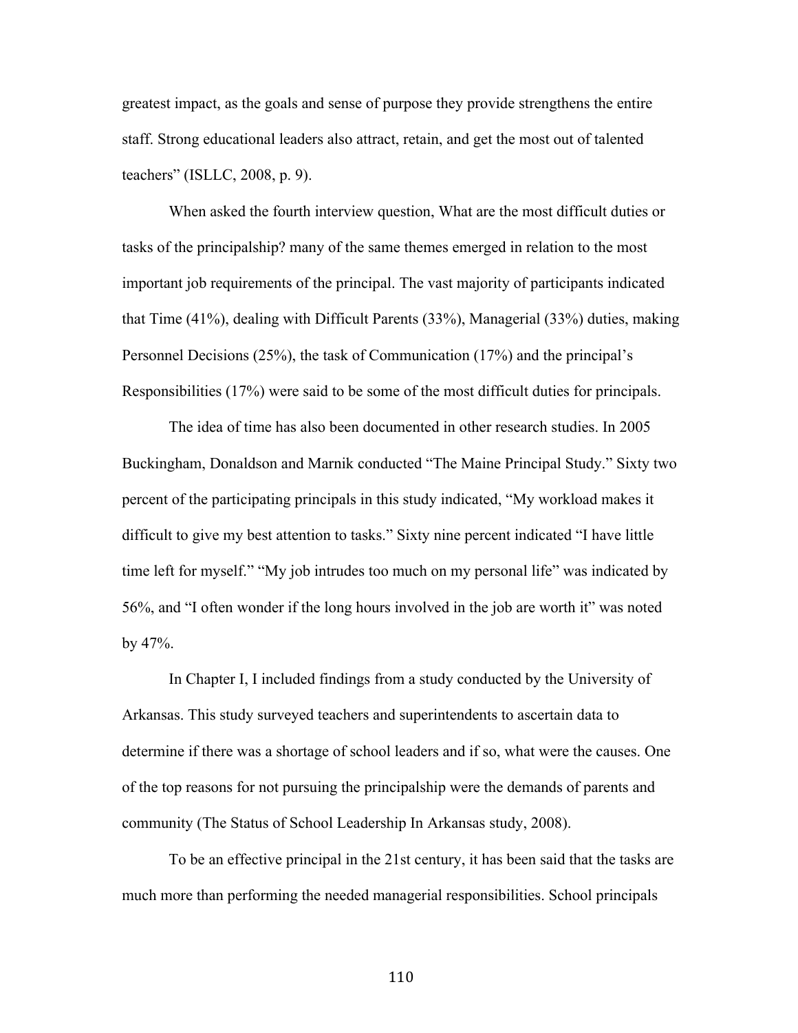greatest impact, as the goals and sense of purpose they provide strengthens the entire staff. Strong educational leaders also attract, retain, and get the most out of talented teachers" (ISLLC, 2008, p. 9).

When asked the fourth interview question, What are the most difficult duties or tasks of the principalship? many of the same themes emerged in relation to the most important job requirements of the principal. The vast majority of participants indicated that Time (41%), dealing with Difficult Parents (33%), Managerial (33%) duties, making Personnel Decisions (25%), the task of Communication (17%) and the principal's Responsibilities (17%) were said to be some of the most difficult duties for principals.

The idea of time has also been documented in other research studies. In 2005 Buckingham, Donaldson and Marnik conducted "The Maine Principal Study." Sixty two percent of the participating principals in this study indicated, "My workload makes it difficult to give my best attention to tasks." Sixty nine percent indicated "I have little time left for myself." "My job intrudes too much on my personal life" was indicated by 56%, and "I often wonder if the long hours involved in the job are worth it" was noted by 47%.

In Chapter I, I included findings from a study conducted by the University of Arkansas. This study surveyed teachers and superintendents to ascertain data to determine if there was a shortage of school leaders and if so, what were the causes. One of the top reasons for not pursuing the principalship were the demands of parents and community (The Status of School Leadership In Arkansas study, 2008).

To be an effective principal in the 21st century, it has been said that the tasks are much more than performing the needed managerial responsibilities. School principals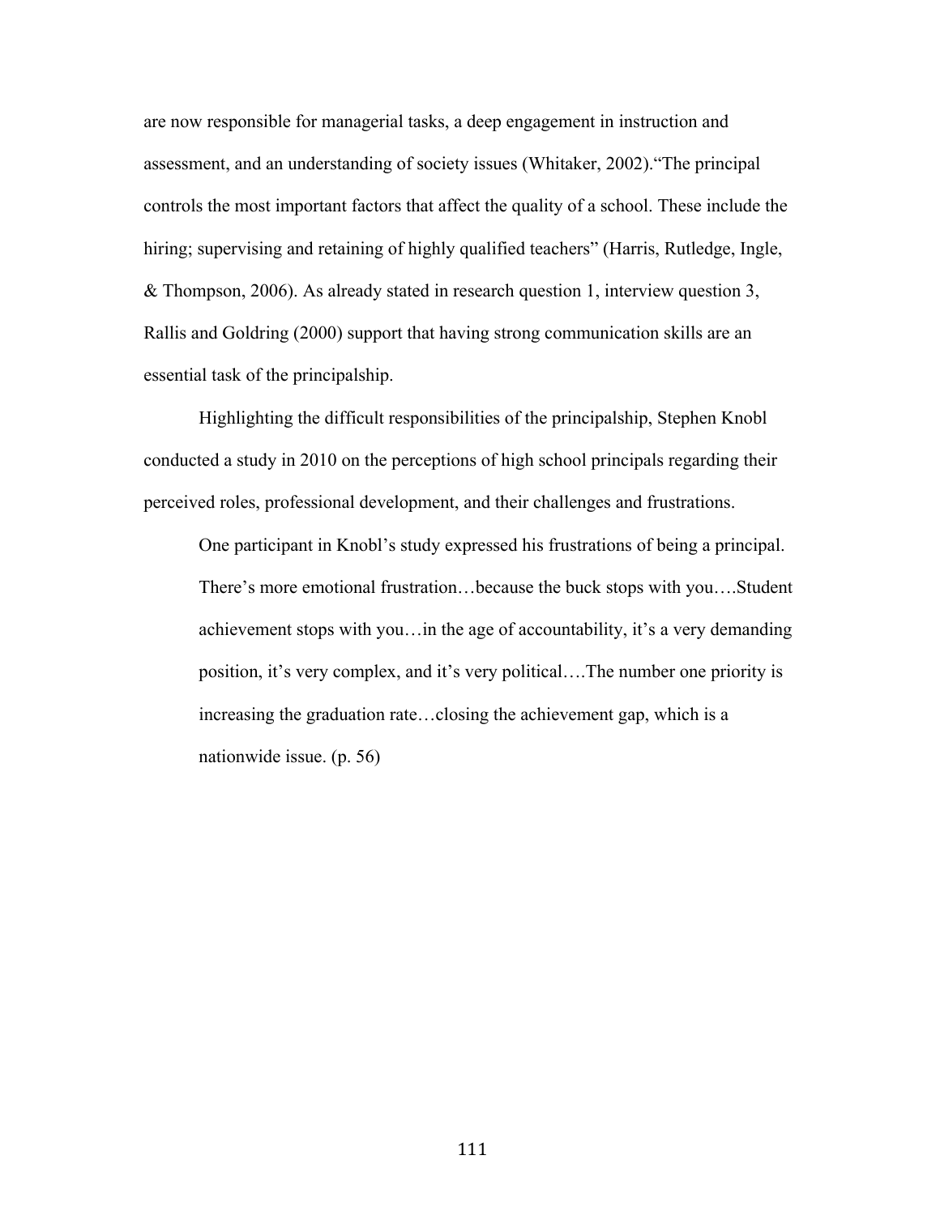are now responsible for managerial tasks, a deep engagement in instruction and assessment, and an understanding of society issues (Whitaker, 2002).“The principal controls the most important factors that affect the quality of a school. These include the hiring; supervising and retaining of highly qualified teachers” (Harris, Rutledge, Ingle, & Thompson, 2006). As already stated in research question 1, interview question 3, Rallis and Goldring (2000) support that having strong communication skills are an essential task of the principalship.

Highlighting the difficult responsibilities of the principalship, Stephen Knobl conducted a study in 2010 on the perceptions of high school principals regarding their perceived roles, professional development, and their challenges and frustrations.

> One participant in Knobl’s study expressed his frustrations of being a principal. There’s more emotional frustration…because the buck stops with you….Student achievement stops with you…in the age of accountability, it’s a very demanding position, it’s very complex, and it’s very political….The number one priority is increasing the graduation rate…closing the achievement gap, which is a nationwide issue. (p. 56)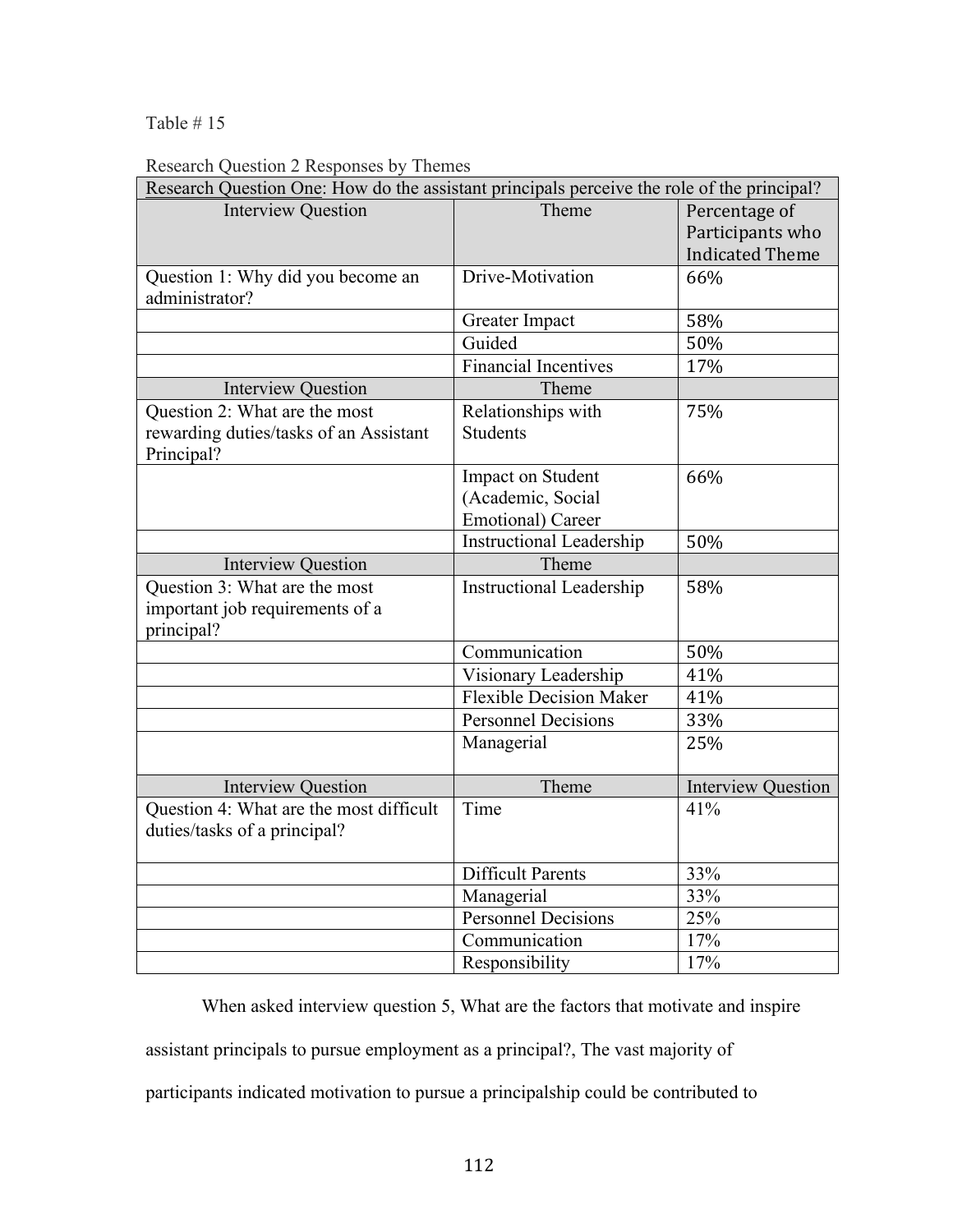Table # 15

Research Question 2 Responses by Themes

| Research Question One: How do the assistant principals perceive the role of the principal? | | |
|---|---|---|
| Interview Question | Theme | Percentage of Participants who Indicated Theme |
| Question 1: Why did you become an administrator? | Drive-Motivation | 66% |
| | Greater Impact | 58% |
| | Guided | 50% |
| | Financial Incentives | 17% |
| Interview Question | Theme | |
| Question 2: What are the most rewarding duties/tasks of an Assistant Principal? | Relationships with Students | 75% |
| | Impact on Student (Academic, Social Emotional) Career | 66% |
| | Instructional Leadership | 50% |
| Interview Question | Theme | |
| Question 3: What are the most important job requirements of a principal? | Instructional Leadership | 58% |
| | Communication | 50% |
| | Visionary Leadership | 41% |
| | Flexible Decision Maker | 41% |
| | Personnel Decisions | 33% |
| | Managerial | 25% |
| Interview Question | Theme | Interview Question |
| Question 4: What are the most difficult duties/tasks of a principal? | Time | 41% |
| | Difficult Parents | 33% |
| | Managerial | 33% |
| | Personnel Decisions | 25% |
| | Communication | 17% |
| | Responsibility | 17% |

When asked interview question 5, What are the factors that motivate and inspire assistant principals to pursue employment as a principal?, The vast majority of participants indicated motivation to pursue a principalship could be contributed to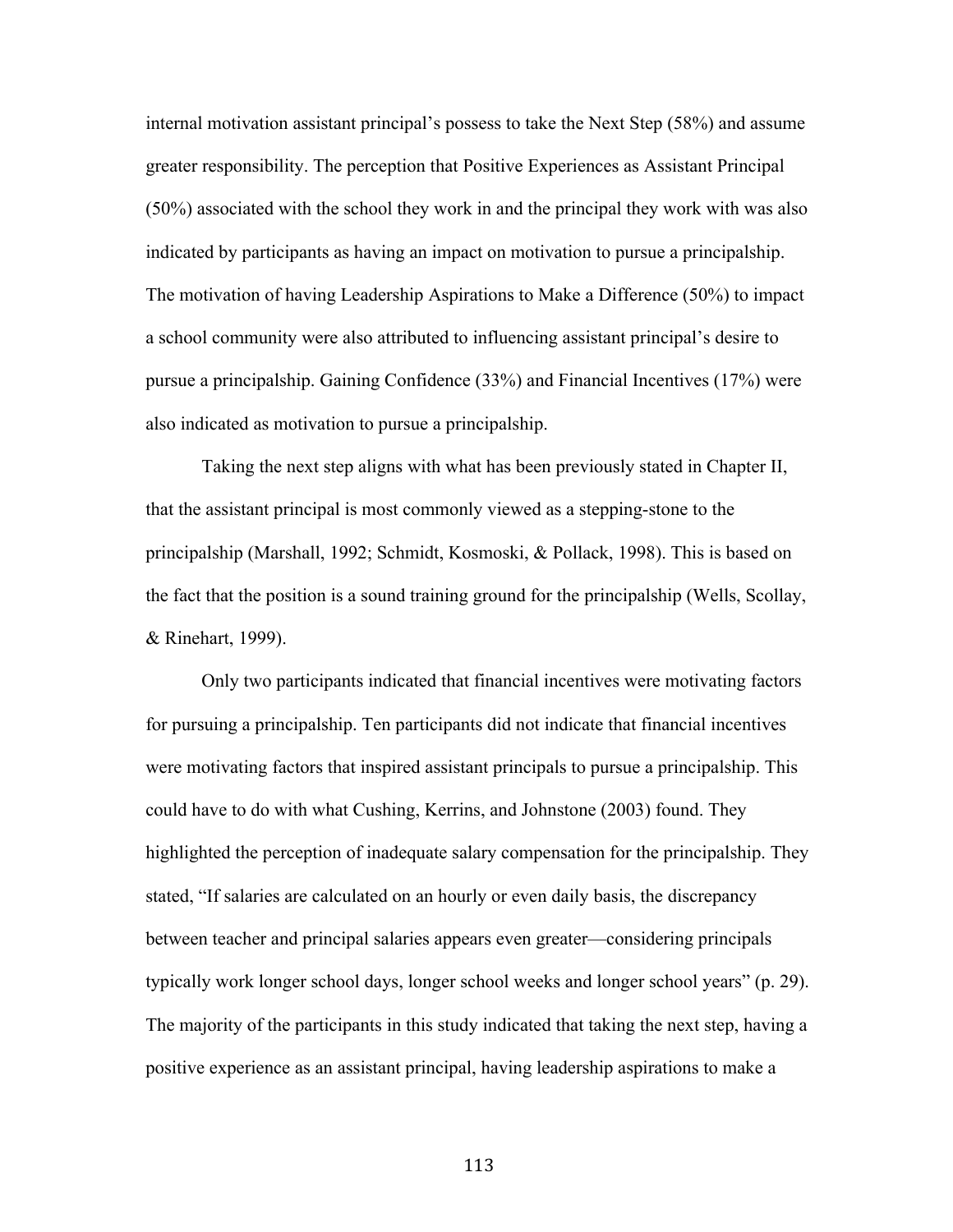internal motivation assistant principal's possess to take the Next Step (58%) and assume greater responsibility. The perception that Positive Experiences as Assistant Principal (50%) associated with the school they work in and the principal they work with was also indicated by participants as having an impact on motivation to pursue a principalship. The motivation of having Leadership Aspirations to Make a Difference (50%) to impact a school community were also attributed to influencing assistant principal's desire to pursue a principalship. Gaining Confidence (33%) and Financial Incentives (17%) were also indicated as motivation to pursue a principalship.

Taking the next step aligns with what has been previously stated in Chapter II, that the assistant principal is most commonly viewed as a stepping-stone to the principalship (Marshall, 1992; Schmidt, Kosmoski, & Pollack, 1998). This is based on the fact that the position is a sound training ground for the principalship (Wells, Scollay, & Rinehart, 1999).

Only two participants indicated that financial incentives were motivating factors for pursuing a principalship. Ten participants did not indicate that financial incentives were motivating factors that inspired assistant principals to pursue a principalship. This could have to do with what Cushing, Kerrins, and Johnstone (2003) found. They highlighted the perception of inadequate salary compensation for the principalship. They stated, "If salaries are calculated on an hourly or even daily basis, the discrepancy between teacher and principal salaries appears even greater—considering principals typically work longer school days, longer school weeks and longer school years" (p. 29). The majority of the participants in this study indicated that taking the next step, having a positive experience as an assistant principal, having leadership aspirations to make a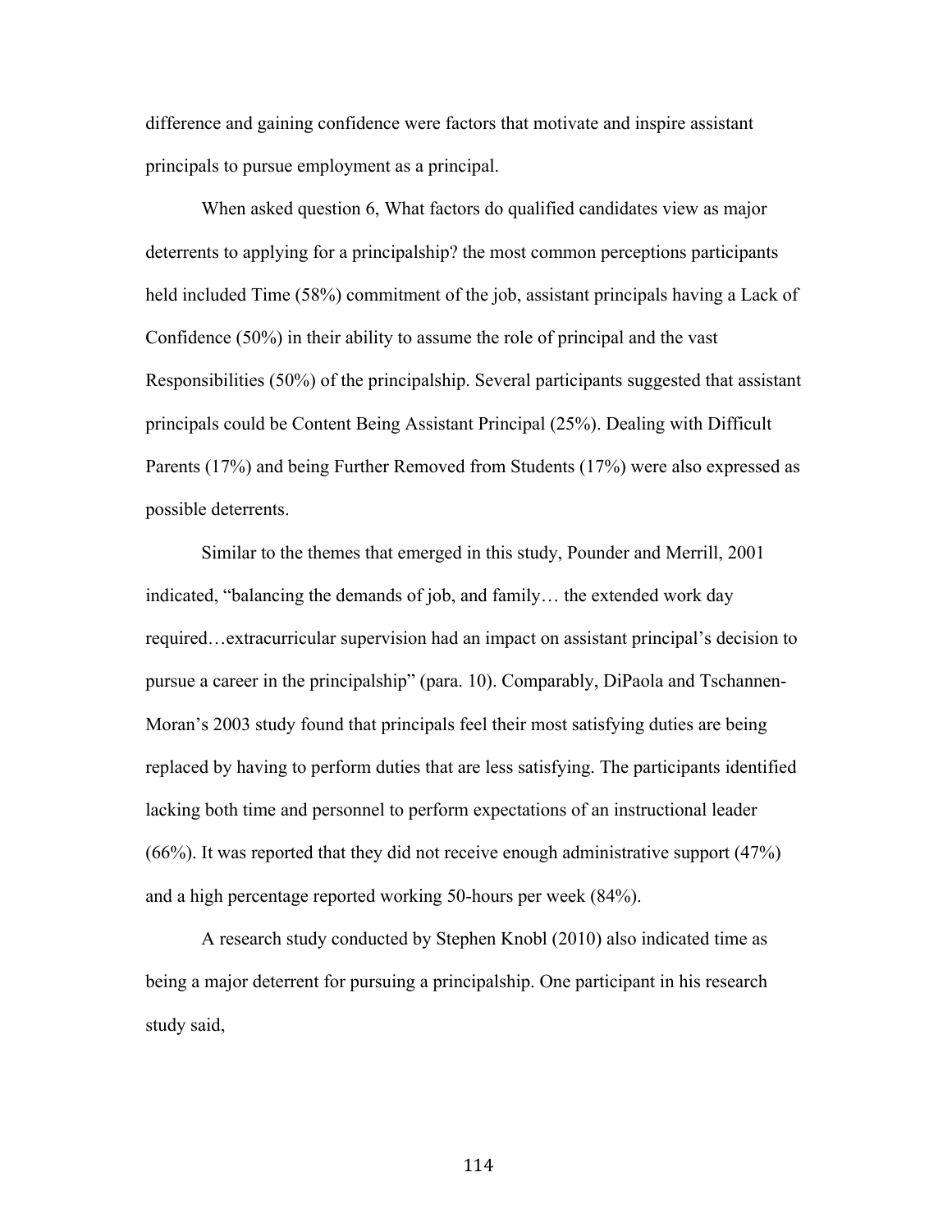difference and gaining confidence were factors that motivate and inspire assistant principals to pursue employment as a principal.

When asked question 6, What factors do qualified candidates view as major deterrents to applying for a principalship? the most common perceptions participants held included Time (58%) commitment of the job, assistant principals having a Lack of Confidence (50%) in their ability to assume the role of principal and the vast Responsibilities (50%) of the principalship. Several participants suggested that assistant principals could be Content Being Assistant Principal (25%). Dealing with Difficult Parents (17%) and being Further Removed from Students (17%) were also expressed as possible deterrents.

Similar to the themes that emerged in this study, Pounder and Merrill, 2001 indicated, "balancing the demands of job, and family… the extended work day required…extracurricular supervision had an impact on assistant principal's decision to pursue a career in the principalship" (para. 10). Comparably, DiPaola and Tschannen-Moran's 2003 study found that principals feel their most satisfying duties are being replaced by having to perform duties that are less satisfying. The participants identified lacking both time and personnel to perform expectations of an instructional leader (66%). It was reported that they did not receive enough administrative support (47%) and a high percentage reported working 50-hours per week (84%).

A research study conducted by Stephen Knobl (2010) also indicated time as being a major deterrent for pursuing a principalship. One participant in his research study said,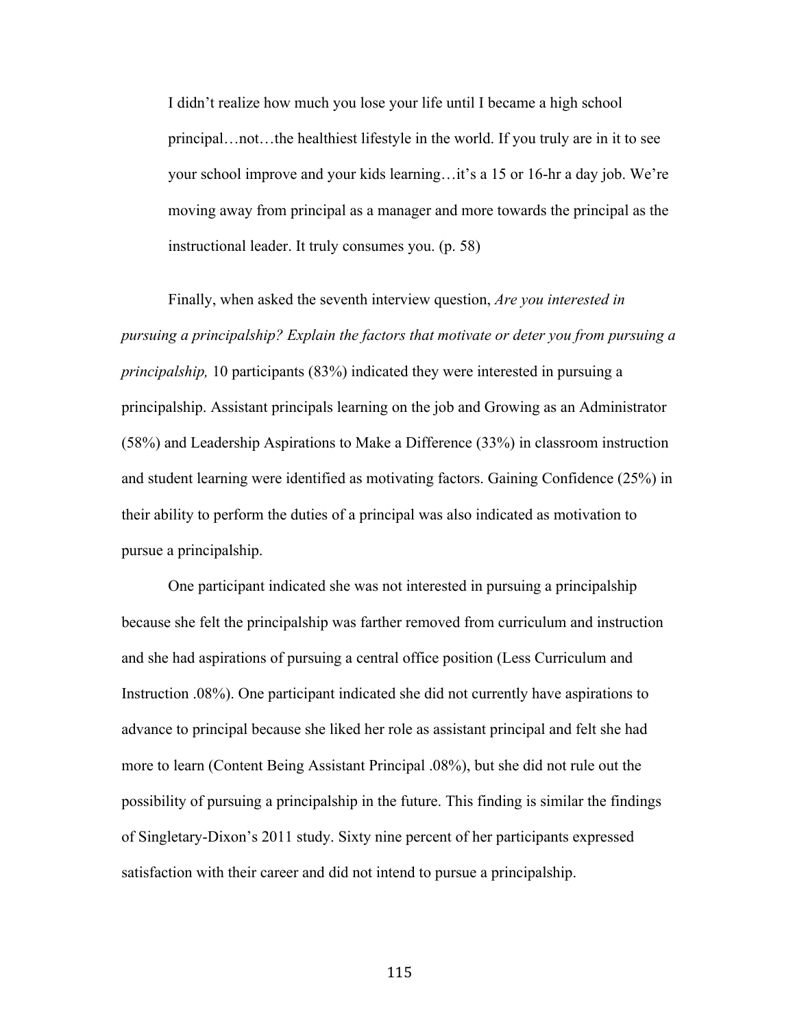> I didn't realize how much you lose your life until I became a high school principal…not…the healthiest lifestyle in the world. If you truly are in it to see your school improve and your kids learning…it's a 15 or 16-hr a day job. We're moving away from principal as a manager and more towards the principal as the instructional leader. It truly consumes you. (p. 58)

Finally, when asked the seventh interview question, *Are you interested in pursuing a principalship? Explain the factors that motivate or deter you from pursuing a principalship,* 10 participants (83%) indicated they were interested in pursuing a principalship. Assistant principals learning on the job and Growing as an Administrator (58%) and Leadership Aspirations to Make a Difference (33%) in classroom instruction and student learning were identified as motivating factors. Gaining Confidence (25%) in their ability to perform the duties of a principal was also indicated as motivation to pursue a principalship.

One participant indicated she was not interested in pursuing a principalship because she felt the principalship was farther removed from curriculum and instruction and she had aspirations of pursuing a central office position (Less Curriculum and Instruction .08%). One participant indicated she did not currently have aspirations to advance to principal because she liked her role as assistant principal and felt she had more to learn (Content Being Assistant Principal .08%), but she did not rule out the possibility of pursuing a principalship in the future. This finding is similar the findings of Singletary-Dixon's 2011 study. Sixty nine percent of her participants expressed satisfaction with their career and did not intend to pursue a principalship.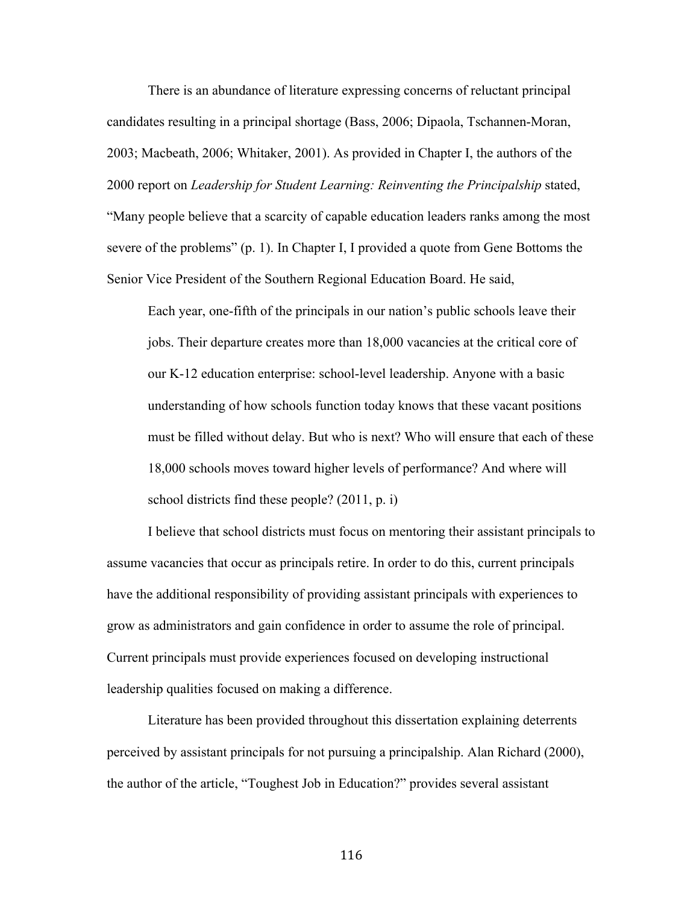There is an abundance of literature expressing concerns of reluctant principal candidates resulting in a principal shortage (Bass, 2006; Dipaola, Tschannen-Moran, 2003; Macbeath, 2006; Whitaker, 2001). As provided in Chapter I, the authors of the 2000 report on *Leadership for Student Learning: Reinventing the Principalship* stated, "Many people believe that a scarcity of capable education leaders ranks among the most severe of the problems" (p. 1). In Chapter I, I provided a quote from Gene Bottoms the Senior Vice President of the Southern Regional Education Board. He said,

> Each year, one-fifth of the principals in our nation's public schools leave their jobs. Their departure creates more than 18,000 vacancies at the critical core of our K-12 education enterprise: school-level leadership. Anyone with a basic understanding of how schools function today knows that these vacant positions must be filled without delay. But who is next? Who will ensure that each of these 18,000 schools moves toward higher levels of performance? And where will school districts find these people? (2011, p. i)

I believe that school districts must focus on mentoring their assistant principals to assume vacancies that occur as principals retire. In order to do this, current principals have the additional responsibility of providing assistant principals with experiences to grow as administrators and gain confidence in order to assume the role of principal. Current principals must provide experiences focused on developing instructional leadership qualities focused on making a difference.

Literature has been provided throughout this dissertation explaining deterrents perceived by assistant principals for not pursuing a principalship. Alan Richard (2000), the author of the article, "Toughest Job in Education?" provides several assistant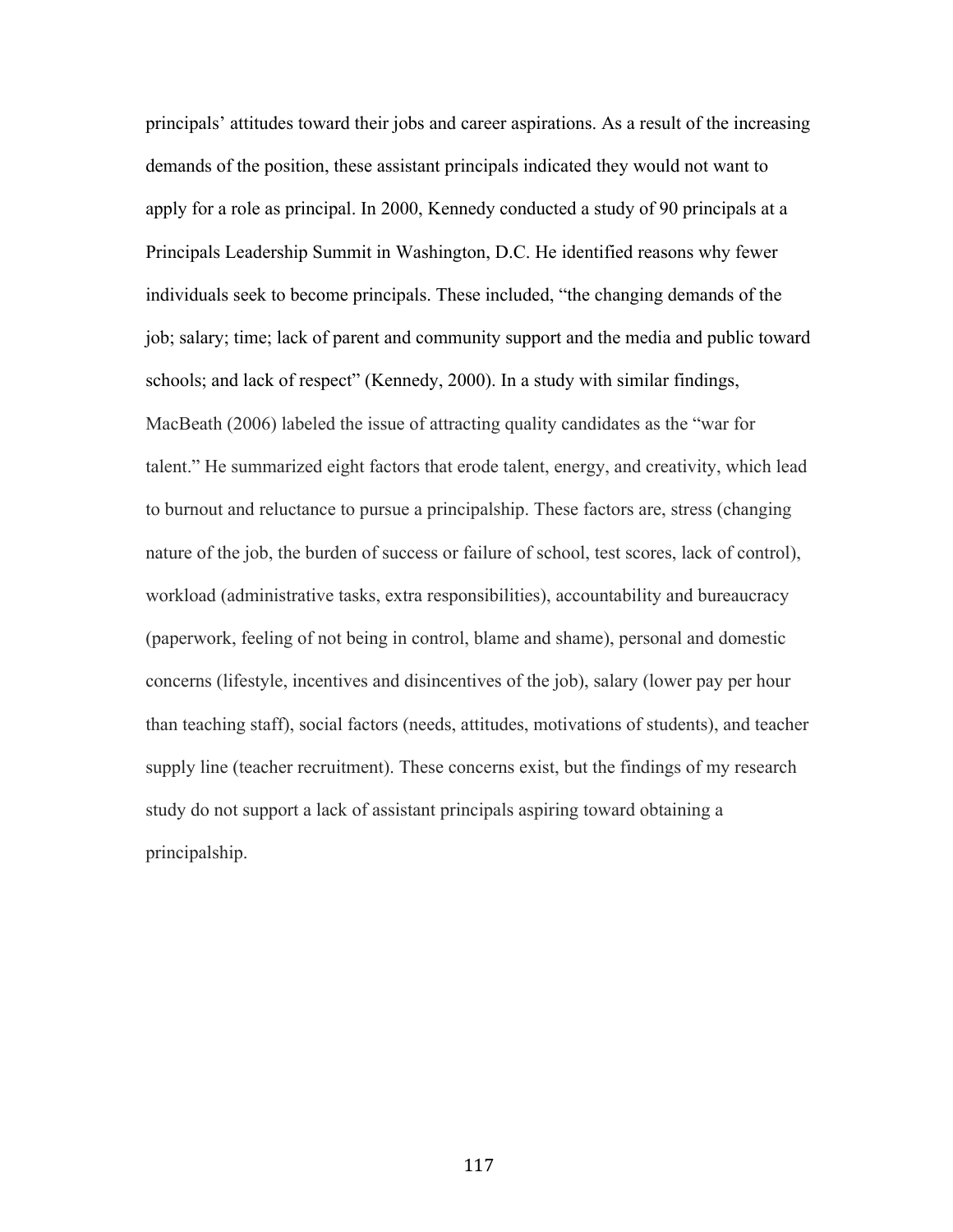principals' attitudes toward their jobs and career aspirations. As a result of the increasing demands of the position, these assistant principals indicated they would not want to apply for a role as principal. In 2000, Kennedy conducted a study of 90 principals at a Principals Leadership Summit in Washington, D.C. He identified reasons why fewer individuals seek to become principals. These included, "the changing demands of the job; salary; time; lack of parent and community support and the media and public toward schools; and lack of respect" (Kennedy, 2000). In a study with similar findings, MacBeath (2006) labeled the issue of attracting quality candidates as the "war for talent." He summarized eight factors that erode talent, energy, and creativity, which lead to burnout and reluctance to pursue a principalship. These factors are, stress (changing nature of the job, the burden of success or failure of school, test scores, lack of control), workload (administrative tasks, extra responsibilities), accountability and bureaucracy (paperwork, feeling of not being in control, blame and shame), personal and domestic concerns (lifestyle, incentives and disincentives of the job), salary (lower pay per hour than teaching staff), social factors (needs, attitudes, motivations of students), and teacher supply line (teacher recruitment). These concerns exist, but the findings of my research study do not support a lack of assistant principals aspiring toward obtaining a principalship.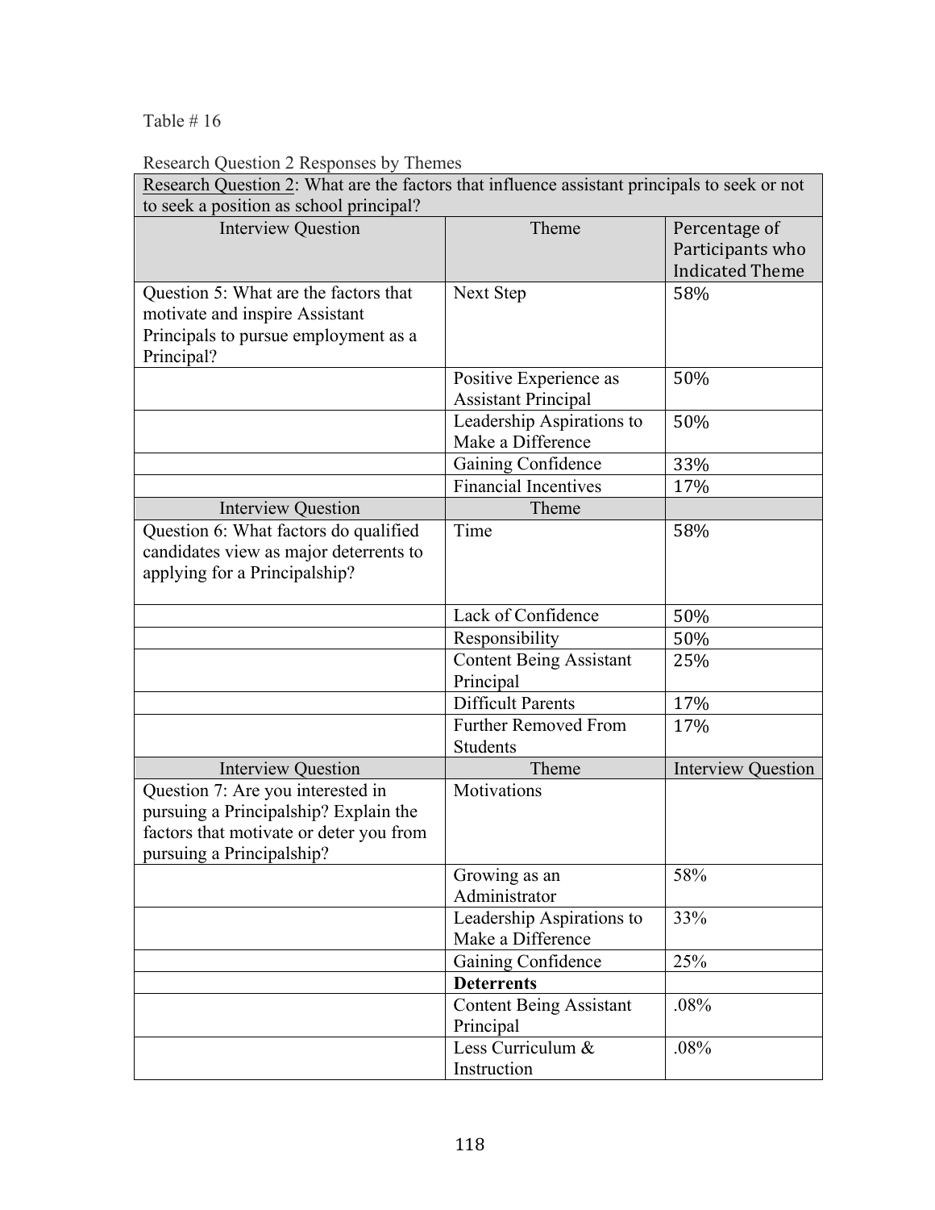Table # 16

Research Question 2 Responses by Themes

| Research Question 2: What are the factors that influence assistant principals to seek or not to seek a position as school principal? | | |
|---|---|---|
| Interview Question | Theme | Percentage of Participants who Indicated Theme |
| Question 5: What are the factors that motivate and inspire Assistant Principals to pursue employment as a Principal? | Next Step | 58% |
| | Positive Experience as Assistant Principal | 50% |
| | Leadership Aspirations to Make a Difference | 50% |
| | Gaining Confidence | 33% |
| | Financial Incentives | 17% |
| Interview Question | Theme | |
| Question 6: What factors do qualified candidates view as major deterrents to applying for a Principalship? | Time | 58% |
| | Lack of Confidence | 50% |
| | Responsibility | 50% |
| | Content Being Assistant Principal | 25% |
| | Difficult Parents | 17% |
| | Further Removed From Students | 17% |
| Interview Question | Theme | Interview Question |
| Question 7: Are you interested in pursuing a Principalship? Explain the factors that motivate or deter you from pursuing a Principalship? | Motivations | |
| | Growing as an Administrator | 58% |
| | Leadership Aspirations to Make a Difference | 33% |
| | Gaining Confidence | 25% |
| | **Deterrents** | |
| | Content Being Assistant Principal | .08% |
| | Less Curriculum & Instruction | .08% |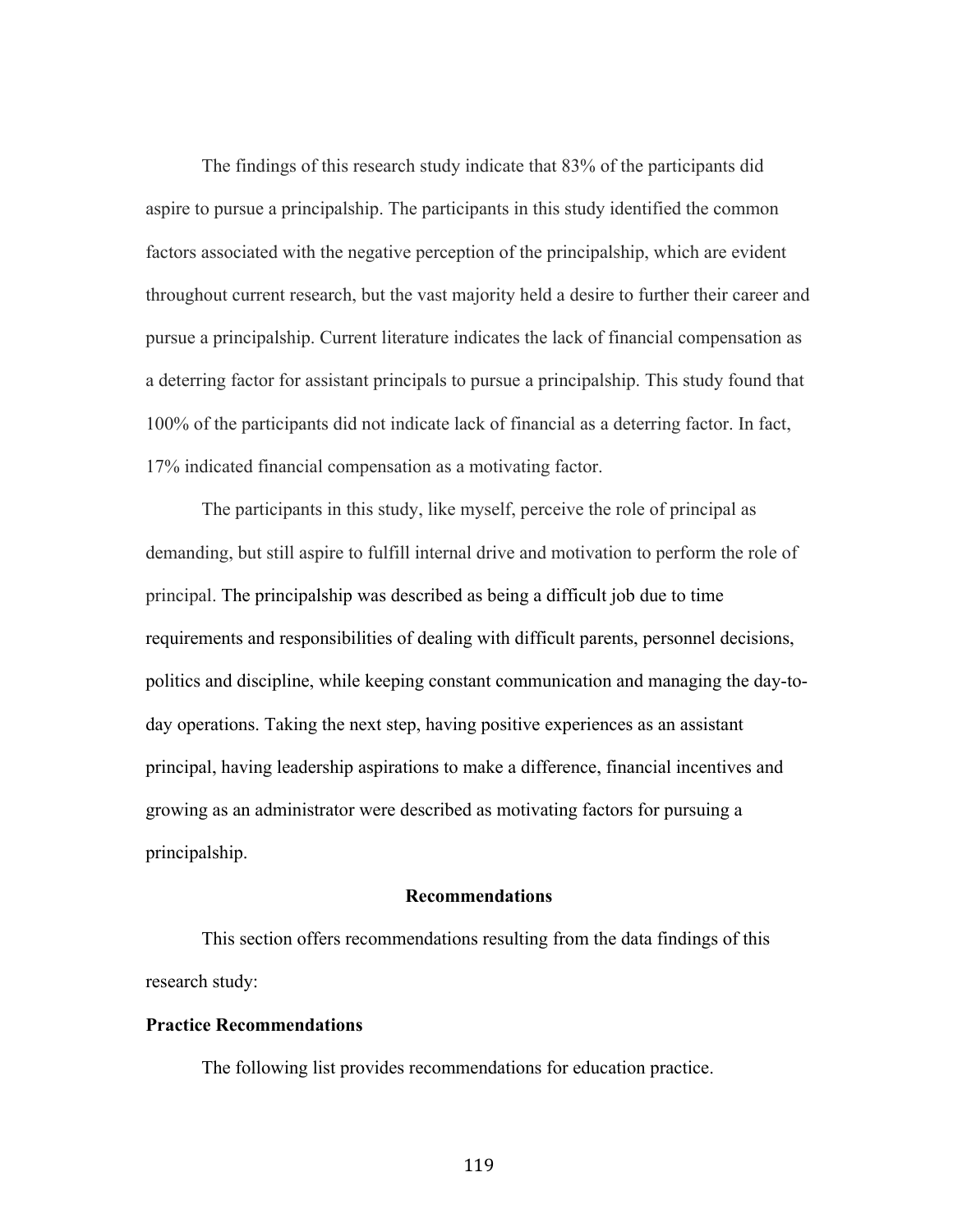The findings of this research study indicate that 83% of the participants did aspire to pursue a principalship. The participants in this study identified the common factors associated with the negative perception of the principalship, which are evident throughout current research, but the vast majority held a desire to further their career and pursue a principalship. Current literature indicates the lack of financial compensation as a deterring factor for assistant principals to pursue a principalship. This study found that 100% of the participants did not indicate lack of financial as a deterring factor. In fact, 17% indicated financial compensation as a motivating factor.

The participants in this study, like myself, perceive the role of principal as demanding, but still aspire to fulfill internal drive and motivation to perform the role of principal. The principalship was described as being a difficult job due to time requirements and responsibilities of dealing with difficult parents, personnel decisions, politics and discipline, while keeping constant communication and managing the day-to-day operations. Taking the next step, having positive experiences as an assistant principal, having leadership aspirations to make a difference, financial incentives and growing as an administrator were described as motivating factors for pursuing a principalship.

## Recommendations

This section offers recommendations resulting from the data findings of this research study:

### Practice Recommendations

The following list provides recommendations for education practice.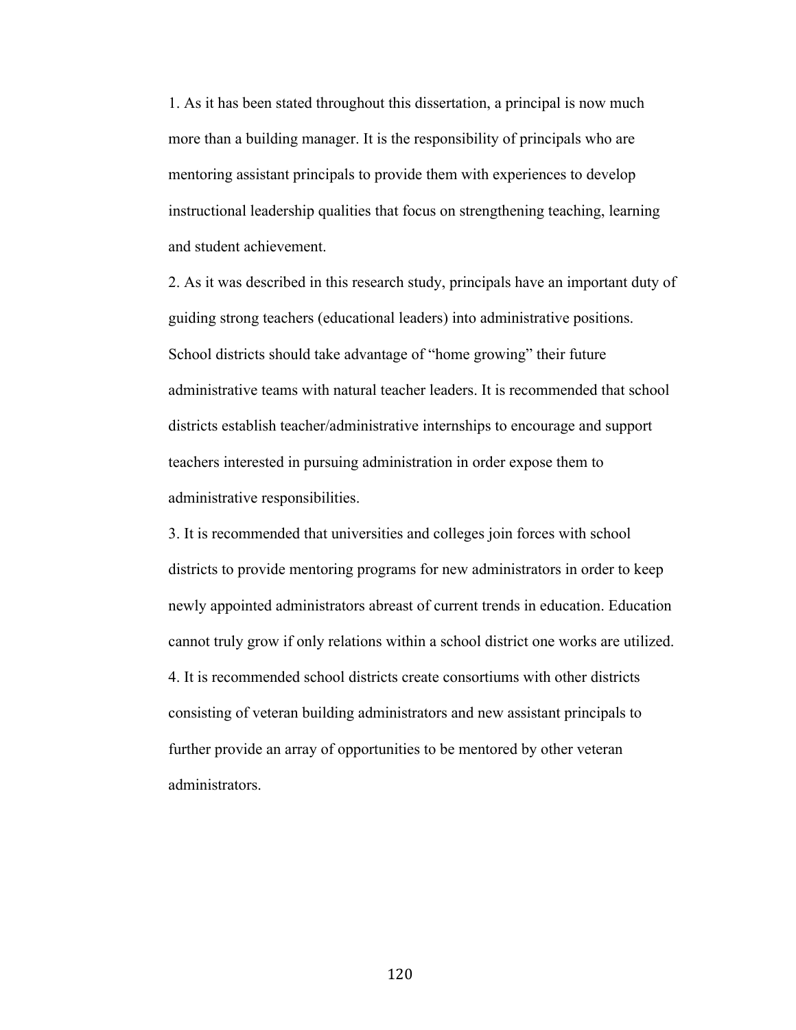1. As it has been stated throughout this dissertation, a principal is now much more than a building manager. It is the responsibility of principals who are mentoring assistant principals to provide them with experiences to develop instructional leadership qualities that focus on strengthening teaching, learning and student achievement.

2. As it was described in this research study, principals have an important duty of guiding strong teachers (educational leaders) into administrative positions. School districts should take advantage of "home growing" their future administrative teams with natural teacher leaders. It is recommended that school districts establish teacher/administrative internships to encourage and support teachers interested in pursuing administration in order expose them to administrative responsibilities.

3. It is recommended that universities and colleges join forces with school districts to provide mentoring programs for new administrators in order to keep newly appointed administrators abreast of current trends in education. Education cannot truly grow if only relations within a school district one works are utilized.

4. It is recommended school districts create consortiums with other districts consisting of veteran building administrators and new assistant principals to further provide an array of opportunities to be mentored by other veteran administrators.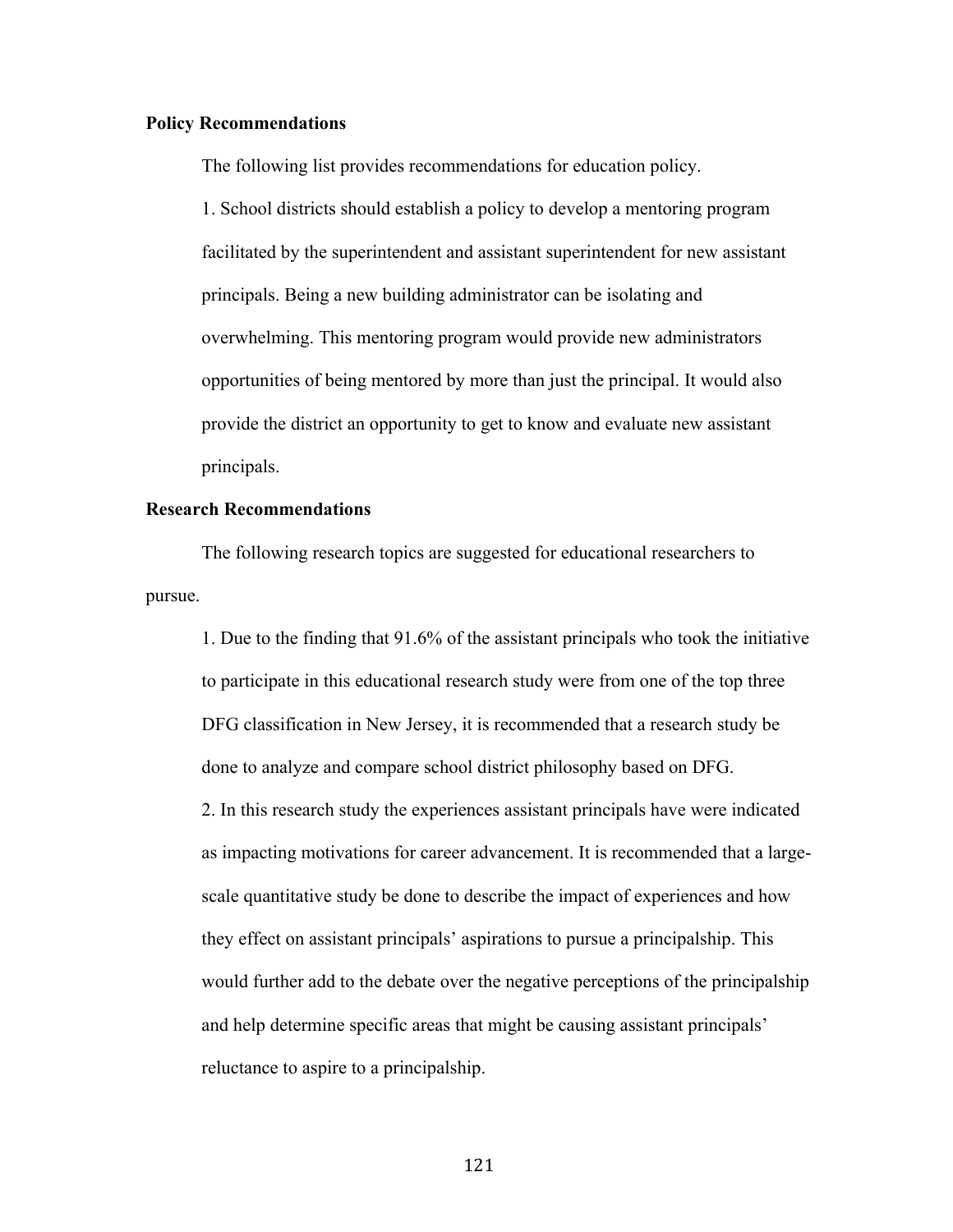**Policy Recommendations**

The following list provides recommendations for education policy.

1. School districts should establish a policy to develop a mentoring program facilitated by the superintendent and assistant superintendent for new assistant principals. Being a new building administrator can be isolating and overwhelming. This mentoring program would provide new administrators opportunities of being mentored by more than just the principal. It would also provide the district an opportunity to get to know and evaluate new assistant principals.

**Research Recommendations**

The following research topics are suggested for educational researchers to pursue.

1. Due to the finding that 91.6% of the assistant principals who took the initiative to participate in this educational research study were from one of the top three DFG classification in New Jersey, it is recommended that a research study be done to analyze and compare school district philosophy based on DFG.
2. In this research study the experiences assistant principals have were indicated as impacting motivations for career advancement. It is recommended that a large-scale quantitative study be done to describe the impact of experiences and how they effect on assistant principals' aspirations to pursue a principalship. This would further add to the debate over the negative perceptions of the principalship and help determine specific areas that might be causing assistant principals' reluctance to aspire to a principalship.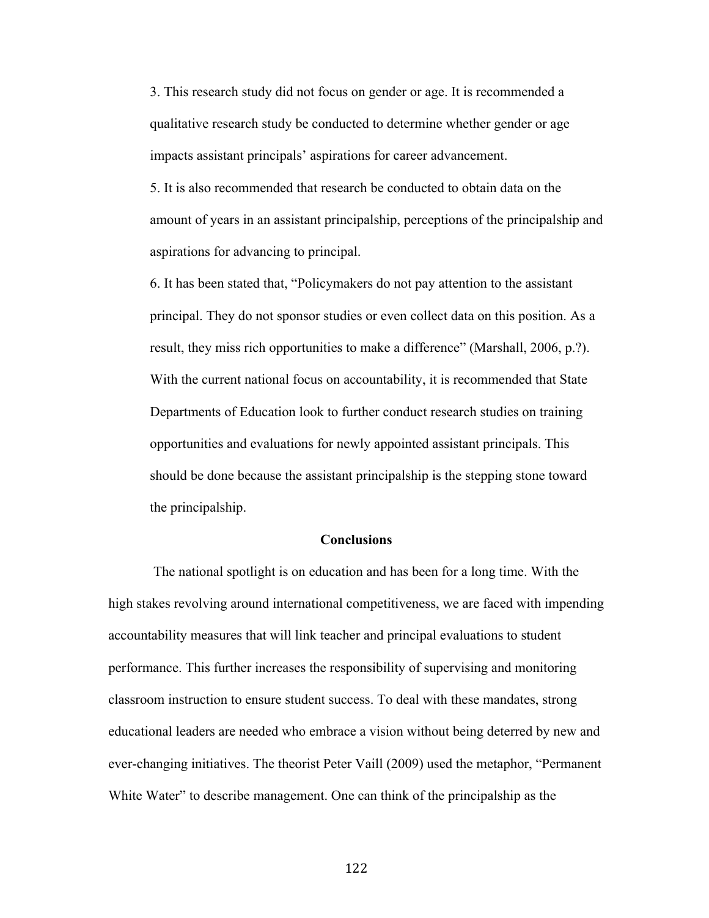3. This research study did not focus on gender or age. It is recommended a qualitative research study be conducted to determine whether gender or age impacts assistant principals' aspirations for career advancement.

5. It is also recommended that research be conducted to obtain data on the amount of years in an assistant principalship, perceptions of the principalship and aspirations for advancing to principal.

6. It has been stated that, "Policymakers do not pay attention to the assistant principal. They do not sponsor studies or even collect data on this position. As a result, they miss rich opportunities to make a difference" (Marshall, 2006, p.?). With the current national focus on accountability, it is recommended that State Departments of Education look to further conduct research studies on training opportunities and evaluations for newly appointed assistant principals. This should be done because the assistant principalship is the stepping stone toward the principalship.

**Conclusions**

The national spotlight is on education and has been for a long time. With the high stakes revolving around international competitiveness, we are faced with impending accountability measures that will link teacher and principal evaluations to student performance. This further increases the responsibility of supervising and monitoring classroom instruction to ensure student success. To deal with these mandates, strong educational leaders are needed who embrace a vision without being deterred by new and ever-changing initiatives. The theorist Peter Vaill (2009) used the metaphor, "Permanent White Water" to describe management. One can think of the principalship as the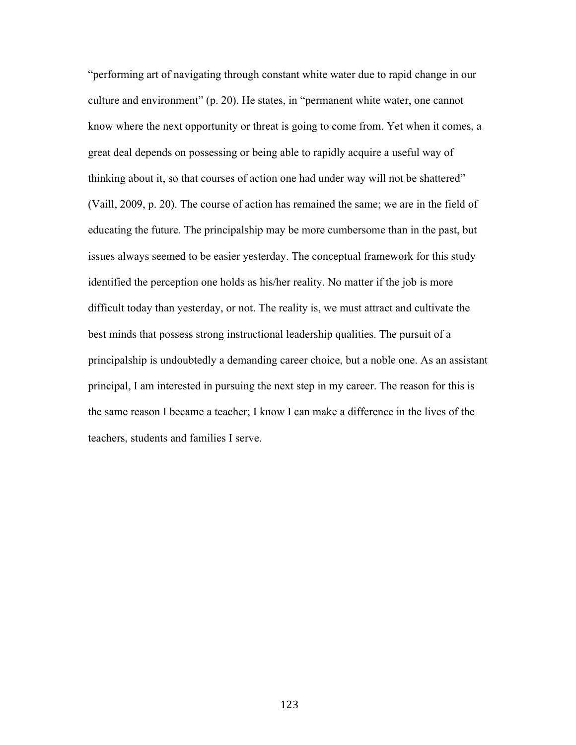"performing art of navigating through constant white water due to rapid change in our culture and environment" (p. 20). He states, in "permanent white water, one cannot know where the next opportunity or threat is going to come from. Yet when it comes, a great deal depends on possessing or being able to rapidly acquire a useful way of thinking about it, so that courses of action one had under way will not be shattered" (Vaill, 2009, p. 20). The course of action has remained the same; we are in the field of educating the future. The principalship may be more cumbersome than in the past, but issues always seemed to be easier yesterday. The conceptual framework for this study identified the perception one holds as his/her reality. No matter if the job is more difficult today than yesterday, or not. The reality is, we must attract and cultivate the best minds that possess strong instructional leadership qualities. The pursuit of a principalship is undoubtedly a demanding career choice, but a noble one. As an assistant principal, I am interested in pursuing the next step in my career. The reason for this is the same reason I became a teacher; I know I can make a difference in the lives of the teachers, students and families I serve.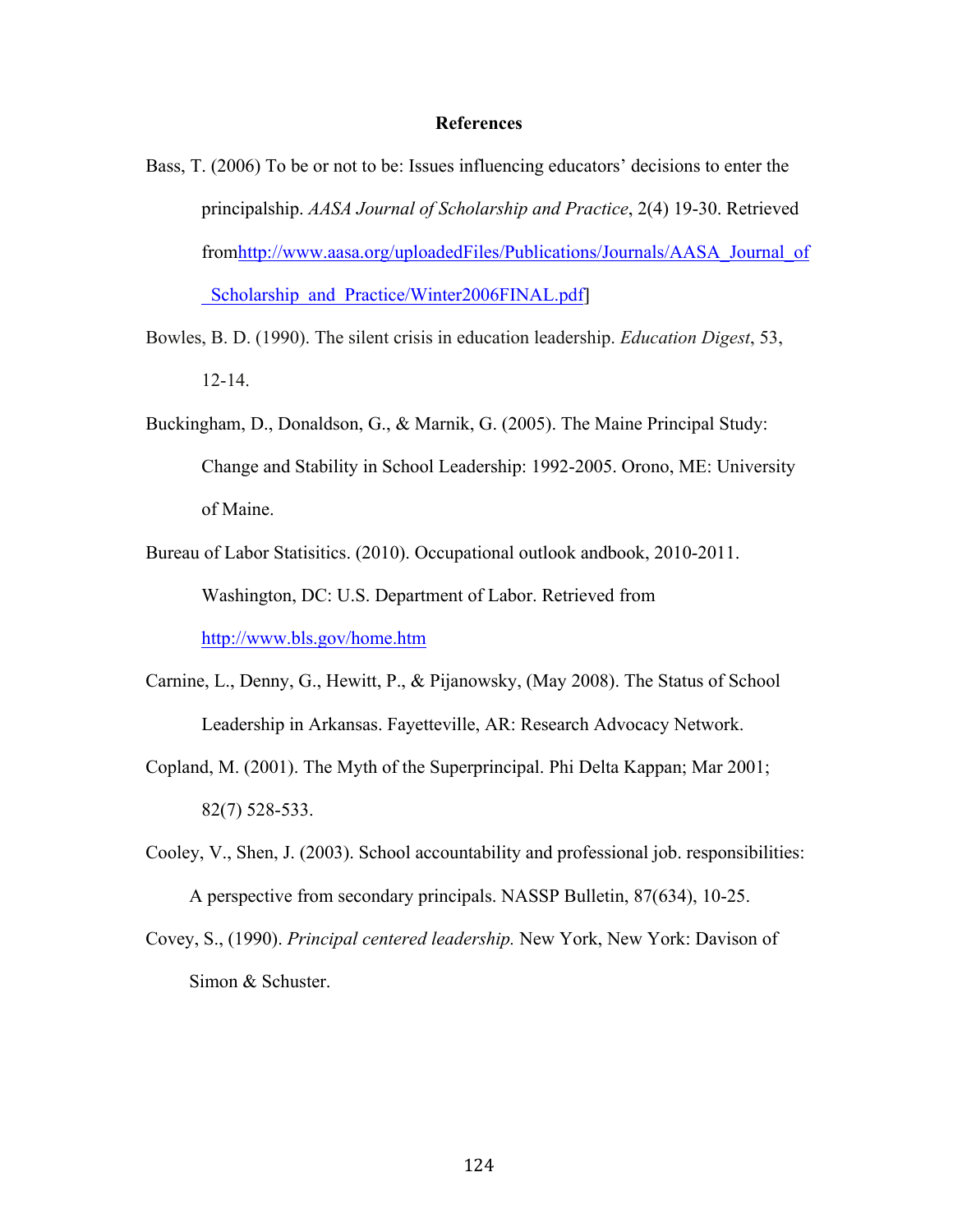**References**

Bass, T. (2006) To be or not to be: Issues influencing educators' decisions to enter the principalship. *AASA Journal of Scholarship and Practice*, 2(4) 19-30. Retrieved fromhttp://www.aasa.org/uploadedFiles/Publications/Journals/AASA_Journal_of_Scholarship_and_Practice/Winter2006FINAL.pdf]

Bowles, B. D. (1990). The silent crisis in education leadership. *Education Digest*, 53, 12-14.

Buckingham, D., Donaldson, G., & Marnik, G. (2005). The Maine Principal Study: Change and Stability in School Leadership: 1992-2005. Orono, ME: University of Maine.

Bureau of Labor Statisitics. (2010). Occupational outlook andbook, 2010-2011. Washington, DC: U.S. Department of Labor. Retrieved from http://www.bls.gov/home.htm

Carnine, L., Denny, G., Hewitt, P., & Pijanowsky, (May 2008). The Status of School Leadership in Arkansas. Fayetteville, AR: Research Advocacy Network.

Copland, M. (2001). The Myth of the Superprincipal. Phi Delta Kappan; Mar 2001; 82(7) 528-533.

Cooley, V., Shen, J. (2003). School accountability and professional job. responsibilities: A perspective from secondary principals. NASSP Bulletin, 87(634), 10-25.

Covey, S., (1990). *Principal centered leadership.* New York, New York: Davison of Simon & Schuster.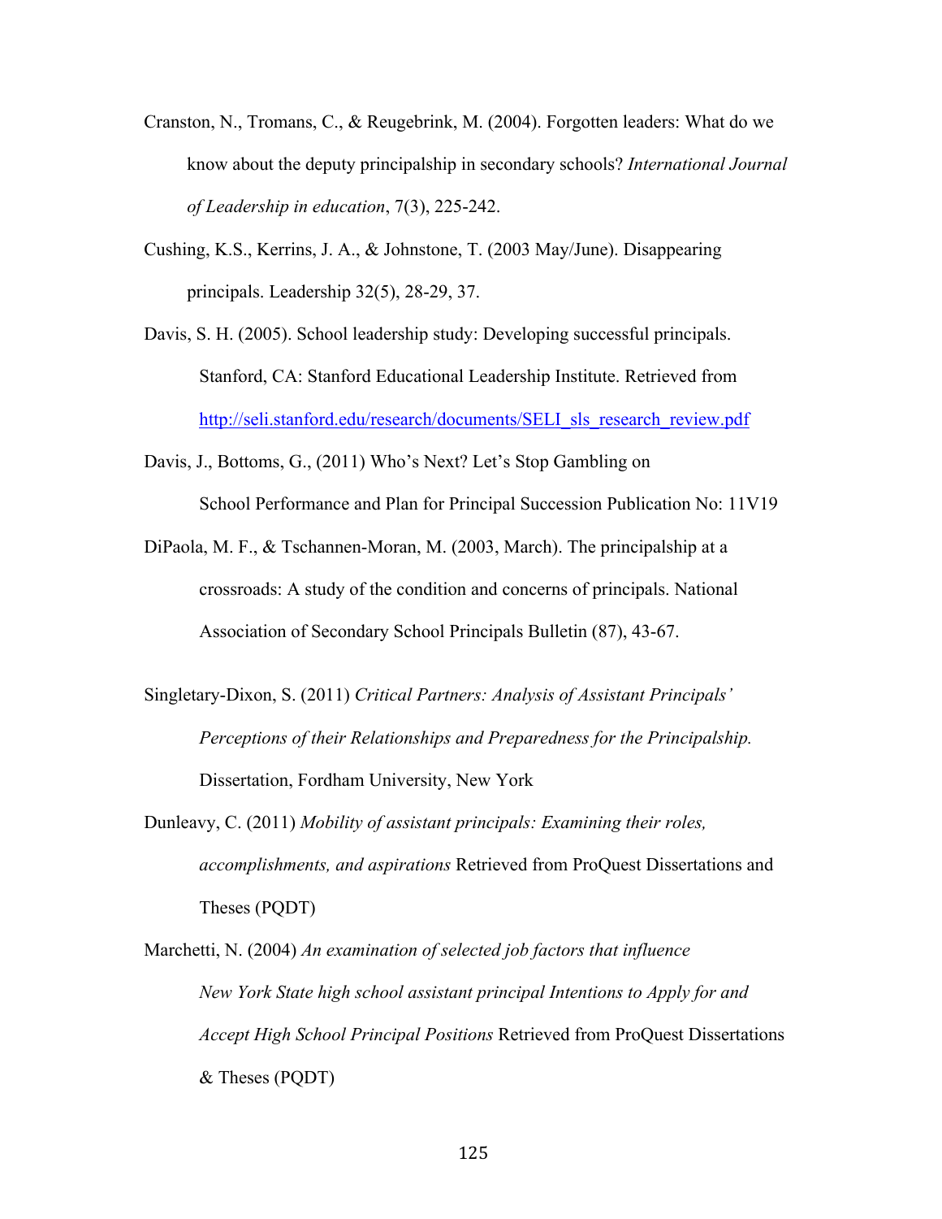Cranston, N., Tromans, C., & Reugebrink, M. (2004). Forgotten leaders: What do we know about the deputy principalship in secondary schools? *International Journal of Leadership in education*, 7(3), 225-242.

Cushing, K.S., Kerrins, J. A., & Johnstone, T. (2003 May/June). Disappearing principals. Leadership 32(5), 28-29, 37.

Davis, S. H. (2005). School leadership study: Developing successful principals. Stanford, CA: Stanford Educational Leadership Institute. Retrieved from http://seli.stanford.edu/research/documents/SELI_sls_research_review.pdf

Davis, J., Bottoms, G., (2011) Who's Next? Let's Stop Gambling on School Performance and Plan for Principal Succession Publication No: 11V19

DiPaola, M. F., & Tschannen-Moran, M. (2003, March). The principalship at a crossroads: A study of the condition and concerns of principals. National Association of Secondary School Principals Bulletin (87), 43-67.

Singletary-Dixon, S. (2011) *Critical Partners: Analysis of Assistant Principals' Perceptions of their Relationships and Preparedness for the Principalship.* Dissertation, Fordham University, New York

Dunleavy, C. (2011) *Mobility of assistant principals: Examining their roles, accomplishments, and aspirations* Retrieved from ProQuest Dissertations and Theses (PQDT)

Marchetti, N. (2004) *An examination of selected job factors that influence New York State high school assistant principal Intentions to Apply for and Accept High School Principal Positions* Retrieved from ProQuest Dissertations & Theses (PQDT)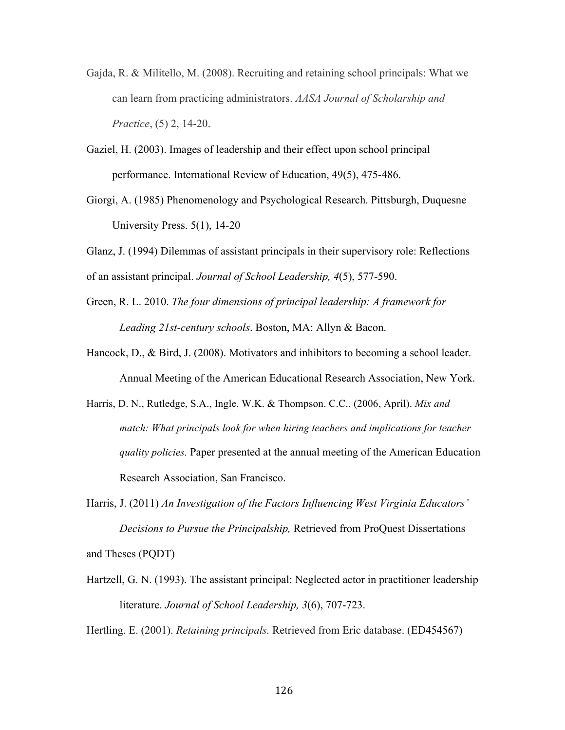Gajda, R. & Militello, M. (2008). Recruiting and retaining school principals: What we can learn from practicing administrators. *AASA Journal of Scholarship and Practice*, (5) 2, 14-20.

Gaziel, H. (2003). Images of leadership and their effect upon school principal performance. International Review of Education, 49(5), 475-486.

Giorgi, A. (1985) Phenomenology and Psychological Research. Pittsburgh, Duquesne University Press. 5(1), 14-20

Glanz, J. (1994) Dilemmas of assistant principals in their supervisory role: Reflections of an assistant principal. *Journal of School Leadership, 4*(5), 577-590.

Green, R. L. 2010. *The four dimensions of principal leadership: A framework for Leading 21st-century schools*. Boston, MA: Allyn & Bacon.

Hancock, D., & Bird, J. (2008). Motivators and inhibitors to becoming a school leader. Annual Meeting of the American Educational Research Association, New York.

Harris, D. N., Rutledge, S.A., Ingle, W.K. & Thompson. C.C.. (2006, April). *Mix and match: What principals look for when hiring teachers and implications for teacher quality policies.* Paper presented at the annual meeting of the American Education Research Association, San Francisco.

Harris, J. (2011) *An Investigation of the Factors Influencing West Virginia Educators' Decisions to Pursue the Principalship,* Retrieved from ProQuest Dissertations and Theses (PQDT)

Hartzell, G. N. (1993). The assistant principal: Neglected actor in practitioner leadership literature. *Journal of School Leadership, 3*(6), 707-723.

Hertling. E. (2001). *Retaining principals.* Retrieved from Eric database. (ED454567)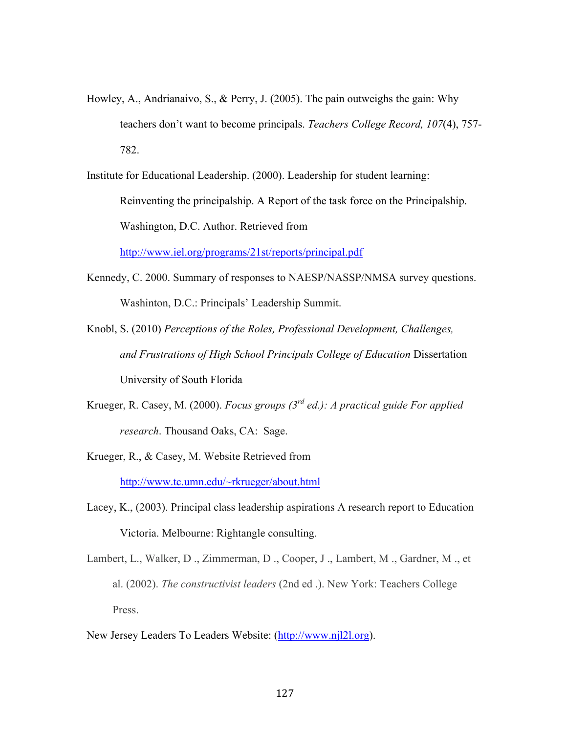Howley, A., Andrianaivo, S., & Perry, J. (2005). The pain outweighs the gain: Why teachers don't want to become principals. *Teachers College Record, 107*(4), 757-782.

Institute for Educational Leadership. (2000). Leadership for student learning: Reinventing the principalship. A Report of the task force on the Principalship. Washington, D.C. Author. Retrieved from http://www.iel.org/programs/21st/reports/principal.pdf

Kennedy, C. 2000. Summary of responses to NAESP/NASSP/NMSA survey questions. Washinton, D.C.: Principals' Leadership Summit.

Knobl, S. (2010) *Perceptions of the Roles, Professional Development, Challenges, and Frustrations of High School Principals College of Education* Dissertation University of South Florida

Krueger, R. Casey, M. (2000). *Focus groups (3rd ed.): A practical guide For applied research*. Thousand Oaks, CA: Sage.

Krueger, R., & Casey, M. Website Retrieved from http://www.tc.umn.edu/~rkrueger/about.html

Lacey, K., (2003). Principal class leadership aspirations A research report to Education Victoria. Melbourne: Rightangle consulting.

Lambert, L., Walker, D ., Zimmerman, D ., Cooper, J ., Lambert, M ., Gardner, M ., et al. (2002). *The constructivist leaders* (2nd ed .). New York: Teachers College Press.

New Jersey Leaders To Leaders Website: (http://www.njl2l.org).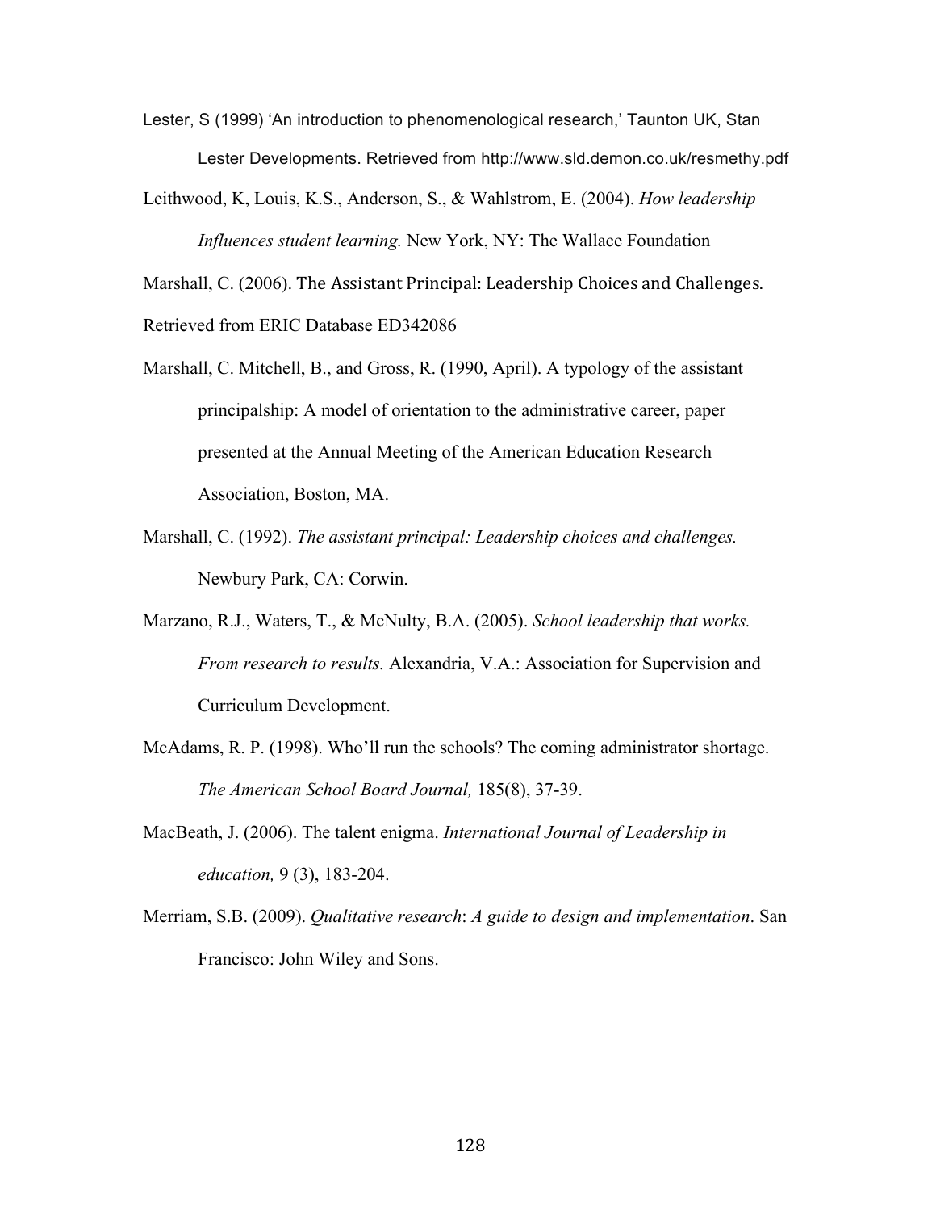Lester, S (1999) 'An introduction to phenomenological research,' Taunton UK, Stan Lester Developments. Retrieved from http://www.sld.demon.co.uk/resmethy.pdf

Leithwood, K, Louis, K.S., Anderson, S., & Wahlstrom, E. (2004). *How leadership Influences student learning.* New York, NY: The Wallace Foundation

Marshall, C. (2006). The Assistant Principal: Leadership Choices and Challenges. Retrieved from ERIC Database ED342086

Marshall, C. Mitchell, B., and Gross, R. (1990, April). A typology of the assistant principalship: A model of orientation to the administrative career, paper presented at the Annual Meeting of the American Education Research Association, Boston, MA.

Marshall, C. (1992). *The assistant principal: Leadership choices and challenges.* Newbury Park, CA: Corwin.

Marzano, R.J., Waters, T., & McNulty, B.A. (2005). *School leadership that works. From research to results.* Alexandria, V.A.: Association for Supervision and Curriculum Development.

McAdams, R. P. (1998). Who'll run the schools? The coming administrator shortage. *The American School Board Journal,* 185(8), 37-39.

MacBeath, J. (2006). The talent enigma. *International Journal of Leadership in education,* 9 (3), 183-204.

Merriam, S.B. (2009). *Qualitative research*: *A guide to design and implementation*. San Francisco: John Wiley and Sons.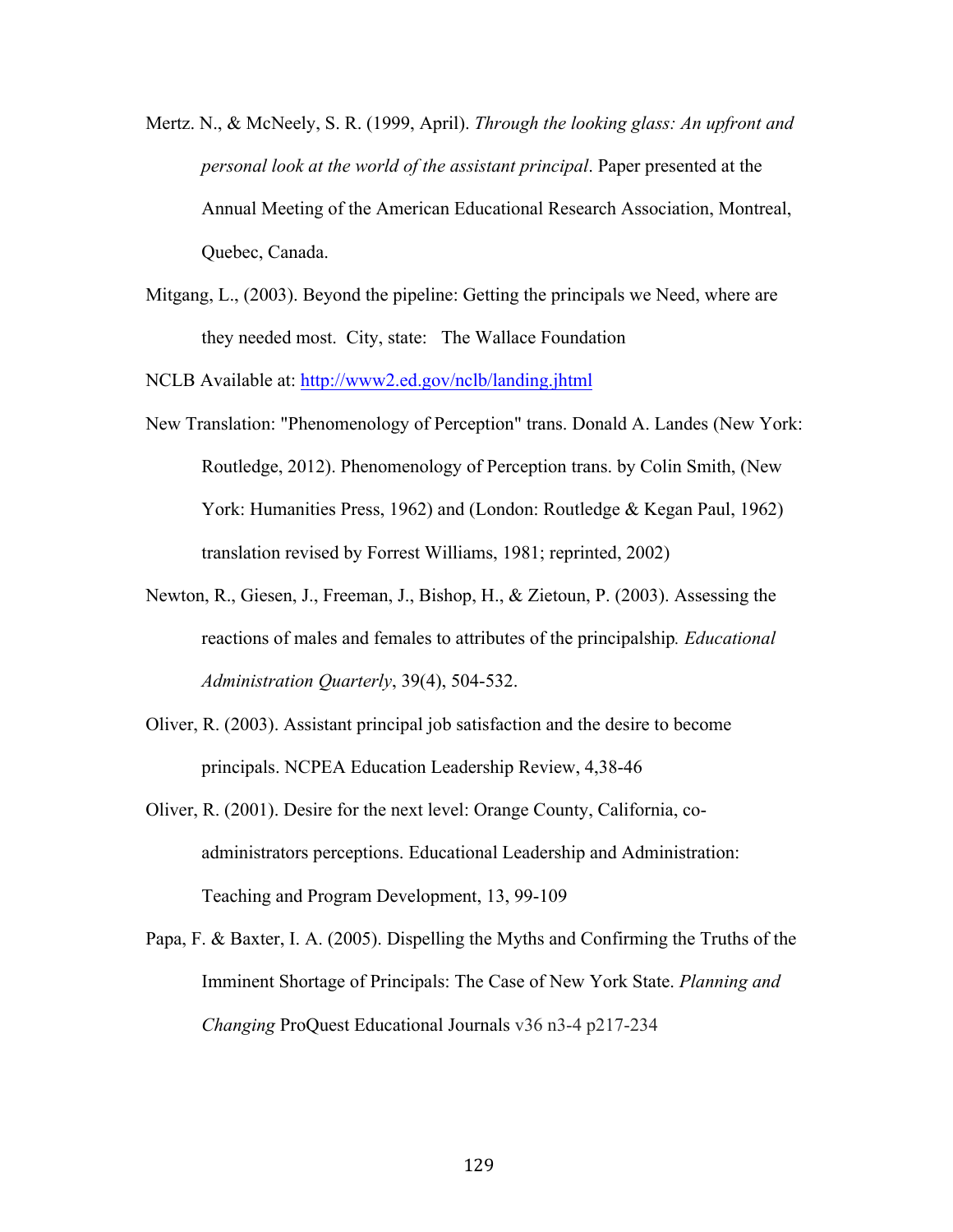Mertz. N., & McNeely, S. R. (1999, April). *Through the looking glass: An upfront and personal look at the world of the assistant principal*. Paper presented at the Annual Meeting of the American Educational Research Association, Montreal, Quebec, Canada.

Mitgang, L., (2003). Beyond the pipeline: Getting the principals we Need, where are they needed most. City, state: The Wallace Foundation

NCLB Available at: http://www2.ed.gov/nclb/landing.jhtml

New Translation: "Phenomenology of Perception" trans. Donald A. Landes (New York: Routledge, 2012). Phenomenology of Perception trans. by Colin Smith, (New York: Humanities Press, 1962) and (London: Routledge & Kegan Paul, 1962) translation revised by Forrest Williams, 1981; reprinted, 2002)

Newton, R., Giesen, J., Freeman, J., Bishop, H., & Zietoun, P. (2003). Assessing the reactions of males and females to attributes of the principalship*. Educational Administration Quarterly*, 39(4), 504-532.

Oliver, R. (2003). Assistant principal job satisfaction and the desire to become principals. NCPEA Education Leadership Review, 4,38-46

Oliver, R. (2001). Desire for the next level: Orange County, California, co-administrators perceptions. Educational Leadership and Administration: Teaching and Program Development, 13, 99-109

Papa, F. & Baxter, I. A. (2005). Dispelling the Myths and Confirming the Truths of the Imminent Shortage of Principals: The Case of New York State. *Planning and Changing* ProQuest Educational Journals v36 n3-4 p217-234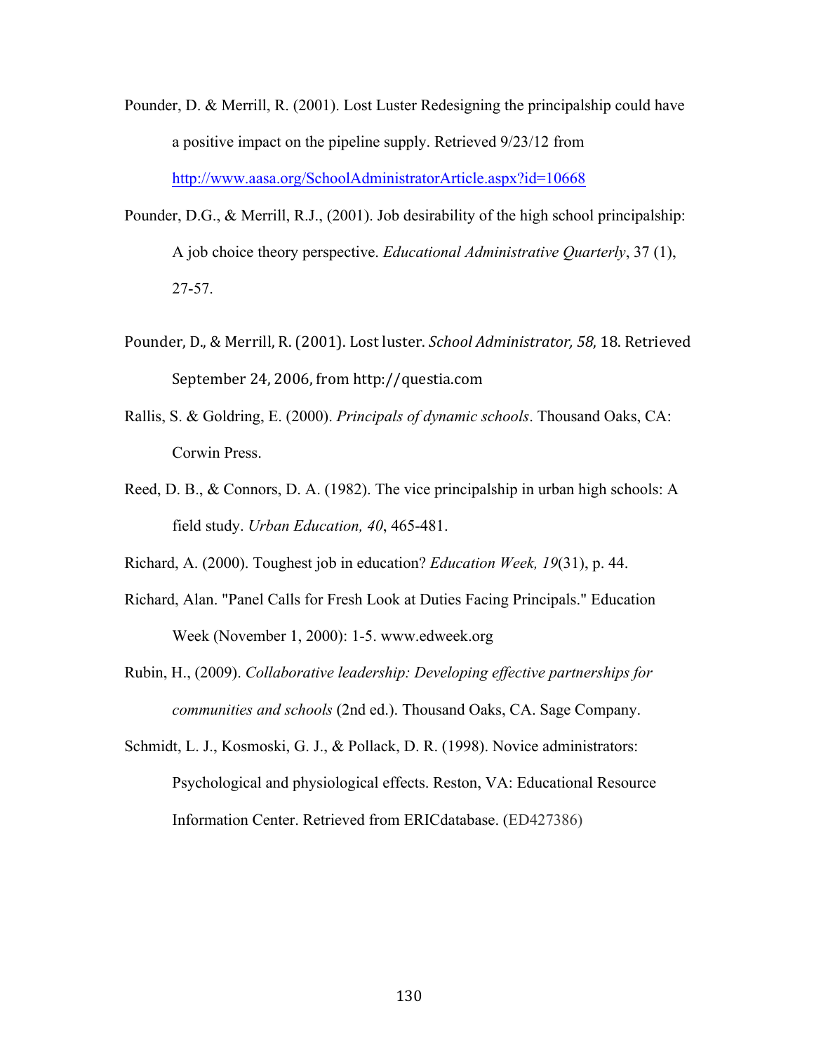Pounder, D. & Merrill, R. (2001). Lost Luster Redesigning the principalship could have a positive impact on the pipeline supply. Retrieved 9/23/12 from http://www.aasa.org/SchoolAdministratorArticle.aspx?id=10668

Pounder, D.G., & Merrill, R.J., (2001). Job desirability of the high school principalship: A job choice theory perspective. *Educational Administrative Quarterly*, 37 (1), 27-57.

Pounder, D., & Merrill, R. (2001). Lost luster. *School Administrator, 58*, 18. Retrieved September 24, 2006, from http://questia.com

Rallis, S. & Goldring, E. (2000). *Principals of dynamic schools*. Thousand Oaks, CA: Corwin Press.

Reed, D. B., & Connors, D. A. (1982). The vice principalship in urban high schools: A field study. *Urban Education, 40*, 465-481.

Richard, A. (2000). Toughest job in education? *Education Week, 19*(31), p. 44.

Richard, Alan. "Panel Calls for Fresh Look at Duties Facing Principals." Education Week (November 1, 2000): 1-5. www.edweek.org

Rubin, H., (2009). *Collaborative leadership: Developing effective partnerships for communities and schools* (2nd ed.). Thousand Oaks, CA. Sage Company.

Schmidt, L. J., Kosmoski, G. J., & Pollack, D. R. (1998). Novice administrators: Psychological and physiological effects. Reston, VA: Educational Resource Information Center. Retrieved from ERICdatabase. (ED427386)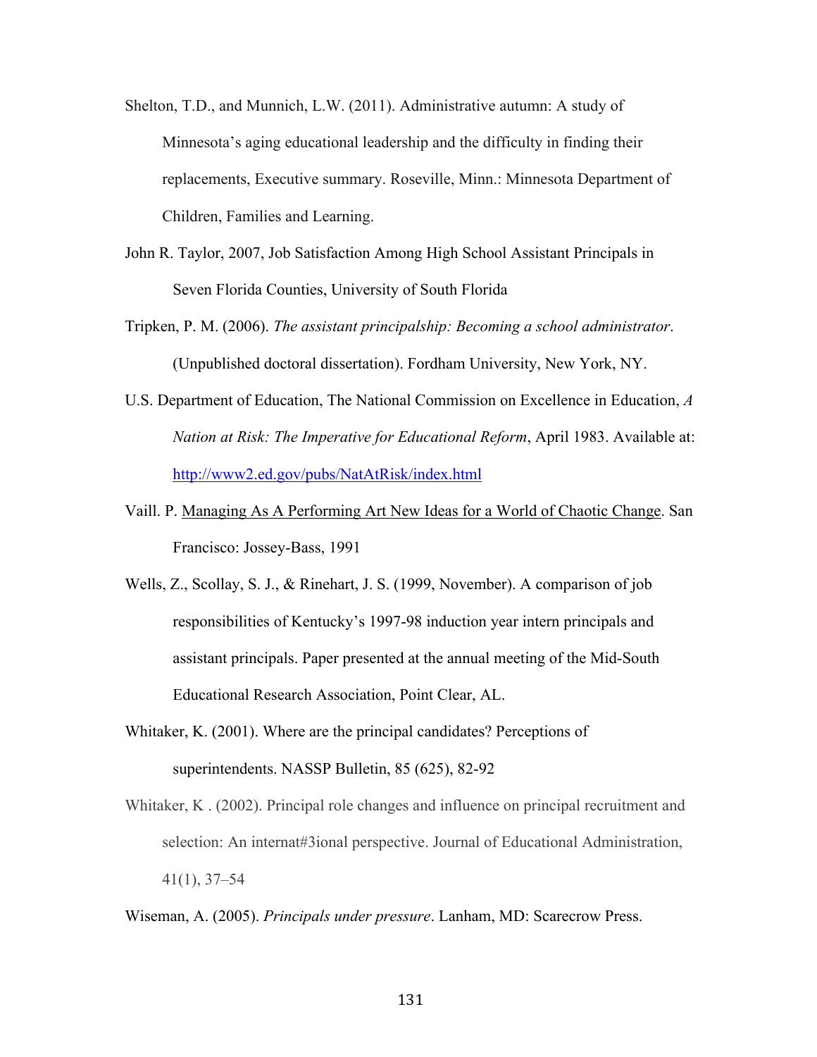Shelton, T.D., and Munnich, L.W. (2011). Administrative autumn: A study of Minnesota's aging educational leadership and the difficulty in finding their replacements, Executive summary. Roseville, Minn.: Minnesota Department of Children, Families and Learning.

John R. Taylor, 2007, Job Satisfaction Among High School Assistant Principals in Seven Florida Counties, University of South Florida

Tripken, P. M. (2006). *The assistant principalship: Becoming a school administrator*. (Unpublished doctoral dissertation). Fordham University, New York, NY.

U.S. Department of Education, The National Commission on Excellence in Education, *A Nation at Risk: The Imperative for Educational Reform*, April 1983. Available at: http://www2.ed.gov/pubs/NatAtRisk/index.html

Vaill. P. Managing As A Performing Art New Ideas for a World of Chaotic Change. San Francisco: Jossey-Bass, 1991

Wells, Z., Scollay, S. J., & Rinehart, J. S. (1999, November). A comparison of job responsibilities of Kentucky's 1997-98 induction year intern principals and assistant principals. Paper presented at the annual meeting of the Mid-South Educational Research Association, Point Clear, AL.

Whitaker, K. (2001). Where are the principal candidates? Perceptions of superintendents. NASSP Bulletin, 85 (625), 82-92

Whitaker, K . (2002). Principal role changes and influence on principal recruitment and selection: An internat#3ional perspective. Journal of Educational Administration, 41(1), 37–54

Wiseman, A. (2005). *Principals under pressure*. Lanham, MD: Scarecrow Press.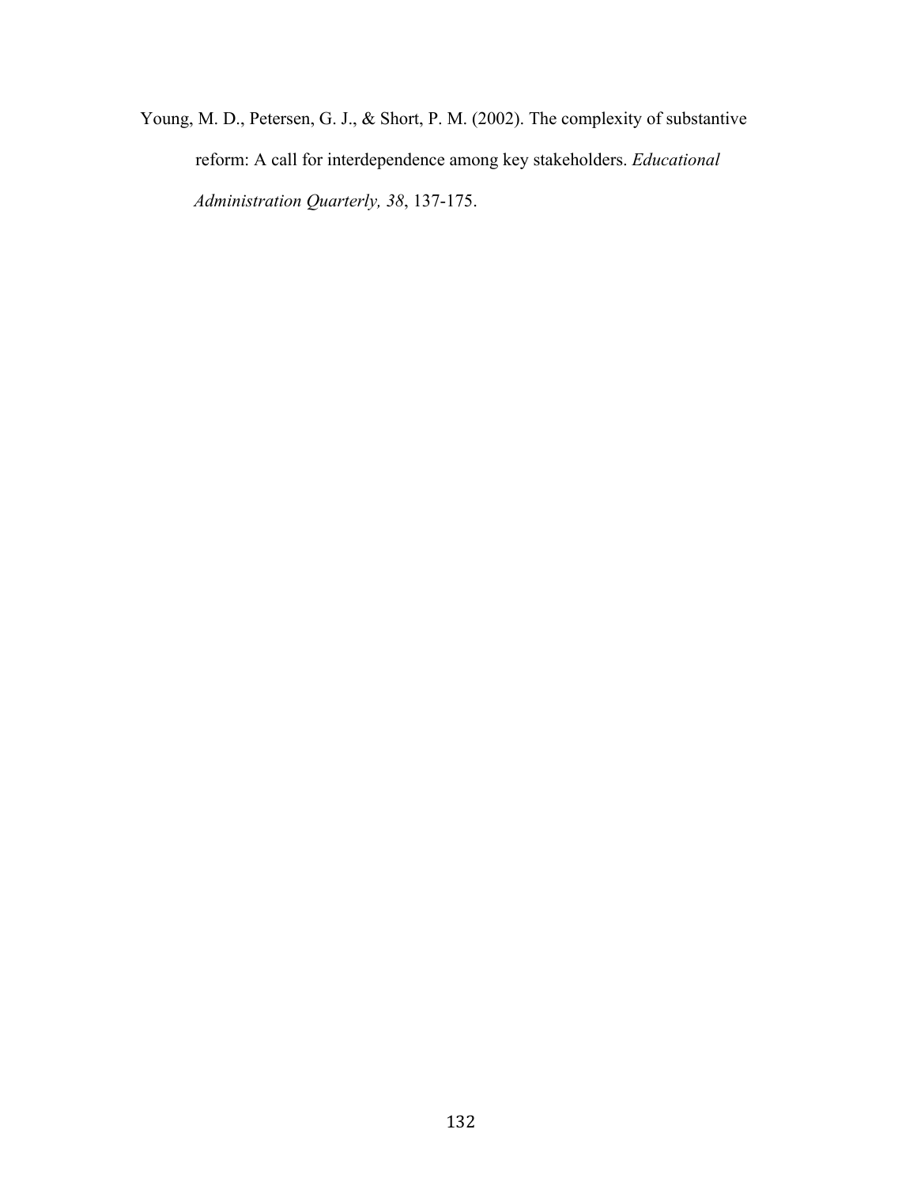Young, M. D., Petersen, G. J., & Short, P. M. (2002). The complexity of substantive reform: A call for interdependence among key stakeholders. *Educational Administration Quarterly, 38*, 137-175.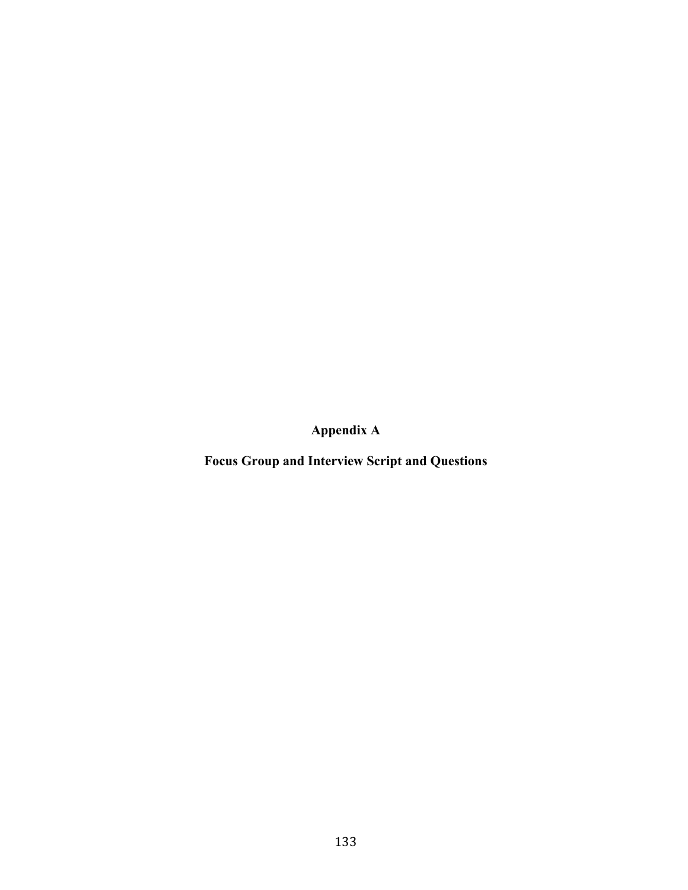# Appendix A

## Focus Group and Interview Script and Questions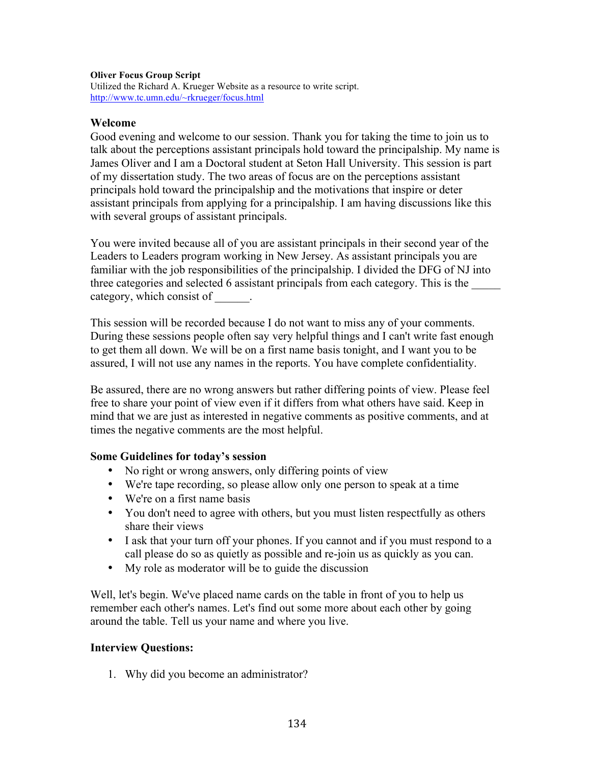**Oliver Focus Group Script**
Utilized the Richard A. Krueger Website as a resource to write script.
http://www.tc.umn.edu/~rkrueger/focus.html

## Welcome

Good evening and welcome to our session. Thank you for taking the time to join us to talk about the perceptions assistant principals hold toward the principalship. My name is James Oliver and I am a Doctoral student at Seton Hall University. This session is part of my dissertation study. The two areas of focus are on the perceptions assistant principals hold toward the principalship and the motivations that inspire or deter assistant principals from applying for a principalship. I am having discussions like this with several groups of assistant principals.

You were invited because all of you are assistant principals in their second year of the Leaders to Leaders program working in New Jersey. As assistant principals you are familiar with the job responsibilities of the principalship. I divided the DFG of NJ into three categories and selected 6 assistant principals from each category. This is the _____ category, which consist of ______.

This session will be recorded because I do not want to miss any of your comments. During these sessions people often say very helpful things and I can't write fast enough to get them all down. We will be on a first name basis tonight, and I want you to be assured, I will not use any names in the reports. You have complete confidentiality.

Be assured, there are no wrong answers but rather differing points of view. Please feel free to share your point of view even if it differs from what others have said. Keep in mind that we are just as interested in negative comments as positive comments, and at times the negative comments are the most helpful.

### Some Guidelines for today's session

- No right or wrong answers, only differing points of view
- We're tape recording, so please allow only one person to speak at a time
- We're on a first name basis
- You don't need to agree with others, but you must listen respectfully as others share their views
- I ask that your turn off your phones. If you cannot and if you must respond to a call please do so as quietly as possible and re-join us as quickly as you can.
- My role as moderator will be to guide the discussion

Well, let's begin. We've placed name cards on the table in front of you to help us remember each other's names. Let's find out some more about each other by going around the table. Tell us your name and where you live.

### Interview Questions:

1. Why did you become an administrator?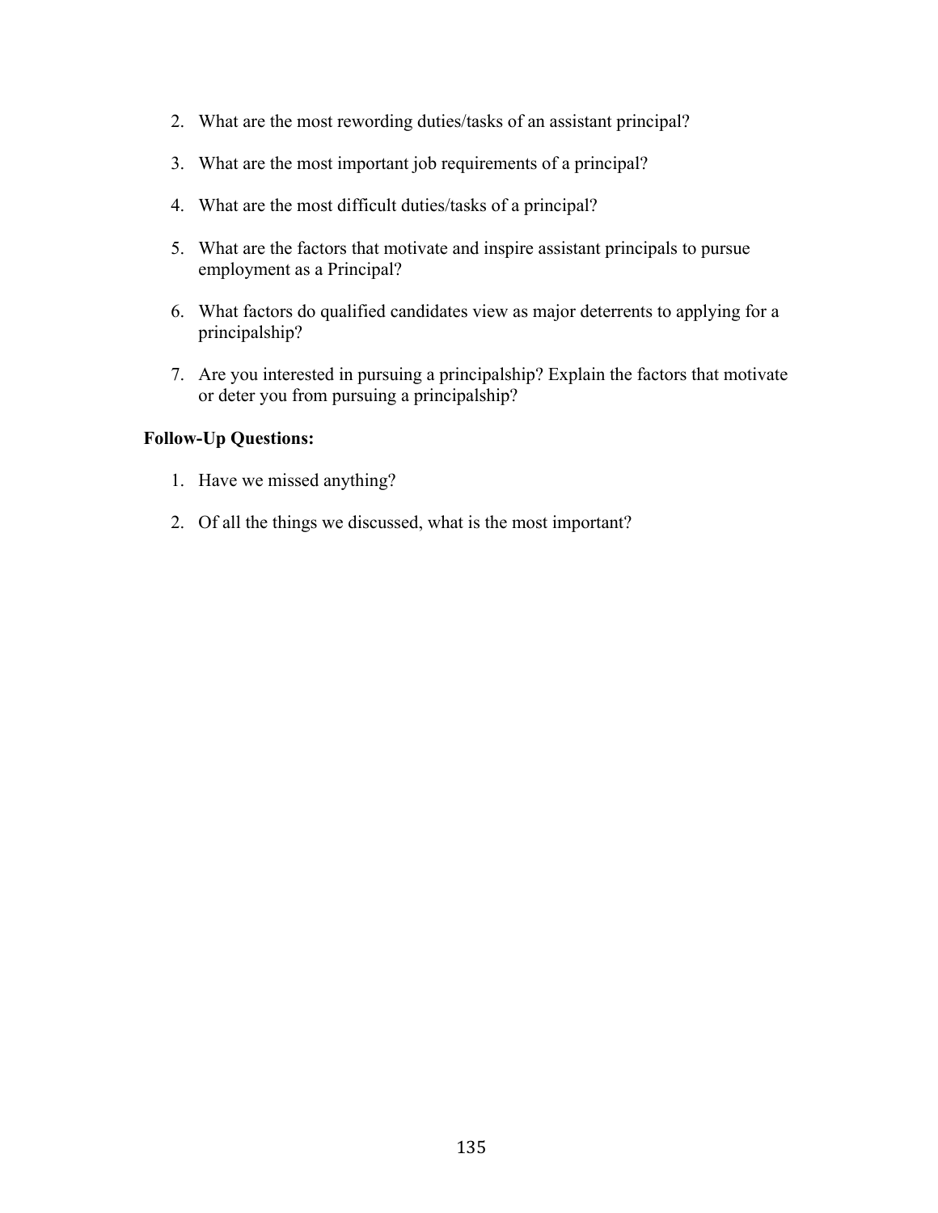2. What are the most rewording duties/tasks of an assistant principal?

3. What are the most important job requirements of a principal?

4. What are the most difficult duties/tasks of a principal?

5. What are the factors that motivate and inspire assistant principals to pursue employment as a Principal?

6. What factors do qualified candidates view as major deterrents to applying for a principalship?

7. Are you interested in pursuing a principalship? Explain the factors that motivate or deter you from pursuing a principalship?

**Follow-Up Questions:**

1. Have we missed anything?

2. Of all the things we discussed, what is the most important?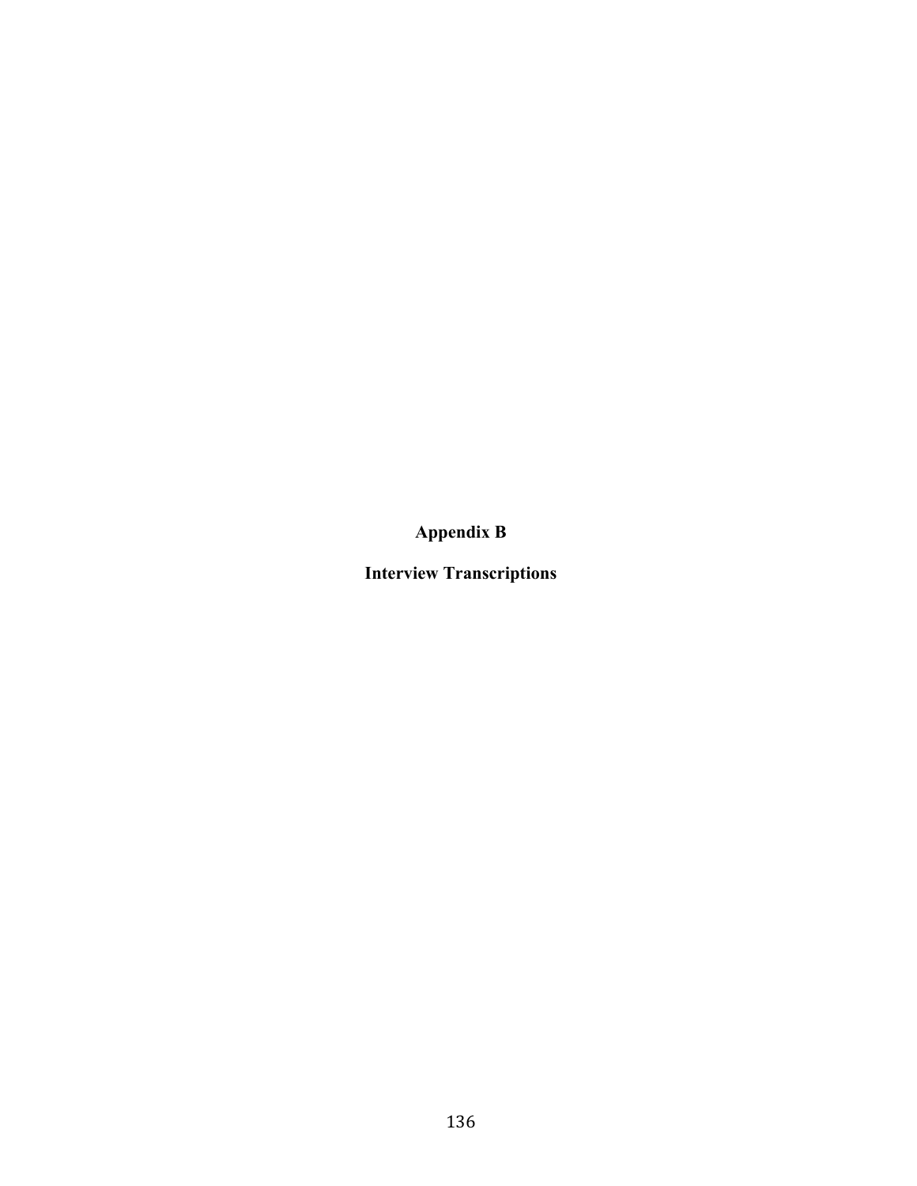# Appendix B

## Interview Transcriptions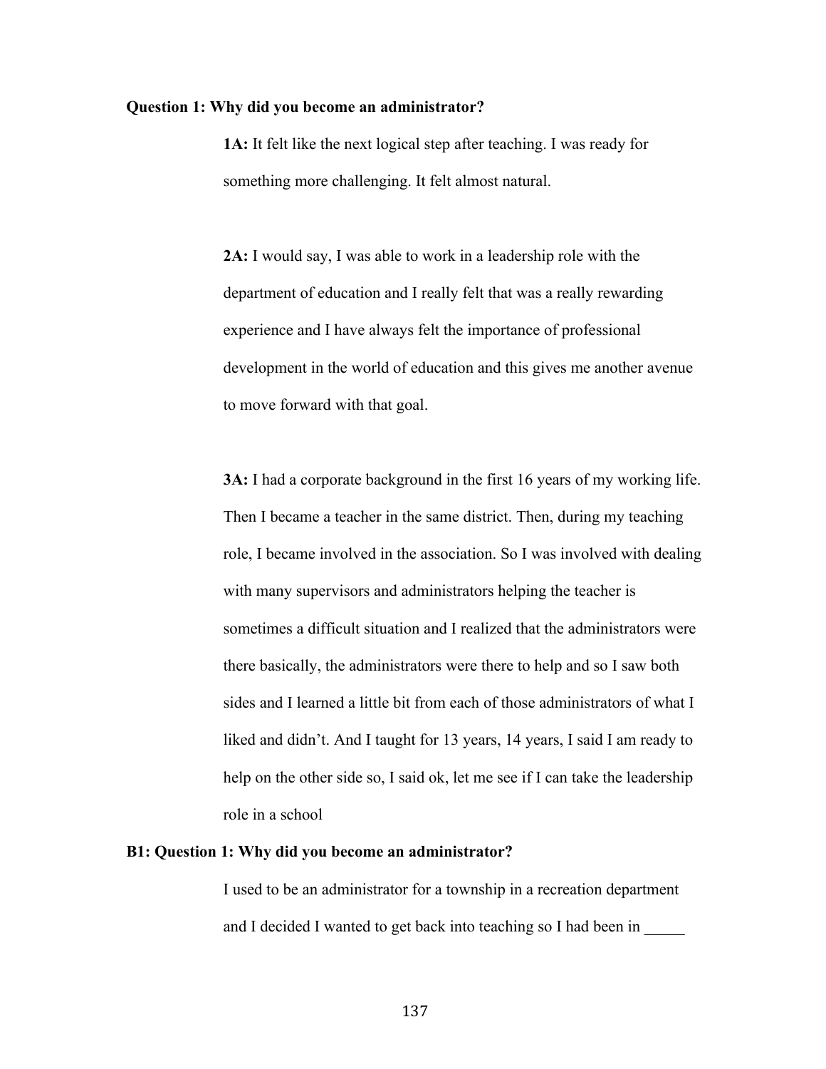**Question 1: Why did you become an administrator?**

**1A:** It felt like the next logical step after teaching. I was ready for something more challenging. It felt almost natural.

**2A:** I would say, I was able to work in a leadership role with the department of education and I really felt that was a really rewarding experience and I have always felt the importance of professional development in the world of education and this gives me another avenue to move forward with that goal.

**3A:** I had a corporate background in the first 16 years of my working life. Then I became a teacher in the same district. Then, during my teaching role, I became involved in the association. So I was involved with dealing with many supervisors and administrators helping the teacher is sometimes a difficult situation and I realized that the administrators were there basically, the administrators were there to help and so I saw both sides and I learned a little bit from each of those administrators of what I liked and didn't. And I taught for 13 years, 14 years, I said I am ready to help on the other side so, I said ok, let me see if I can take the leadership role in a school

**B1: Question 1: Why did you become an administrator?**

I used to be an administrator for a township in a recreation department and I decided I wanted to get back into teaching so I had been in _____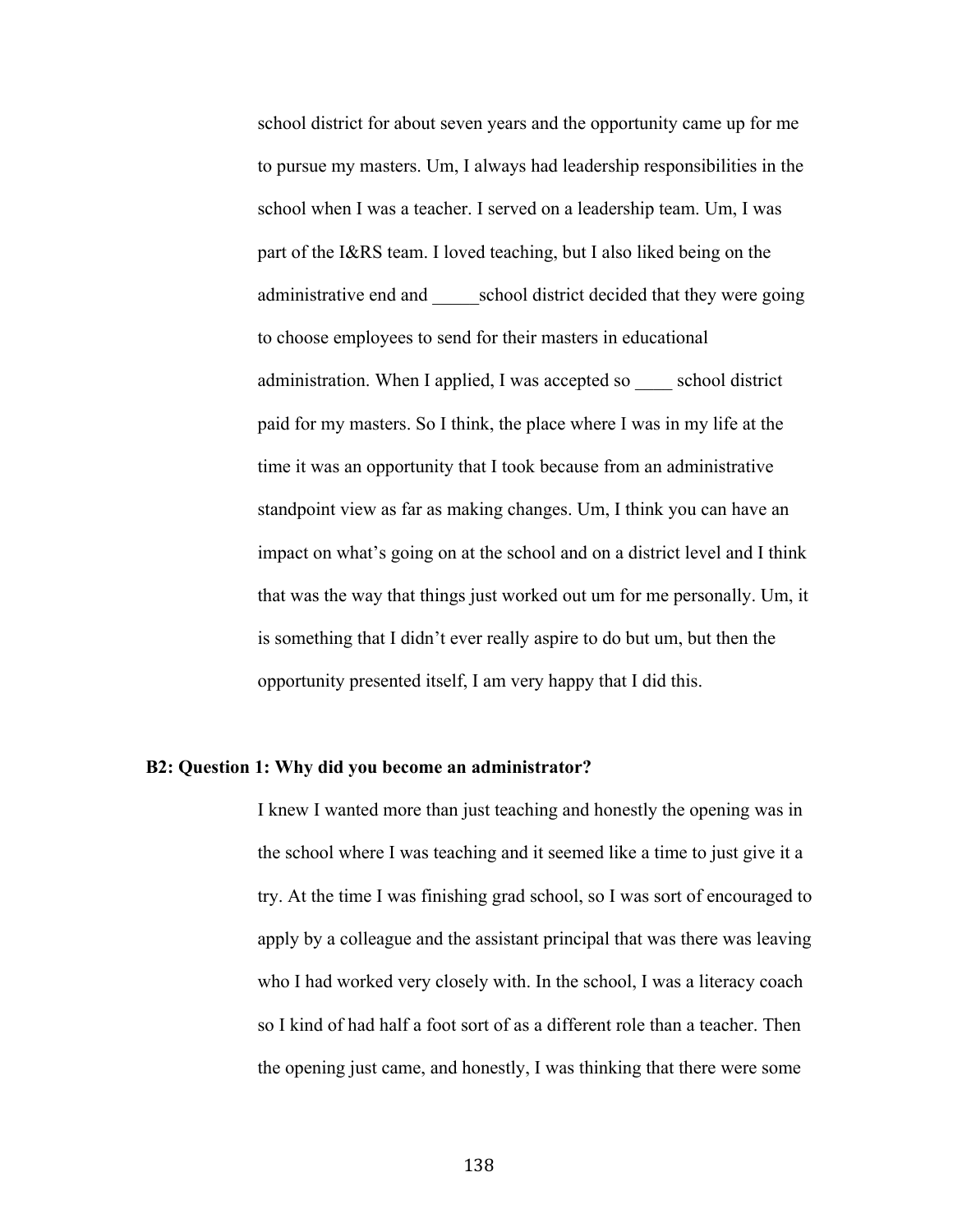school district for about seven years and the opportunity came up for me to pursue my masters. Um, I always had leadership responsibilities in the school when I was a teacher. I served on a leadership team. Um, I was part of the I&RS team. I loved teaching, but I also liked being on the administrative end and _____school district decided that they were going to choose employees to send for their masters in educational administration. When I applied, I was accepted so ____ school district paid for my masters. So I think, the place where I was in my life at the time it was an opportunity that I took because from an administrative standpoint view as far as making changes. Um, I think you can have an impact on what's going on at the school and on a district level and I think that was the way that things just worked out um for me personally. Um, it is something that I didn't ever really aspire to do but um, but then the opportunity presented itself, I am very happy that I did this.

**B2: Question 1: Why did you become an administrator?**

I knew I wanted more than just teaching and honestly the opening was in the school where I was teaching and it seemed like a time to just give it a try. At the time I was finishing grad school, so I was sort of encouraged to apply by a colleague and the assistant principal that was there was leaving who I had worked very closely with. In the school, I was a literacy coach so I kind of had half a foot sort of as a different role than a teacher. Then the opening just came, and honestly, I was thinking that there were some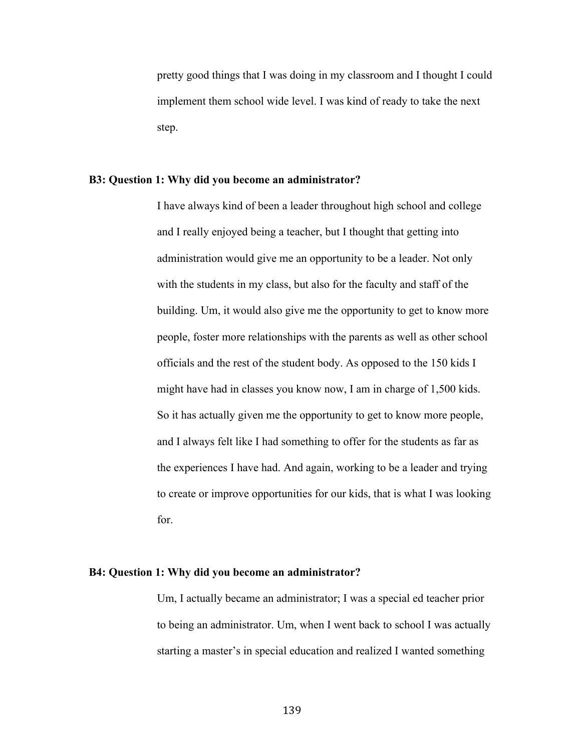pretty good things that I was doing in my classroom and I thought I could implement them school wide level. I was kind of ready to take the next step.

**B3: Question 1: Why did you become an administrator?**

I have always kind of been a leader throughout high school and college and I really enjoyed being a teacher, but I thought that getting into administration would give me an opportunity to be a leader. Not only with the students in my class, but also for the faculty and staff of the building. Um, it would also give me the opportunity to get to know more people, foster more relationships with the parents as well as other school officials and the rest of the student body. As opposed to the 150 kids I might have had in classes you know now, I am in charge of 1,500 kids. So it has actually given me the opportunity to get to know more people, and I always felt like I had something to offer for the students as far as the experiences I have had. And again, working to be a leader and trying to create or improve opportunities for our kids, that is what I was looking for.

**B4: Question 1: Why did you become an administrator?**

Um, I actually became an administrator; I was a special ed teacher prior to being an administrator. Um, when I went back to school I was actually starting a master's in special education and realized I wanted something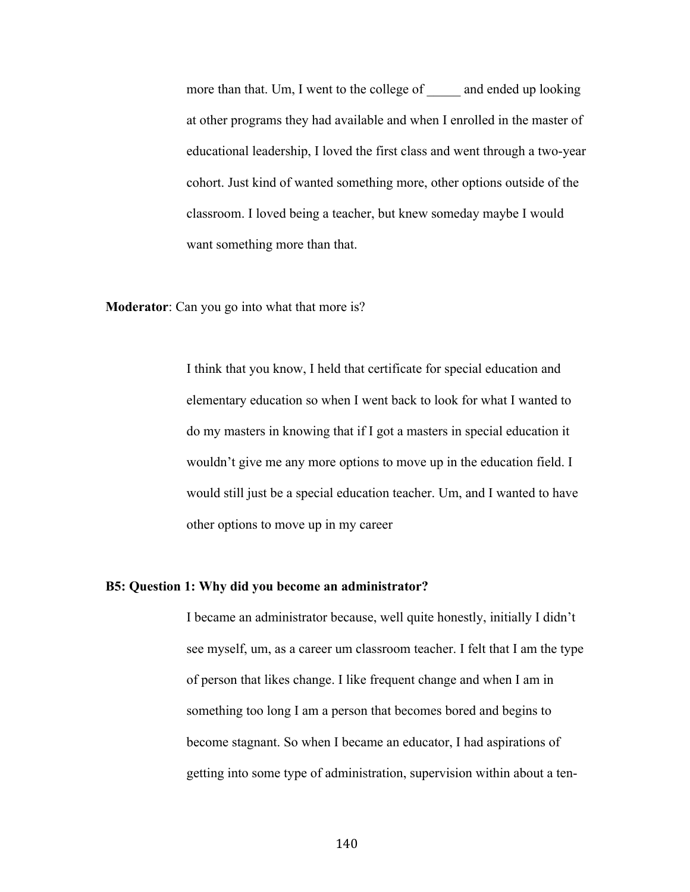more than that. Um, I went to the college of _____ and ended up looking at other programs they had available and when I enrolled in the master of educational leadership, I loved the first class and went through a two-year cohort. Just kind of wanted something more, other options outside of the classroom. I loved being a teacher, but knew someday maybe I would want something more than that.

**Moderator**: Can you go into what that more is?

I think that you know, I held that certificate for special education and elementary education so when I went back to look for what I wanted to do my masters in knowing that if I got a masters in special education it wouldn't give me any more options to move up in the education field. I would still just be a special education teacher. Um, and I wanted to have other options to move up in my career

**B5: Question 1: Why did you become an administrator?**

I became an administrator because, well quite honestly, initially I didn't see myself, um, as a career um classroom teacher. I felt that I am the type of person that likes change. I like frequent change and when I am in something too long I am a person that becomes bored and begins to become stagnant. So when I became an educator, I had aspirations of getting into some type of administration, supervision within about a ten-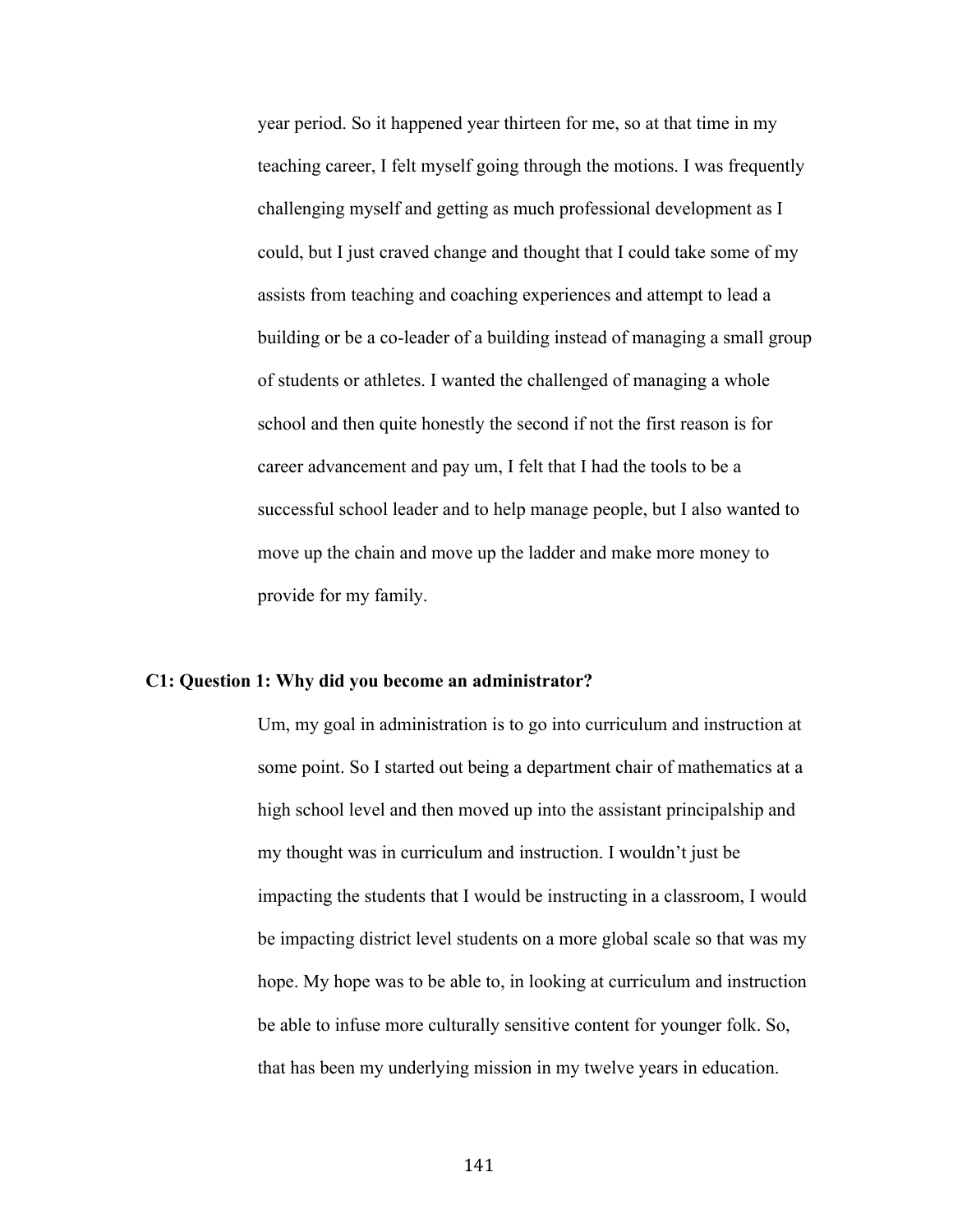year period. So it happened year thirteen for me, so at that time in my teaching career, I felt myself going through the motions. I was frequently challenging myself and getting as much professional development as I could, but I just craved change and thought that I could take some of my assists from teaching and coaching experiences and attempt to lead a building or be a co-leader of a building instead of managing a small group of students or athletes. I wanted the challenged of managing a whole school and then quite honestly the second if not the first reason is for career advancement and pay um, I felt that I had the tools to be a successful school leader and to help manage people, but I also wanted to move up the chain and move up the ladder and make more money to provide for my family.

**C1: Question 1: Why did you become an administrator?**

Um, my goal in administration is to go into curriculum and instruction at some point. So I started out being a department chair of mathematics at a high school level and then moved up into the assistant principalship and my thought was in curriculum and instruction. I wouldn't just be impacting the students that I would be instructing in a classroom, I would be impacting district level students on a more global scale so that was my hope. My hope was to be able to, in looking at curriculum and instruction be able to infuse more culturally sensitive content for younger folk. So, that has been my underlying mission in my twelve years in education.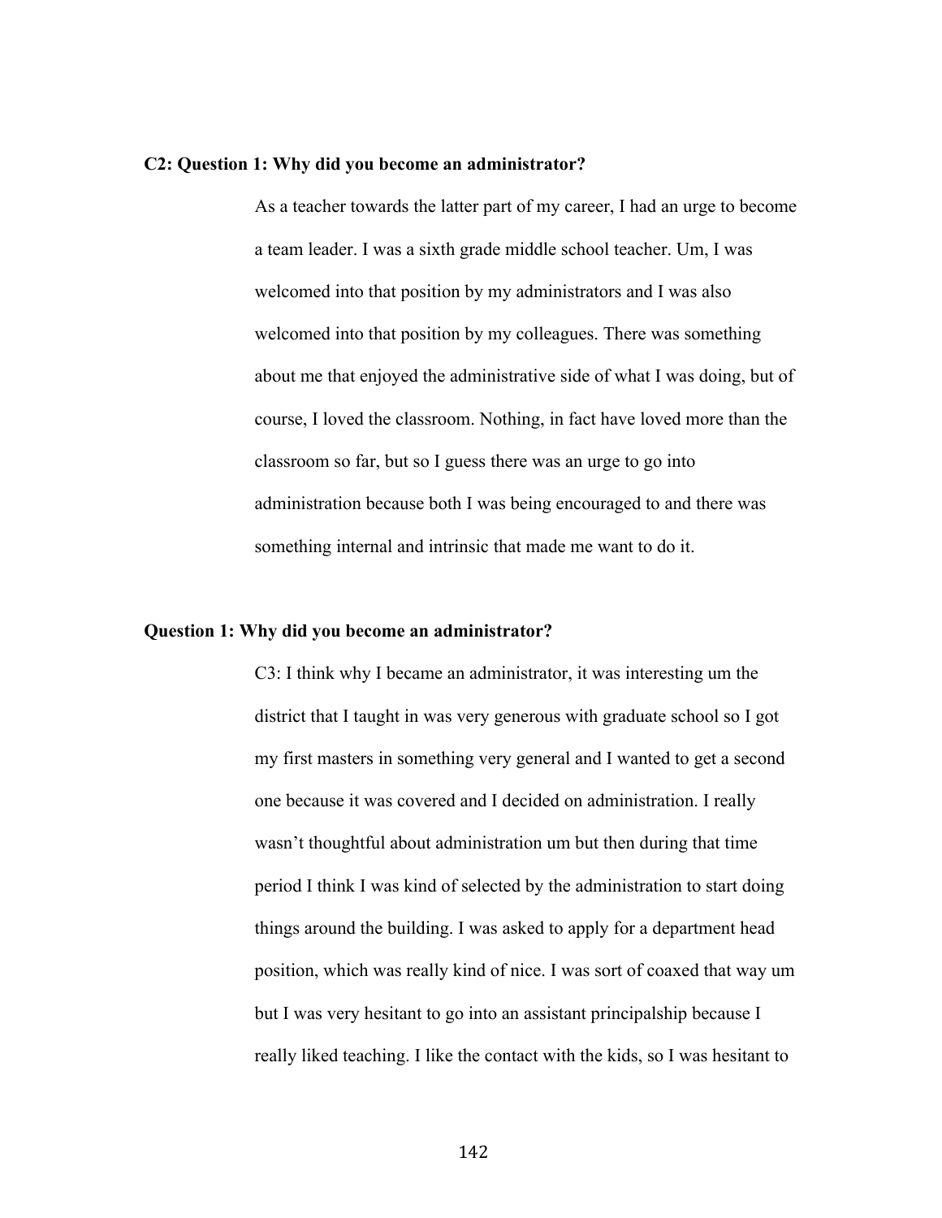**C2: Question 1: Why did you become an administrator?**

As a teacher towards the latter part of my career, I had an urge to become a team leader. I was a sixth grade middle school teacher. Um, I was welcomed into that position by my administrators and I was also welcomed into that position by my colleagues. There was something about me that enjoyed the administrative side of what I was doing, but of course, I loved the classroom. Nothing, in fact have loved more than the classroom so far, but so I guess there was an urge to go into administration because both I was being encouraged to and there was something internal and intrinsic that made me want to do it.

**Question 1: Why did you become an administrator?**

C3: I think why I became an administrator, it was interesting um the district that I taught in was very generous with graduate school so I got my first masters in something very general and I wanted to get a second one because it was covered and I decided on administration. I really wasn't thoughtful about administration um but then during that time period I think I was kind of selected by the administration to start doing things around the building. I was asked to apply for a department head position, which was really kind of nice. I was sort of coaxed that way um but I was very hesitant to go into an assistant principalship because I really liked teaching. I like the contact with the kids, so I was hesitant to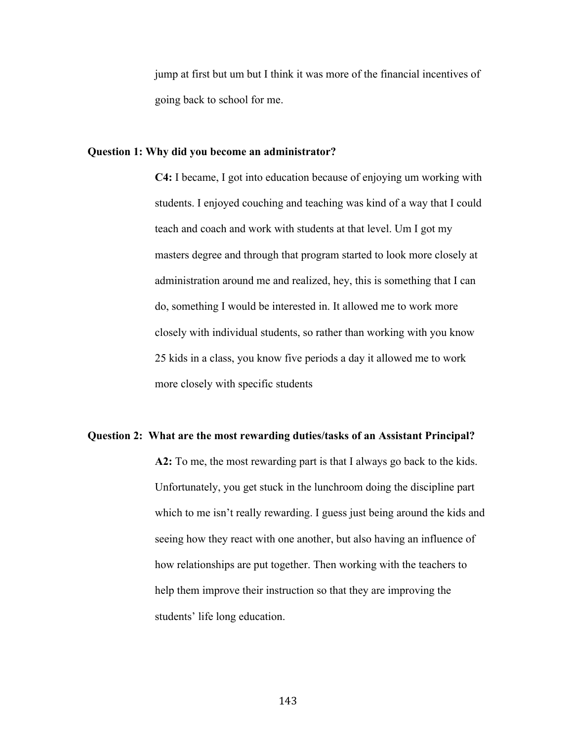jump at first but um but I think it was more of the financial incentives of going back to school for me.

**Question 1: Why did you become an administrator?**

**C4:** I became, I got into education because of enjoying um working with students. I enjoyed couching and teaching was kind of a way that I could teach and coach and work with students at that level. Um I got my masters degree and through that program started to look more closely at administration around me and realized, hey, this is something that I can do, something I would be interested in. It allowed me to work more closely with individual students, so rather than working with you know 25 kids in a class, you know five periods a day it allowed me to work more closely with specific students

**Question 2: What are the most rewarding duties/tasks of an Assistant Principal?**

**A2:** To me, the most rewarding part is that I always go back to the kids. Unfortunately, you get stuck in the lunchroom doing the discipline part which to me isn't really rewarding. I guess just being around the kids and seeing how they react with one another, but also having an influence of how relationships are put together. Then working with the teachers to help them improve their instruction so that they are improving the students' life long education.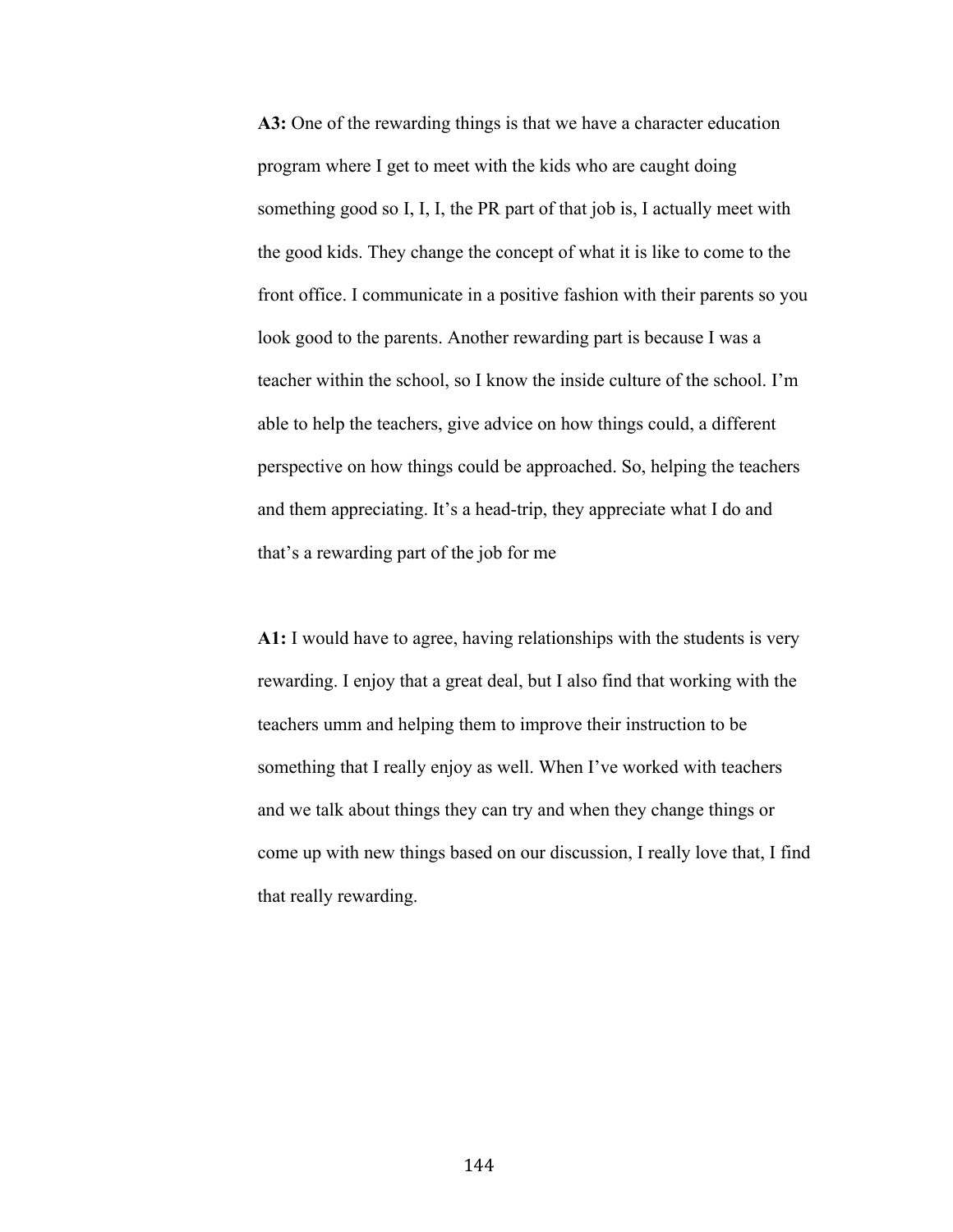**A3:** One of the rewarding things is that we have a character education program where I get to meet with the kids who are caught doing something good so I, I, I, the PR part of that job is, I actually meet with the good kids. They change the concept of what it is like to come to the front office. I communicate in a positive fashion with their parents so you look good to the parents. Another rewarding part is because I was a teacher within the school, so I know the inside culture of the school. I'm able to help the teachers, give advice on how things could, a different perspective on how things could be approached. So, helping the teachers and them appreciating. It's a head-trip, they appreciate what I do and that's a rewarding part of the job for me

**A1:** I would have to agree, having relationships with the students is very rewarding. I enjoy that a great deal, but I also find that working with the teachers umm and helping them to improve their instruction to be something that I really enjoy as well. When I've worked with teachers and we talk about things they can try and when they change things or come up with new things based on our discussion, I really love that, I find that really rewarding.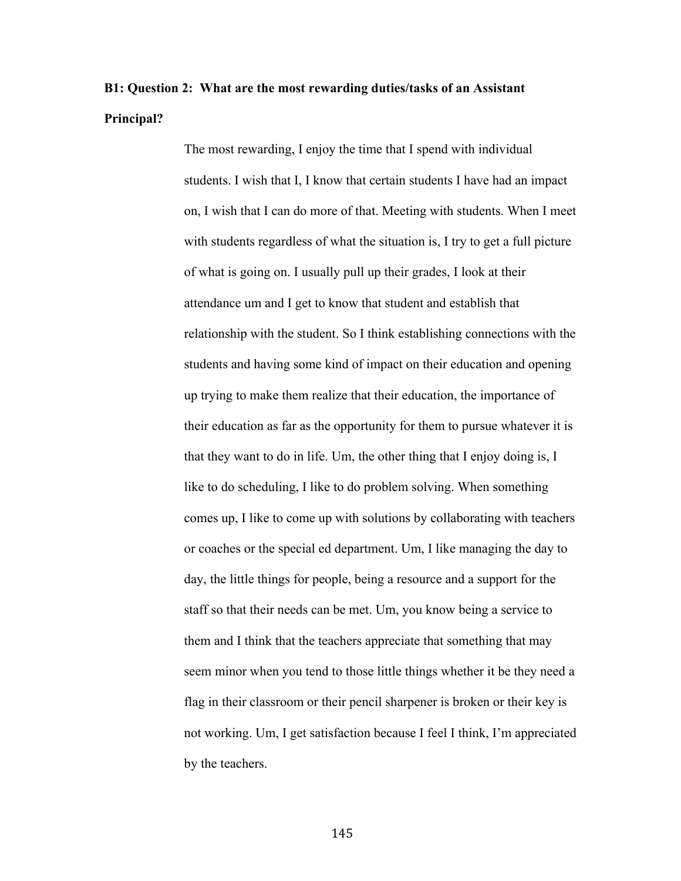**B1: Question 2: What are the most rewarding duties/tasks of an Assistant Principal?**

The most rewarding, I enjoy the time that I spend with individual students. I wish that I, I know that certain students I have had an impact on, I wish that I can do more of that. Meeting with students. When I meet with students regardless of what the situation is, I try to get a full picture of what is going on. I usually pull up their grades, I look at their attendance um and I get to know that student and establish that relationship with the student. So I think establishing connections with the students and having some kind of impact on their education and opening up trying to make them realize that their education, the importance of their education as far as the opportunity for them to pursue whatever it is that they want to do in life. Um, the other thing that I enjoy doing is, I like to do scheduling, I like to do problem solving. When something comes up, I like to come up with solutions by collaborating with teachers or coaches or the special ed department. Um, I like managing the day to day, the little things for people, being a resource and a support for the staff so that their needs can be met. Um, you know being a service to them and I think that the teachers appreciate that something that may seem minor when you tend to those little things whether it be they need a flag in their classroom or their pencil sharpener is broken or their key is not working. Um, I get satisfaction because I feel I think, I'm appreciated by the teachers.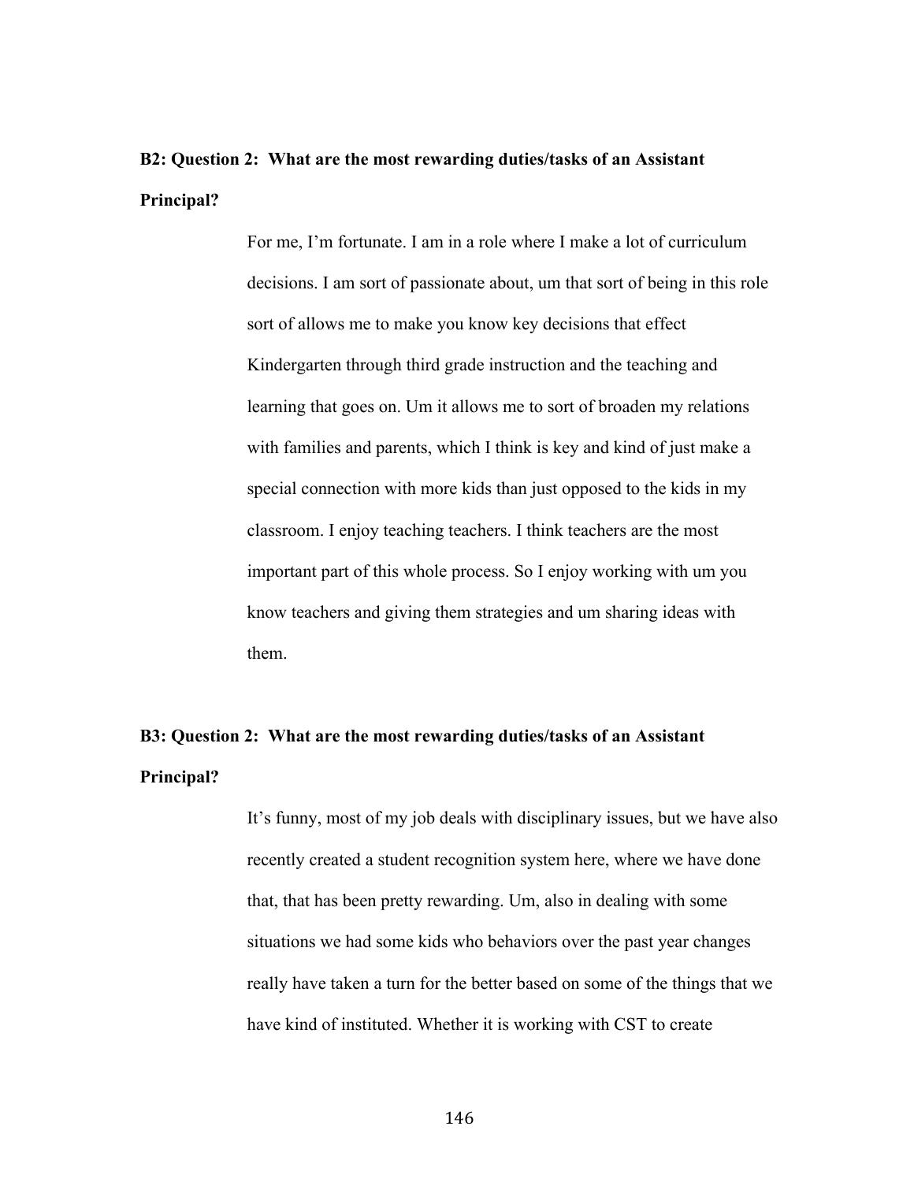**B2: Question 2: What are the most rewarding duties/tasks of an Assistant Principal?**

For me, I'm fortunate. I am in a role where I make a lot of curriculum decisions. I am sort of passionate about, um that sort of being in this role sort of allows me to make you know key decisions that effect Kindergarten through third grade instruction and the teaching and learning that goes on. Um it allows me to sort of broaden my relations with families and parents, which I think is key and kind of just make a special connection with more kids than just opposed to the kids in my classroom. I enjoy teaching teachers. I think teachers are the most important part of this whole process. So I enjoy working with um you know teachers and giving them strategies and um sharing ideas with them.

**B3: Question 2: What are the most rewarding duties/tasks of an Assistant Principal?**

It's funny, most of my job deals with disciplinary issues, but we have also recently created a student recognition system here, where we have done that, that has been pretty rewarding. Um, also in dealing with some situations we had some kids who behaviors over the past year changes really have taken a turn for the better based on some of the things that we have kind of instituted. Whether it is working with CST to create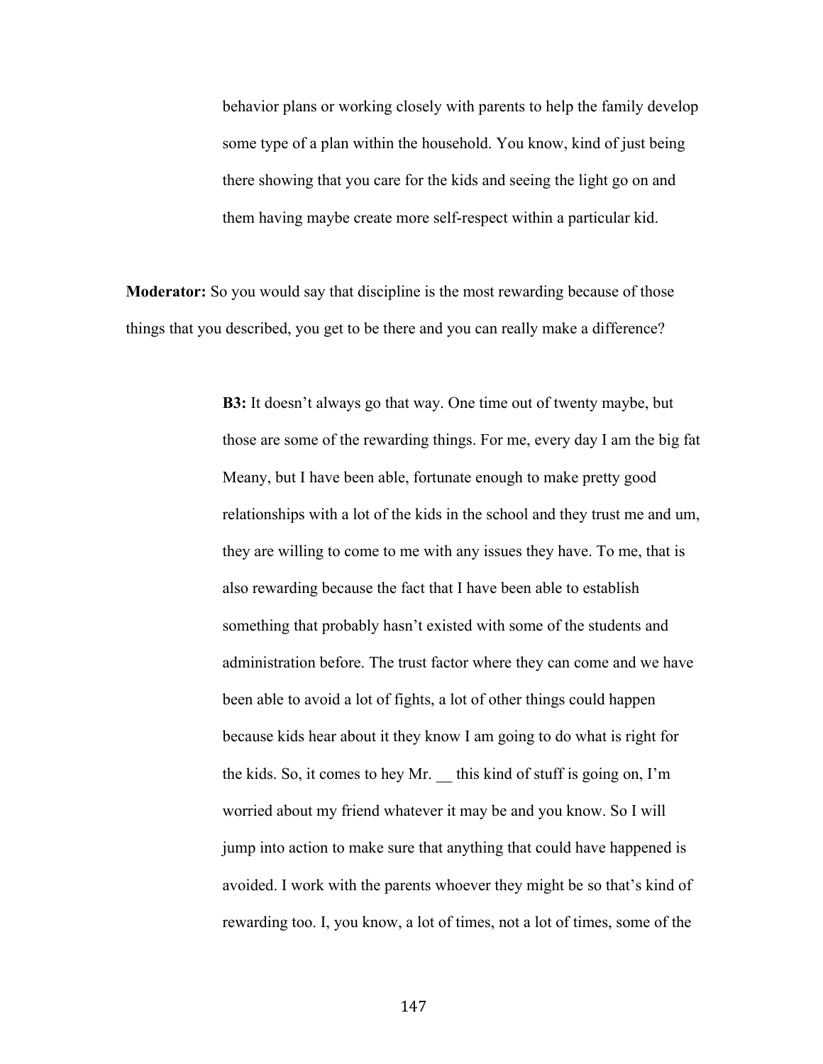behavior plans or working closely with parents to help the family develop some type of a plan within the household. You know, kind of just being there showing that you care for the kids and seeing the light go on and them having maybe create more self-respect within a particular kid.

**Moderator:** So you would say that discipline is the most rewarding because of those things that you described, you get to be there and you can really make a difference?

> **B3:** It doesn't always go that way. One time out of twenty maybe, but those are some of the rewarding things. For me, every day I am the big fat Meany, but I have been able, fortunate enough to make pretty good relationships with a lot of the kids in the school and they trust me and um, they are willing to come to me with any issues they have. To me, that is also rewarding because the fact that I have been able to establish something that probably hasn't existed with some of the students and administration before. The trust factor where they can come and we have been able to avoid a lot of fights, a lot of other things could happen because kids hear about it they know I am going to do what is right for the kids. So, it comes to hey Mr. __ this kind of stuff is going on, I'm worried about my friend whatever it may be and you know. So I will jump into action to make sure that anything that could have happened is avoided. I work with the parents whoever they might be so that's kind of rewarding too. I, you know, a lot of times, not a lot of times, some of the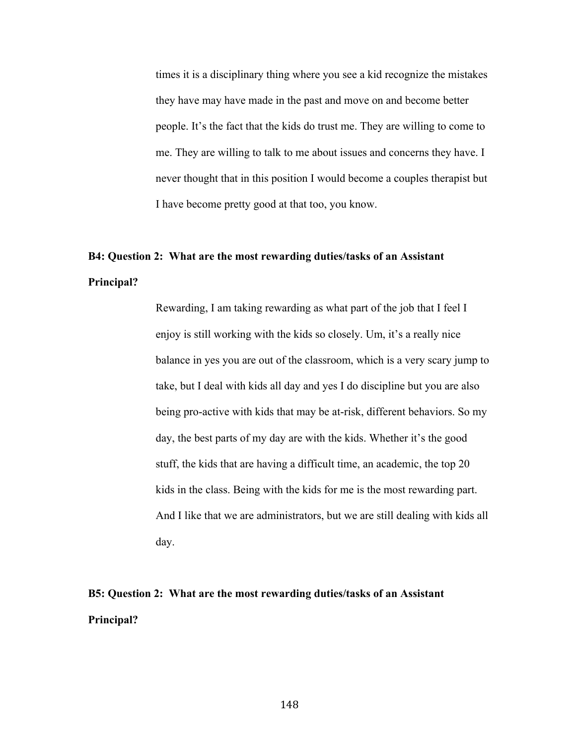times it is a disciplinary thing where you see a kid recognize the mistakes they have may have made in the past and move on and become better people. It's the fact that the kids do trust me. They are willing to come to me. They are willing to talk to me about issues and concerns they have. I never thought that in this position I would become a couples therapist but I have become pretty good at that too, you know.

**B4: Question 2: What are the most rewarding duties/tasks of an Assistant Principal?**

Rewarding, I am taking rewarding as what part of the job that I feel I enjoy is still working with the kids so closely. Um, it's a really nice balance in yes you are out of the classroom, which is a very scary jump to take, but I deal with kids all day and yes I do discipline but you are also being pro-active with kids that may be at-risk, different behaviors. So my day, the best parts of my day are with the kids. Whether it's the good stuff, the kids that are having a difficult time, an academic, the top 20 kids in the class. Being with the kids for me is the most rewarding part. And I like that we are administrators, but we are still dealing with kids all day.

**B5: Question 2: What are the most rewarding duties/tasks of an Assistant Principal?**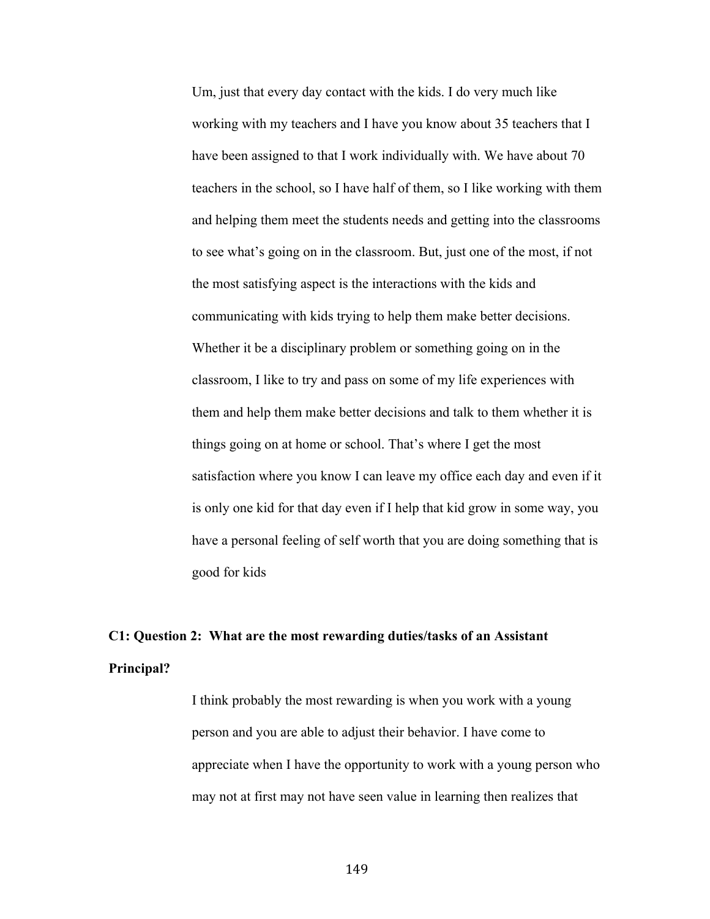Um, just that every day contact with the kids. I do very much like working with my teachers and I have you know about 35 teachers that I have been assigned to that I work individually with. We have about 70 teachers in the school, so I have half of them, so I like working with them and helping them meet the students needs and getting into the classrooms to see what's going on in the classroom. But, just one of the most, if not the most satisfying aspect is the interactions with the kids and communicating with kids trying to help them make better decisions. Whether it be a disciplinary problem or something going on in the classroom, I like to try and pass on some of my life experiences with them and help them make better decisions and talk to them whether it is things going on at home or school. That's where I get the most satisfaction where you know I can leave my office each day and even if it is only one kid for that day even if I help that kid grow in some way, you have a personal feeling of self worth that you are doing something that is good for kids

**C1: Question 2: What are the most rewarding duties/tasks of an Assistant Principal?**

I think probably the most rewarding is when you work with a young person and you are able to adjust their behavior. I have come to appreciate when I have the opportunity to work with a young person who may not at first may not have seen value in learning then realizes that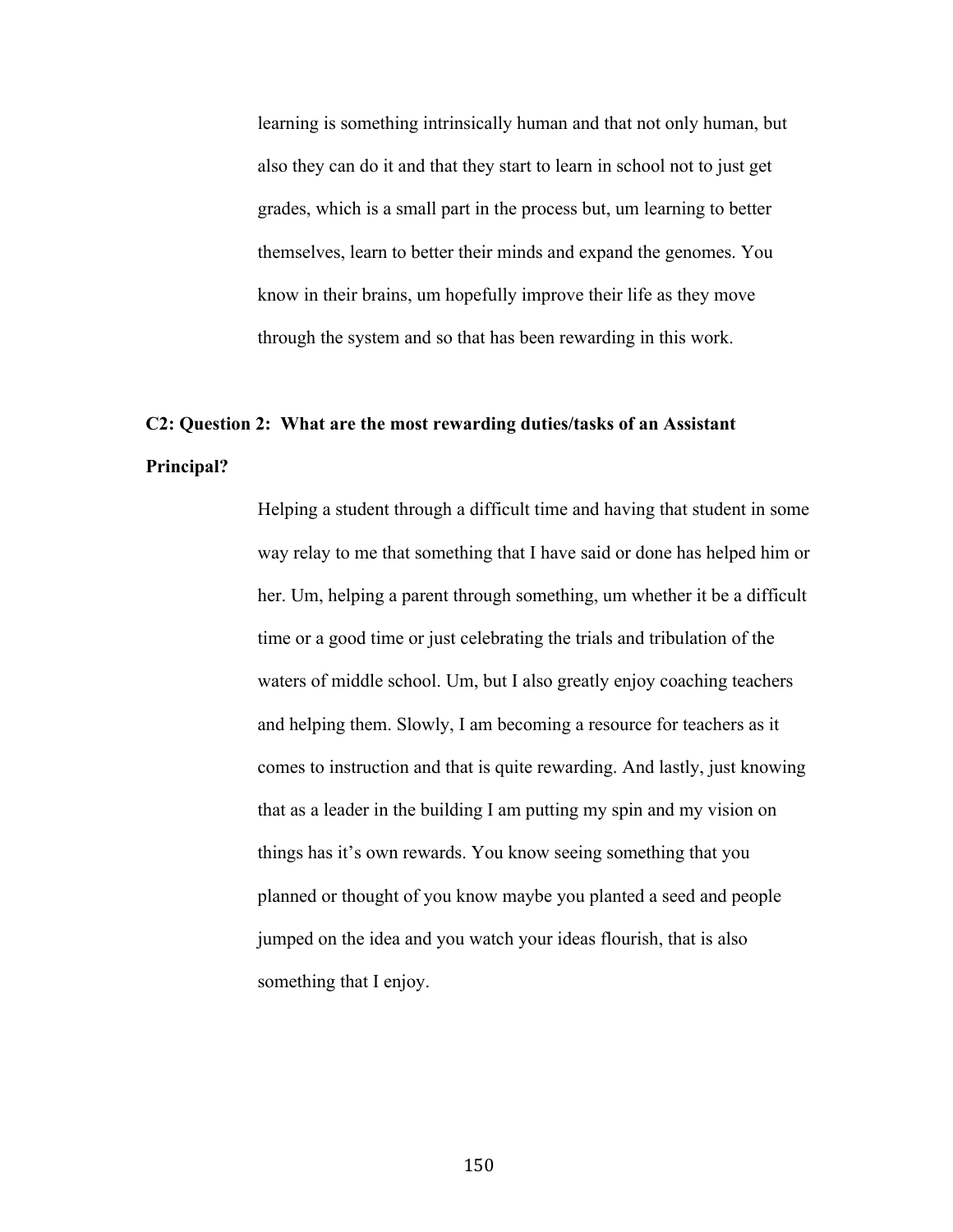learning is something intrinsically human and that not only human, but also they can do it and that they start to learn in school not to just get grades, which is a small part in the process but, um learning to better themselves, learn to better their minds and expand the genomes. You know in their brains, um hopefully improve their life as they move through the system and so that has been rewarding in this work.

**C2: Question 2: What are the most rewarding duties/tasks of an Assistant Principal?**

Helping a student through a difficult time and having that student in some way relay to me that something that I have said or done has helped him or her. Um, helping a parent through something, um whether it be a difficult time or a good time or just celebrating the trials and tribulation of the waters of middle school. Um, but I also greatly enjoy coaching teachers and helping them. Slowly, I am becoming a resource for teachers as it comes to instruction and that is quite rewarding. And lastly, just knowing that as a leader in the building I am putting my spin and my vision on things has it's own rewards. You know seeing something that you planned or thought of you know maybe you planted a seed and people jumped on the idea and you watch your ideas flourish, that is also something that I enjoy.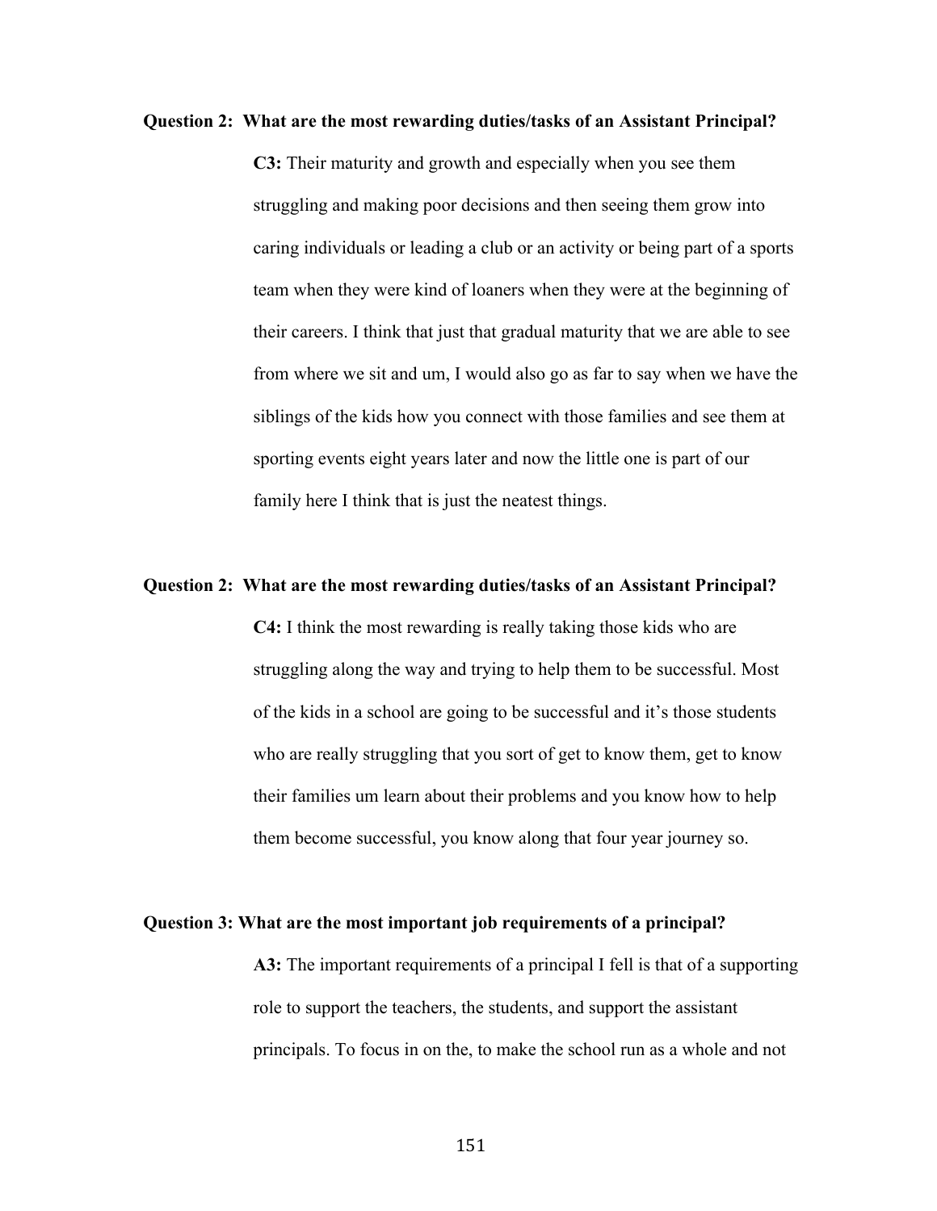**Question 2: What are the most rewarding duties/tasks of an Assistant Principal?**

**C3:** Their maturity and growth and especially when you see them struggling and making poor decisions and then seeing them grow into caring individuals or leading a club or an activity or being part of a sports team when they were kind of loaners when they were at the beginning of their careers. I think that just that gradual maturity that we are able to see from where we sit and um, I would also go as far to say when we have the siblings of the kids how you connect with those families and see them at sporting events eight years later and now the little one is part of our family here I think that is just the neatest things.

**Question 2: What are the most rewarding duties/tasks of an Assistant Principal?**

**C4:** I think the most rewarding is really taking those kids who are struggling along the way and trying to help them to be successful. Most of the kids in a school are going to be successful and it's those students who are really struggling that you sort of get to know them, get to know their families um learn about their problems and you know how to help them become successful, you know along that four year journey so.

**Question 3: What are the most important job requirements of a principal?**

**A3:** The important requirements of a principal I fell is that of a supporting role to support the teachers, the students, and support the assistant principals. To focus in on the, to make the school run as a whole and not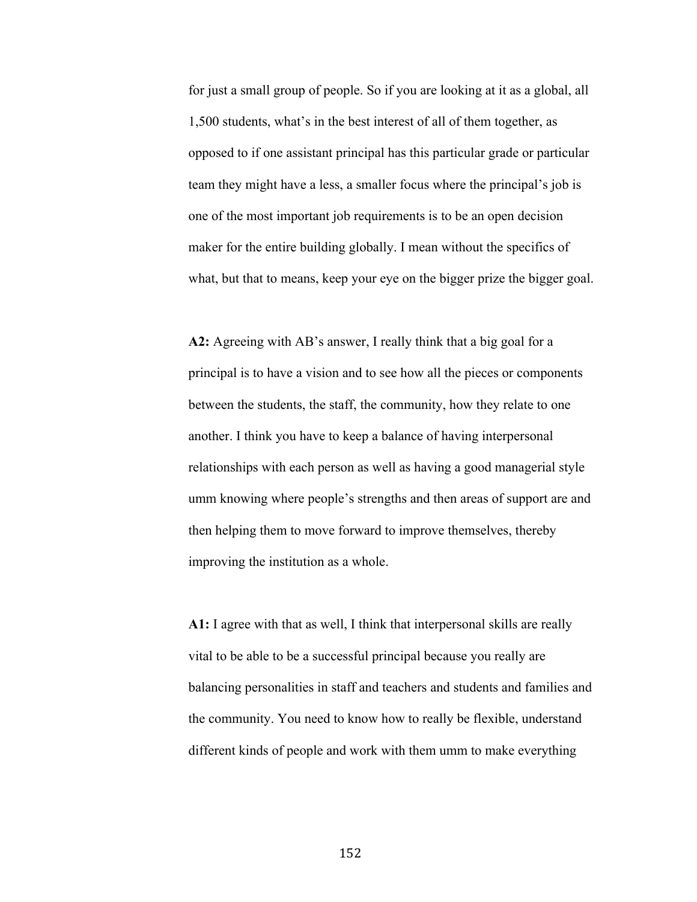for just a small group of people. So if you are looking at it as a global, all 1,500 students, what's in the best interest of all of them together, as opposed to if one assistant principal has this particular grade or particular team they might have a less, a smaller focus where the principal's job is one of the most important job requirements is to be an open decision maker for the entire building globally. I mean without the specifics of what, but that to means, keep your eye on the bigger prize the bigger goal.

**A2:** Agreeing with AB's answer, I really think that a big goal for a principal is to have a vision and to see how all the pieces or components between the students, the staff, the community, how they relate to one another. I think you have to keep a balance of having interpersonal relationships with each person as well as having a good managerial style umm knowing where people's strengths and then areas of support are and then helping them to move forward to improve themselves, thereby improving the institution as a whole.

**A1:** I agree with that as well, I think that interpersonal skills are really vital to be able to be a successful principal because you really are balancing personalities in staff and teachers and students and families and the community. You need to know how to really be flexible, understand different kinds of people and work with them umm to make everything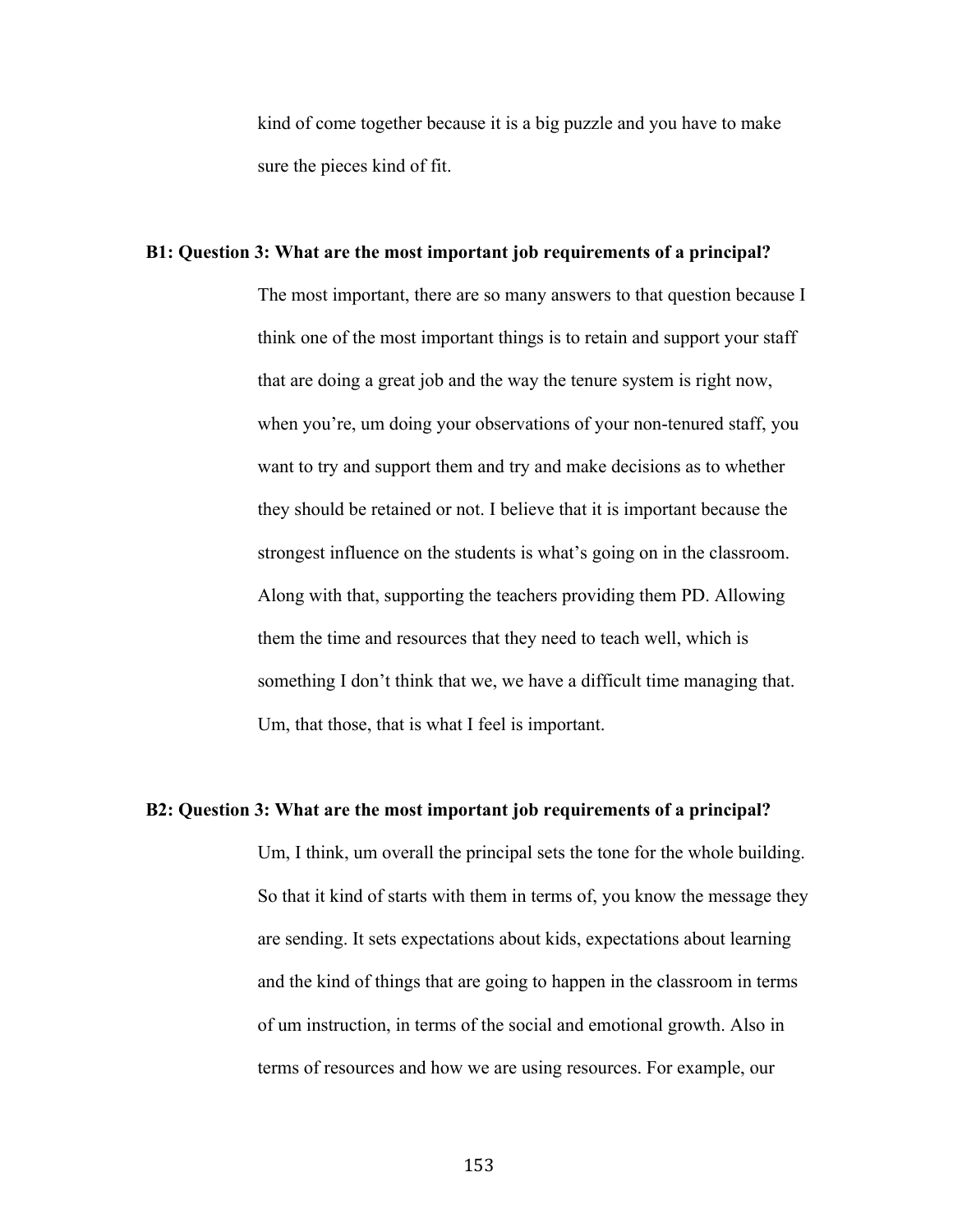kind of come together because it is a big puzzle and you have to make sure the pieces kind of fit.

**B1: Question 3: What are the most important job requirements of a principal?**

The most important, there are so many answers to that question because I think one of the most important things is to retain and support your staff that are doing a great job and the way the tenure system is right now, when you're, um doing your observations of your non-tenured staff, you want to try and support them and try and make decisions as to whether they should be retained or not. I believe that it is important because the strongest influence on the students is what's going on in the classroom. Along with that, supporting the teachers providing them PD. Allowing them the time and resources that they need to teach well, which is something I don't think that we, we have a difficult time managing that. Um, that those, that is what I feel is important.

**B2: Question 3: What are the most important job requirements of a principal?**

Um, I think, um overall the principal sets the tone for the whole building. So that it kind of starts with them in terms of, you know the message they are sending. It sets expectations about kids, expectations about learning and the kind of things that are going to happen in the classroom in terms of um instruction, in terms of the social and emotional growth. Also in terms of resources and how we are using resources. For example, our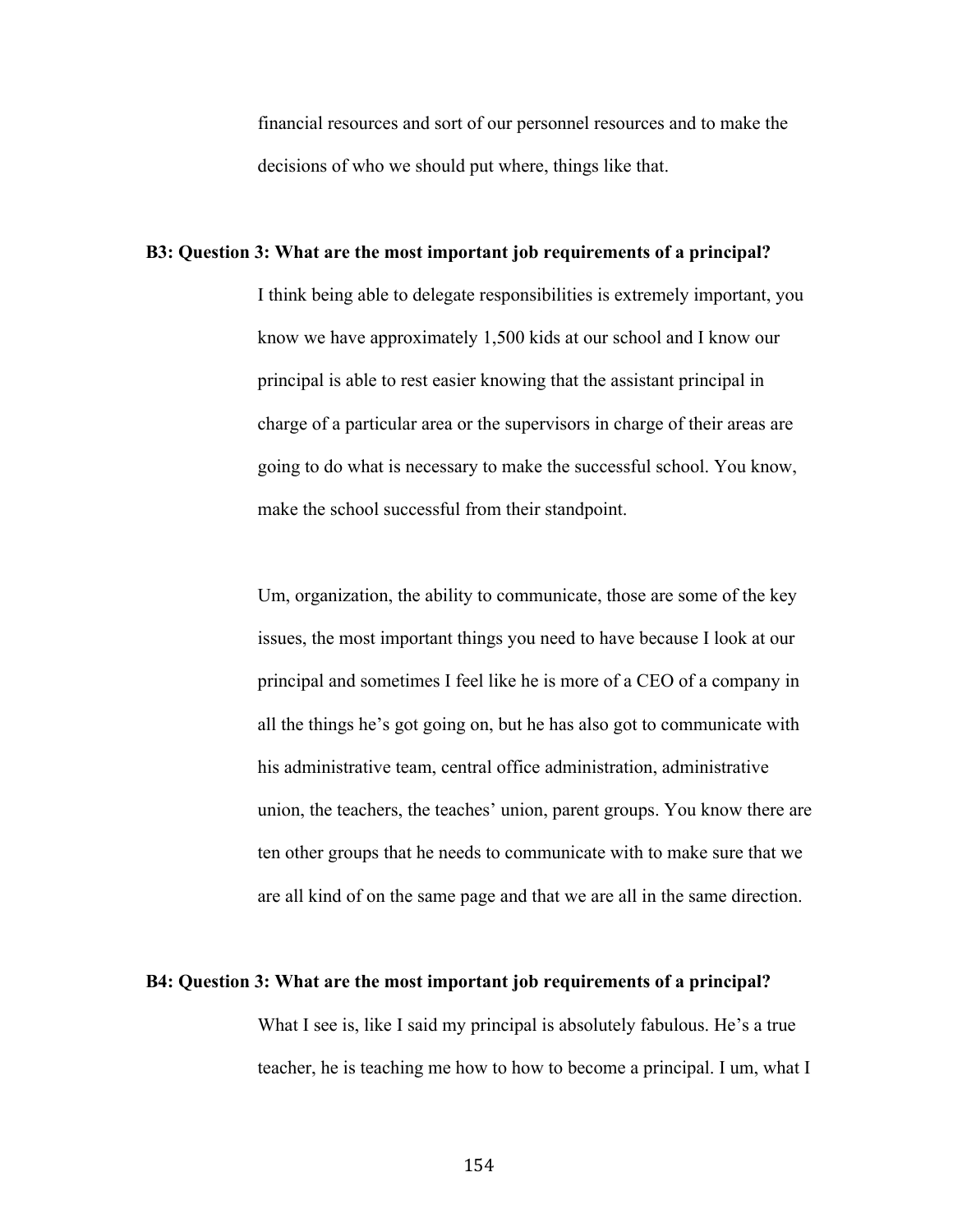financial resources and sort of our personnel resources and to make the decisions of who we should put where, things like that.

**B3: Question 3: What are the most important job requirements of a principal?**

I think being able to delegate responsibilities is extremely important, you know we have approximately 1,500 kids at our school and I know our principal is able to rest easier knowing that the assistant principal in charge of a particular area or the supervisors in charge of their areas are going to do what is necessary to make the successful school. You know, make the school successful from their standpoint.

Um, organization, the ability to communicate, those are some of the key issues, the most important things you need to have because I look at our principal and sometimes I feel like he is more of a CEO of a company in all the things he's got going on, but he has also got to communicate with his administrative team, central office administration, administrative union, the teachers, the teaches' union, parent groups. You know there are ten other groups that he needs to communicate with to make sure that we are all kind of on the same page and that we are all in the same direction.

**B4: Question 3: What are the most important job requirements of a principal?**

What I see is, like I said my principal is absolutely fabulous. He's a true teacher, he is teaching me how to how to become a principal. I um, what I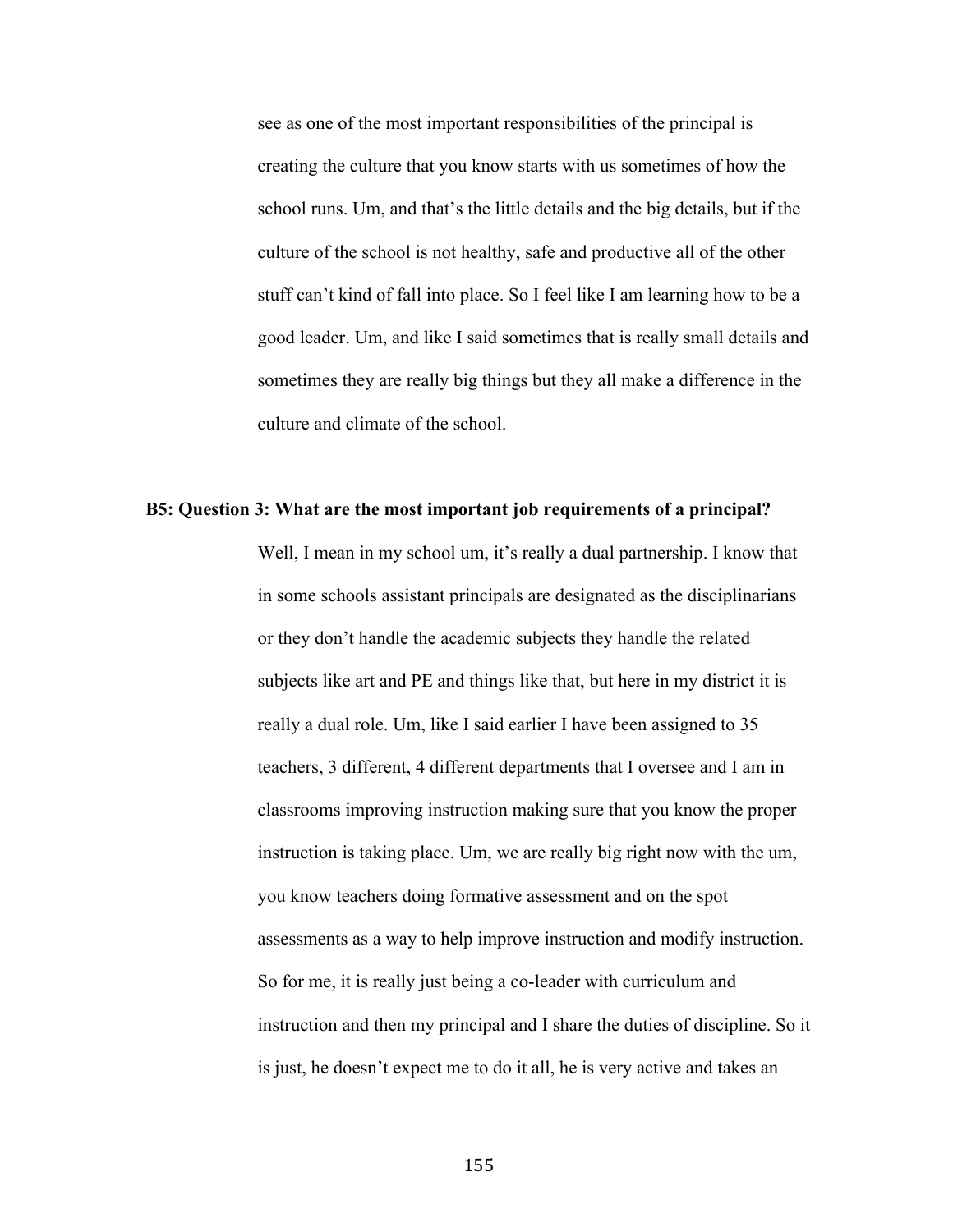see as one of the most important responsibilities of the principal is creating the culture that you know starts with us sometimes of how the school runs. Um, and that's the little details and the big details, but if the culture of the school is not healthy, safe and productive all of the other stuff can't kind of fall into place. So I feel like I am learning how to be a good leader. Um, and like I said sometimes that is really small details and sometimes they are really big things but they all make a difference in the culture and climate of the school.

**B5: Question 3: What are the most important job requirements of a principal?**

Well, I mean in my school um, it's really a dual partnership. I know that in some schools assistant principals are designated as the disciplinarians or they don't handle the academic subjects they handle the related subjects like art and PE and things like that, but here in my district it is really a dual role. Um, like I said earlier I have been assigned to 35 teachers, 3 different, 4 different departments that I oversee and I am in classrooms improving instruction making sure that you know the proper instruction is taking place. Um, we are really big right now with the um, you know teachers doing formative assessment and on the spot assessments as a way to help improve instruction and modify instruction. So for me, it is really just being a co-leader with curriculum and instruction and then my principal and I share the duties of discipline. So it is just, he doesn't expect me to do it all, he is very active and takes an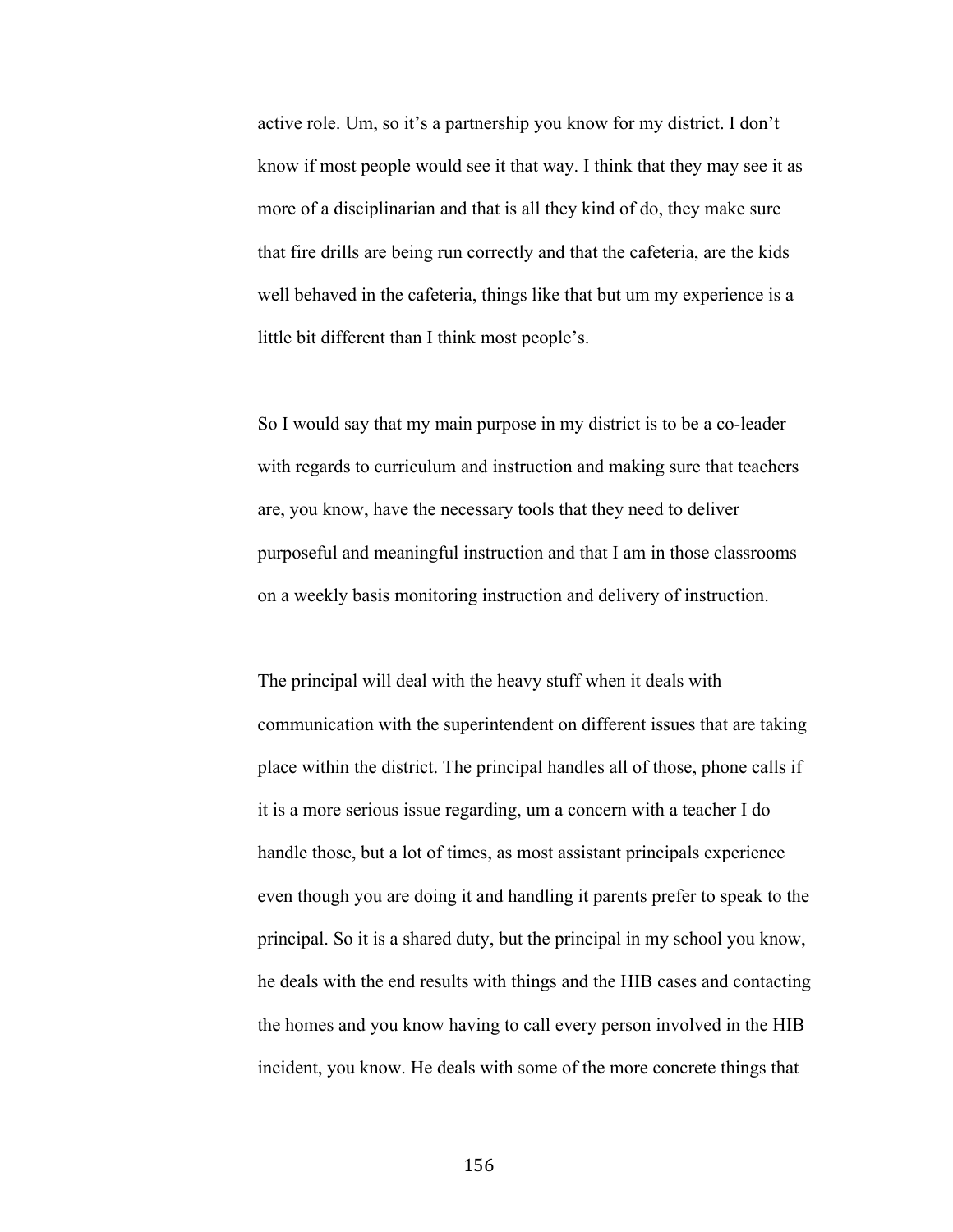active role. Um, so it's a partnership you know for my district. I don't know if most people would see it that way. I think that they may see it as more of a disciplinarian and that is all they kind of do, they make sure that fire drills are being run correctly and that the cafeteria, are the kids well behaved in the cafeteria, things like that but um my experience is a little bit different than I think most people's.

So I would say that my main purpose in my district is to be a co-leader with regards to curriculum and instruction and making sure that teachers are, you know, have the necessary tools that they need to deliver purposeful and meaningful instruction and that I am in those classrooms on a weekly basis monitoring instruction and delivery of instruction.

The principal will deal with the heavy stuff when it deals with communication with the superintendent on different issues that are taking place within the district. The principal handles all of those, phone calls if it is a more serious issue regarding, um a concern with a teacher I do handle those, but a lot of times, as most assistant principals experience even though you are doing it and handling it parents prefer to speak to the principal. So it is a shared duty, but the principal in my school you know, he deals with the end results with things and the HIB cases and contacting the homes and you know having to call every person involved in the HIB incident, you know. He deals with some of the more concrete things that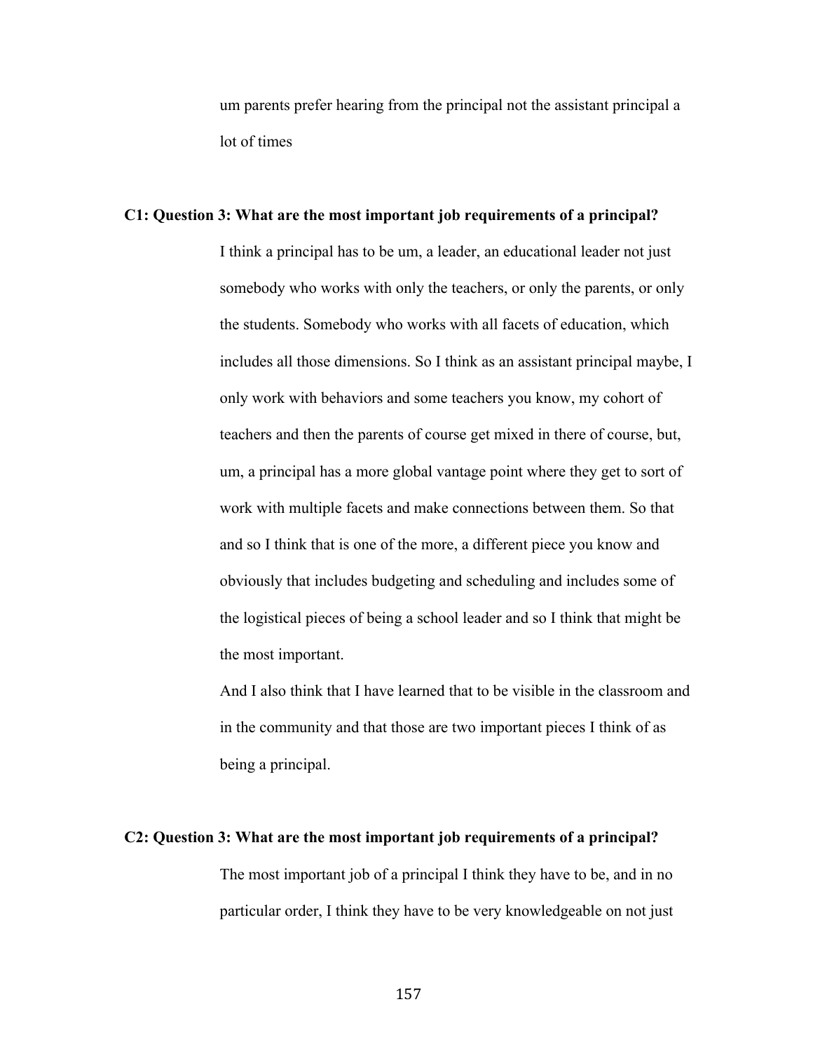um parents prefer hearing from the principal not the assistant principal a lot of times

**C1: Question 3: What are the most important job requirements of a principal?**

I think a principal has to be um, a leader, an educational leader not just somebody who works with only the teachers, or only the parents, or only the students. Somebody who works with all facets of education, which includes all those dimensions. So I think as an assistant principal maybe, I only work with behaviors and some teachers you know, my cohort of teachers and then the parents of course get mixed in there of course, but, um, a principal has a more global vantage point where they get to sort of work with multiple facets and make connections between them. So that and so I think that is one of the more, a different piece you know and obviously that includes budgeting and scheduling and includes some of the logistical pieces of being a school leader and so I think that might be the most important.

And I also think that I have learned that to be visible in the classroom and in the community and that those are two important pieces I think of as being a principal.

**C2: Question 3: What are the most important job requirements of a principal?**

The most important job of a principal I think they have to be, and in no particular order, I think they have to be very knowledgeable on not just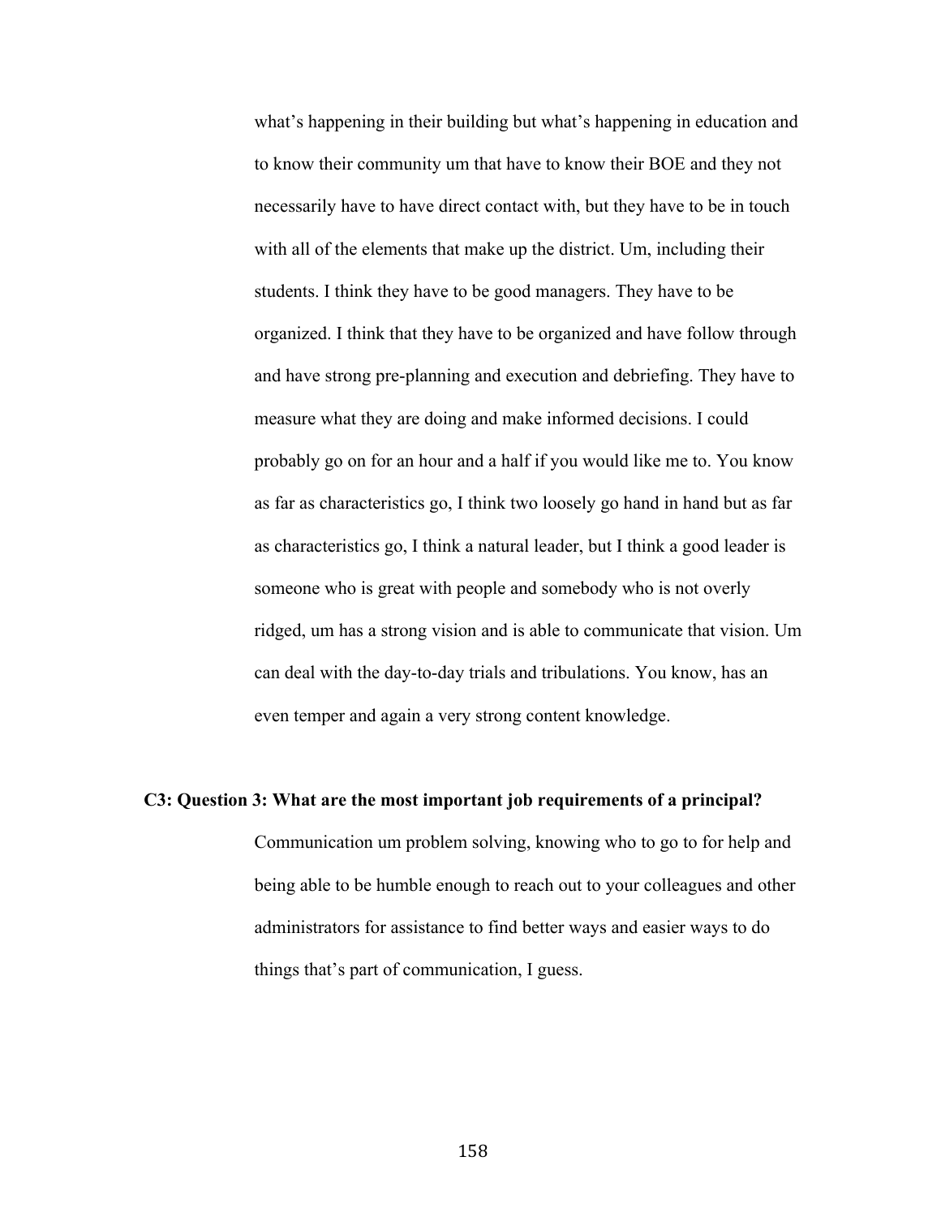what's happening in their building but what's happening in education and to know their community um that have to know their BOE and they not necessarily have to have direct contact with, but they have to be in touch with all of the elements that make up the district. Um, including their students. I think they have to be good managers. They have to be organized. I think that they have to be organized and have follow through and have strong pre-planning and execution and debriefing. They have to measure what they are doing and make informed decisions. I could probably go on for an hour and a half if you would like me to. You know as far as characteristics go, I think two loosely go hand in hand but as far as characteristics go, I think a natural leader, but I think a good leader is someone who is great with people and somebody who is not overly ridged, um has a strong vision and is able to communicate that vision. Um can deal with the day-to-day trials and tribulations. You know, has an even temper and again a very strong content knowledge.

**C3: Question 3: What are the most important job requirements of a principal?**

Communication um problem solving, knowing who to go to for help and being able to be humble enough to reach out to your colleagues and other administrators for assistance to find better ways and easier ways to do things that's part of communication, I guess.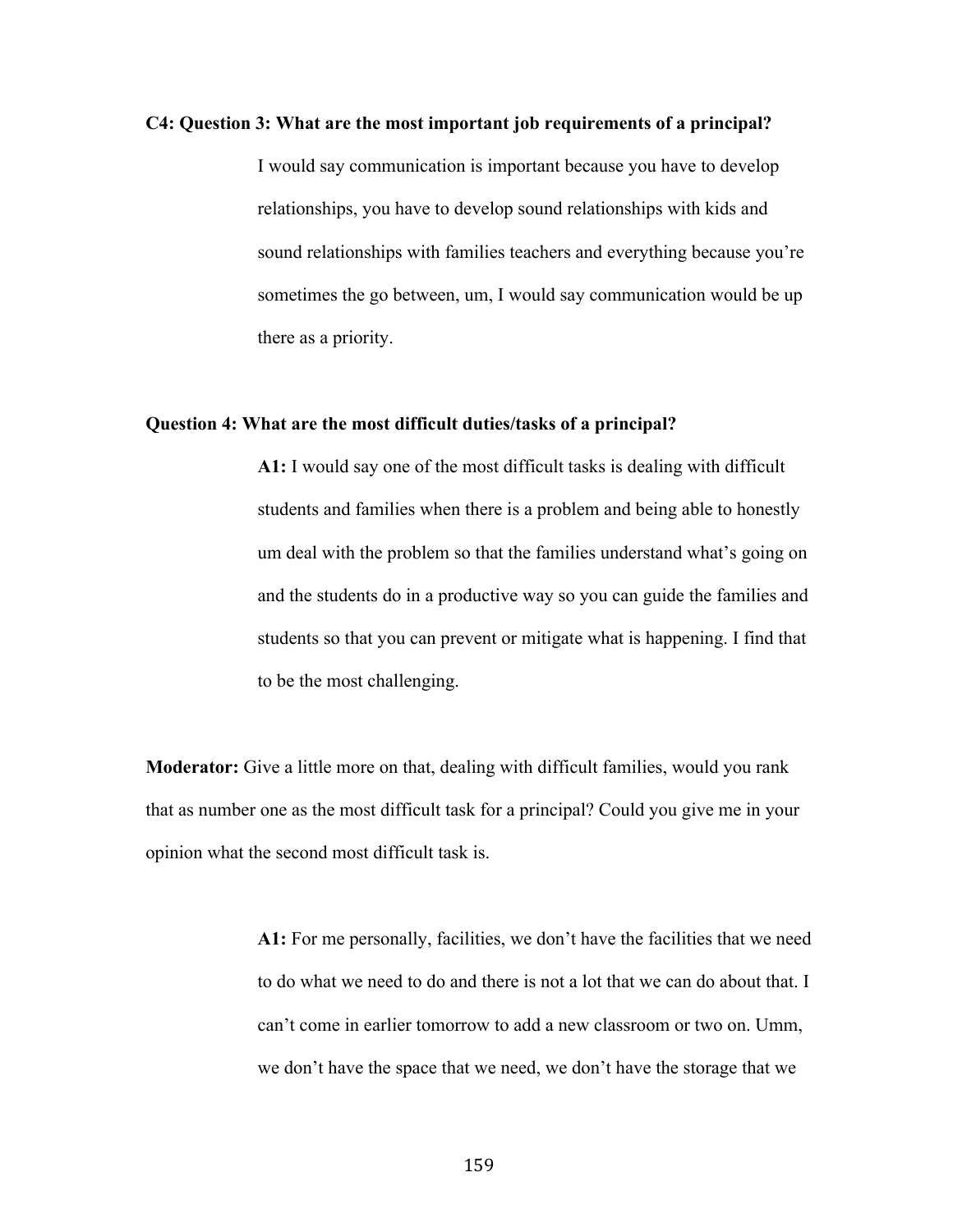**C4: Question 3: What are the most important job requirements of a principal?**

I would say communication is important because you have to develop relationships, you have to develop sound relationships with kids and sound relationships with families teachers and everything because you're sometimes the go between, um, I would say communication would be up there as a priority.

**Question 4: What are the most difficult duties/tasks of a principal?**

**A1:** I would say one of the most difficult tasks is dealing with difficult students and families when there is a problem and being able to honestly um deal with the problem so that the families understand what's going on and the students do in a productive way so you can guide the families and students so that you can prevent or mitigate what is happening. I find that to be the most challenging.

**Moderator:** Give a little more on that, dealing with difficult families, would you rank that as number one as the most difficult task for a principal? Could you give me in your opinion what the second most difficult task is.

**A1:** For me personally, facilities, we don't have the facilities that we need to do what we need to do and there is not a lot that we can do about that. I can't come in earlier tomorrow to add a new classroom or two on. Umm, we don't have the space that we need, we don't have the storage that we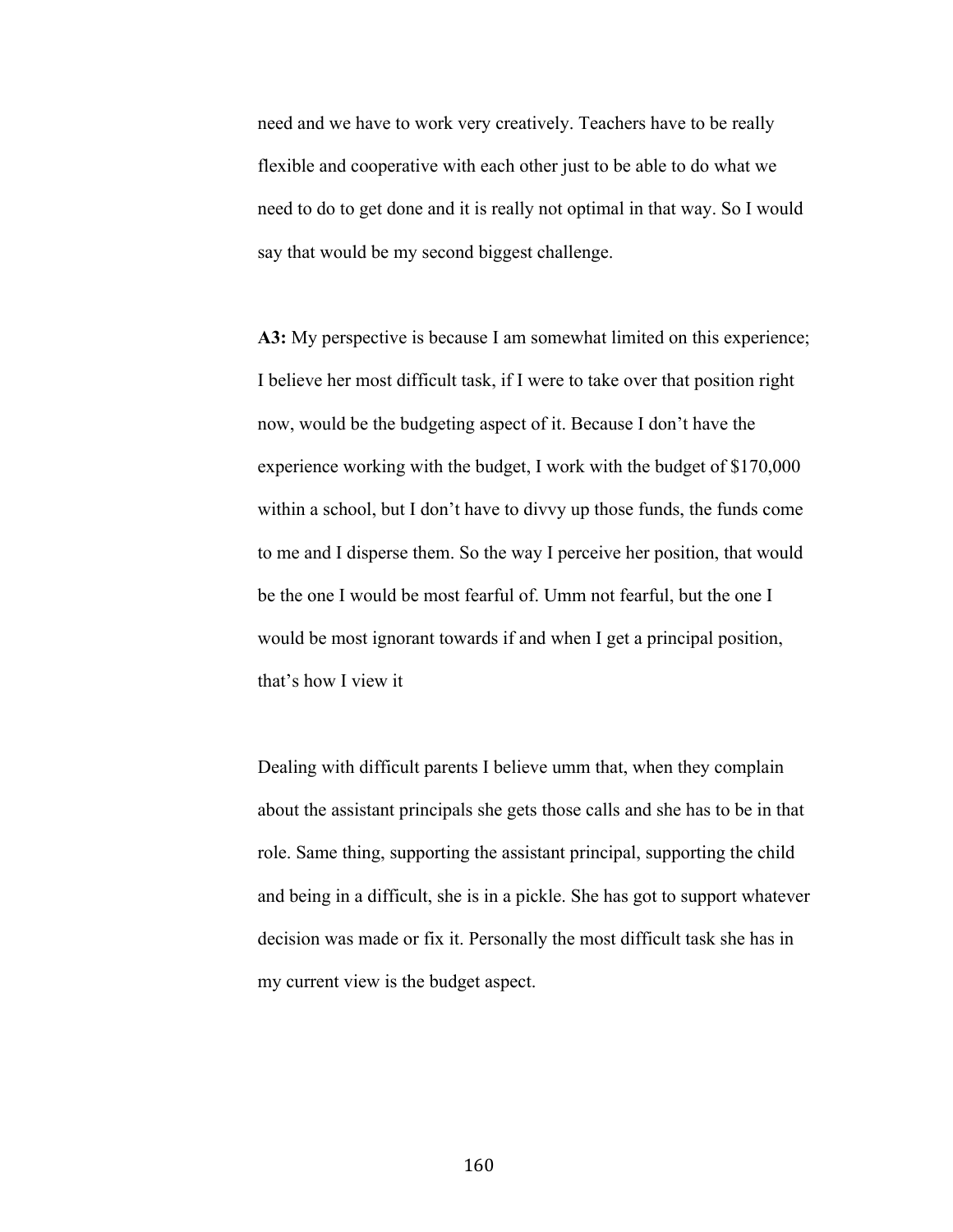need and we have to work very creatively. Teachers have to be really flexible and cooperative with each other just to be able to do what we need to do to get done and it is really not optimal in that way. So I would say that would be my second biggest challenge.

**A3:** My perspective is because I am somewhat limited on this experience; I believe her most difficult task, if I were to take over that position right now, would be the budgeting aspect of it. Because I don't have the experience working with the budget, I work with the budget of $170,000 within a school, but I don't have to divvy up those funds, the funds come to me and I disperse them. So the way I perceive her position, that would be the one I would be most fearful of. Umm not fearful, but the one I would be most ignorant towards if and when I get a principal position, that's how I view it

Dealing with difficult parents I believe umm that, when they complain about the assistant principals she gets those calls and she has to be in that role. Same thing, supporting the assistant principal, supporting the child and being in a difficult, she is in a pickle. She has got to support whatever decision was made or fix it. Personally the most difficult task she has in my current view is the budget aspect.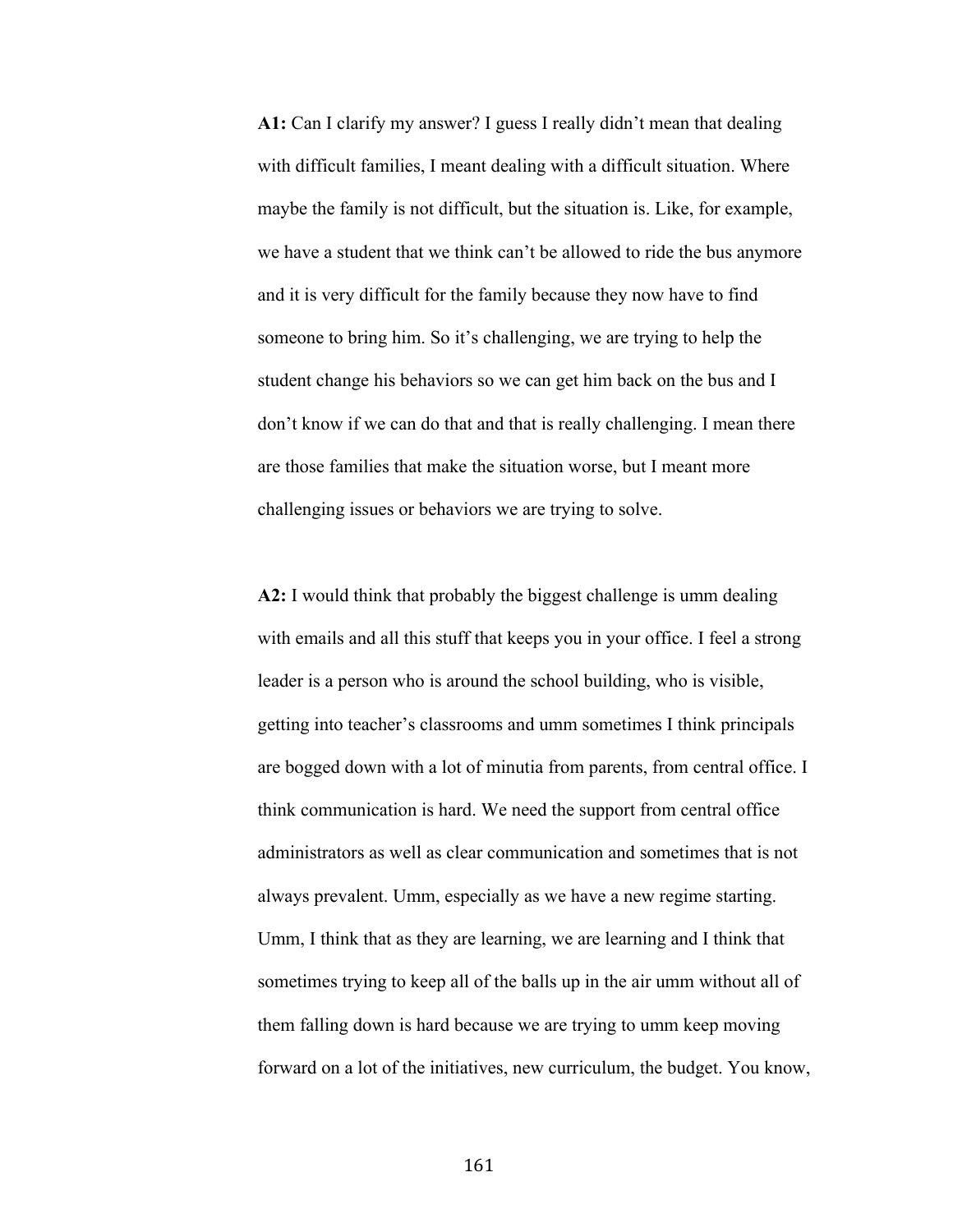**A1:** Can I clarify my answer? I guess I really didn't mean that dealing with difficult families, I meant dealing with a difficult situation. Where maybe the family is not difficult, but the situation is. Like, for example, we have a student that we think can't be allowed to ride the bus anymore and it is very difficult for the family because they now have to find someone to bring him. So it's challenging, we are trying to help the student change his behaviors so we can get him back on the bus and I don't know if we can do that and that is really challenging. I mean there are those families that make the situation worse, but I meant more challenging issues or behaviors we are trying to solve.

**A2:** I would think that probably the biggest challenge is umm dealing with emails and all this stuff that keeps you in your office. I feel a strong leader is a person who is around the school building, who is visible, getting into teacher's classrooms and umm sometimes I think principals are bogged down with a lot of minutia from parents, from central office. I think communication is hard. We need the support from central office administrators as well as clear communication and sometimes that is not always prevalent. Umm, especially as we have a new regime starting. Umm, I think that as they are learning, we are learning and I think that sometimes trying to keep all of the balls up in the air umm without all of them falling down is hard because we are trying to umm keep moving forward on a lot of the initiatives, new curriculum, the budget. You know,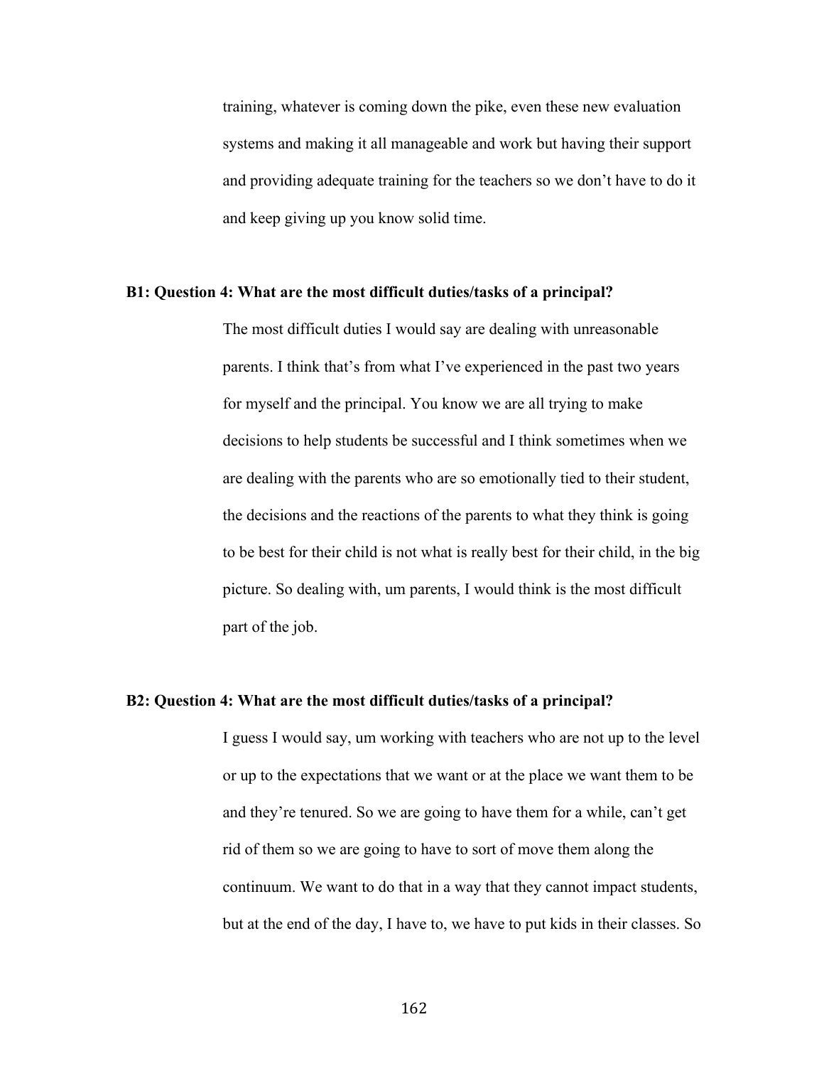training, whatever is coming down the pike, even these new evaluation systems and making it all manageable and work but having their support and providing adequate training for the teachers so we don't have to do it and keep giving up you know solid time.

**B1: Question 4: What are the most difficult duties/tasks of a principal?**

The most difficult duties I would say are dealing with unreasonable parents. I think that's from what I've experienced in the past two years for myself and the principal. You know we are all trying to make decisions to help students be successful and I think sometimes when we are dealing with the parents who are so emotionally tied to their student, the decisions and the reactions of the parents to what they think is going to be best for their child is not what is really best for their child, in the big picture. So dealing with, um parents, I would think is the most difficult part of the job.

**B2: Question 4: What are the most difficult duties/tasks of a principal?**

I guess I would say, um working with teachers who are not up to the level or up to the expectations that we want or at the place we want them to be and they're tenured. So we are going to have them for a while, can't get rid of them so we are going to have to sort of move them along the continuum. We want to do that in a way that they cannot impact students, but at the end of the day, I have to, we have to put kids in their classes. So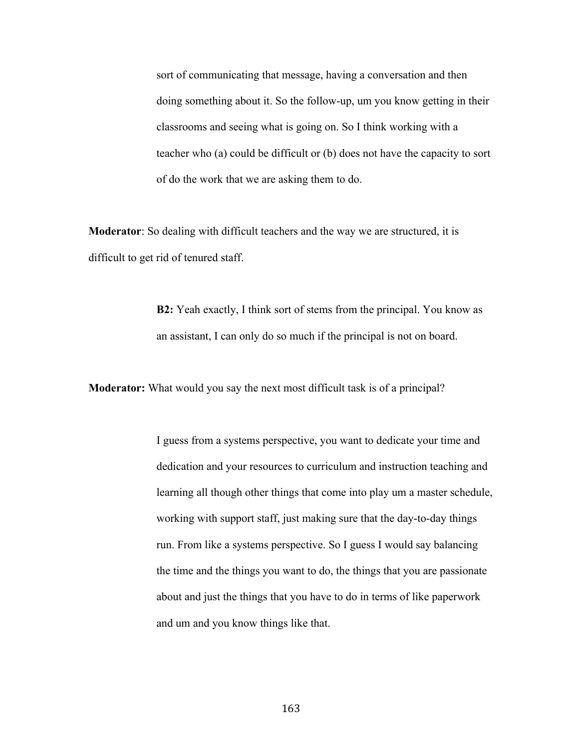sort of communicating that message, having a conversation and then doing something about it. So the follow-up, um you know getting in their classrooms and seeing what is going on. So I think working with a teacher who (a) could be difficult or (b) does not have the capacity to sort of do the work that we are asking them to do.

**Moderator**: So dealing with difficult teachers and the way we are structured, it is difficult to get rid of tenured staff.

**B2:** Yeah exactly, I think sort of stems from the principal. You know as an assistant, I can only do so much if the principal is not on board.

**Moderator:** What would you say the next most difficult task is of a principal?

I guess from a systems perspective, you want to dedicate your time and dedication and your resources to curriculum and instruction teaching and learning all though other things that come into play um a master schedule, working with support staff, just making sure that the day-to-day things run. From like a systems perspective. So I guess I would say balancing the time and the things you want to do, the things that you are passionate about and just the things that you have to do in terms of like paperwork and um and you know things like that.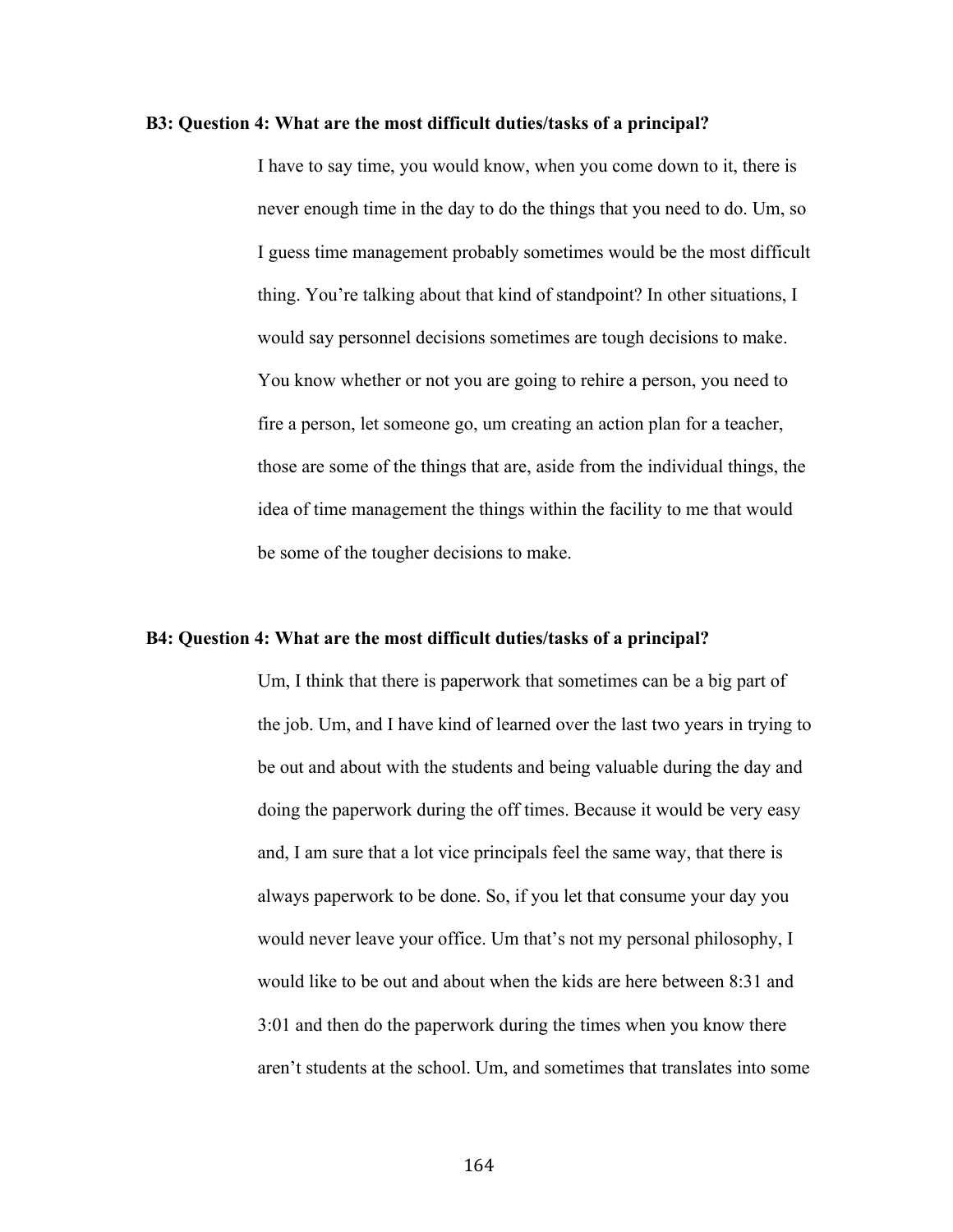**B3: Question 4: What are the most difficult duties/tasks of a principal?**

I have to say time, you would know, when you come down to it, there is never enough time in the day to do the things that you need to do. Um, so I guess time management probably sometimes would be the most difficult thing. You're talking about that kind of standpoint? In other situations, I would say personnel decisions sometimes are tough decisions to make. You know whether or not you are going to rehire a person, you need to fire a person, let someone go, um creating an action plan for a teacher, those are some of the things that are, aside from the individual things, the idea of time management the things within the facility to me that would be some of the tougher decisions to make.

**B4: Question 4: What are the most difficult duties/tasks of a principal?**

Um, I think that there is paperwork that sometimes can be a big part of the job. Um, and I have kind of learned over the last two years in trying to be out and about with the students and being valuable during the day and doing the paperwork during the off times. Because it would be very easy and, I am sure that a lot vice principals feel the same way, that there is always paperwork to be done. So, if you let that consume your day you would never leave your office. Um that's not my personal philosophy, I would like to be out and about when the kids are here between 8:31 and 3:01 and then do the paperwork during the times when you know there aren't students at the school. Um, and sometimes that translates into some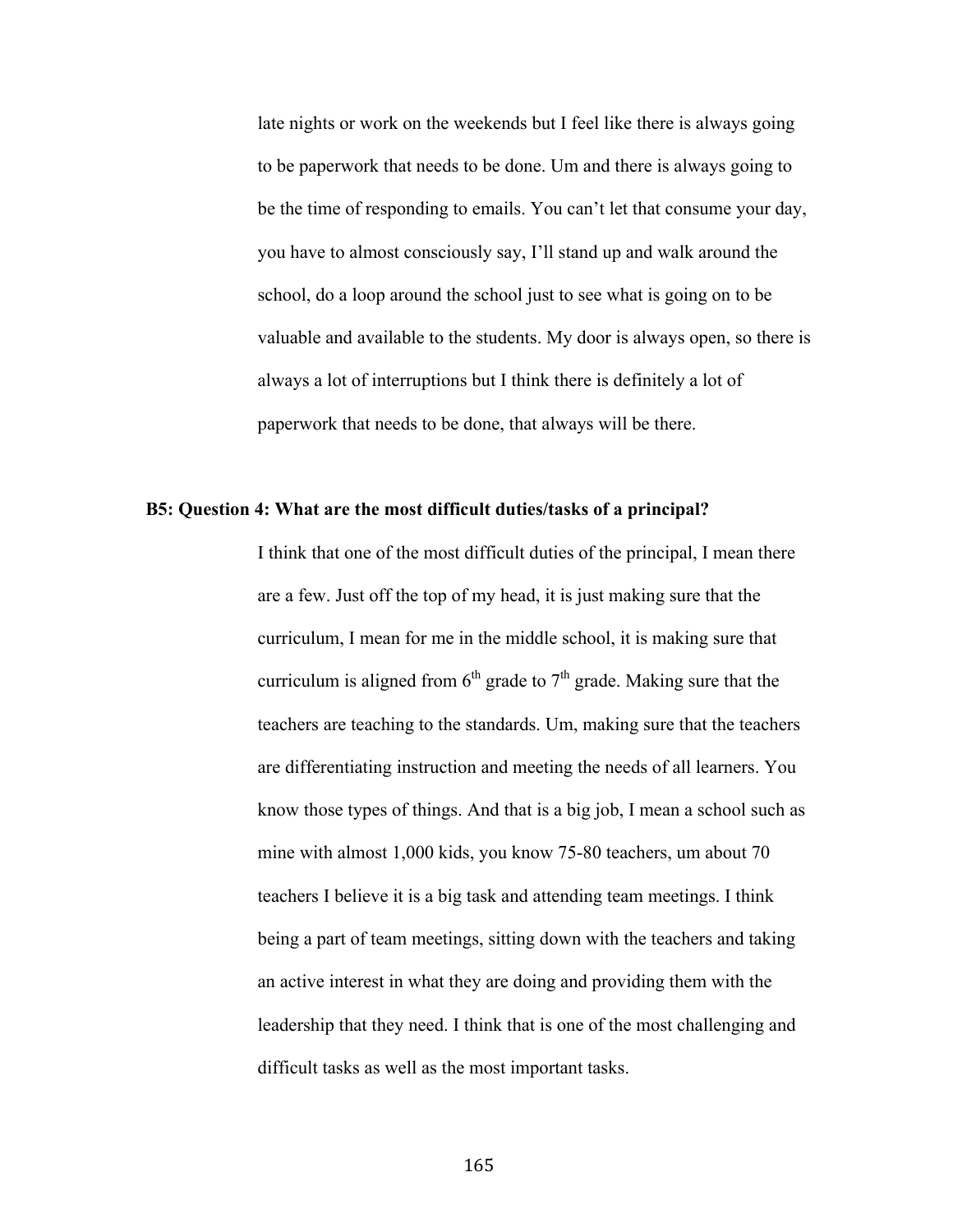late nights or work on the weekends but I feel like there is always going to be paperwork that needs to be done. Um and there is always going to be the time of responding to emails. You can't let that consume your day, you have to almost consciously say, I'll stand up and walk around the school, do a loop around the school just to see what is going on to be valuable and available to the students. My door is always open, so there is always a lot of interruptions but I think there is definitely a lot of paperwork that needs to be done, that always will be there.

**B5: Question 4: What are the most difficult duties/tasks of a principal?**

I think that one of the most difficult duties of the principal, I mean there are a few. Just off the top of my head, it is just making sure that the curriculum, I mean for me in the middle school, it is making sure that curriculum is aligned from 6th grade to 7th grade. Making sure that the teachers are teaching to the standards. Um, making sure that the teachers are differentiating instruction and meeting the needs of all learners. You know those types of things. And that is a big job, I mean a school such as mine with almost 1,000 kids, you know 75-80 teachers, um about 70 teachers I believe it is a big task and attending team meetings. I think being a part of team meetings, sitting down with the teachers and taking an active interest in what they are doing and providing them with the leadership that they need. I think that is one of the most challenging and difficult tasks as well as the most important tasks.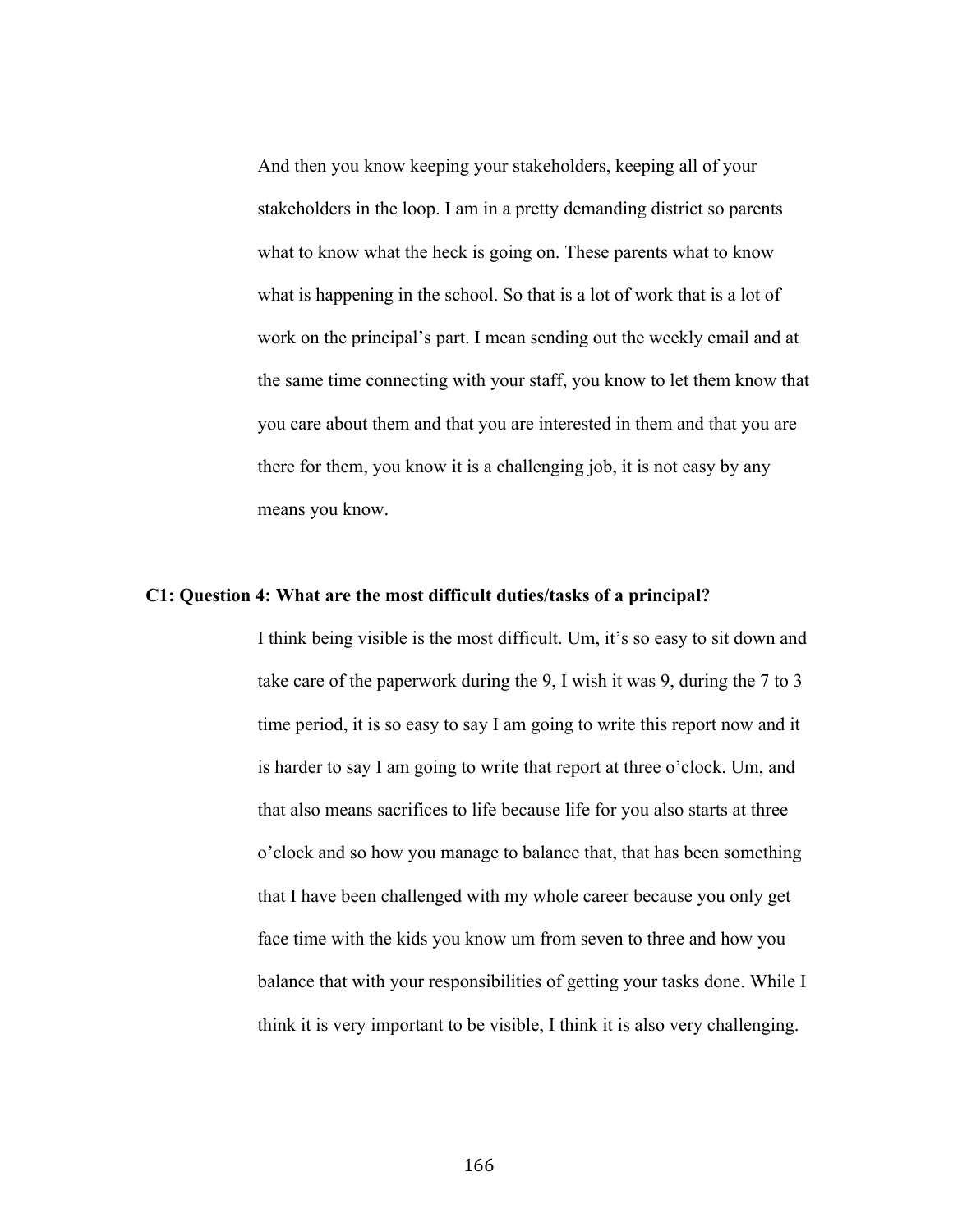And then you know keeping your stakeholders, keeping all of your stakeholders in the loop. I am in a pretty demanding district so parents what to know what the heck is going on. These parents what to know what is happening in the school. So that is a lot of work that is a lot of work on the principal's part. I mean sending out the weekly email and at the same time connecting with your staff, you know to let them know that you care about them and that you are interested in them and that you are there for them, you know it is a challenging job, it is not easy by any means you know.

**C1: Question 4: What are the most difficult duties/tasks of a principal?**

I think being visible is the most difficult. Um, it's so easy to sit down and take care of the paperwork during the 9, I wish it was 9, during the 7 to 3 time period, it is so easy to say I am going to write this report now and it is harder to say I am going to write that report at three o'clock. Um, and that also means sacrifices to life because life for you also starts at three o'clock and so how you manage to balance that, that has been something that I have been challenged with my whole career because you only get face time with the kids you know um from seven to three and how you balance that with your responsibilities of getting your tasks done. While I think it is very important to be visible, I think it is also very challenging.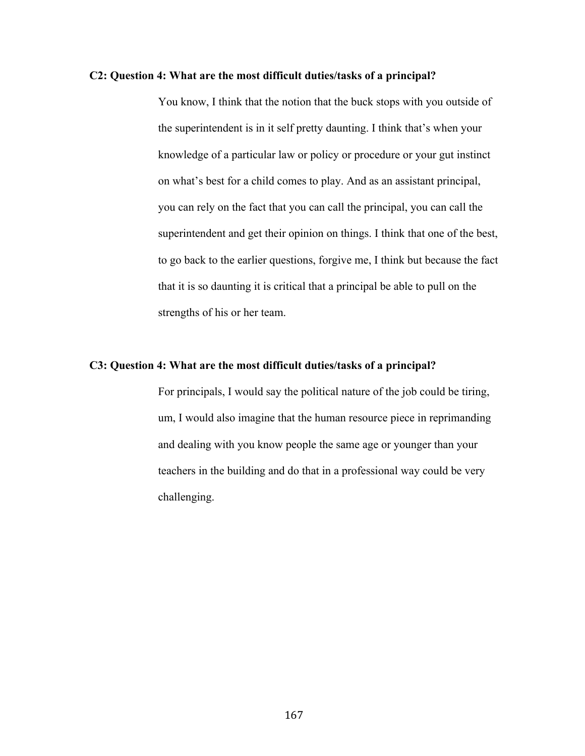**C2: Question 4: What are the most difficult duties/tasks of a principal?**

You know, I think that the notion that the buck stops with you outside of the superintendent is in it self pretty daunting. I think that's when your knowledge of a particular law or policy or procedure or your gut instinct on what's best for a child comes to play. And as an assistant principal, you can rely on the fact that you can call the principal, you can call the superintendent and get their opinion on things. I think that one of the best, to go back to the earlier questions, forgive me, I think but because the fact that it is so daunting it is critical that a principal be able to pull on the strengths of his or her team.

**C3: Question 4: What are the most difficult duties/tasks of a principal?**

For principals, I would say the political nature of the job could be tiring, um, I would also imagine that the human resource piece in reprimanding and dealing with you know people the same age or younger than your teachers in the building and do that in a professional way could be very challenging.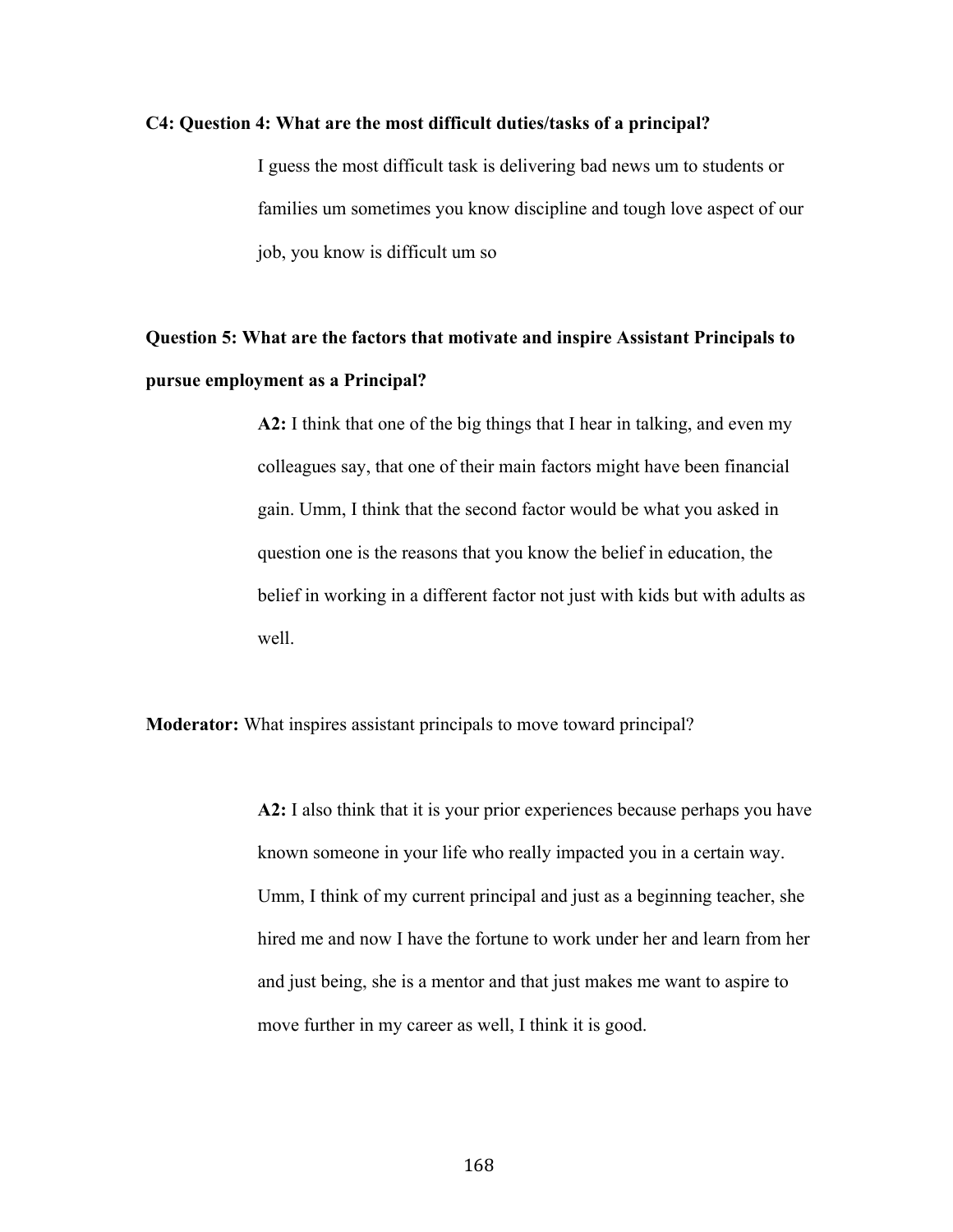**C4: Question 4: What are the most difficult duties/tasks of a principal?**

I guess the most difficult task is delivering bad news um to students or families um sometimes you know discipline and tough love aspect of our job, you know is difficult um so

**Question 5: What are the factors that motivate and inspire Assistant Principals to pursue employment as a Principal?**

**A2:** I think that one of the big things that I hear in talking, and even my colleagues say, that one of their main factors might have been financial gain. Umm, I think that the second factor would be what you asked in question one is the reasons that you know the belief in education, the belief in working in a different factor not just with kids but with adults as well.

**Moderator:** What inspires assistant principals to move toward principal?

**A2:** I also think that it is your prior experiences because perhaps you have known someone in your life who really impacted you in a certain way. Umm, I think of my current principal and just as a beginning teacher, she hired me and now I have the fortune to work under her and learn from her and just being, she is a mentor and that just makes me want to aspire to move further in my career as well, I think it is good.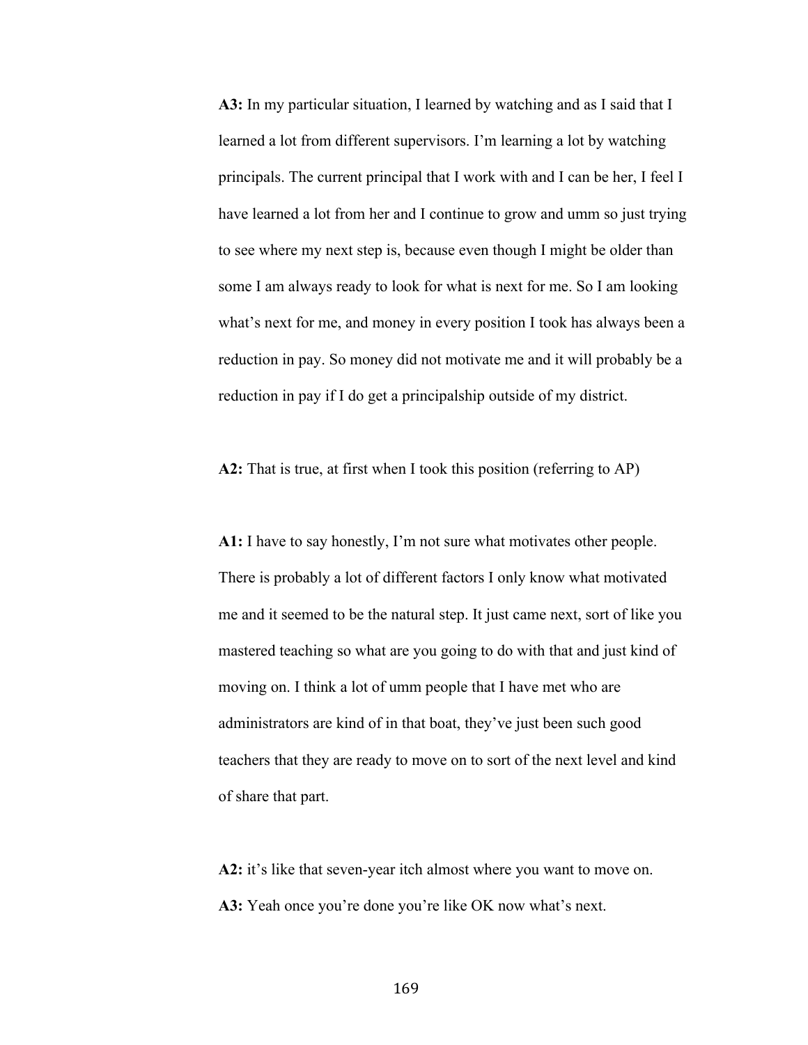**A3:** In my particular situation, I learned by watching and as I said that I learned a lot from different supervisors. I'm learning a lot by watching principals. The current principal that I work with and I can be her, I feel I have learned a lot from her and I continue to grow and umm so just trying to see where my next step is, because even though I might be older than some I am always ready to look for what is next for me. So I am looking what's next for me, and money in every position I took has always been a reduction in pay. So money did not motivate me and it will probably be a reduction in pay if I do get a principalship outside of my district.

**A2:** That is true, at first when I took this position (referring to AP)

**A1:** I have to say honestly, I'm not sure what motivates other people. There is probably a lot of different factors I only know what motivated me and it seemed to be the natural step. It just came next, sort of like you mastered teaching so what are you going to do with that and just kind of moving on. I think a lot of umm people that I have met who are administrators are kind of in that boat, they've just been such good teachers that they are ready to move on to sort of the next level and kind of share that part.

**A2:** it's like that seven-year itch almost where you want to move on.
**A3:** Yeah once you're done you're like OK now what's next.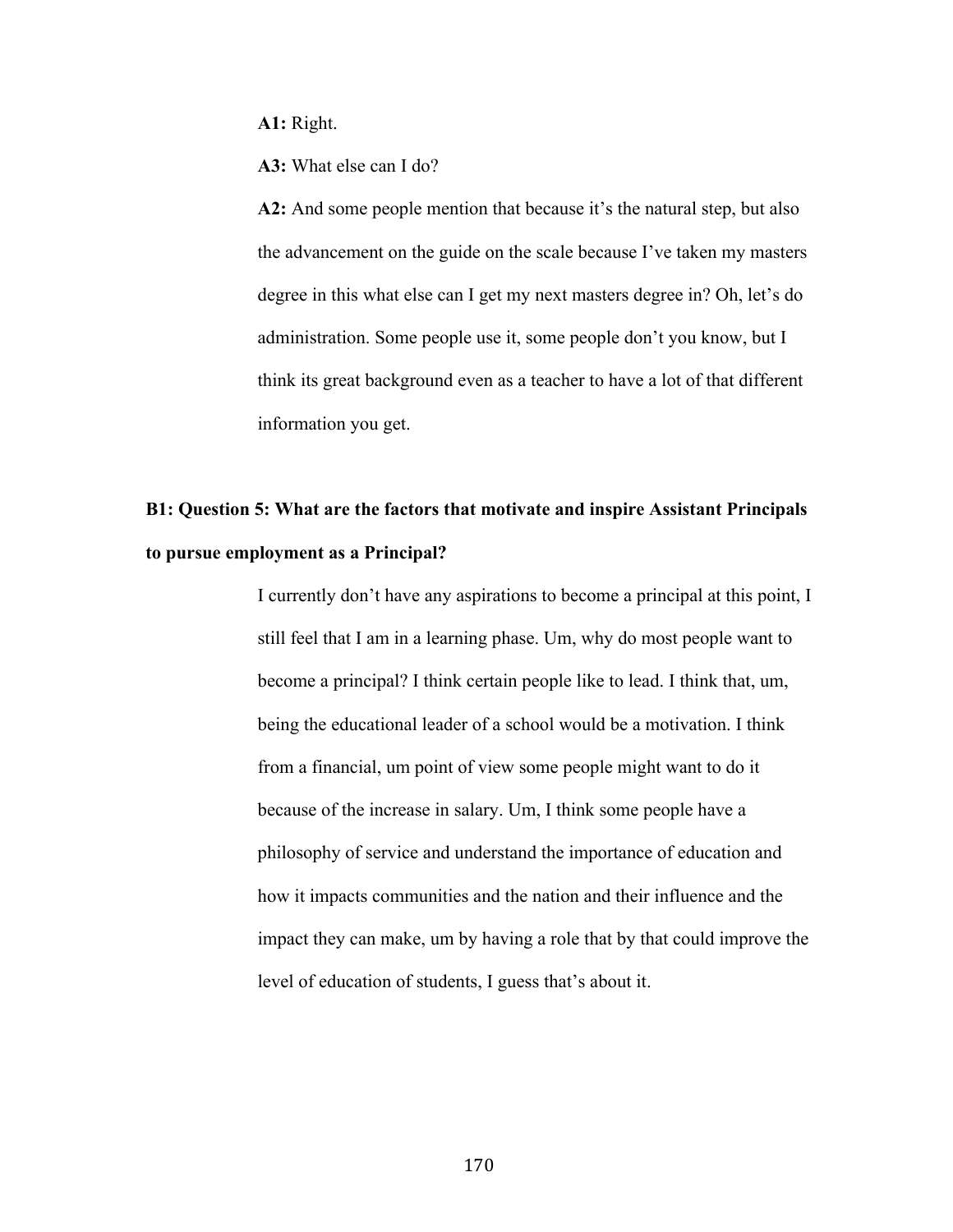**A1:** Right.

**A3:** What else can I do?

**A2:** And some people mention that because it's the natural step, but also the advancement on the guide on the scale because I've taken my masters degree in this what else can I get my next masters degree in? Oh, let's do administration. Some people use it, some people don't you know, but I think its great background even as a teacher to have a lot of that different information you get.

**B1: Question 5: What are the factors that motivate and inspire Assistant Principals to pursue employment as a Principal?**

I currently don't have any aspirations to become a principal at this point, I still feel that I am in a learning phase. Um, why do most people want to become a principal? I think certain people like to lead. I think that, um, being the educational leader of a school would be a motivation. I think from a financial, um point of view some people might want to do it because of the increase in salary. Um, I think some people have a philosophy of service and understand the importance of education and how it impacts communities and the nation and their influence and the impact they can make, um by having a role that by that could improve the level of education of students, I guess that's about it.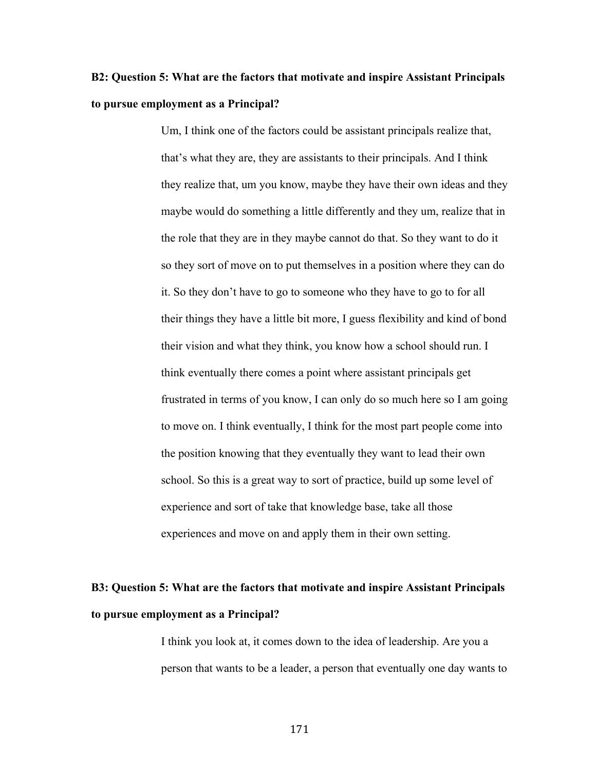**B2: Question 5: What are the factors that motivate and inspire Assistant Principals to pursue employment as a Principal?**

> Um, I think one of the factors could be assistant principals realize that, that's what they are, they are assistants to their principals. And I think they realize that, um you know, maybe they have their own ideas and they maybe would do something a little differently and they um, realize that in the role that they are in they maybe cannot do that. So they want to do it so they sort of move on to put themselves in a position where they can do it. So they don't have to go to someone who they have to go to for all their things they have a little bit more, I guess flexibility and kind of bond their vision and what they think, you know how a school should run. I think eventually there comes a point where assistant principals get frustrated in terms of you know, I can only do so much here so I am going to move on. I think eventually, I think for the most part people come into the position knowing that they eventually they want to lead their own school. So this is a great way to sort of practice, build up some level of experience and sort of take that knowledge base, take all those experiences and move on and apply them in their own setting.

**B3: Question 5: What are the factors that motivate and inspire Assistant Principals to pursue employment as a Principal?**

> I think you look at, it comes down to the idea of leadership. Are you a person that wants to be a leader, a person that eventually one day wants to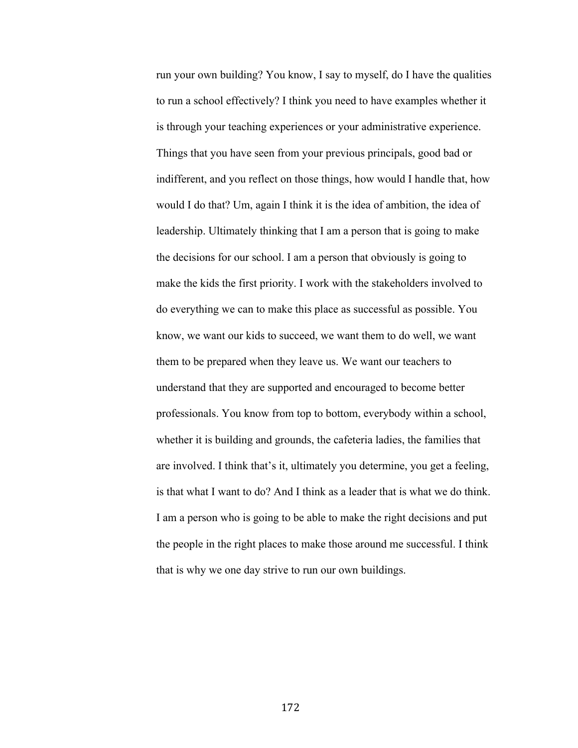run your own building? You know, I say to myself, do I have the qualities to run a school effectively? I think you need to have examples whether it is through your teaching experiences or your administrative experience. Things that you have seen from your previous principals, good bad or indifferent, and you reflect on those things, how would I handle that, how would I do that? Um, again I think it is the idea of ambition, the idea of leadership. Ultimately thinking that I am a person that is going to make the decisions for our school. I am a person that obviously is going to make the kids the first priority. I work with the stakeholders involved to do everything we can to make this place as successful as possible. You know, we want our kids to succeed, we want them to do well, we want them to be prepared when they leave us. We want our teachers to understand that they are supported and encouraged to become better professionals. You know from top to bottom, everybody within a school, whether it is building and grounds, the cafeteria ladies, the families that are involved. I think that's it, ultimately you determine, you get a feeling, is that what I want to do? And I think as a leader that is what we do think. I am a person who is going to be able to make the right decisions and put the people in the right places to make those around me successful. I think that is why we one day strive to run our own buildings.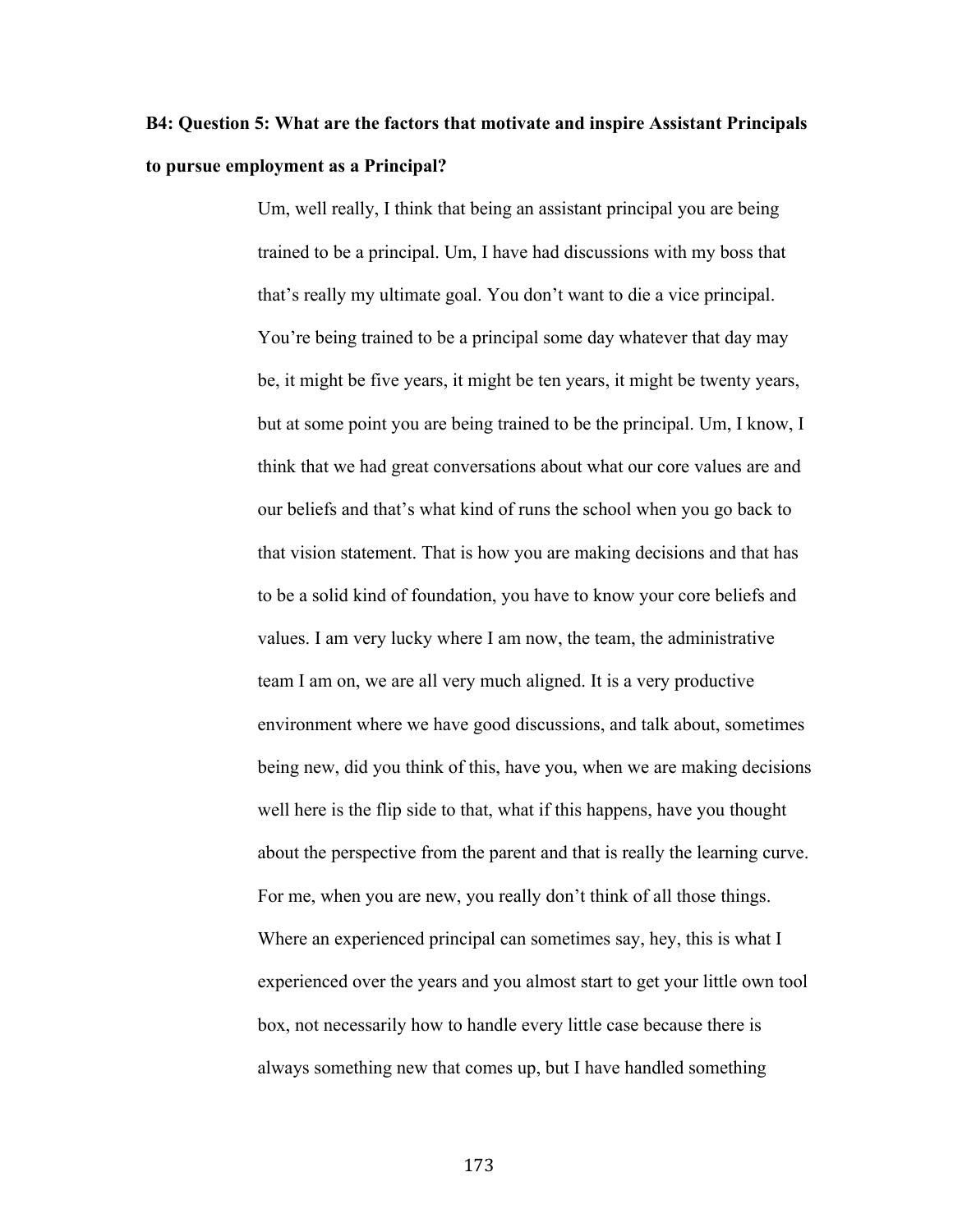**B4: Question 5: What are the factors that motivate and inspire Assistant Principals to pursue employment as a Principal?**

Um, well really, I think that being an assistant principal you are being trained to be a principal. Um, I have had discussions with my boss that that's really my ultimate goal. You don't want to die a vice principal. You're being trained to be a principal some day whatever that day may be, it might be five years, it might be ten years, it might be twenty years, but at some point you are being trained to be the principal. Um, I know, I think that we had great conversations about what our core values are and our beliefs and that's what kind of runs the school when you go back to that vision statement. That is how you are making decisions and that has to be a solid kind of foundation, you have to know your core beliefs and values. I am very lucky where I am now, the team, the administrative team I am on, we are all very much aligned. It is a very productive environment where we have good discussions, and talk about, sometimes being new, did you think of this, have you, when we are making decisions well here is the flip side to that, what if this happens, have you thought about the perspective from the parent and that is really the learning curve. For me, when you are new, you really don't think of all those things. Where an experienced principal can sometimes say, hey, this is what I experienced over the years and you almost start to get your little own tool box, not necessarily how to handle every little case because there is always something new that comes up, but I have handled something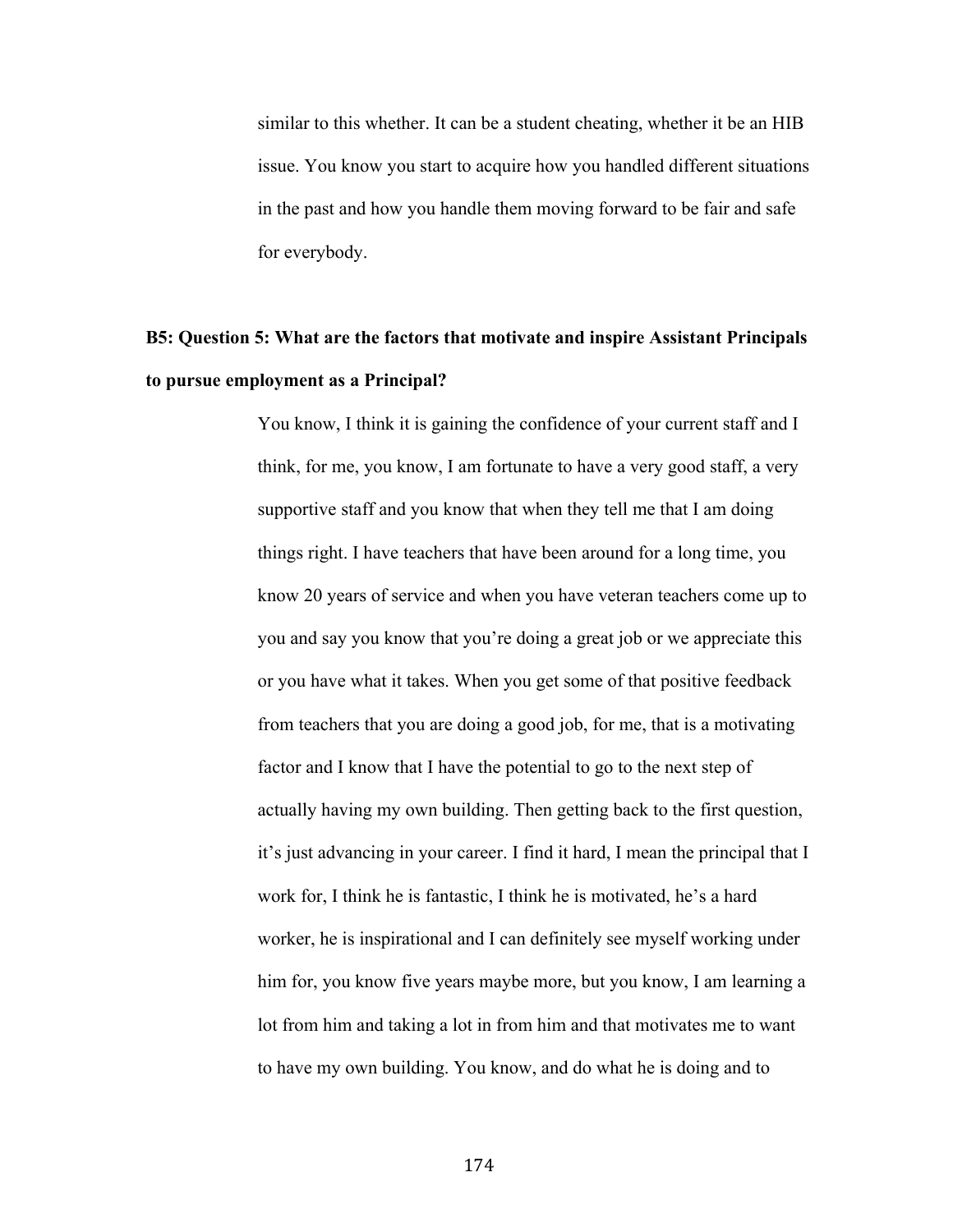similar to this whether. It can be a student cheating, whether it be an HIB issue. You know you start to acquire how you handled different situations in the past and how you handle them moving forward to be fair and safe for everybody.

**B5: Question 5: What are the factors that motivate and inspire Assistant Principals to pursue employment as a Principal?**

You know, I think it is gaining the confidence of your current staff and I think, for me, you know, I am fortunate to have a very good staff, a very supportive staff and you know that when they tell me that I am doing things right. I have teachers that have been around for a long time, you know 20 years of service and when you have veteran teachers come up to you and say you know that you're doing a great job or we appreciate this or you have what it takes. When you get some of that positive feedback from teachers that you are doing a good job, for me, that is a motivating factor and I know that I have the potential to go to the next step of actually having my own building. Then getting back to the first question, it's just advancing in your career. I find it hard, I mean the principal that I work for, I think he is fantastic, I think he is motivated, he's a hard worker, he is inspirational and I can definitely see myself working under him for, you know five years maybe more, but you know, I am learning a lot from him and taking a lot in from him and that motivates me to want to have my own building. You know, and do what he is doing and to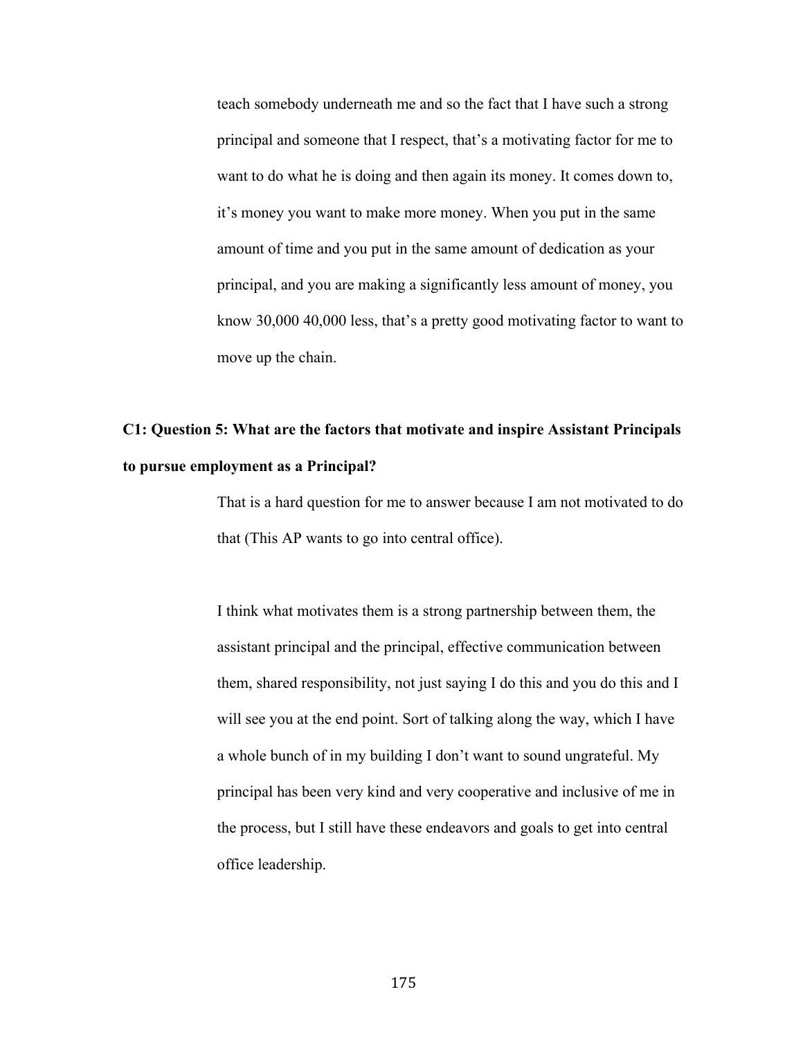teach somebody underneath me and so the fact that I have such a strong principal and someone that I respect, that's a motivating factor for me to want to do what he is doing and then again its money. It comes down to, it's money you want to make more money. When you put in the same amount of time and you put in the same amount of dedication as your principal, and you are making a significantly less amount of money, you know 30,000 40,000 less, that's a pretty good motivating factor to want to move up the chain.

**C1: Question 5: What are the factors that motivate and inspire Assistant Principals to pursue employment as a Principal?**

That is a hard question for me to answer because I am not motivated to do that (This AP wants to go into central office).

I think what motivates them is a strong partnership between them, the assistant principal and the principal, effective communication between them, shared responsibility, not just saying I do this and you do this and I will see you at the end point. Sort of talking along the way, which I have a whole bunch of in my building I don't want to sound ungrateful. My principal has been very kind and very cooperative and inclusive of me in the process, but I still have these endeavors and goals to get into central office leadership.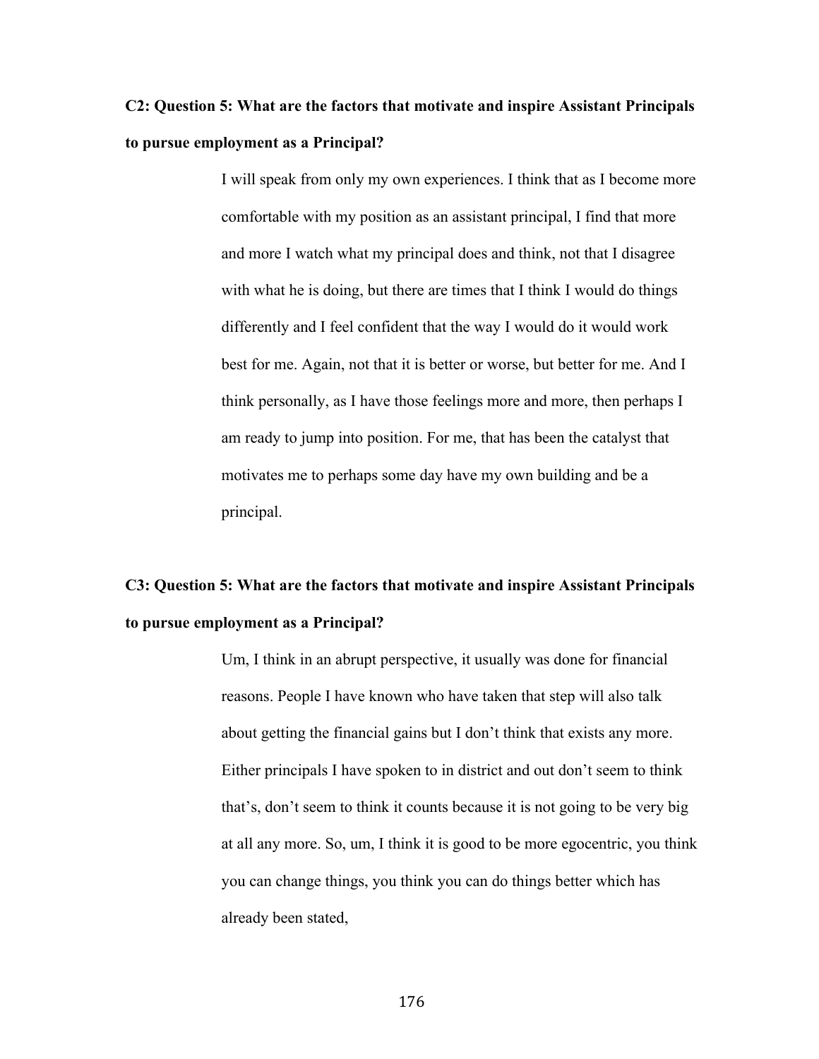**C2: Question 5: What are the factors that motivate and inspire Assistant Principals to pursue employment as a Principal?**

> I will speak from only my own experiences. I think that as I become more comfortable with my position as an assistant principal, I find that more and more I watch what my principal does and think, not that I disagree with what he is doing, but there are times that I think I would do things differently and I feel confident that the way I would do it would work best for me. Again, not that it is better or worse, but better for me. And I think personally, as I have those feelings more and more, then perhaps I am ready to jump into position. For me, that has been the catalyst that motivates me to perhaps some day have my own building and be a principal.

**C3: Question 5: What are the factors that motivate and inspire Assistant Principals to pursue employment as a Principal?**

> Um, I think in an abrupt perspective, it usually was done for financial reasons. People I have known who have taken that step will also talk about getting the financial gains but I don't think that exists any more. Either principals I have spoken to in district and out don't seem to think that's, don't seem to think it counts because it is not going to be very big at all any more. So, um, I think it is good to be more egocentric, you think you can change things, you think you can do things better which has already been stated,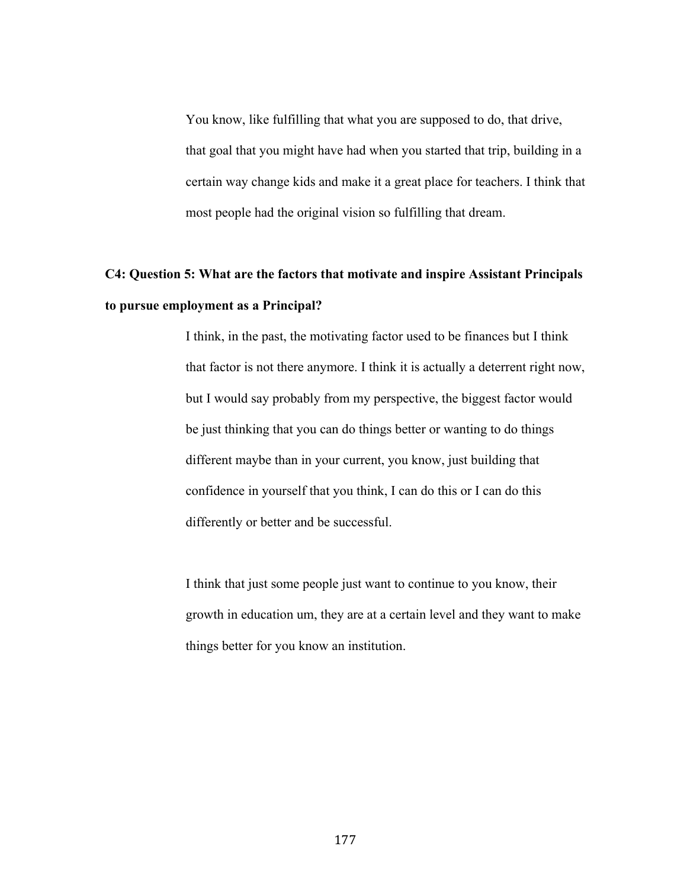You know, like fulfilling that what you are supposed to do, that drive, that goal that you might have had when you started that trip, building in a certain way change kids and make it a great place for teachers. I think that most people had the original vision so fulfilling that dream.

**C4: Question 5: What are the factors that motivate and inspire Assistant Principals to pursue employment as a Principal?**

I think, in the past, the motivating factor used to be finances but I think that factor is not there anymore. I think it is actually a deterrent right now, but I would say probably from my perspective, the biggest factor would be just thinking that you can do things better or wanting to do things different maybe than in your current, you know, just building that confidence in yourself that you think, I can do this or I can do this differently or better and be successful.

I think that just some people just want to continue to you know, their growth in education um, they are at a certain level and they want to make things better for you know an institution.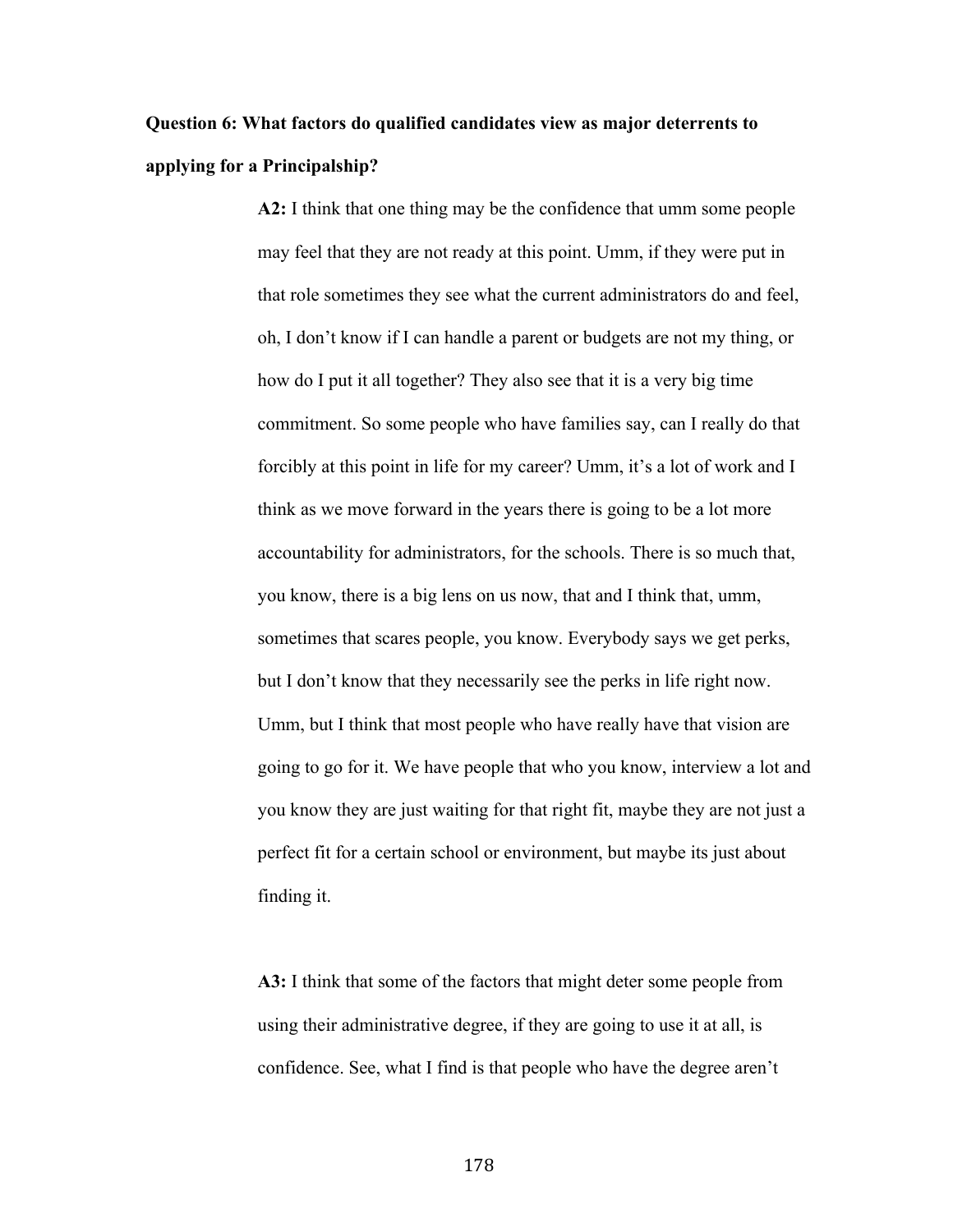**Question 6: What factors do qualified candidates view as major deterrents to applying for a Principalship?**

**A2:** I think that one thing may be the confidence that umm some people may feel that they are not ready at this point. Umm, if they were put in that role sometimes they see what the current administrators do and feel, oh, I don't know if I can handle a parent or budgets are not my thing, or how do I put it all together? They also see that it is a very big time commitment. So some people who have families say, can I really do that forcibly at this point in life for my career? Umm, it's a lot of work and I think as we move forward in the years there is going to be a lot more accountability for administrators, for the schools. There is so much that, you know, there is a big lens on us now, that and I think that, umm, sometimes that scares people, you know. Everybody says we get perks, but I don't know that they necessarily see the perks in life right now. Umm, but I think that most people who have really have that vision are going to go for it. We have people that who you know, interview a lot and you know they are just waiting for that right fit, maybe they are not just a perfect fit for a certain school or environment, but maybe its just about finding it.

**A3:** I think that some of the factors that might deter some people from using their administrative degree, if they are going to use it at all, is confidence. See, what I find is that people who have the degree aren't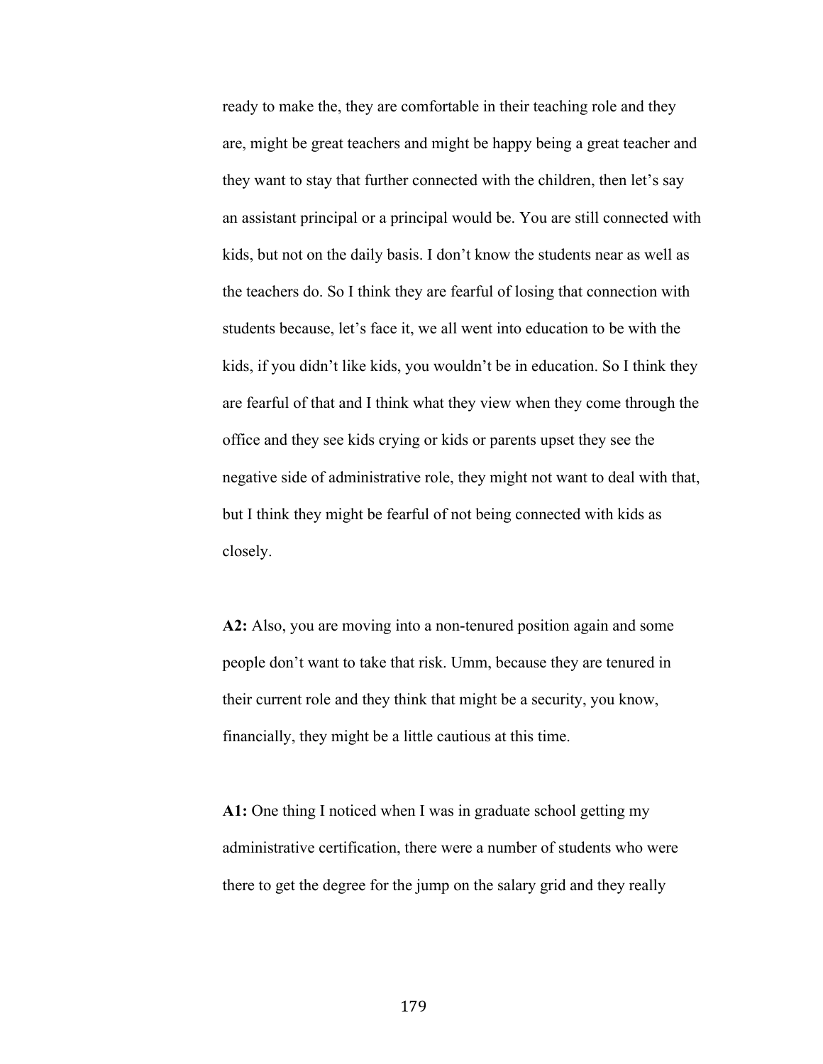ready to make the, they are comfortable in their teaching role and they are, might be great teachers and might be happy being a great teacher and they want to stay that further connected with the children, then let's say an assistant principal or a principal would be. You are still connected with kids, but not on the daily basis. I don't know the students near as well as the teachers do. So I think they are fearful of losing that connection with students because, let's face it, we all went into education to be with the kids, if you didn't like kids, you wouldn't be in education. So I think they are fearful of that and I think what they view when they come through the office and they see kids crying or kids or parents upset they see the negative side of administrative role, they might not want to deal with that, but I think they might be fearful of not being connected with kids as closely.

**A2:** Also, you are moving into a non-tenured position again and some people don't want to take that risk. Umm, because they are tenured in their current role and they think that might be a security, you know, financially, they might be a little cautious at this time.

**A1:** One thing I noticed when I was in graduate school getting my administrative certification, there were a number of students who were there to get the degree for the jump on the salary grid and they really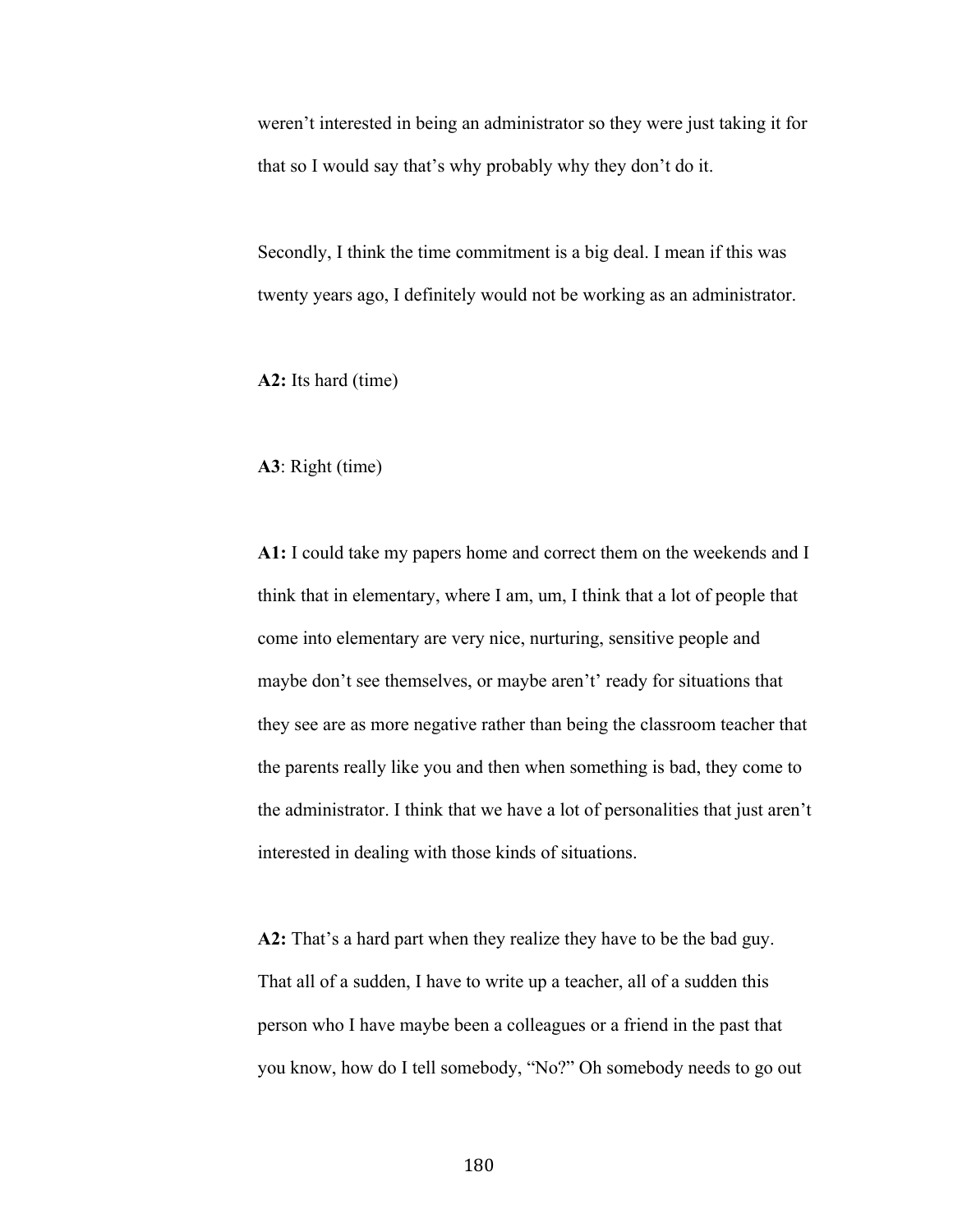weren't interested in being an administrator so they were just taking it for that so I would say that's why probably why they don't do it.

Secondly, I think the time commitment is a big deal. I mean if this was twenty years ago, I definitely would not be working as an administrator.

**A2:** Its hard (time)

**A3**: Right (time)

**A1:** I could take my papers home and correct them on the weekends and I think that in elementary, where I am, um, I think that a lot of people that come into elementary are very nice, nurturing, sensitive people and maybe don't see themselves, or maybe aren't' ready for situations that they see are as more negative rather than being the classroom teacher that the parents really like you and then when something is bad, they come to the administrator. I think that we have a lot of personalities that just aren't interested in dealing with those kinds of situations.

**A2:** That's a hard part when they realize they have to be the bad guy. That all of a sudden, I have to write up a teacher, all of a sudden this person who I have maybe been a colleagues or a friend in the past that you know, how do I tell somebody, "No?" Oh somebody needs to go out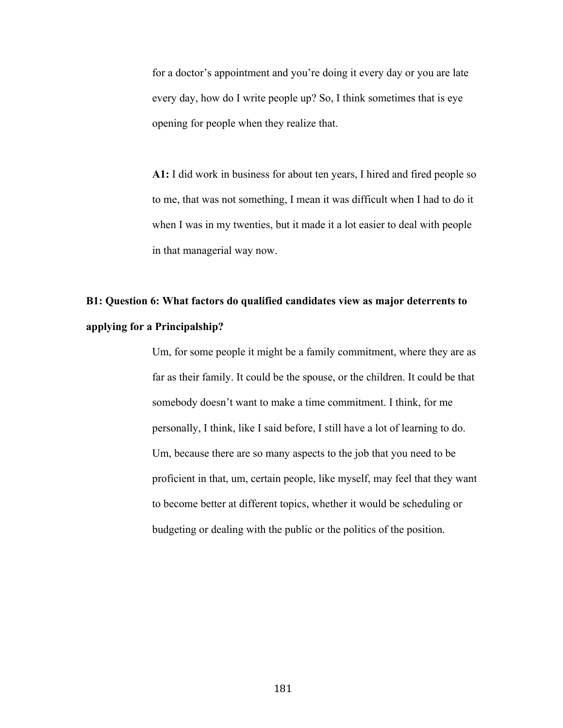for a doctor's appointment and you're doing it every day or you are late every day, how do I write people up? So, I think sometimes that is eye opening for people when they realize that.

**A1:** I did work in business for about ten years, I hired and fired people so to me, that was not something, I mean it was difficult when I had to do it when I was in my twenties, but it made it a lot easier to deal with people in that managerial way now.

**B1: Question 6: What factors do qualified candidates view as major deterrents to applying for a Principalship?**

Um, for some people it might be a family commitment, where they are as far as their family. It could be the spouse, or the children. It could be that somebody doesn't want to make a time commitment. I think, for me personally, I think, like I said before, I still have a lot of learning to do. Um, because there are so many aspects to the job that you need to be proficient in that, um, certain people, like myself, may feel that they want to become better at different topics, whether it would be scheduling or budgeting or dealing with the public or the politics of the position.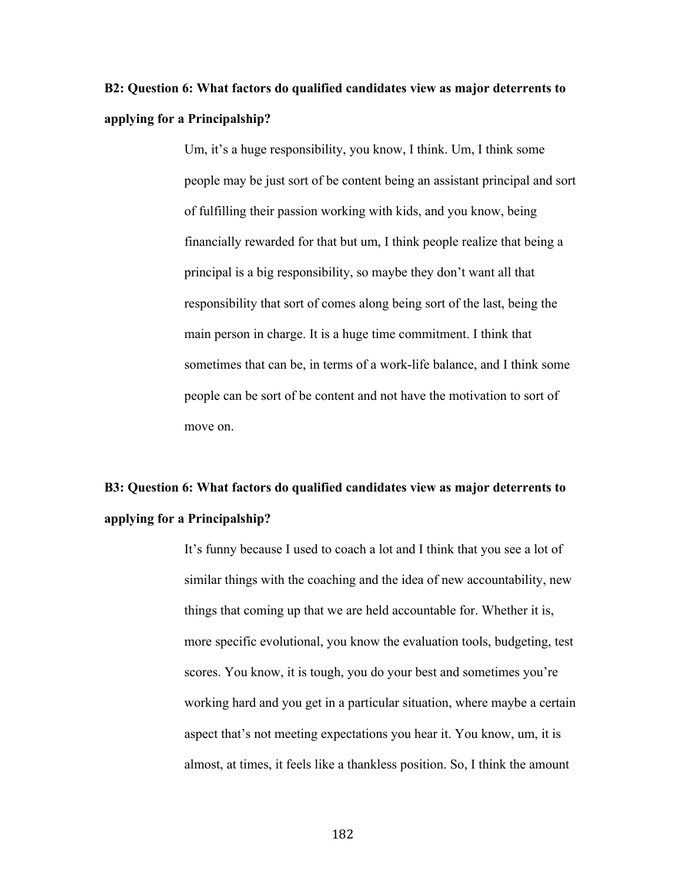**B2: Question 6: What factors do qualified candidates view as major deterrents to applying for a Principalship?**

> Um, it's a huge responsibility, you know, I think. Um, I think some people may be just sort of be content being an assistant principal and sort of fulfilling their passion working with kids, and you know, being financially rewarded for that but um, I think people realize that being a principal is a big responsibility, so maybe they don't want all that responsibility that sort of comes along being sort of the last, being the main person in charge. It is a huge time commitment. I think that sometimes that can be, in terms of a work-life balance, and I think some people can be sort of be content and not have the motivation to sort of move on.

**B3: Question 6: What factors do qualified candidates view as major deterrents to applying for a Principalship?**

> It's funny because I used to coach a lot and I think that you see a lot of similar things with the coaching and the idea of new accountability, new things that coming up that we are held accountable for. Whether it is, more specific evolutional, you know the evaluation tools, budgeting, test scores. You know, it is tough, you do your best and sometimes you're working hard and you get in a particular situation, where maybe a certain aspect that's not meeting expectations you hear it. You know, um, it is almost, at times, it feels like a thankless position. So, I think the amount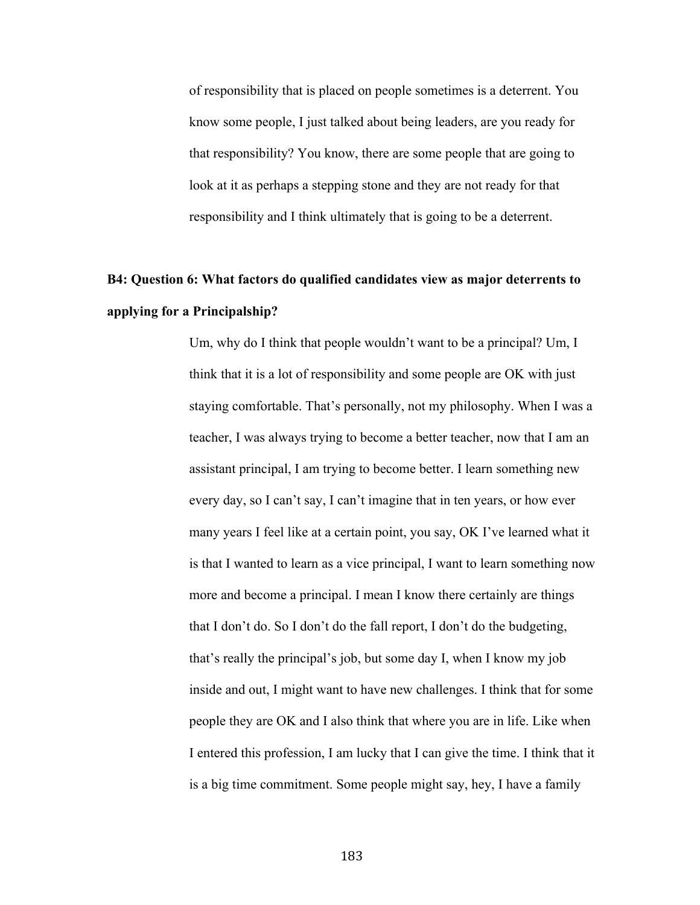of responsibility that is placed on people sometimes is a deterrent. You know some people, I just talked about being leaders, are you ready for that responsibility? You know, there are some people that are going to look at it as perhaps a stepping stone and they are not ready for that responsibility and I think ultimately that is going to be a deterrent.

**B4: Question 6: What factors do qualified candidates view as major deterrents to applying for a Principalship?**

Um, why do I think that people wouldn't want to be a principal? Um, I think that it is a lot of responsibility and some people are OK with just staying comfortable. That's personally, not my philosophy. When I was a teacher, I was always trying to become a better teacher, now that I am an assistant principal, I am trying to become better. I learn something new every day, so I can't say, I can't imagine that in ten years, or how ever many years I feel like at a certain point, you say, OK I've learned what it is that I wanted to learn as a vice principal, I want to learn something now more and become a principal. I mean I know there certainly are things that I don't do. So I don't do the fall report, I don't do the budgeting, that's really the principal's job, but some day I, when I know my job inside and out, I might want to have new challenges. I think that for some people they are OK and I also think that where you are in life. Like when I entered this profession, I am lucky that I can give the time. I think that it is a big time commitment. Some people might say, hey, I have a family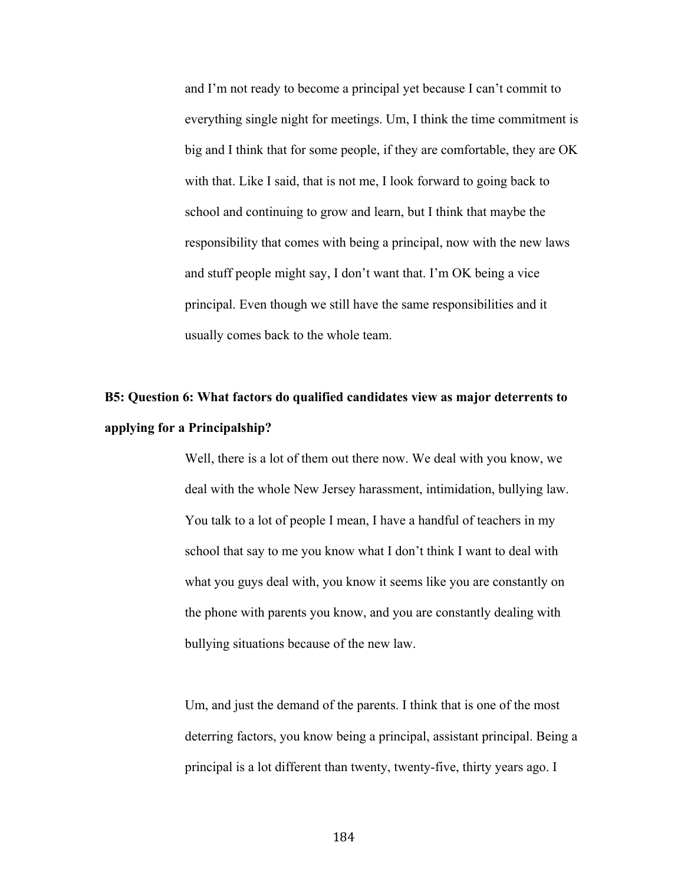and I'm not ready to become a principal yet because I can't commit to everything single night for meetings. Um, I think the time commitment is big and I think that for some people, if they are comfortable, they are OK with that. Like I said, that is not me, I look forward to going back to school and continuing to grow and learn, but I think that maybe the responsibility that comes with being a principal, now with the new laws and stuff people might say, I don't want that. I'm OK being a vice principal. Even though we still have the same responsibilities and it usually comes back to the whole team.

**B5: Question 6: What factors do qualified candidates view as major deterrents to applying for a Principalship?**

Well, there is a lot of them out there now. We deal with you know, we deal with the whole New Jersey harassment, intimidation, bullying law. You talk to a lot of people I mean, I have a handful of teachers in my school that say to me you know what I don't think I want to deal with what you guys deal with, you know it seems like you are constantly on the phone with parents you know, and you are constantly dealing with bullying situations because of the new law.

Um, and just the demand of the parents. I think that is one of the most deterring factors, you know being a principal, assistant principal. Being a principal is a lot different than twenty, twenty-five, thirty years ago. I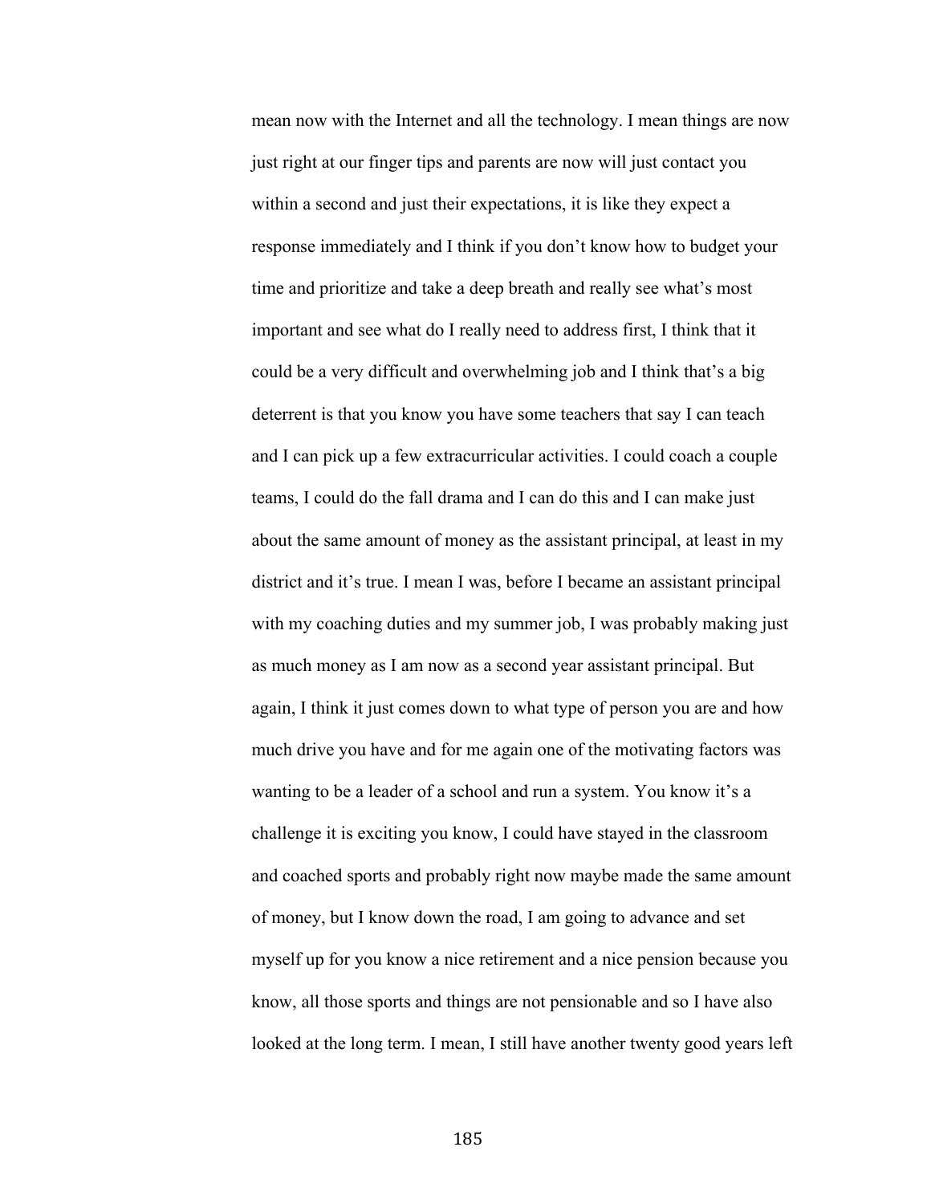mean now with the Internet and all the technology. I mean things are now just right at our finger tips and parents are now will just contact you within a second and just their expectations, it is like they expect a response immediately and I think if you don't know how to budget your time and prioritize and take a deep breath and really see what's most important and see what do I really need to address first, I think that it could be a very difficult and overwhelming job and I think that's a big deterrent is that you know you have some teachers that say I can teach and I can pick up a few extracurricular activities. I could coach a couple teams, I could do the fall drama and I can do this and I can make just about the same amount of money as the assistant principal, at least in my district and it's true. I mean I was, before I became an assistant principal with my coaching duties and my summer job, I was probably making just as much money as I am now as a second year assistant principal. But again, I think it just comes down to what type of person you are and how much drive you have and for me again one of the motivating factors was wanting to be a leader of a school and run a system. You know it's a challenge it is exciting you know, I could have stayed in the classroom and coached sports and probably right now maybe made the same amount of money, but I know down the road, I am going to advance and set myself up for you know a nice retirement and a nice pension because you know, all those sports and things are not pensionable and so I have also looked at the long term. I mean, I still have another twenty good years left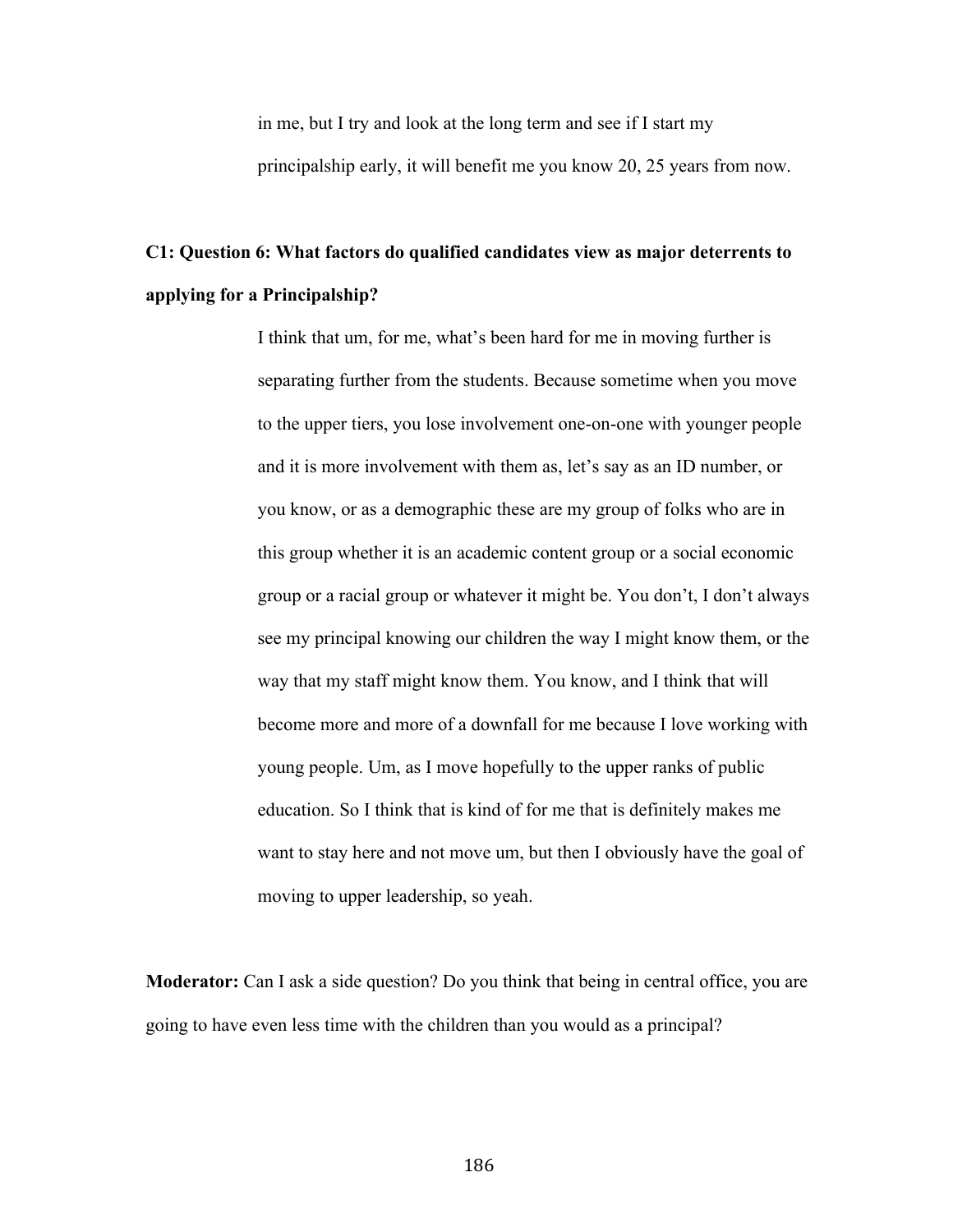in me, but I try and look at the long term and see if I start my principalship early, it will benefit me you know 20, 25 years from now.

**C1: Question 6: What factors do qualified candidates view as major deterrents to applying for a Principalship?**

I think that um, for me, what's been hard for me in moving further is separating further from the students. Because sometime when you move to the upper tiers, you lose involvement one-on-one with younger people and it is more involvement with them as, let's say as an ID number, or you know, or as a demographic these are my group of folks who are in this group whether it is an academic content group or a social economic group or a racial group or whatever it might be. You don't, I don't always see my principal knowing our children the way I might know them, or the way that my staff might know them. You know, and I think that will become more and more of a downfall for me because I love working with young people. Um, as I move hopefully to the upper ranks of public education. So I think that is kind of for me that is definitely makes me want to stay here and not move um, but then I obviously have the goal of moving to upper leadership, so yeah.

**Moderator:** Can I ask a side question? Do you think that being in central office, you are going to have even less time with the children than you would as a principal?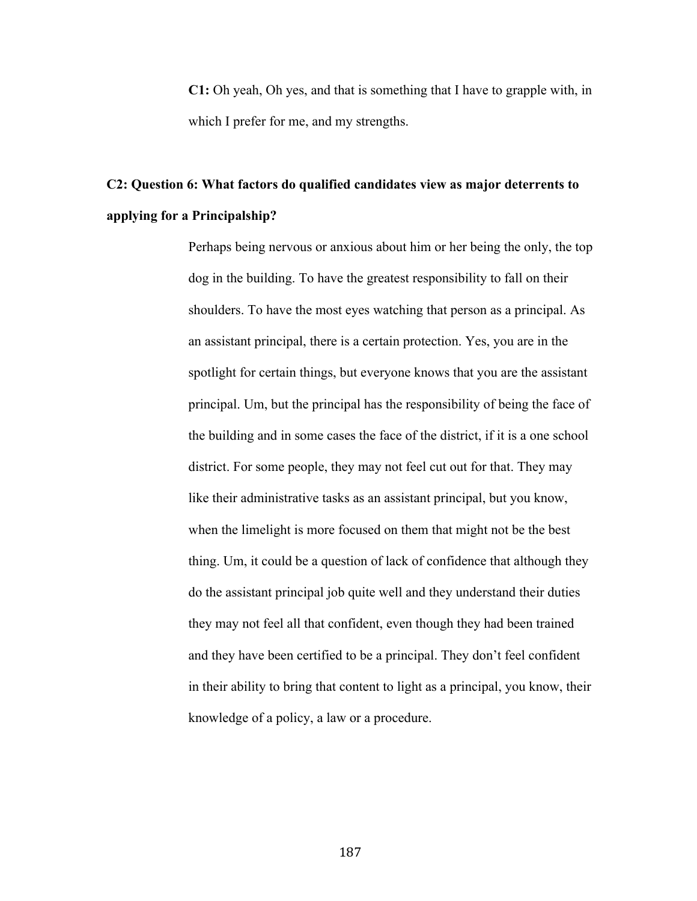**C1:** Oh yeah, Oh yes, and that is something that I have to grapple with, in which I prefer for me, and my strengths.

**C2: Question 6: What factors do qualified candidates view as major deterrents to applying for a Principalship?**

Perhaps being nervous or anxious about him or her being the only, the top dog in the building. To have the greatest responsibility to fall on their shoulders. To have the most eyes watching that person as a principal. As an assistant principal, there is a certain protection. Yes, you are in the spotlight for certain things, but everyone knows that you are the assistant principal. Um, but the principal has the responsibility of being the face of the building and in some cases the face of the district, if it is a one school district. For some people, they may not feel cut out for that. They may like their administrative tasks as an assistant principal, but you know, when the limelight is more focused on them that might not be the best thing. Um, it could be a question of lack of confidence that although they do the assistant principal job quite well and they understand their duties they may not feel all that confident, even though they had been trained and they have been certified to be a principal. They don't feel confident in their ability to bring that content to light as a principal, you know, their knowledge of a policy, a law or a procedure.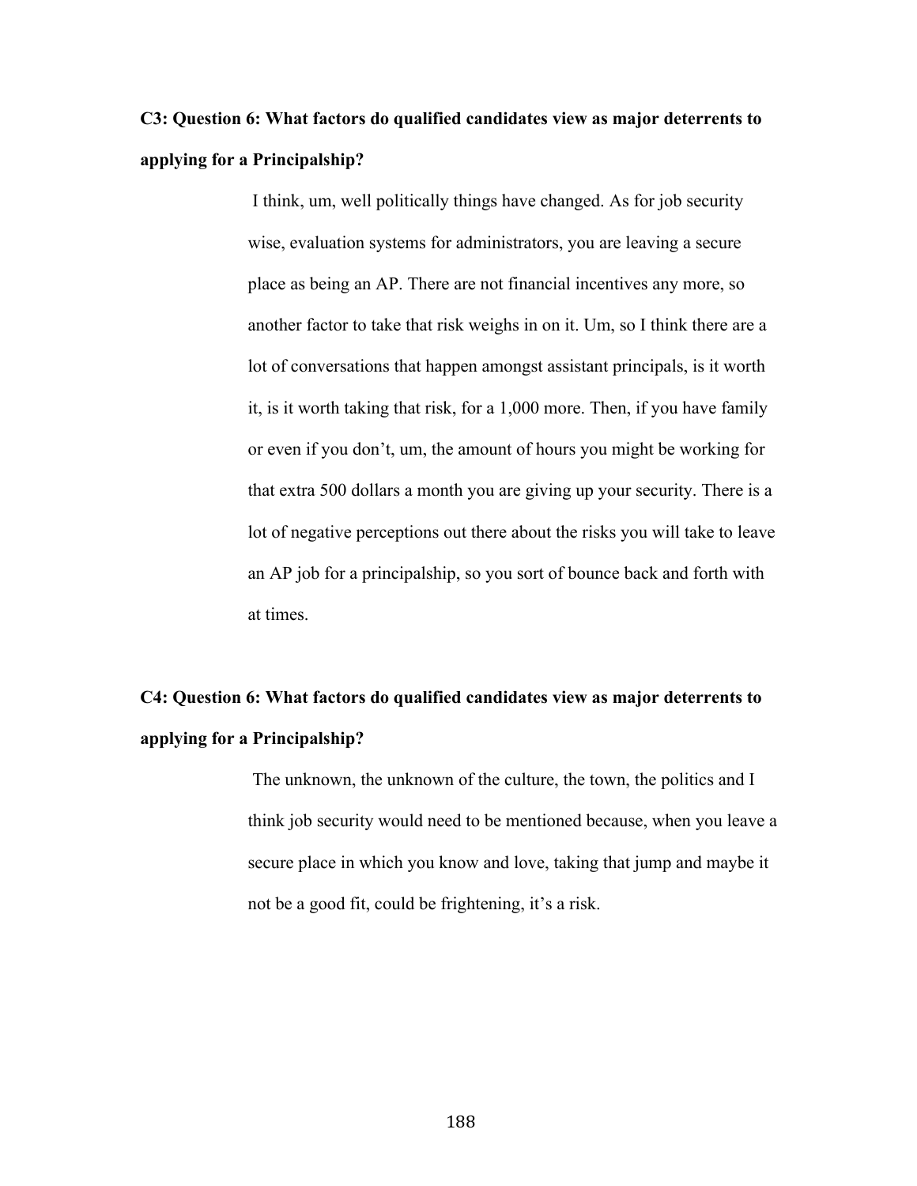**C3: Question 6: What factors do qualified candidates view as major deterrents to applying for a Principalship?**

> I think, um, well politically things have changed. As for job security wise, evaluation systems for administrators, you are leaving a secure place as being an AP. There are not financial incentives any more, so another factor to take that risk weighs in on it. Um, so I think there are a lot of conversations that happen amongst assistant principals, is it worth it, is it worth taking that risk, for a 1,000 more. Then, if you have family or even if you don't, um, the amount of hours you might be working for that extra 500 dollars a month you are giving up your security. There is a lot of negative perceptions out there about the risks you will take to leave an AP job for a principalship, so you sort of bounce back and forth with at times.

**C4: Question 6: What factors do qualified candidates view as major deterrents to applying for a Principalship?**

> The unknown, the unknown of the culture, the town, the politics and I think job security would need to be mentioned because, when you leave a secure place in which you know and love, taking that jump and maybe it not be a good fit, could be frightening, it's a risk.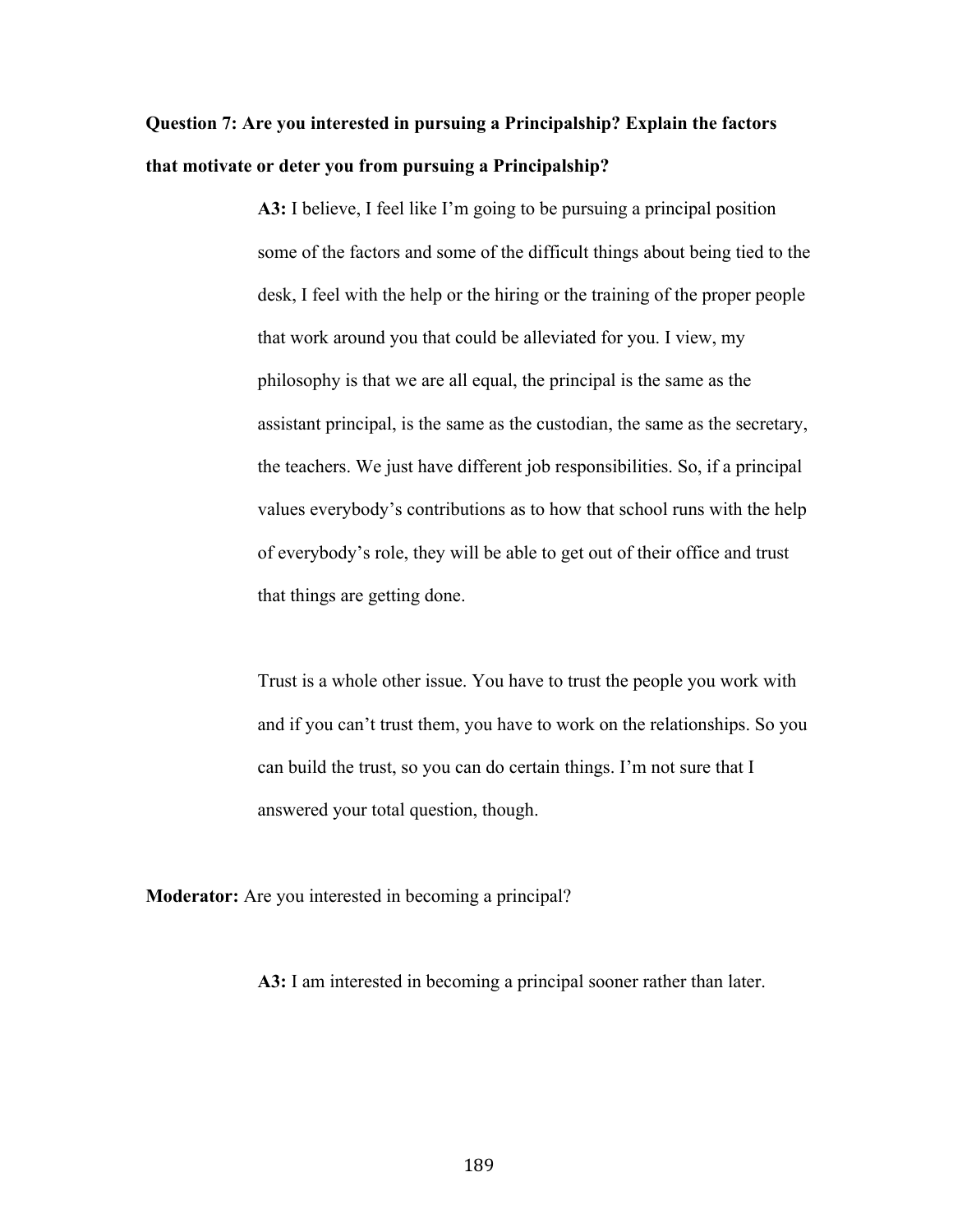**Question 7: Are you interested in pursuing a Principalship? Explain the factors that motivate or deter you from pursuing a Principalship?**

**A3:** I believe, I feel like I'm going to be pursuing a principal position some of the factors and some of the difficult things about being tied to the desk, I feel with the help or the hiring or the training of the proper people that work around you that could be alleviated for you. I view, my philosophy is that we are all equal, the principal is the same as the assistant principal, is the same as the custodian, the same as the secretary, the teachers. We just have different job responsibilities. So, if a principal values everybody's contributions as to how that school runs with the help of everybody's role, they will be able to get out of their office and trust that things are getting done.

Trust is a whole other issue. You have to trust the people you work with and if you can't trust them, you have to work on the relationships. So you can build the trust, so you can do certain things. I'm not sure that I answered your total question, though.

**Moderator:** Are you interested in becoming a principal?

**A3:** I am interested in becoming a principal sooner rather than later.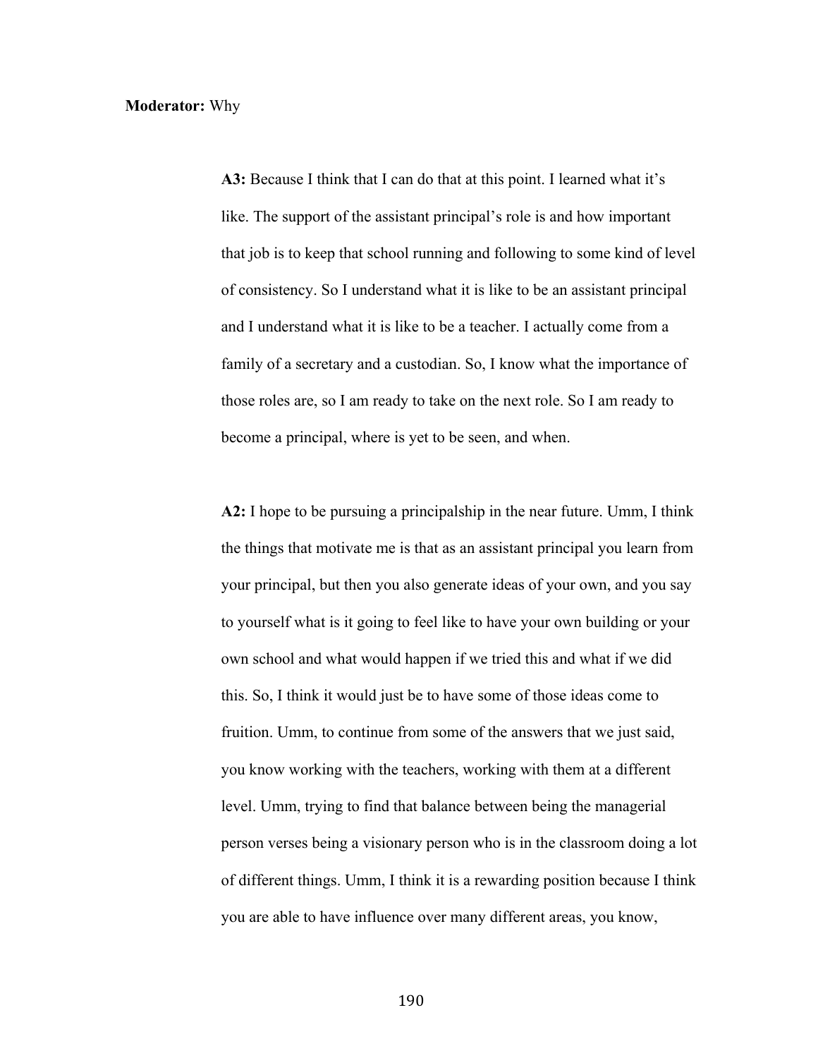**Moderator:** Why

> **A3:** Because I think that I can do that at this point. I learned what it's like. The support of the assistant principal's role is and how important that job is to keep that school running and following to some kind of level of consistency. So I understand what it is like to be an assistant principal and I understand what it is like to be a teacher. I actually come from a family of a secretary and a custodian. So, I know what the importance of those roles are, so I am ready to take on the next role. So I am ready to become a principal, where is yet to be seen, and when.

> **A2:** I hope to be pursuing a principalship in the near future. Umm, I think the things that motivate me is that as an assistant principal you learn from your principal, but then you also generate ideas of your own, and you say to yourself what is it going to feel like to have your own building or your own school and what would happen if we tried this and what if we did this. So, I think it would just be to have some of those ideas come to fruition. Umm, to continue from some of the answers that we just said, you know working with the teachers, working with them at a different level. Umm, trying to find that balance between being the managerial person verses being a visionary person who is in the classroom doing a lot of different things. Umm, I think it is a rewarding position because I think you are able to have influence over many different areas, you know,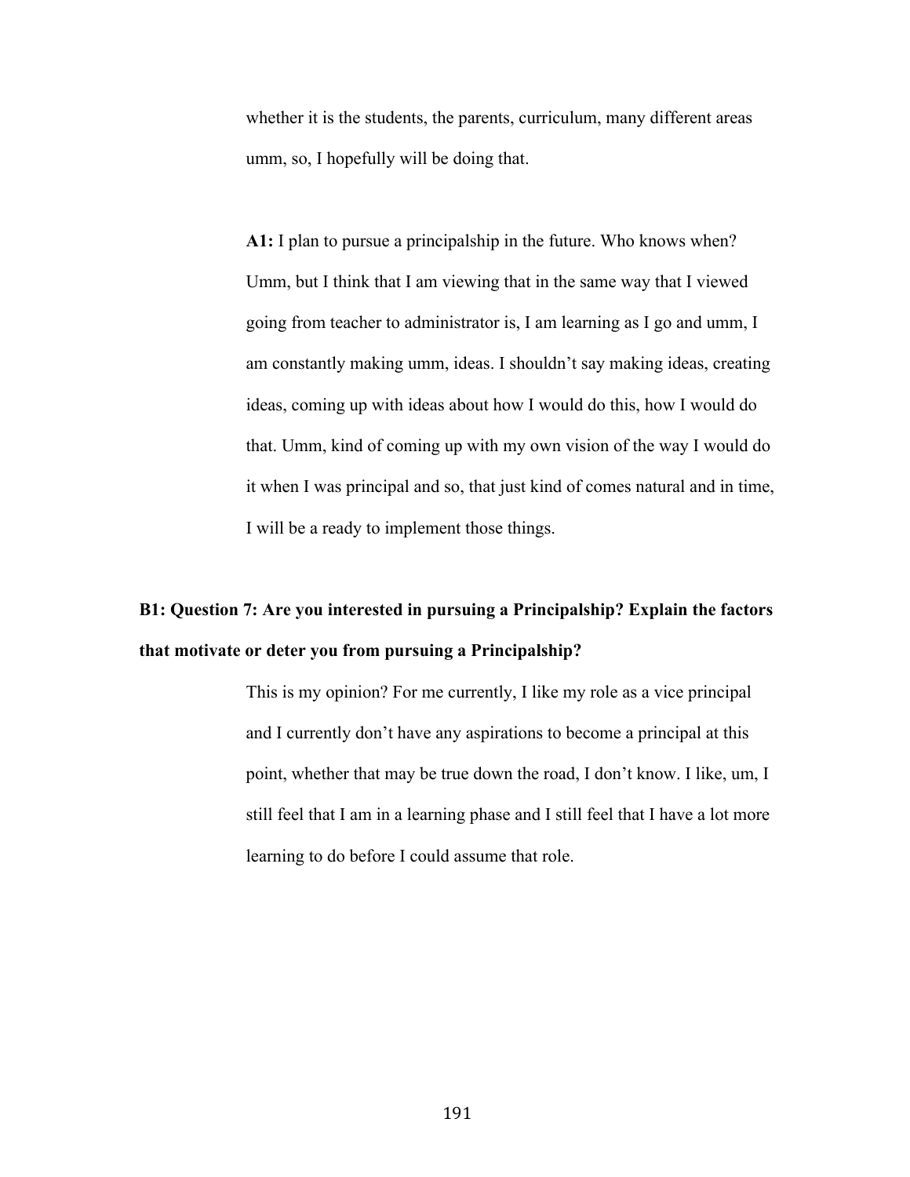whether it is the students, the parents, curriculum, many different areas umm, so, I hopefully will be doing that.

**A1:** I plan to pursue a principalship in the future. Who knows when? Umm, but I think that I am viewing that in the same way that I viewed going from teacher to administrator is, I am learning as I go and umm, I am constantly making umm, ideas. I shouldn't say making ideas, creating ideas, coming up with ideas about how I would do this, how I would do that. Umm, kind of coming up with my own vision of the way I would do it when I was principal and so, that just kind of comes natural and in time, I will be a ready to implement those things.

**B1: Question 7: Are you interested in pursuing a Principalship? Explain the factors that motivate or deter you from pursuing a Principalship?**

This is my opinion? For me currently, I like my role as a vice principal and I currently don't have any aspirations to become a principal at this point, whether that may be true down the road, I don't know. I like, um, I still feel that I am in a learning phase and I still feel that I have a lot more learning to do before I could assume that role.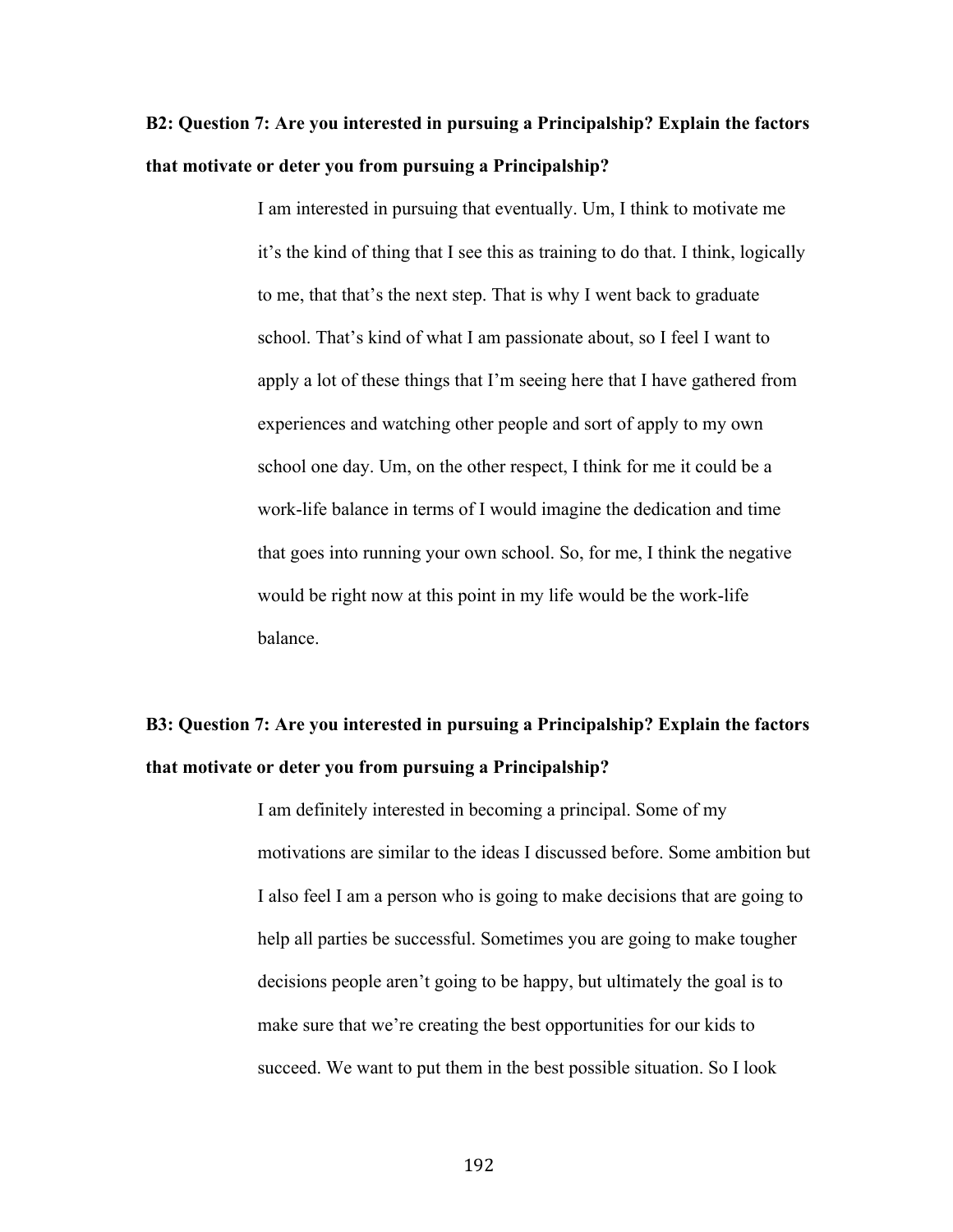**B2: Question 7: Are you interested in pursuing a Principalship? Explain the factors that motivate or deter you from pursuing a Principalship?**

> I am interested in pursuing that eventually. Um, I think to motivate me it's the kind of thing that I see this as training to do that. I think, logically to me, that that's the next step. That is why I went back to graduate school. That's kind of what I am passionate about, so I feel I want to apply a lot of these things that I'm seeing here that I have gathered from experiences and watching other people and sort of apply to my own school one day. Um, on the other respect, I think for me it could be a work-life balance in terms of I would imagine the dedication and time that goes into running your own school. So, for me, I think the negative would be right now at this point in my life would be the work-life balance.

**B3: Question 7: Are you interested in pursuing a Principalship? Explain the factors that motivate or deter you from pursuing a Principalship?**

> I am definitely interested in becoming a principal. Some of my motivations are similar to the ideas I discussed before. Some ambition but I also feel I am a person who is going to make decisions that are going to help all parties be successful. Sometimes you are going to make tougher decisions people aren't going to be happy, but ultimately the goal is to make sure that we're creating the best opportunities for our kids to succeed. We want to put them in the best possible situation. So I look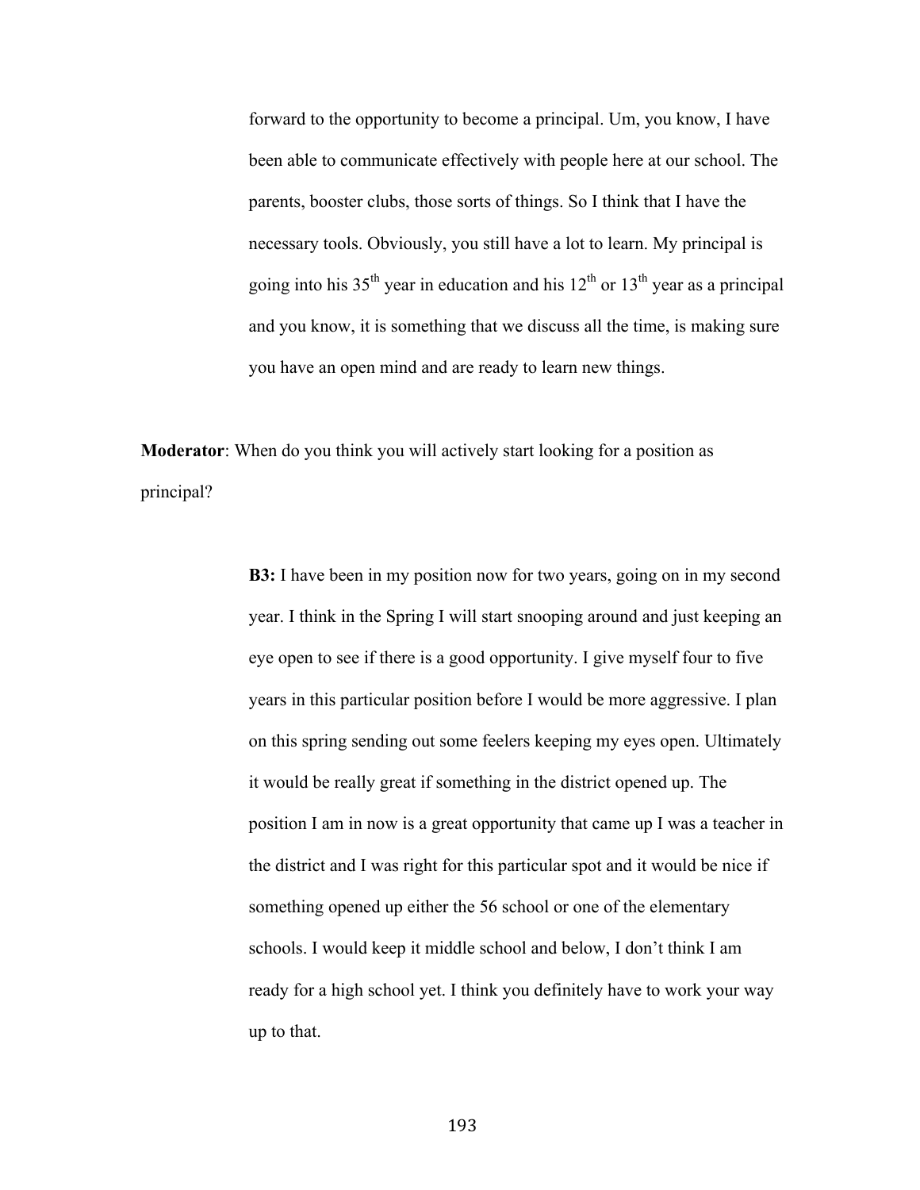forward to the opportunity to become a principal. Um, you know, I have been able to communicate effectively with people here at our school. The parents, booster clubs, those sorts of things. So I think that I have the necessary tools. Obviously, you still have a lot to learn. My principal is going into his 35th year in education and his 12th or 13th year as a principal and you know, it is something that we discuss all the time, is making sure you have an open mind and are ready to learn new things.

**Moderator**: When do you think you will actively start looking for a position as principal?

**B3:** I have been in my position now for two years, going on in my second year. I think in the Spring I will start snooping around and just keeping an eye open to see if there is a good opportunity. I give myself four to five years in this particular position before I would be more aggressive. I plan on this spring sending out some feelers keeping my eyes open. Ultimately it would be really great if something in the district opened up. The position I am in now is a great opportunity that came up I was a teacher in the district and I was right for this particular spot and it would be nice if something opened up either the 56 school or one of the elementary schools. I would keep it middle school and below, I don't think I am ready for a high school yet. I think you definitely have to work your way up to that.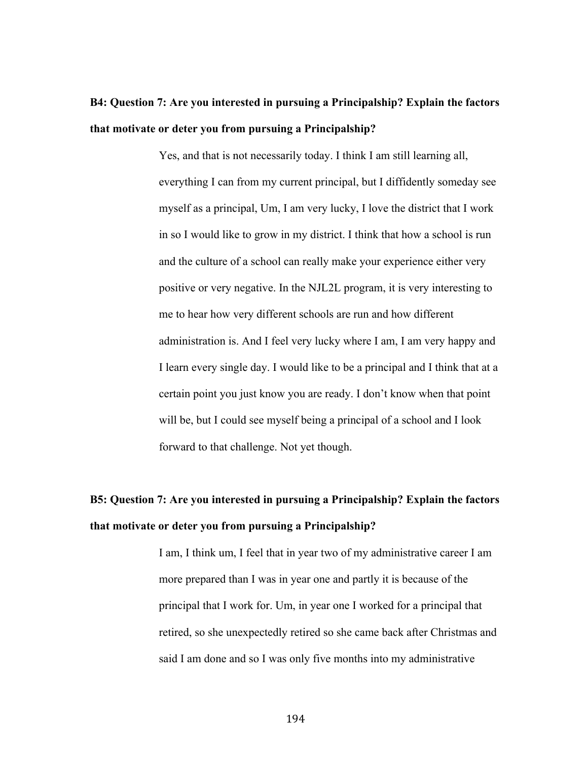**B4: Question 7: Are you interested in pursuing a Principalship? Explain the factors that motivate or deter you from pursuing a Principalship?**

Yes, and that is not necessarily today. I think I am still learning all, everything I can from my current principal, but I diffidently someday see myself as a principal, Um, I am very lucky, I love the district that I work in so I would like to grow in my district. I think that how a school is run and the culture of a school can really make your experience either very positive or very negative. In the NJL2L program, it is very interesting to me to hear how very different schools are run and how different administration is. And I feel very lucky where I am, I am very happy and I learn every single day. I would like to be a principal and I think that at a certain point you just know you are ready. I don't know when that point will be, but I could see myself being a principal of a school and I look forward to that challenge. Not yet though.

**B5: Question 7: Are you interested in pursuing a Principalship? Explain the factors that motivate or deter you from pursuing a Principalship?**

I am, I think um, I feel that in year two of my administrative career I am more prepared than I was in year one and partly it is because of the principal that I work for. Um, in year one I worked for a principal that retired, so she unexpectedly retired so she came back after Christmas and said I am done and so I was only five months into my administrative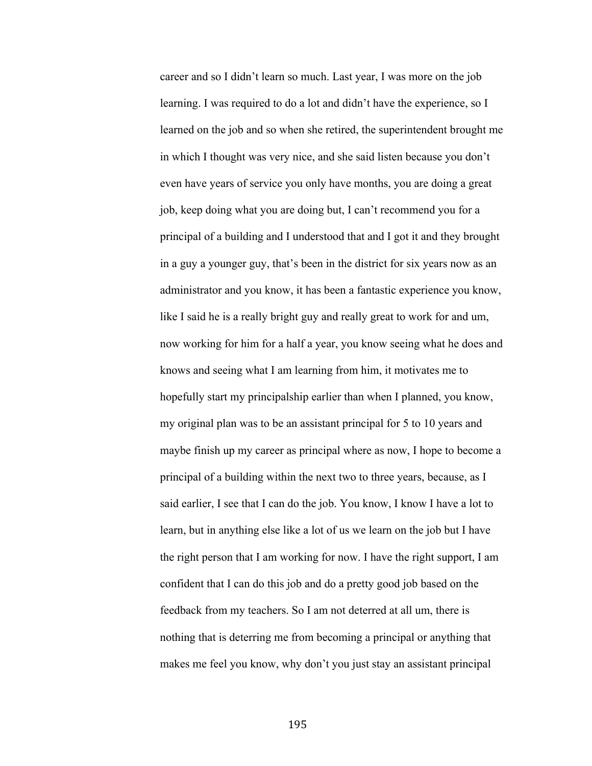career and so I didn't learn so much. Last year, I was more on the job learning. I was required to do a lot and didn't have the experience, so I learned on the job and so when she retired, the superintendent brought me in which I thought was very nice, and she said listen because you don't even have years of service you only have months, you are doing a great job, keep doing what you are doing but, I can't recommend you for a principal of a building and I understood that and I got it and they brought in a guy a younger guy, that's been in the district for six years now as an administrator and you know, it has been a fantastic experience you know, like I said he is a really bright guy and really great to work for and um, now working for him for a half a year, you know seeing what he does and knows and seeing what I am learning from him, it motivates me to hopefully start my principalship earlier than when I planned, you know, my original plan was to be an assistant principal for 5 to 10 years and maybe finish up my career as principal where as now, I hope to become a principal of a building within the next two to three years, because, as I said earlier, I see that I can do the job. You know, I know I have a lot to learn, but in anything else like a lot of us we learn on the job but I have the right person that I am working for now. I have the right support, I am confident that I can do this job and do a pretty good job based on the feedback from my teachers. So I am not deterred at all um, there is nothing that is deterring me from becoming a principal or anything that makes me feel you know, why don't you just stay an assistant principal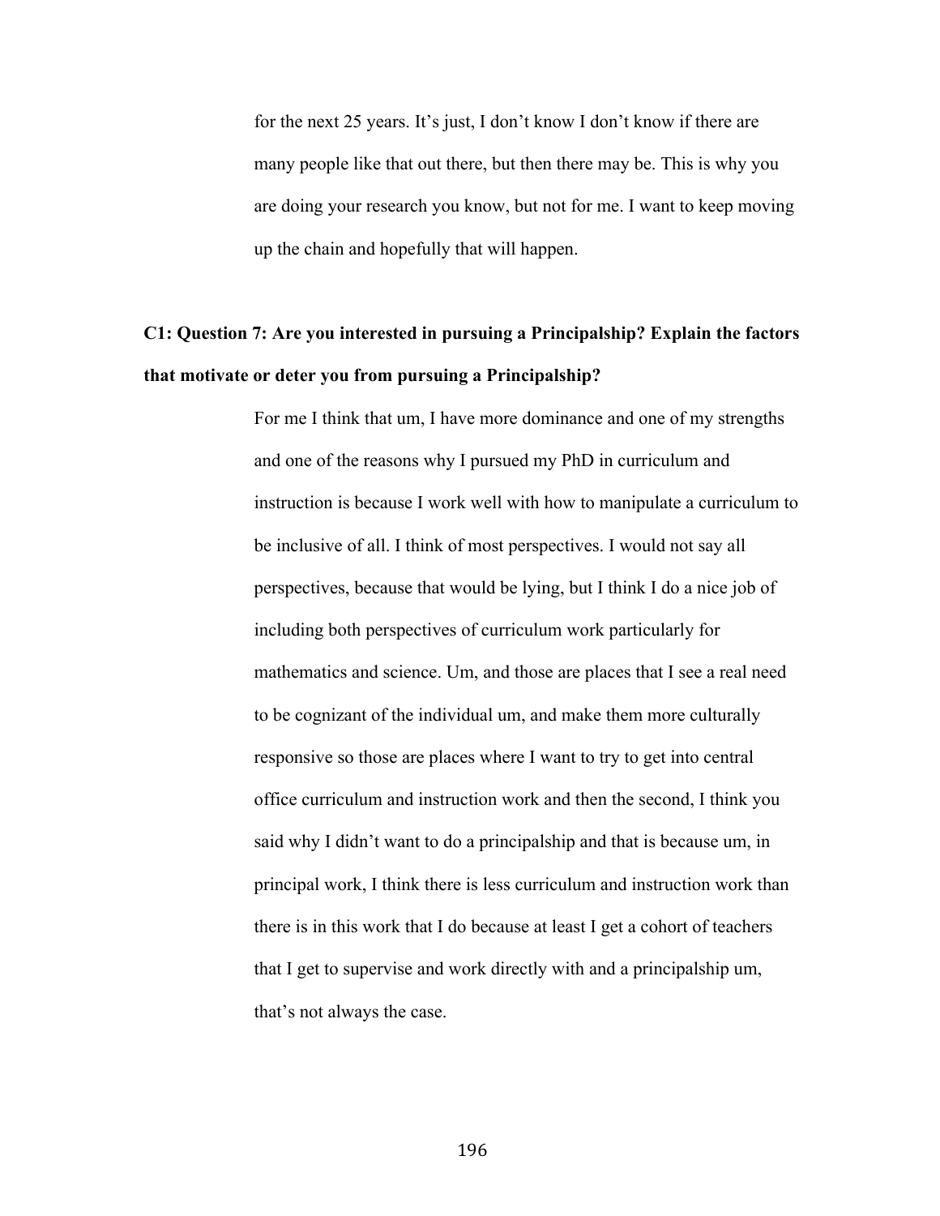for the next 25 years. It's just, I don't know I don't know if there are many people like that out there, but then there may be. This is why you are doing your research you know, but not for me. I want to keep moving up the chain and hopefully that will happen.

**C1: Question 7: Are you interested in pursuing a Principalship? Explain the factors that motivate or deter you from pursuing a Principalship?**

For me I think that um, I have more dominance and one of my strengths and one of the reasons why I pursued my PhD in curriculum and instruction is because I work well with how to manipulate a curriculum to be inclusive of all. I think of most perspectives. I would not say all perspectives, because that would be lying, but I think I do a nice job of including both perspectives of curriculum work particularly for mathematics and science. Um, and those are places that I see a real need to be cognizant of the individual um, and make them more culturally responsive so those are places where I want to try to get into central office curriculum and instruction work and then the second, I think you said why I didn't want to do a principalship and that is because um, in principal work, I think there is less curriculum and instruction work than there is in this work that I do because at least I get a cohort of teachers that I get to supervise and work directly with and a principalship um, that's not always the case.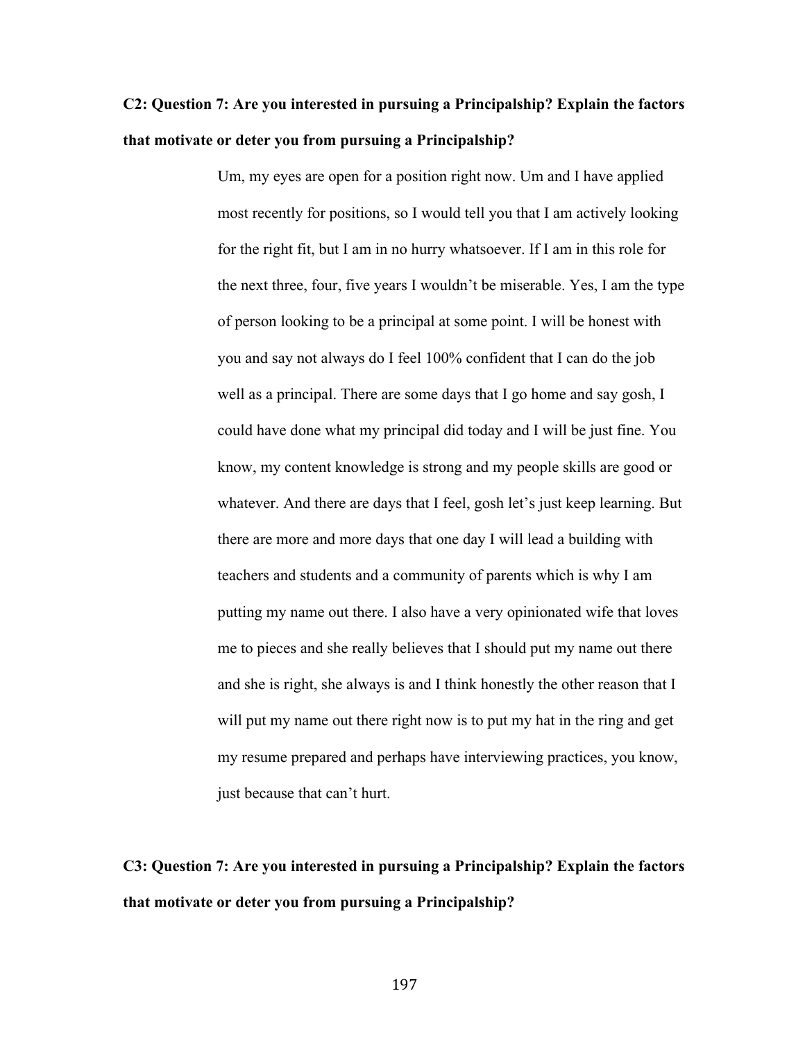**C2: Question 7: Are you interested in pursuing a Principalship? Explain the factors that motivate or deter you from pursuing a Principalship?**

Um, my eyes are open for a position right now. Um and I have applied most recently for positions, so I would tell you that I am actively looking for the right fit, but I am in no hurry whatsoever. If I am in this role for the next three, four, five years I wouldn't be miserable. Yes, I am the type of person looking to be a principal at some point. I will be honest with you and say not always do I feel 100% confident that I can do the job well as a principal. There are some days that I go home and say gosh, I could have done what my principal did today and I will be just fine. You know, my content knowledge is strong and my people skills are good or whatever. And there are days that I feel, gosh let's just keep learning. But there are more and more days that one day I will lead a building with teachers and students and a community of parents which is why I am putting my name out there. I also have a very opinionated wife that loves me to pieces and she really believes that I should put my name out there and she is right, she always is and I think honestly the other reason that I will put my name out there right now is to put my hat in the ring and get my resume prepared and perhaps have interviewing practices, you know, just because that can't hurt.

**C3: Question 7: Are you interested in pursuing a Principalship? Explain the factors that motivate or deter you from pursuing a Principalship?**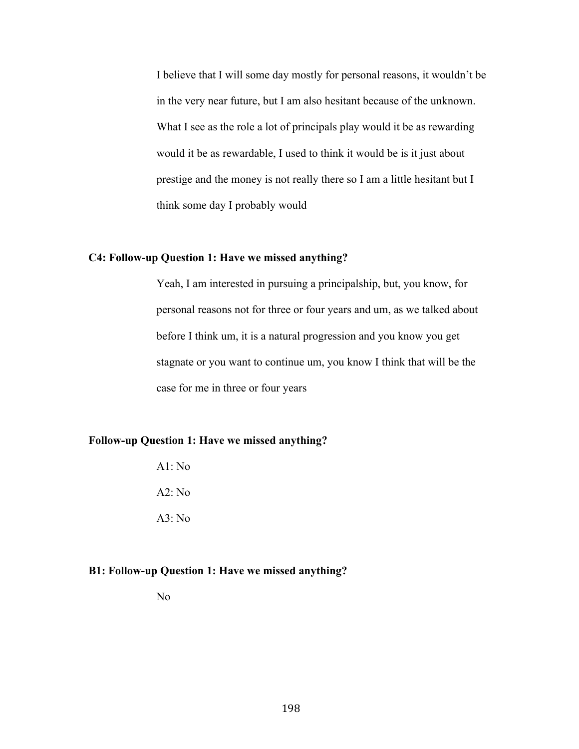I believe that I will some day mostly for personal reasons, it wouldn't be in the very near future, but I am also hesitant because of the unknown. What I see as the role a lot of principals play would it be as rewarding would it be as rewardable, I used to think it would be is it just about prestige and the money is not really there so I am a little hesitant but I think some day I probably would

**C4: Follow-up Question 1: Have we missed anything?**

Yeah, I am interested in pursuing a principalship, but, you know, for personal reasons not for three or four years and um, as we talked about before I think um, it is a natural progression and you know you get stagnate or you want to continue um, you know I think that will be the case for me in three or four years

**Follow-up Question 1: Have we missed anything?**

A1: No

A2: No

A3: No

**B1: Follow-up Question 1: Have we missed anything?**

No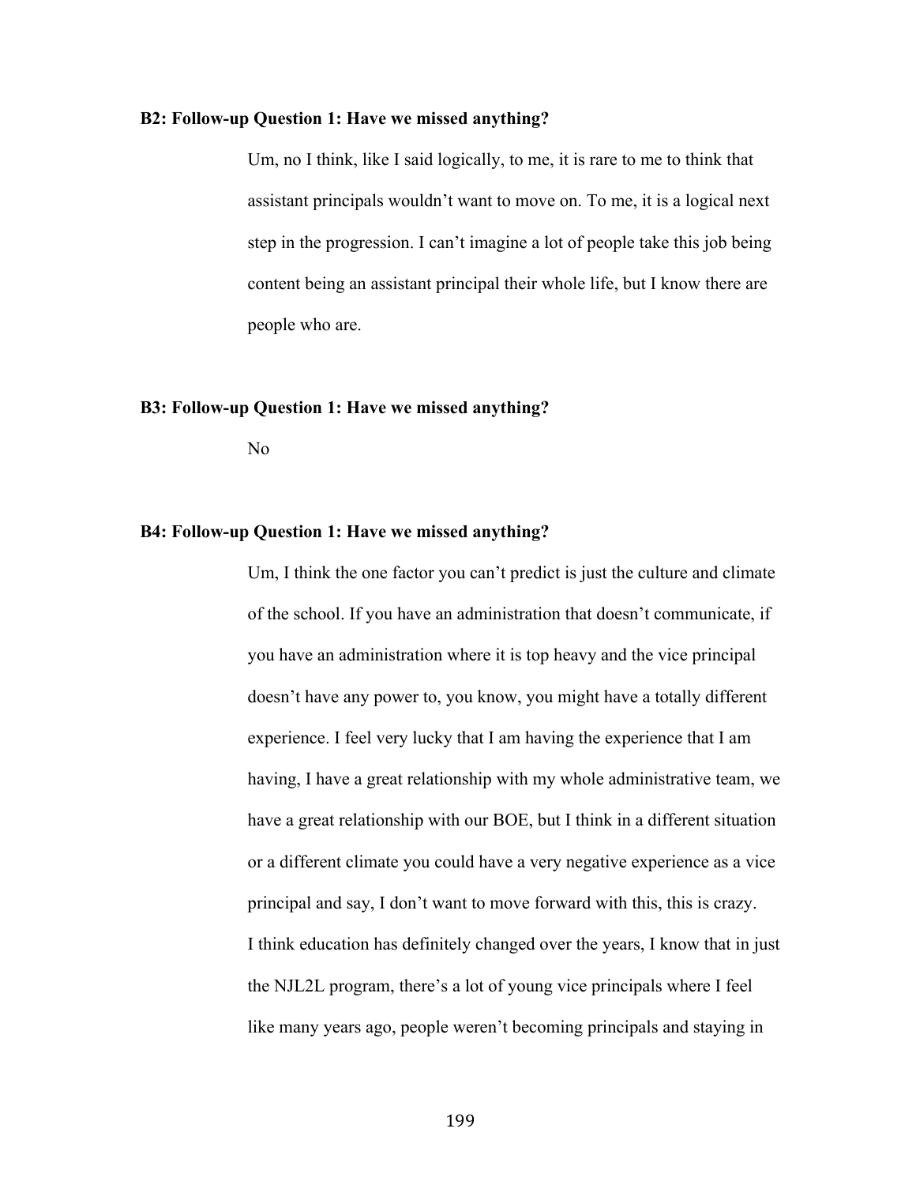**B2: Follow-up Question 1: Have we missed anything?**

Um, no I think, like I said logically, to me, it is rare to me to think that assistant principals wouldn't want to move on. To me, it is a logical next step in the progression. I can't imagine a lot of people take this job being content being an assistant principal their whole life, but I know there are people who are.

**B3: Follow-up Question 1: Have we missed anything?**

No

**B4: Follow-up Question 1: Have we missed anything?**

Um, I think the one factor you can't predict is just the culture and climate of the school. If you have an administration that doesn't communicate, if you have an administration where it is top heavy and the vice principal doesn't have any power to, you know, you might have a totally different experience. I feel very lucky that I am having the experience that I am having, I have a great relationship with my whole administrative team, we have a great relationship with our BOE, but I think in a different situation or a different climate you could have a very negative experience as a vice principal and say, I don't want to move forward with this, this is crazy. I think education has definitely changed over the years, I know that in just the NJL2L program, there's a lot of young vice principals where I feel like many years ago, people weren't becoming principals and staying in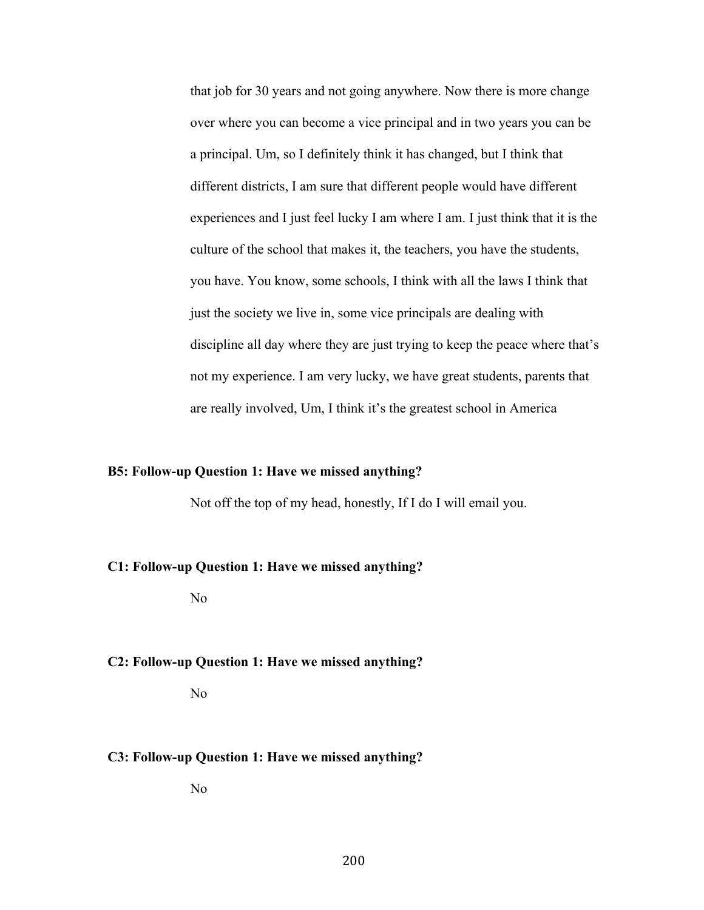that job for 30 years and not going anywhere. Now there is more change over where you can become a vice principal and in two years you can be a principal. Um, so I definitely think it has changed, but I think that different districts, I am sure that different people would have different experiences and I just feel lucky I am where I am. I just think that it is the culture of the school that makes it, the teachers, you have the students, you have. You know, some schools, I think with all the laws I think that just the society we live in, some vice principals are dealing with discipline all day where they are just trying to keep the peace where that's not my experience. I am very lucky, we have great students, parents that are really involved, Um, I think it's the greatest school in America

**B5: Follow-up Question 1: Have we missed anything?**

Not off the top of my head, honestly, If I do I will email you.

**C1: Follow-up Question 1: Have we missed anything?**

No

**C2: Follow-up Question 1: Have we missed anything?**

No

**C3: Follow-up Question 1: Have we missed anything?**

No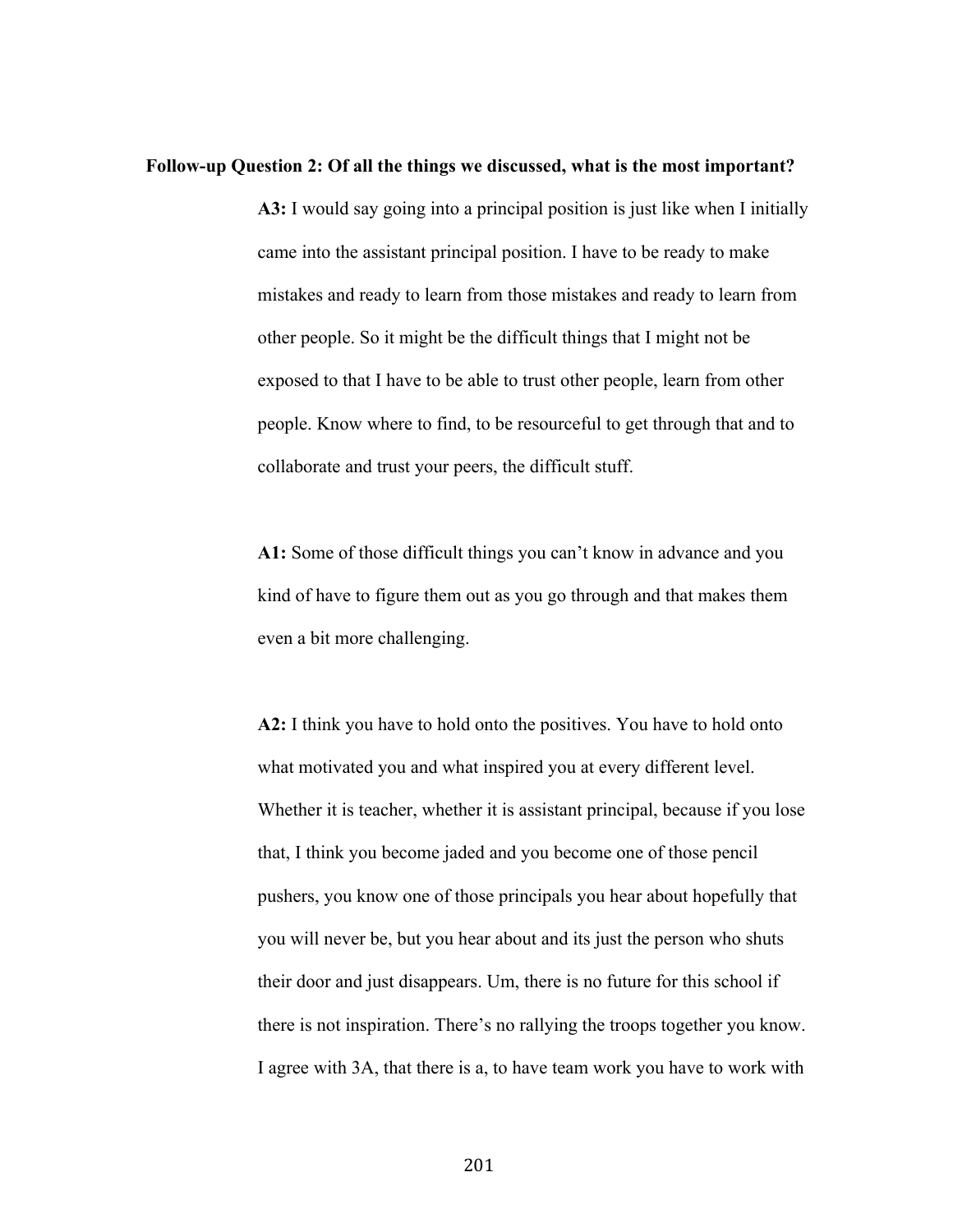**Follow-up Question 2: Of all the things we discussed, what is the most important?**

**A3:** I would say going into a principal position is just like when I initially came into the assistant principal position. I have to be ready to make mistakes and ready to learn from those mistakes and ready to learn from other people. So it might be the difficult things that I might not be exposed to that I have to be able to trust other people, learn from other people. Know where to find, to be resourceful to get through that and to collaborate and trust your peers, the difficult stuff.

**A1:** Some of those difficult things you can't know in advance and you kind of have to figure them out as you go through and that makes them even a bit more challenging.

**A2:** I think you have to hold onto the positives. You have to hold onto what motivated you and what inspired you at every different level. Whether it is teacher, whether it is assistant principal, because if you lose that, I think you become jaded and you become one of those pencil pushers, you know one of those principals you hear about hopefully that you will never be, but you hear about and its just the person who shuts their door and just disappears. Um, there is no future for this school if there is not inspiration. There's no rallying the troops together you know. I agree with 3A, that there is a, to have team work you have to work with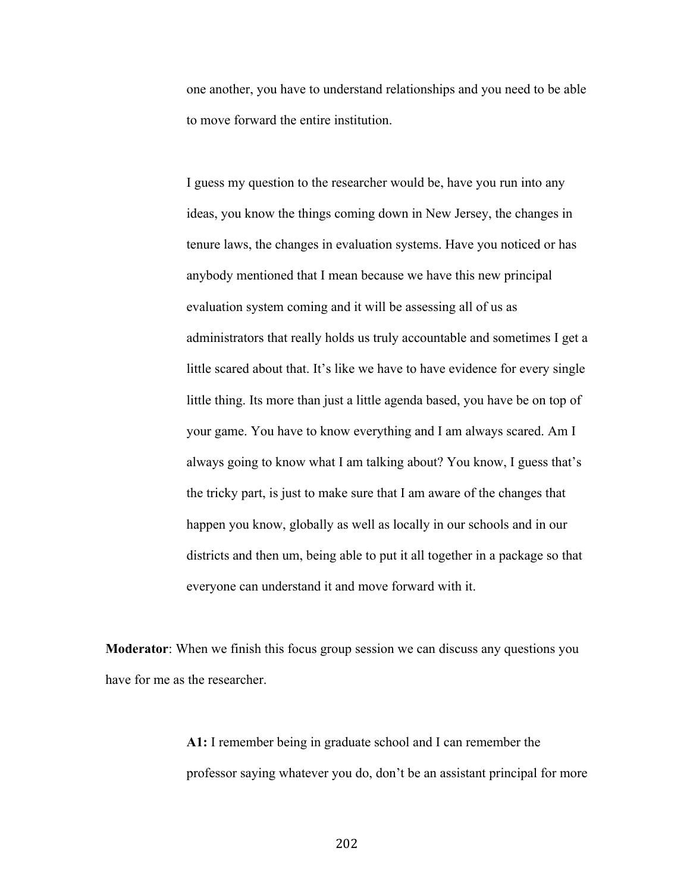one another, you have to understand relationships and you need to be able to move forward the entire institution.

I guess my question to the researcher would be, have you run into any ideas, you know the things coming down in New Jersey, the changes in tenure laws, the changes in evaluation systems. Have you noticed or has anybody mentioned that I mean because we have this new principal evaluation system coming and it will be assessing all of us as administrators that really holds us truly accountable and sometimes I get a little scared about that. It's like we have to have evidence for every single little thing. Its more than just a little agenda based, you have be on top of your game. You have to know everything and I am always scared. Am I always going to know what I am talking about? You know, I guess that's the tricky part, is just to make sure that I am aware of the changes that happen you know, globally as well as locally in our schools and in our districts and then um, being able to put it all together in a package so that everyone can understand it and move forward with it.

**Moderator**: When we finish this focus group session we can discuss any questions you have for me as the researcher.

**A1:** I remember being in graduate school and I can remember the professor saying whatever you do, don't be an assistant principal for more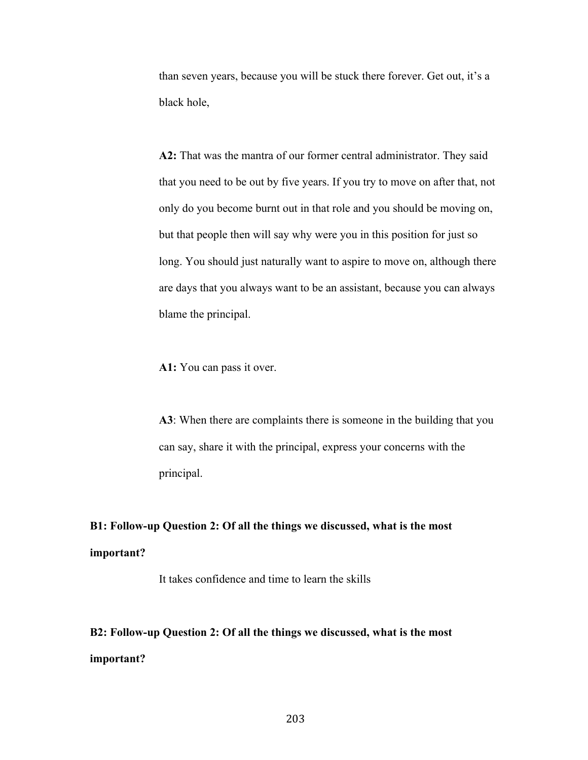than seven years, because you will be stuck there forever. Get out, it's a black hole,

**A2:** That was the mantra of our former central administrator. They said that you need to be out by five years. If you try to move on after that, not only do you become burnt out in that role and you should be moving on, but that people then will say why were you in this position for just so long. You should just naturally want to aspire to move on, although there are days that you always want to be an assistant, because you can always blame the principal.

**A1:** You can pass it over.

**A3**: When there are complaints there is someone in the building that you can say, share it with the principal, express your concerns with the principal.

**B1: Follow-up Question 2: Of all the things we discussed, what is the most important?**

It takes confidence and time to learn the skills

**B2: Follow-up Question 2: Of all the things we discussed, what is the most important?**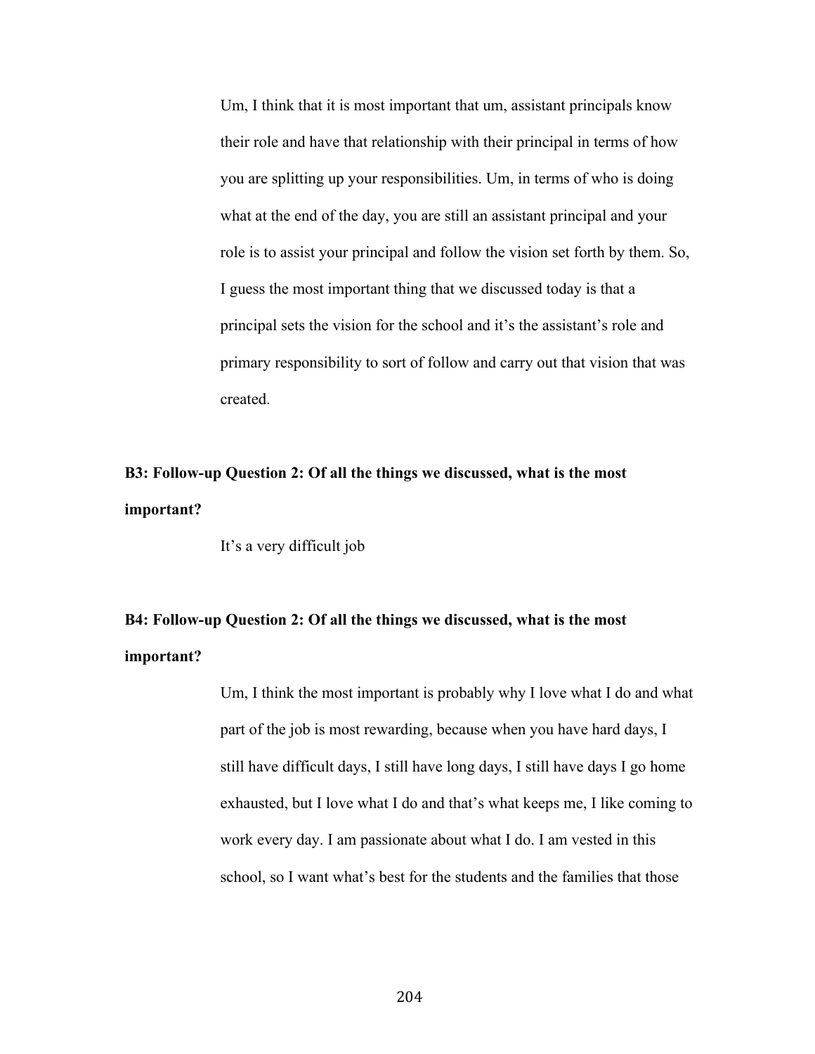Um, I think that it is most important that um, assistant principals know their role and have that relationship with their principal in terms of how you are splitting up your responsibilities. Um, in terms of who is doing what at the end of the day, you are still an assistant principal and your role is to assist your principal and follow the vision set forth by them. So, I guess the most important thing that we discussed today is that a principal sets the vision for the school and it's the assistant's role and primary responsibility to sort of follow and carry out that vision that was created.

**B3: Follow-up Question 2: Of all the things we discussed, what is the most important?**

It's a very difficult job

**B4: Follow-up Question 2: Of all the things we discussed, what is the most important?**

Um, I think the most important is probably why I love what I do and what part of the job is most rewarding, because when you have hard days, I still have difficult days, I still have long days, I still have days I go home exhausted, but I love what I do and that's what keeps me, I like coming to work every day. I am passionate about what I do. I am vested in this school, so I want what's best for the students and the families that those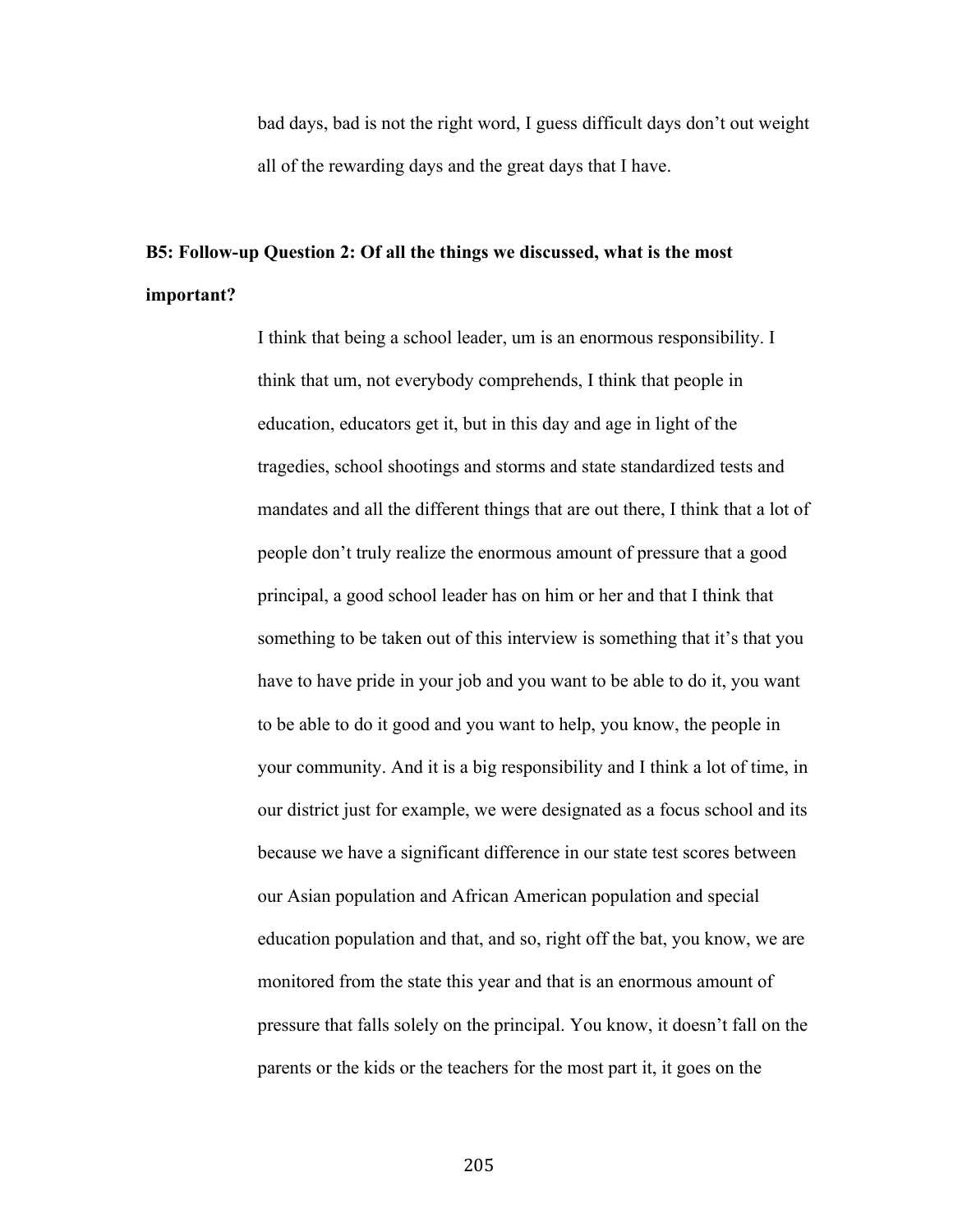bad days, bad is not the right word, I guess difficult days don't out weight all of the rewarding days and the great days that I have.

**B5: Follow-up Question 2: Of all the things we discussed, what is the most important?**

I think that being a school leader, um is an enormous responsibility. I think that um, not everybody comprehends, I think that people in education, educators get it, but in this day and age in light of the tragedies, school shootings and storms and state standardized tests and mandates and all the different things that are out there, I think that a lot of people don't truly realize the enormous amount of pressure that a good principal, a good school leader has on him or her and that I think that something to be taken out of this interview is something that it's that you have to have pride in your job and you want to be able to do it, you want to be able to do it good and you want to help, you know, the people in your community. And it is a big responsibility and I think a lot of time, in our district just for example, we were designated as a focus school and its because we have a significant difference in our state test scores between our Asian population and African American population and special education population and that, and so, right off the bat, you know, we are monitored from the state this year and that is an enormous amount of pressure that falls solely on the principal. You know, it doesn't fall on the parents or the kids or the teachers for the most part it, it goes on the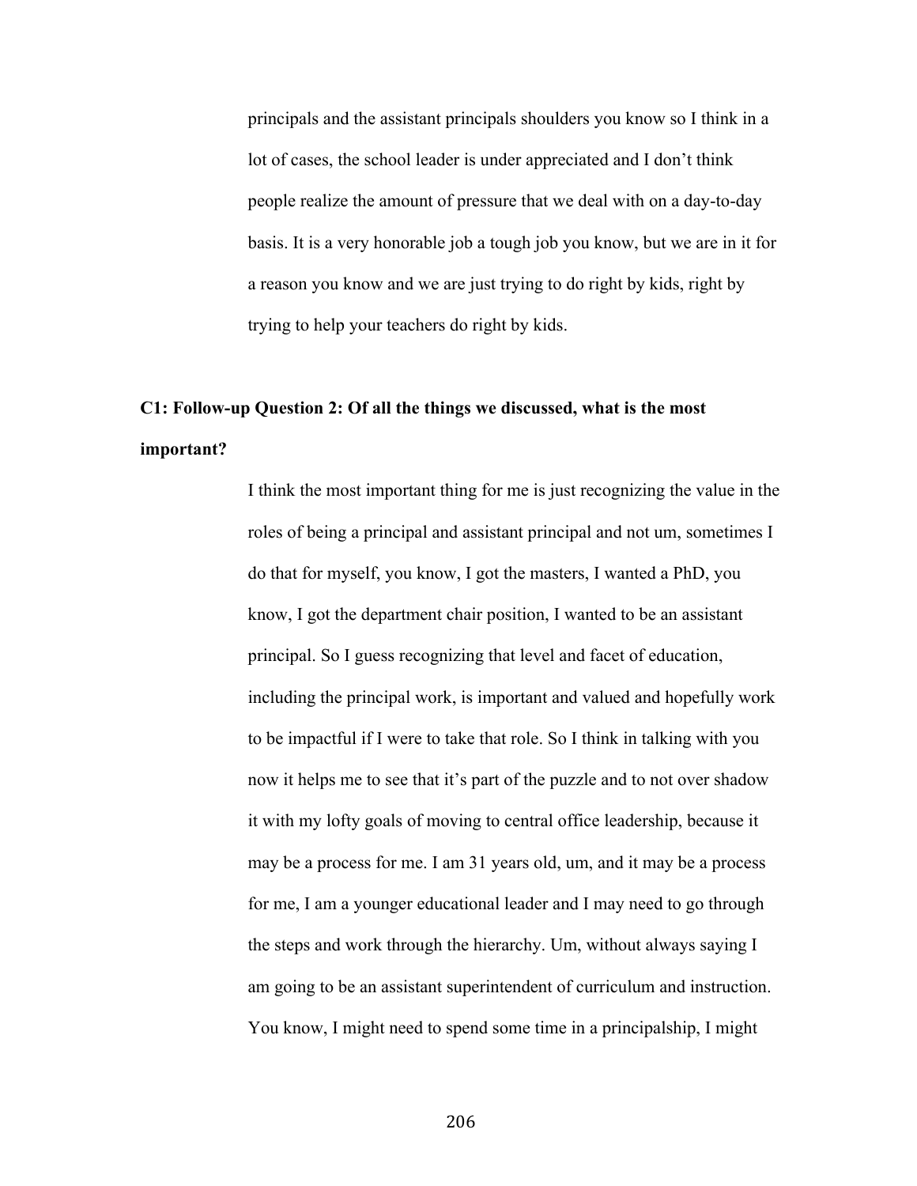principals and the assistant principals shoulders you know so I think in a lot of cases, the school leader is under appreciated and I don't think people realize the amount of pressure that we deal with on a day-to-day basis. It is a very honorable job a tough job you know, but we are in it for a reason you know and we are just trying to do right by kids, right by trying to help your teachers do right by kids.

**C1: Follow-up Question 2: Of all the things we discussed, what is the most important?**

I think the most important thing for me is just recognizing the value in the roles of being a principal and assistant principal and not um, sometimes I do that for myself, you know, I got the masters, I wanted a PhD, you know, I got the department chair position, I wanted to be an assistant principal. So I guess recognizing that level and facet of education, including the principal work, is important and valued and hopefully work to be impactful if I were to take that role. So I think in talking with you now it helps me to see that it's part of the puzzle and to not over shadow it with my lofty goals of moving to central office leadership, because it may be a process for me. I am 31 years old, um, and it may be a process for me, I am a younger educational leader and I may need to go through the steps and work through the hierarchy. Um, without always saying I am going to be an assistant superintendent of curriculum and instruction. You know, I might need to spend some time in a principalship, I might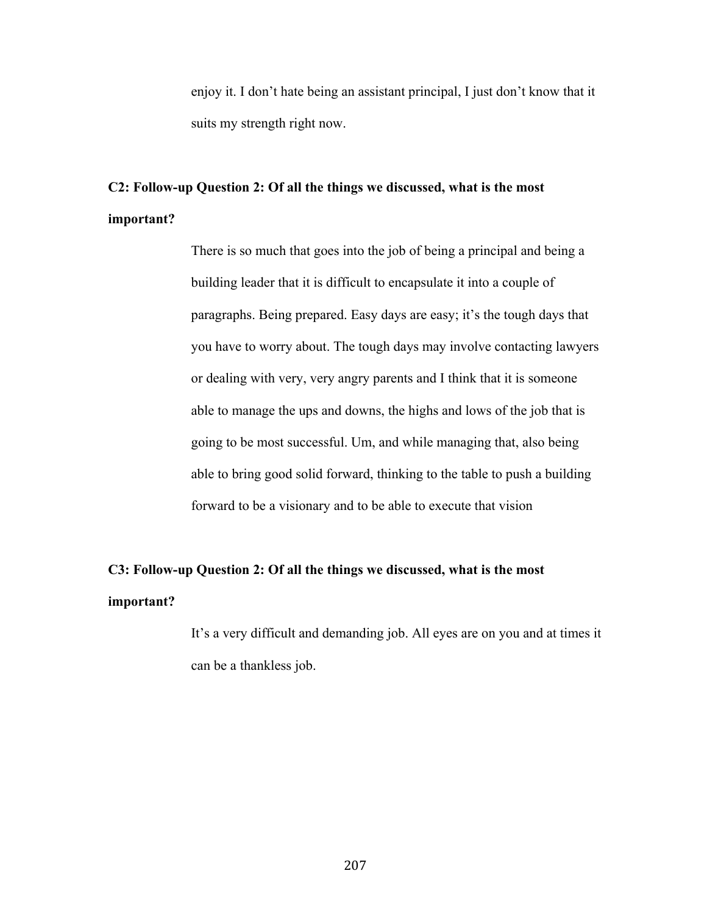enjoy it. I don't hate being an assistant principal, I just don't know that it suits my strength right now.

**C2: Follow-up Question 2: Of all the things we discussed, what is the most important?**

There is so much that goes into the job of being a principal and being a building leader that it is difficult to encapsulate it into a couple of paragraphs. Being prepared. Easy days are easy; it's the tough days that you have to worry about. The tough days may involve contacting lawyers or dealing with very, very angry parents and I think that it is someone able to manage the ups and downs, the highs and lows of the job that is going to be most successful. Um, and while managing that, also being able to bring good solid forward, thinking to the table to push a building forward to be a visionary and to be able to execute that vision

**C3: Follow-up Question 2: Of all the things we discussed, what is the most important?**

It's a very difficult and demanding job. All eyes are on you and at times it can be a thankless job.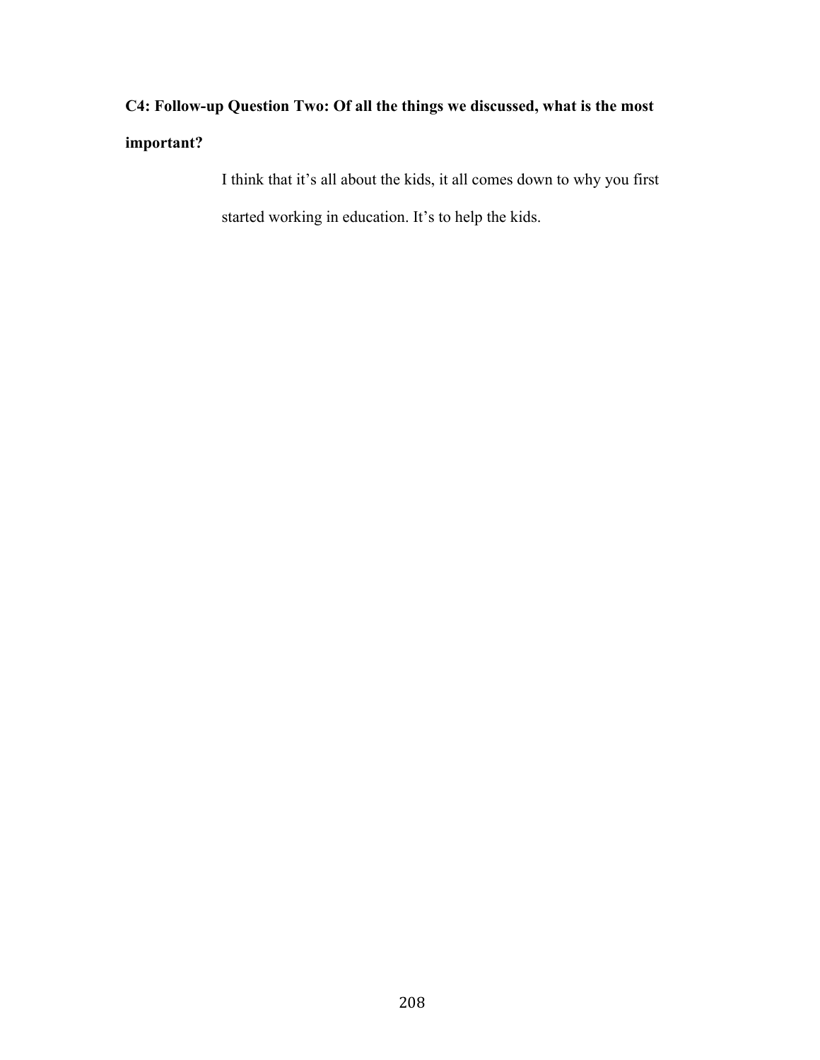**C4: Follow-up Question Two: Of all the things we discussed, what is the most important?**

I think that it's all about the kids, it all comes down to why you first started working in education. It's to help the kids.